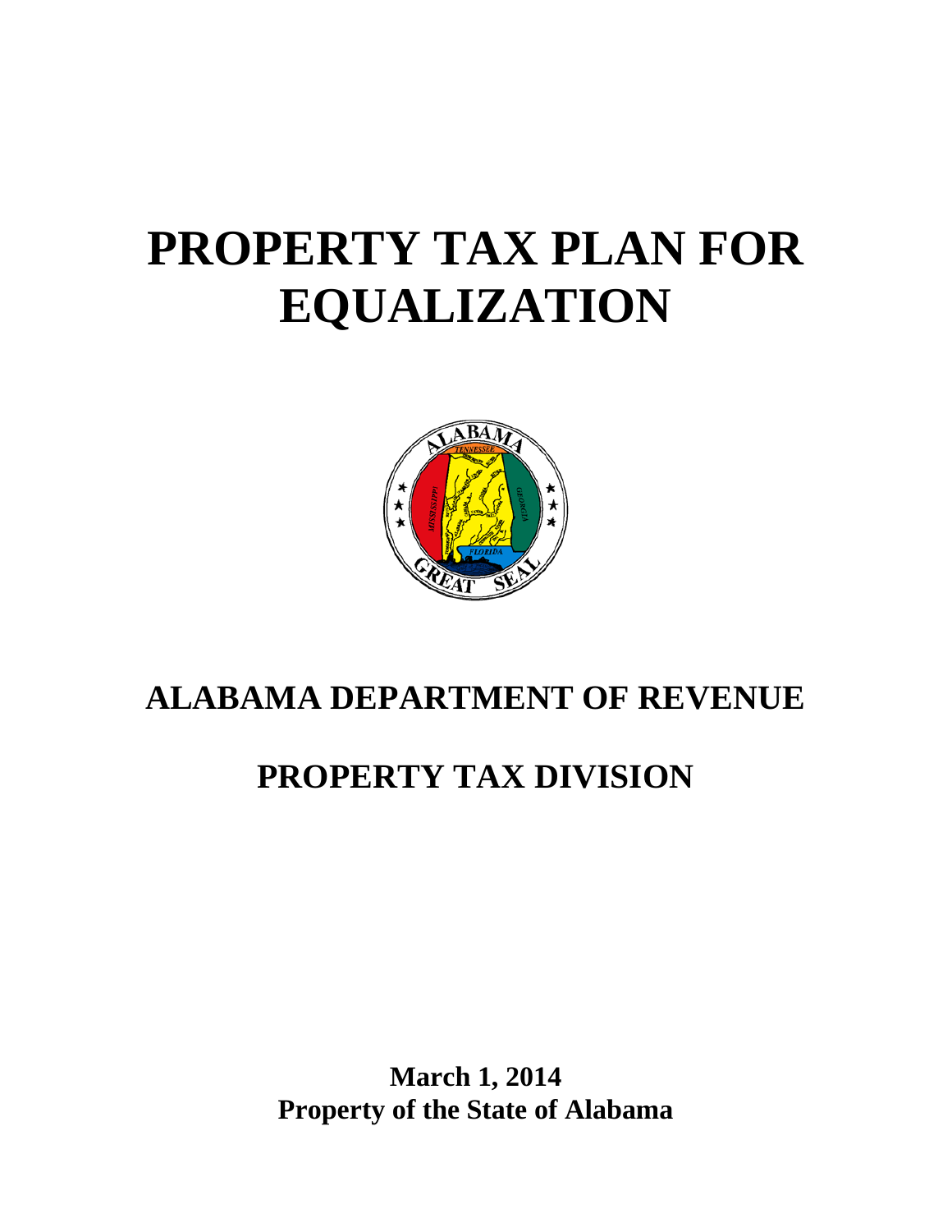# PROPERTY TAX PLAN FOR EQUALIZATION

## ALABAMA DEPARTMENT OF REVENUE

## PROPERTY TAX DIVISION

**March 1, 2014**
**Property of the State of Alabama**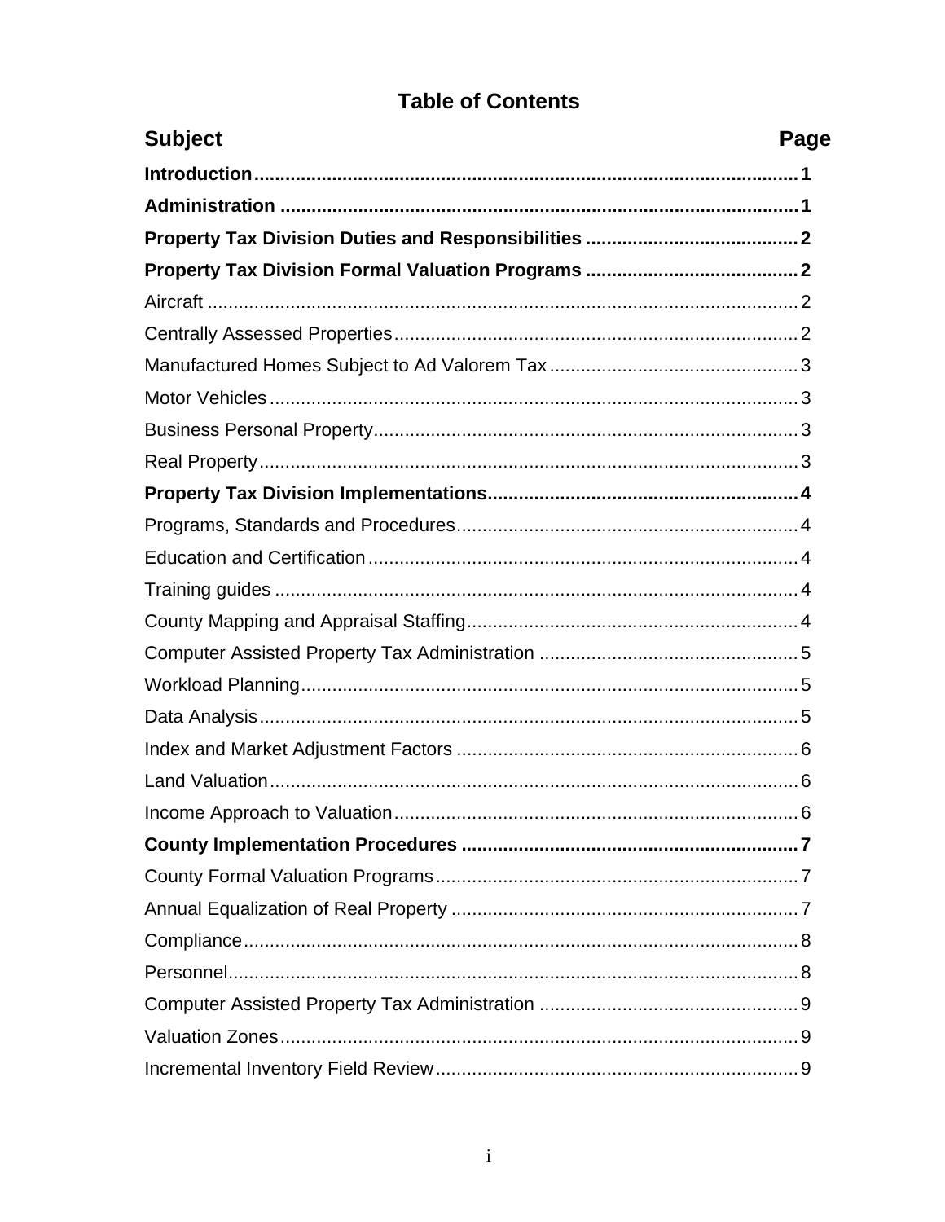# Table of Contents

| Subject | Page |
|---|---|
| **Introduction** | **1** |
| **Administration** | **1** |
| **Property Tax Division Duties and Responsibilities** | **2** |
| **Property Tax Division Formal Valuation Programs** | **2** |
| Aircraft | 2 |
| Centrally Assessed Properties | 2 |
| Manufactured Homes Subject to Ad Valorem Tax | 3 |
| Motor Vehicles | 3 |
| Business Personal Property | 3 |
| Real Property | 3 |
| **Property Tax Division Implementations** | **4** |
| Programs, Standards and Procedures | 4 |
| Education and Certification | 4 |
| Training guides | 4 |
| County Mapping and Appraisal Staffing | 4 |
| Computer Assisted Property Tax Administration | 5 |
| Workload Planning | 5 |
| Data Analysis | 5 |
| Index and Market Adjustment Factors | 6 |
| Land Valuation | 6 |
| Income Approach to Valuation | 6 |
| **County Implementation Procedures** | **7** |
| County Formal Valuation Programs | 7 |
| Annual Equalization of Real Property | 7 |
| Compliance | 8 |
| Personnel | 8 |
| Computer Assisted Property Tax Administration | 9 |
| Valuation Zones | 9 |
| Incremental Inventory Field Review | 9 |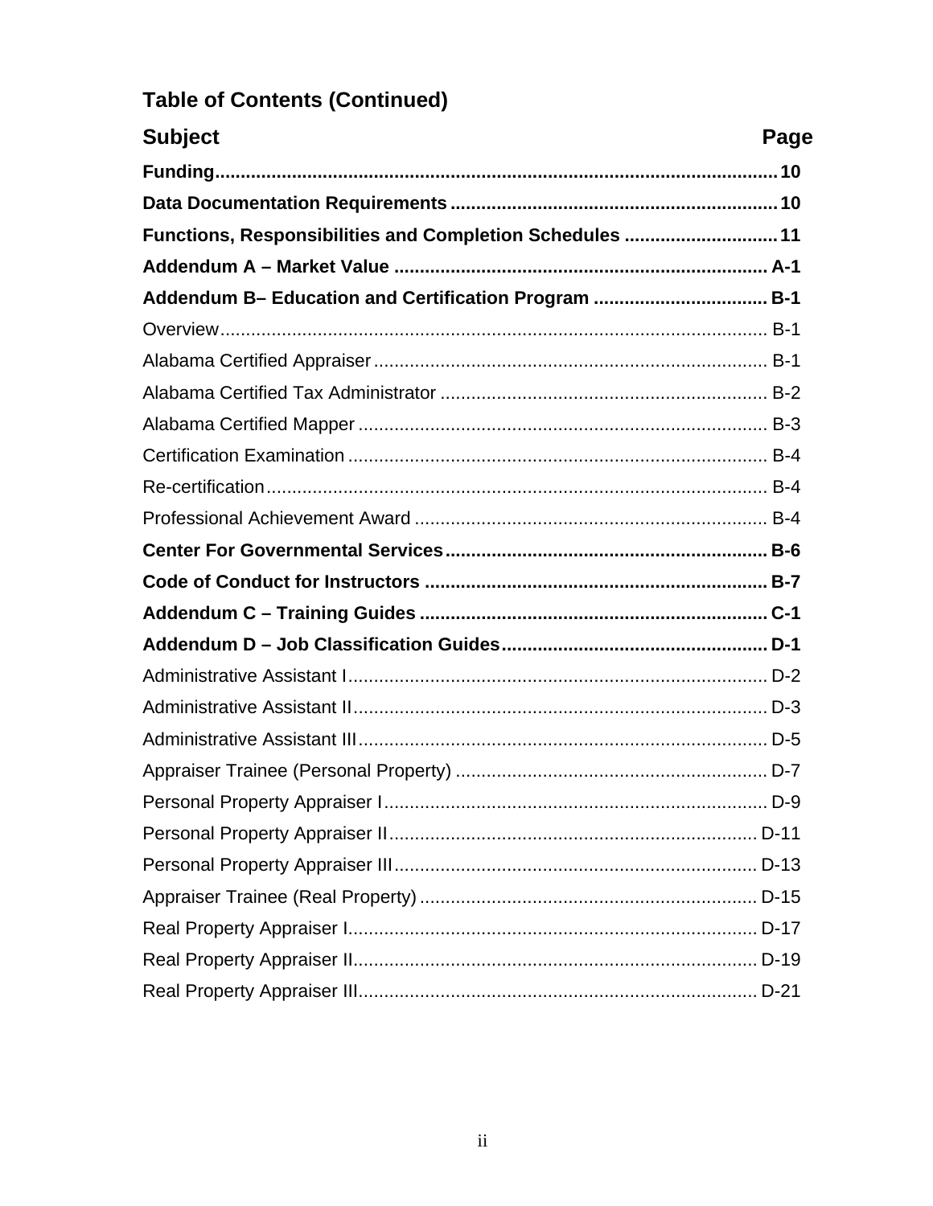## Table of Contents (Continued)

| Subject | Page |
|---|---|
| **Funding** | **10** |
| **Data Documentation Requirements** | **10** |
| **Functions, Responsibilities and Completion Schedules** | **11** |
| **Addendum A – Market Value** | **A-1** |
| **Addendum B– Education and Certification Program** | **B-1** |
| Overview | B-1 |
| Alabama Certified Appraiser | B-1 |
| Alabama Certified Tax Administrator | B-2 |
| Alabama Certified Mapper | B-3 |
| Certification Examination | B-4 |
| Re-certification | B-4 |
| Professional Achievement Award | B-4 |
| **Center For Governmental Services** | **B-6** |
| **Code of Conduct for Instructors** | **B-7** |
| **Addendum C – Training Guides** | **C-1** |
| **Addendum D – Job Classification Guides** | **D-1** |
| Administrative Assistant I | D-2 |
| Administrative Assistant II | D-3 |
| Administrative Assistant III | D-5 |
| Appraiser Trainee (Personal Property) | D-7 |
| Personal Property Appraiser I | D-9 |
| Personal Property Appraiser II | D-11 |
| Personal Property Appraiser III | D-13 |
| Appraiser Trainee (Real Property) | D-15 |
| Real Property Appraiser I | D-17 |
| Real Property Appraiser II | D-19 |
| Real Property Appraiser III | D-21 |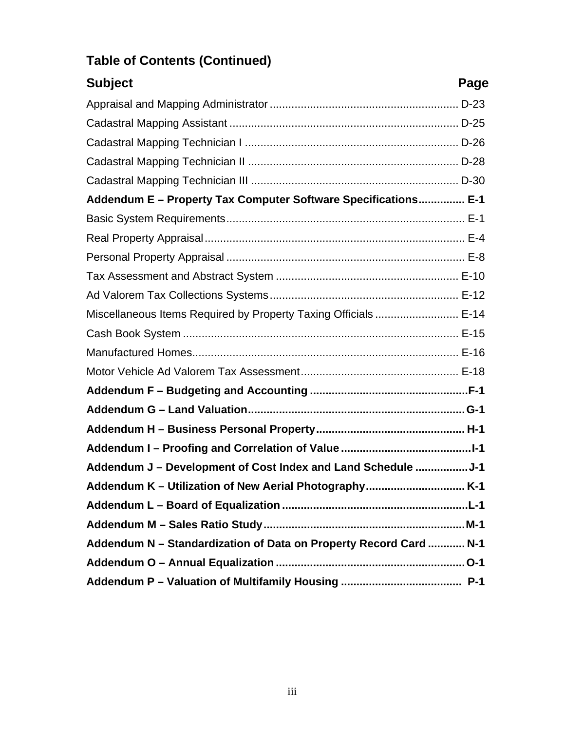## Table of Contents (Continued)

| Subject | Page |
|---|---|
| Appraisal and Mapping Administrator | D-23 |
| Cadastral Mapping Assistant | D-25 |
| Cadastral Mapping Technician I | D-26 |
| Cadastral Mapping Technician II | D-28 |
| Cadastral Mapping Technician III | D-30 |
| **Addendum E – Property Tax Computer Software Specifications** | **E-1** |
| Basic System Requirements | E-1 |
| Real Property Appraisal | E-4 |
| Personal Property Appraisal | E-8 |
| Tax Assessment and Abstract System | E-10 |
| Ad Valorem Tax Collections Systems | E-12 |
| Miscellaneous Items Required by Property Taxing Officials | E-14 |
| Cash Book System | E-15 |
| Manufactured Homes | E-16 |
| Motor Vehicle Ad Valorem Tax Assessment | E-18 |
| **Addendum F – Budgeting and Accounting** | **F-1** |
| **Addendum G – Land Valuation** | **G-1** |
| **Addendum H – Business Personal Property** | **H-1** |
| **Addendum I – Proofing and Correlation of Value** | **I-1** |
| **Addendum J – Development of Cost Index and Land Schedule** | **J-1** |
| **Addendum K – Utilization of New Aerial Photography** | **K-1** |
| **Addendum L – Board of Equalization** | **L-1** |
| **Addendum M – Sales Ratio Study** | **M-1** |
| **Addendum N – Standardization of Data on Property Record Card** | **N-1** |
| **Addendum O – Annual Equalization** | **O-1** |
| **Addendum P – Valuation of Multifamily Housing** | **P-1** |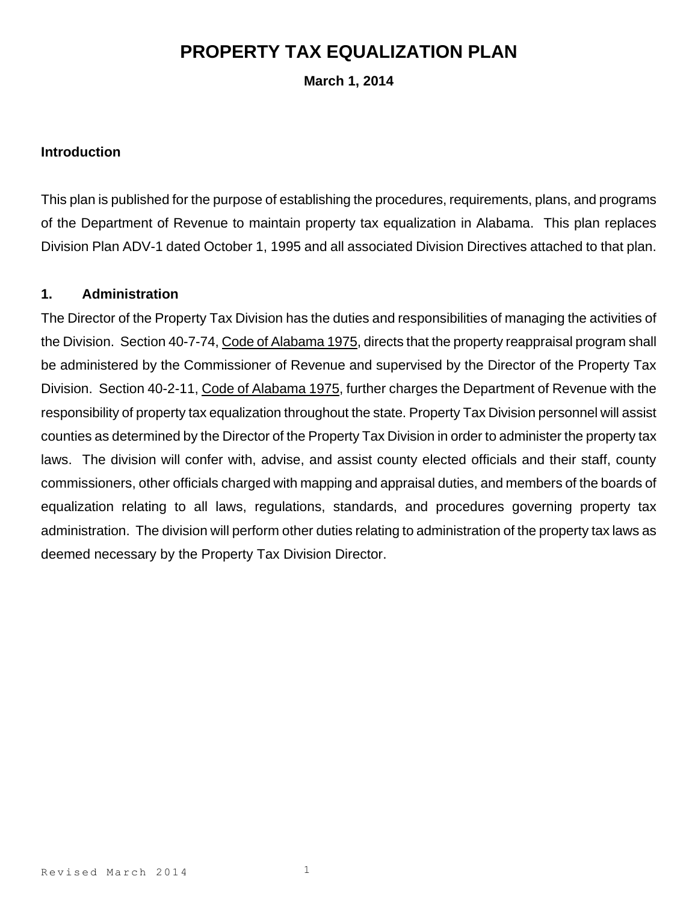# PROPERTY TAX EQUALIZATION PLAN

**March 1, 2014**

## Introduction

This plan is published for the purpose of establishing the procedures, requirements, plans, and programs of the Department of Revenue to maintain property tax equalization in Alabama. This plan replaces Division Plan ADV-1 dated October 1, 1995 and all associated Division Directives attached to that plan.

## 1. Administration

The Director of the Property Tax Division has the duties and responsibilities of managing the activities of the Division. Section 40-7-74, Code of Alabama 1975, directs that the property reappraisal program shall be administered by the Commissioner of Revenue and supervised by the Director of the Property Tax Division. Section 40-2-11, Code of Alabama 1975, further charges the Department of Revenue with the responsibility of property tax equalization throughout the state. Property Tax Division personnel will assist counties as determined by the Director of the Property Tax Division in order to administer the property tax laws. The division will confer with, advise, and assist county elected officials and their staff, county commissioners, other officials charged with mapping and appraisal duties, and members of the boards of equalization relating to all laws, regulations, standards, and procedures governing property tax administration. The division will perform other duties relating to administration of the property tax laws as deemed necessary by the Property Tax Division Director.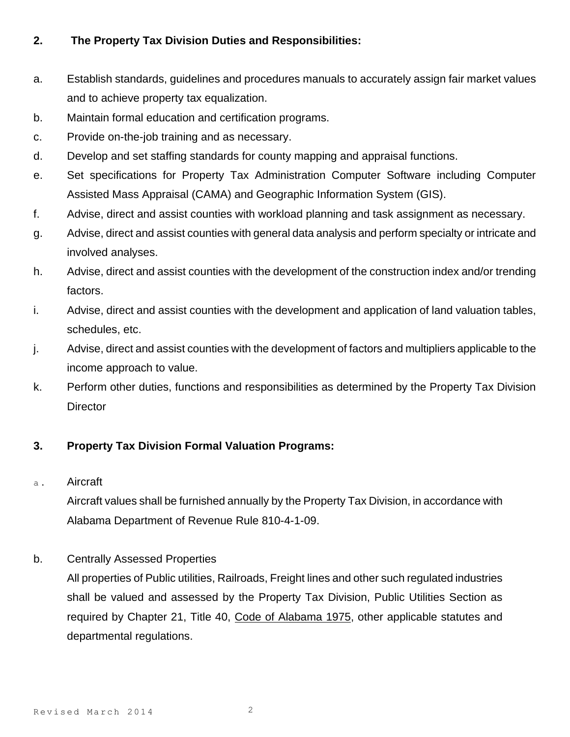**2. The Property Tax Division Duties and Responsibilities:**

a. Establish standards, guidelines and procedures manuals to accurately assign fair market values and to achieve property tax equalization.

b. Maintain formal education and certification programs.

c. Provide on-the-job training and as necessary.

d. Develop and set staffing standards for county mapping and appraisal functions.

e. Set specifications for Property Tax Administration Computer Software including Computer Assisted Mass Appraisal (CAMA) and Geographic Information System (GIS).

f. Advise, direct and assist counties with workload planning and task assignment as necessary.

g. Advise, direct and assist counties with general data analysis and perform specialty or intricate and involved analyses.

h. Advise, direct and assist counties with the development of the construction index and/or trending factors.

i. Advise, direct and assist counties with the development and application of land valuation tables, schedules, etc.

j. Advise, direct and assist counties with the development of factors and multipliers applicable to the income approach to value.

k. Perform other duties, functions and responsibilities as determined by the Property Tax Division Director

**3. Property Tax Division Formal Valuation Programs:**

a. Aircraft

Aircraft values shall be furnished annually by the Property Tax Division, in accordance with Alabama Department of Revenue Rule 810-4-1-09.

b. Centrally Assessed Properties

All properties of Public utilities, Railroads, Freight lines and other such regulated industries shall be valued and assessed by the Property Tax Division, Public Utilities Section as required by Chapter 21, Title 40, Code of Alabama 1975, other applicable statutes and departmental regulations.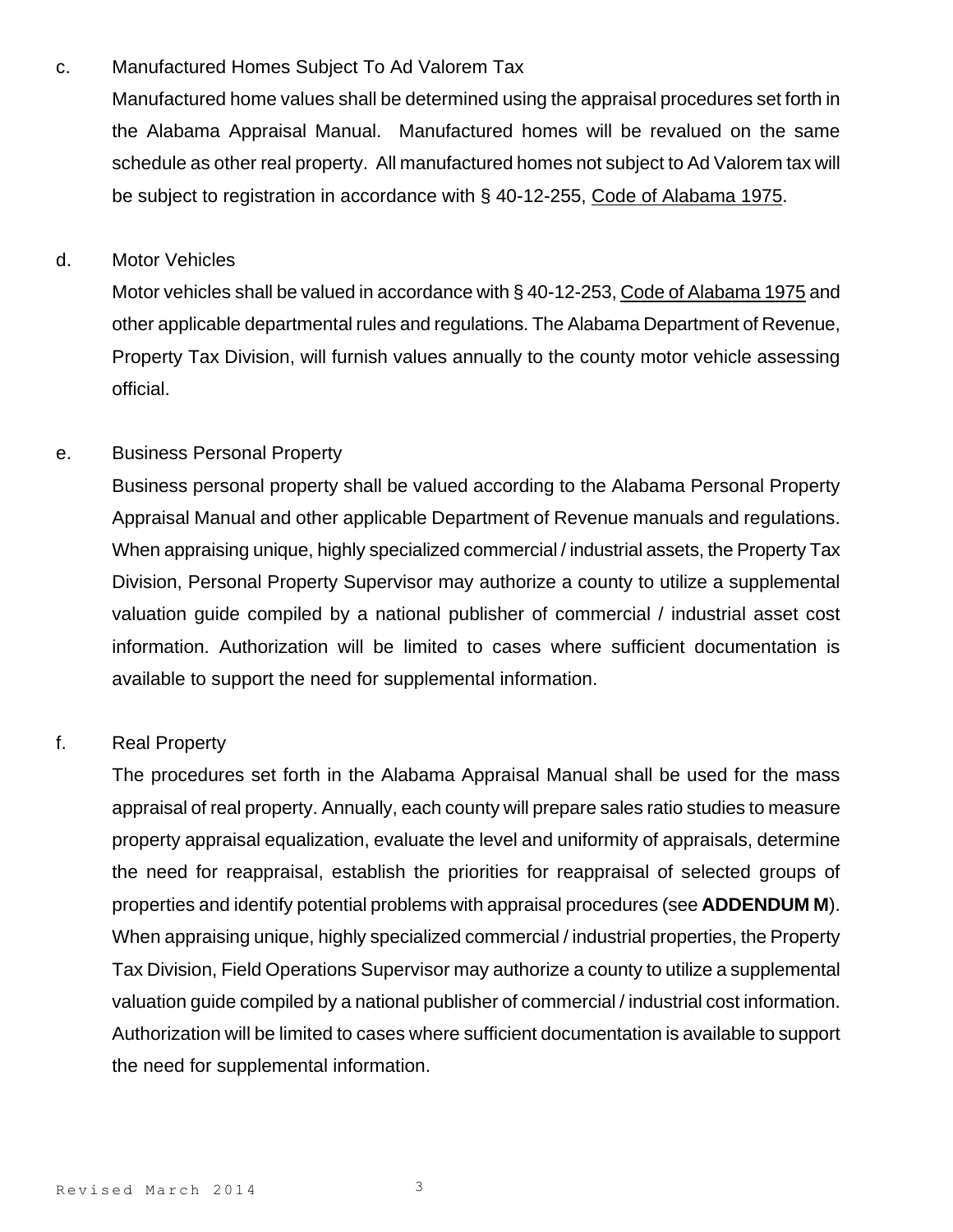c. Manufactured Homes Subject To Ad Valorem Tax

Manufactured home values shall be determined using the appraisal procedures set forth in the Alabama Appraisal Manual. Manufactured homes will be revalued on the same schedule as other real property. All manufactured homes not subject to Ad Valorem tax will be subject to registration in accordance with § 40-12-255, Code of Alabama 1975.

d. Motor Vehicles

Motor vehicles shall be valued in accordance with § 40-12-253, Code of Alabama 1975 and other applicable departmental rules and regulations. The Alabama Department of Revenue, Property Tax Division, will furnish values annually to the county motor vehicle assessing official.

e. Business Personal Property

Business personal property shall be valued according to the Alabama Personal Property Appraisal Manual and other applicable Department of Revenue manuals and regulations. When appraising unique, highly specialized commercial / industrial assets, the Property Tax Division, Personal Property Supervisor may authorize a county to utilize a supplemental valuation guide compiled by a national publisher of commercial / industrial asset cost information. Authorization will be limited to cases where sufficient documentation is available to support the need for supplemental information.

f. Real Property

The procedures set forth in the Alabama Appraisal Manual shall be used for the mass appraisal of real property. Annually, each county will prepare sales ratio studies to measure property appraisal equalization, evaluate the level and uniformity of appraisals, determine the need for reappraisal, establish the priorities for reappraisal of selected groups of properties and identify potential problems with appraisal procedures (see **ADDENDUM M**). When appraising unique, highly specialized commercial / industrial properties, the Property Tax Division, Field Operations Supervisor may authorize a county to utilize a supplemental valuation guide compiled by a national publisher of commercial / industrial cost information. Authorization will be limited to cases where sufficient documentation is available to support the need for supplemental information.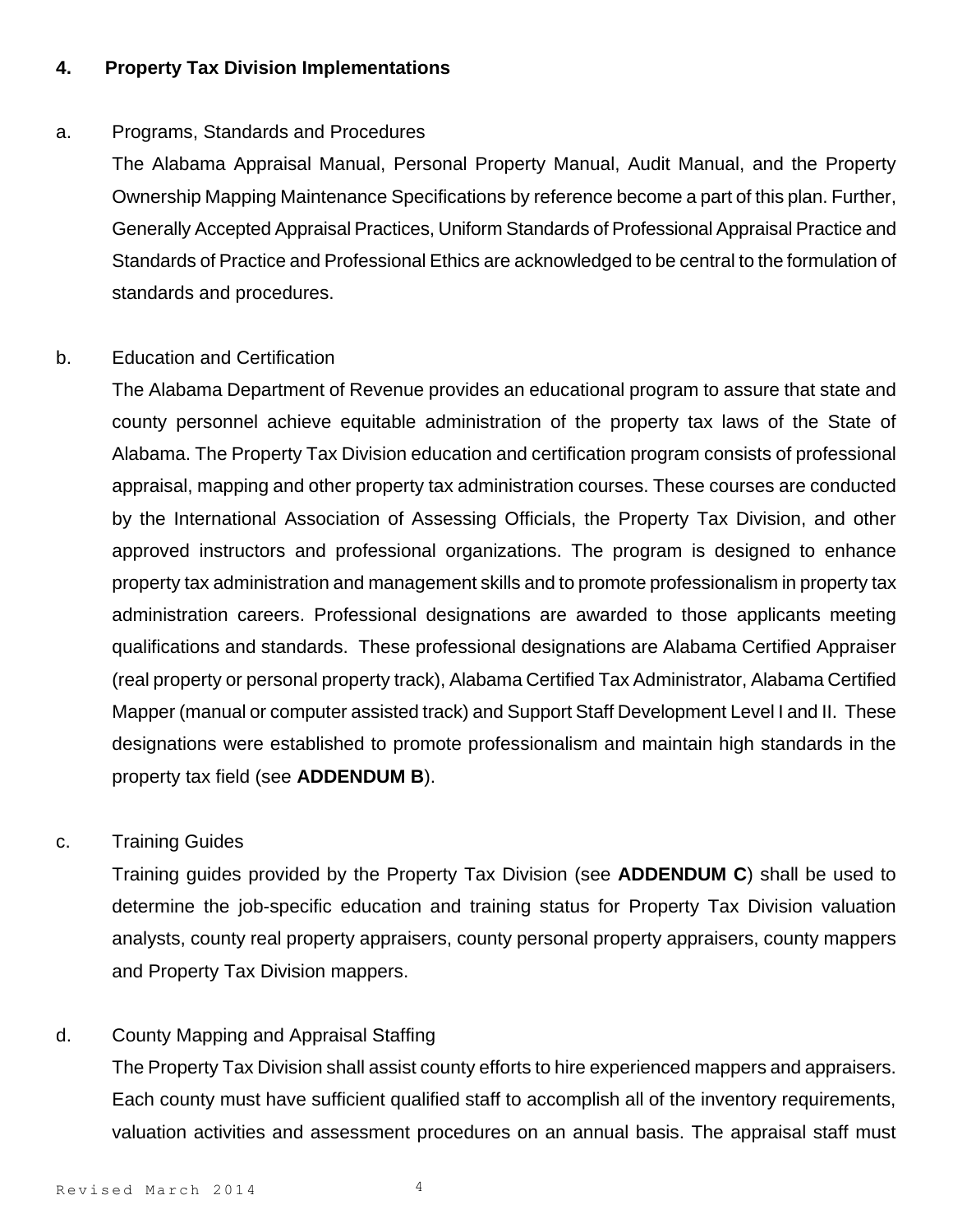## 4. Property Tax Division Implementations

a. Programs, Standards and Procedures

The Alabama Appraisal Manual, Personal Property Manual, Audit Manual, and the Property Ownership Mapping Maintenance Specifications by reference become a part of this plan. Further, Generally Accepted Appraisal Practices, Uniform Standards of Professional Appraisal Practice and Standards of Practice and Professional Ethics are acknowledged to be central to the formulation of standards and procedures.

b. Education and Certification

The Alabama Department of Revenue provides an educational program to assure that state and county personnel achieve equitable administration of the property tax laws of the State of Alabama. The Property Tax Division education and certification program consists of professional appraisal, mapping and other property tax administration courses. These courses are conducted by the International Association of Assessing Officials, the Property Tax Division, and other approved instructors and professional organizations. The program is designed to enhance property tax administration and management skills and to promote professionalism in property tax administration careers. Professional designations are awarded to those applicants meeting qualifications and standards. These professional designations are Alabama Certified Appraiser (real property or personal property track), Alabama Certified Tax Administrator, Alabama Certified Mapper (manual or computer assisted track) and Support Staff Development Level I and II. These designations were established to promote professionalism and maintain high standards in the property tax field (see **ADDENDUM B**).

c. Training Guides

Training guides provided by the Property Tax Division (see **ADDENDUM C**) shall be used to determine the job-specific education and training status for Property Tax Division valuation analysts, county real property appraisers, county personal property appraisers, county mappers and Property Tax Division mappers.

d. County Mapping and Appraisal Staffing

The Property Tax Division shall assist county efforts to hire experienced mappers and appraisers. Each county must have sufficient qualified staff to accomplish all of the inventory requirements, valuation activities and assessment procedures on an annual basis. The appraisal staff must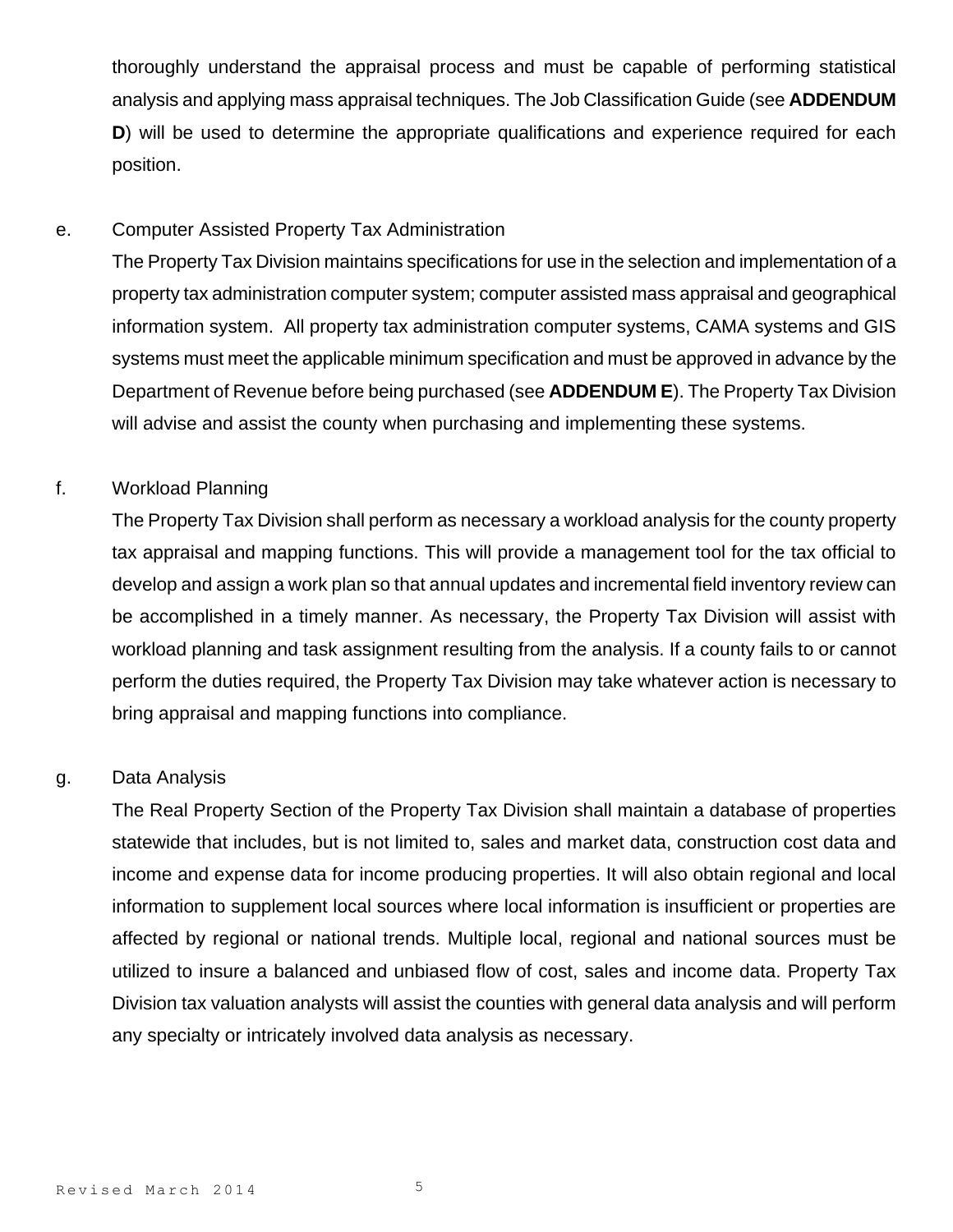thoroughly understand the appraisal process and must be capable of performing statistical analysis and applying mass appraisal techniques. The Job Classification Guide (see **ADDENDUM D**) will be used to determine the appropriate qualifications and experience required for each position.

e. Computer Assisted Property Tax Administration

The Property Tax Division maintains specifications for use in the selection and implementation of a property tax administration computer system; computer assisted mass appraisal and geographical information system. All property tax administration computer systems, CAMA systems and GIS systems must meet the applicable minimum specification and must be approved in advance by the Department of Revenue before being purchased (see **ADDENDUM E**). The Property Tax Division will advise and assist the county when purchasing and implementing these systems.

f. Workload Planning

The Property Tax Division shall perform as necessary a workload analysis for the county property tax appraisal and mapping functions. This will provide a management tool for the tax official to develop and assign a work plan so that annual updates and incremental field inventory review can be accomplished in a timely manner. As necessary, the Property Tax Division will assist with workload planning and task assignment resulting from the analysis. If a county fails to or cannot perform the duties required, the Property Tax Division may take whatever action is necessary to bring appraisal and mapping functions into compliance.

g. Data Analysis

The Real Property Section of the Property Tax Division shall maintain a database of properties statewide that includes, but is not limited to, sales and market data, construction cost data and income and expense data for income producing properties. It will also obtain regional and local information to supplement local sources where local information is insufficient or properties are affected by regional or national trends. Multiple local, regional and national sources must be utilized to insure a balanced and unbiased flow of cost, sales and income data. Property Tax Division tax valuation analysts will assist the counties with general data analysis and will perform any specialty or intricately involved data analysis as necessary.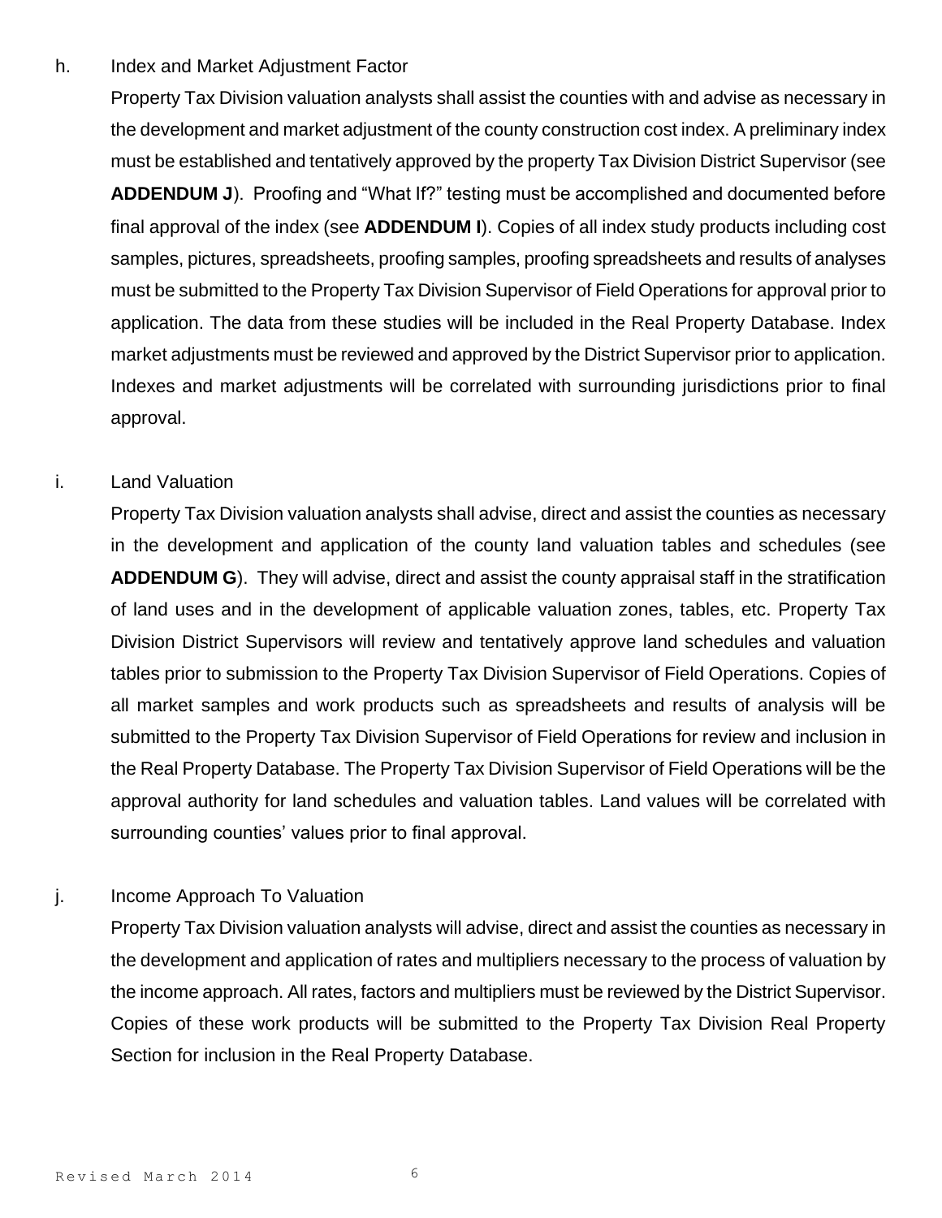h. Index and Market Adjustment Factor

Property Tax Division valuation analysts shall assist the counties with and advise as necessary in the development and market adjustment of the county construction cost index. A preliminary index must be established and tentatively approved by the property Tax Division District Supervisor (see **ADDENDUM J**). Proofing and "What If?" testing must be accomplished and documented before final approval of the index (see **ADDENDUM I**). Copies of all index study products including cost samples, pictures, spreadsheets, proofing samples, proofing spreadsheets and results of analyses must be submitted to the Property Tax Division Supervisor of Field Operations for approval prior to application. The data from these studies will be included in the Real Property Database. Index market adjustments must be reviewed and approved by the District Supervisor prior to application. Indexes and market adjustments will be correlated with surrounding jurisdictions prior to final approval.

i. Land Valuation

Property Tax Division valuation analysts shall advise, direct and assist the counties as necessary in the development and application of the county land valuation tables and schedules (see **ADDENDUM G**). They will advise, direct and assist the county appraisal staff in the stratification of land uses and in the development of applicable valuation zones, tables, etc. Property Tax Division District Supervisors will review and tentatively approve land schedules and valuation tables prior to submission to the Property Tax Division Supervisor of Field Operations. Copies of all market samples and work products such as spreadsheets and results of analysis will be submitted to the Property Tax Division Supervisor of Field Operations for review and inclusion in the Real Property Database. The Property Tax Division Supervisor of Field Operations will be the approval authority for land schedules and valuation tables. Land values will be correlated with surrounding counties' values prior to final approval.

j. Income Approach To Valuation

Property Tax Division valuation analysts will advise, direct and assist the counties as necessary in the development and application of rates and multipliers necessary to the process of valuation by the income approach. All rates, factors and multipliers must be reviewed by the District Supervisor. Copies of these work products will be submitted to the Property Tax Division Real Property Section for inclusion in the Real Property Database.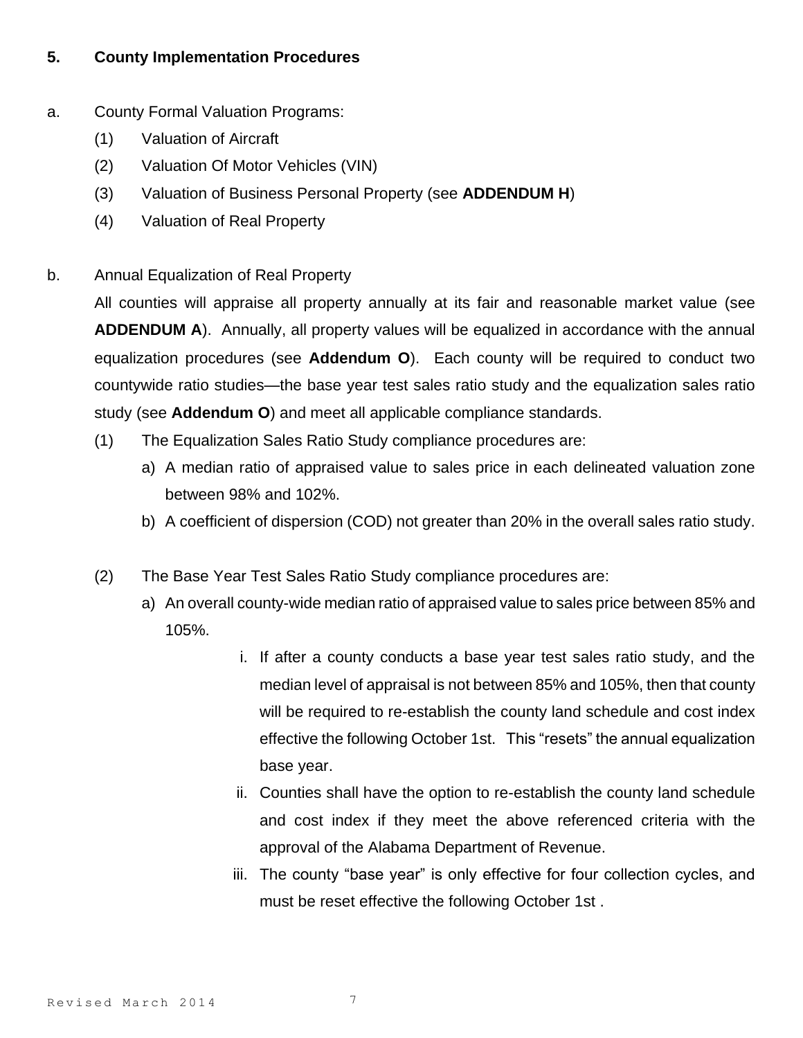## 5. County Implementation Procedures

a. County Formal Valuation Programs:

(1) Valuation of Aircraft

(2) Valuation Of Motor Vehicles (VIN)

(3) Valuation of Business Personal Property (see **ADDENDUM H**)

(4) Valuation of Real Property

b. Annual Equalization of Real Property

All counties will appraise all property annually at its fair and reasonable market value (see **ADDENDUM A**). Annually, all property values will be equalized in accordance with the annual equalization procedures (see **Addendum O**). Each county will be required to conduct two countywide ratio studies—the base year test sales ratio study and the equalization sales ratio study (see **Addendum O**) and meet all applicable compliance standards.

(1) The Equalization Sales Ratio Study compliance procedures are:

a) A median ratio of appraised value to sales price in each delineated valuation zone between 98% and 102%.

b) A coefficient of dispersion (COD) not greater than 20% in the overall sales ratio study.

(2) The Base Year Test Sales Ratio Study compliance procedures are:

a) An overall county-wide median ratio of appraised value to sales price between 85% and 105%.

i. If after a county conducts a base year test sales ratio study, and the median level of appraisal is not between 85% and 105%, then that county will be required to re-establish the county land schedule and cost index effective the following October 1st. This "resets" the annual equalization base year.

ii. Counties shall have the option to re-establish the county land schedule and cost index if they meet the above referenced criteria with the approval of the Alabama Department of Revenue.

iii. The county "base year" is only effective for four collection cycles, and must be reset effective the following October 1st .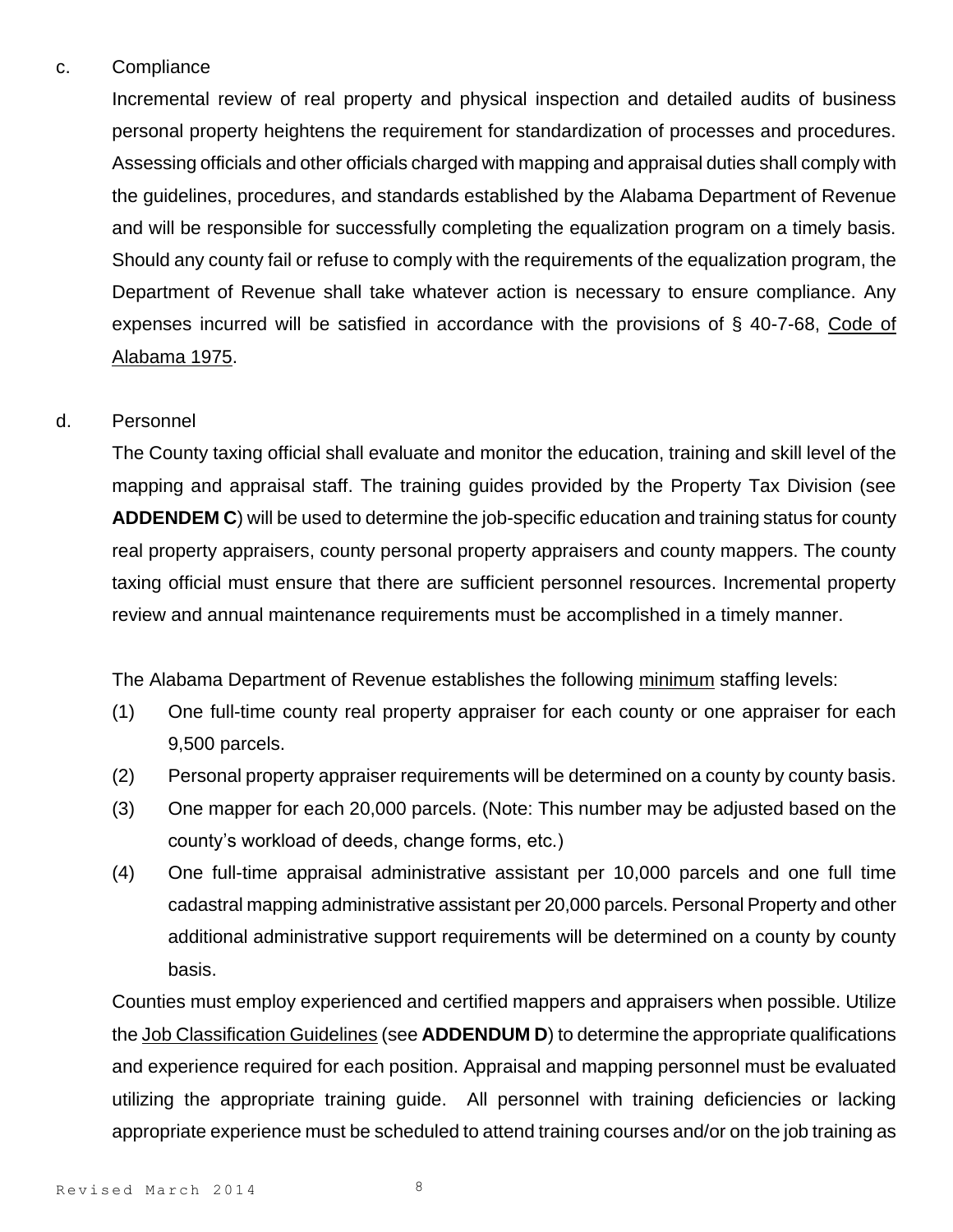c. Compliance

Incremental review of real property and physical inspection and detailed audits of business personal property heightens the requirement for standardization of processes and procedures. Assessing officials and other officials charged with mapping and appraisal duties shall comply with the guidelines, procedures, and standards established by the Alabama Department of Revenue and will be responsible for successfully completing the equalization program on a timely basis. Should any county fail or refuse to comply with the requirements of the equalization program, the Department of Revenue shall take whatever action is necessary to ensure compliance. Any expenses incurred will be satisfied in accordance with the provisions of § 40-7-68, Code of Alabama 1975.

d. Personnel

The County taxing official shall evaluate and monitor the education, training and skill level of the mapping and appraisal staff. The training guides provided by the Property Tax Division (see **ADDENDEM C**) will be used to determine the job-specific education and training status for county real property appraisers, county personal property appraisers and county mappers. The county taxing official must ensure that there are sufficient personnel resources. Incremental property review and annual maintenance requirements must be accomplished in a timely manner.

The Alabama Department of Revenue establishes the following minimum staffing levels:

(1) One full-time county real property appraiser for each county or one appraiser for each 9,500 parcels.

(2) Personal property appraiser requirements will be determined on a county by county basis.

(3) One mapper for each 20,000 parcels. (Note: This number may be adjusted based on the county's workload of deeds, change forms, etc.)

(4) One full-time appraisal administrative assistant per 10,000 parcels and one full time cadastral mapping administrative assistant per 20,000 parcels. Personal Property and other additional administrative support requirements will be determined on a county by county basis.

Counties must employ experienced and certified mappers and appraisers when possible. Utilize the Job Classification Guidelines (see **ADDENDUM D**) to determine the appropriate qualifications and experience required for each position. Appraisal and mapping personnel must be evaluated utilizing the appropriate training guide. All personnel with training deficiencies or lacking appropriate experience must be scheduled to attend training courses and/or on the job training as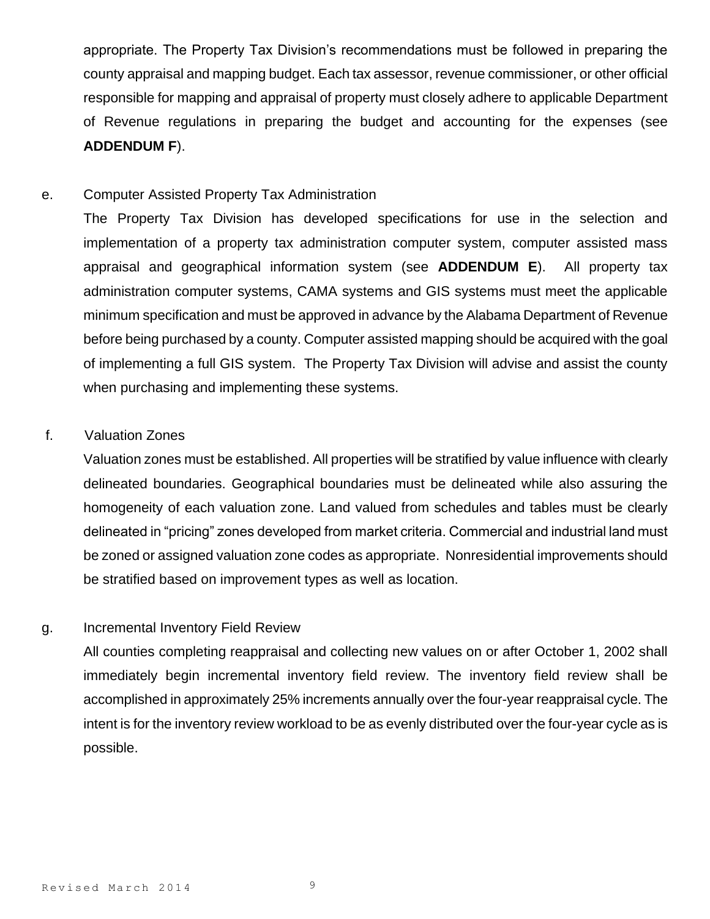appropriate. The Property Tax Division's recommendations must be followed in preparing the county appraisal and mapping budget. Each tax assessor, revenue commissioner, or other official responsible for mapping and appraisal of property must closely adhere to applicable Department of Revenue regulations in preparing the budget and accounting for the expenses (see **ADDENDUM F**).

e. Computer Assisted Property Tax Administration

The Property Tax Division has developed specifications for use in the selection and implementation of a property tax administration computer system, computer assisted mass appraisal and geographical information system (see **ADDENDUM E**). All property tax administration computer systems, CAMA systems and GIS systems must meet the applicable minimum specification and must be approved in advance by the Alabama Department of Revenue before being purchased by a county. Computer assisted mapping should be acquired with the goal of implementing a full GIS system. The Property Tax Division will advise and assist the county when purchasing and implementing these systems.

f. Valuation Zones

Valuation zones must be established. All properties will be stratified by value influence with clearly delineated boundaries. Geographical boundaries must be delineated while also assuring the homogeneity of each valuation zone. Land valued from schedules and tables must be clearly delineated in "pricing" zones developed from market criteria. Commercial and industrial land must be zoned or assigned valuation zone codes as appropriate. Nonresidential improvements should be stratified based on improvement types as well as location.

g. Incremental Inventory Field Review

All counties completing reappraisal and collecting new values on or after October 1, 2002 shall immediately begin incremental inventory field review. The inventory field review shall be accomplished in approximately 25% increments annually over the four-year reappraisal cycle. The intent is for the inventory review workload to be as evenly distributed over the four-year cycle as is possible.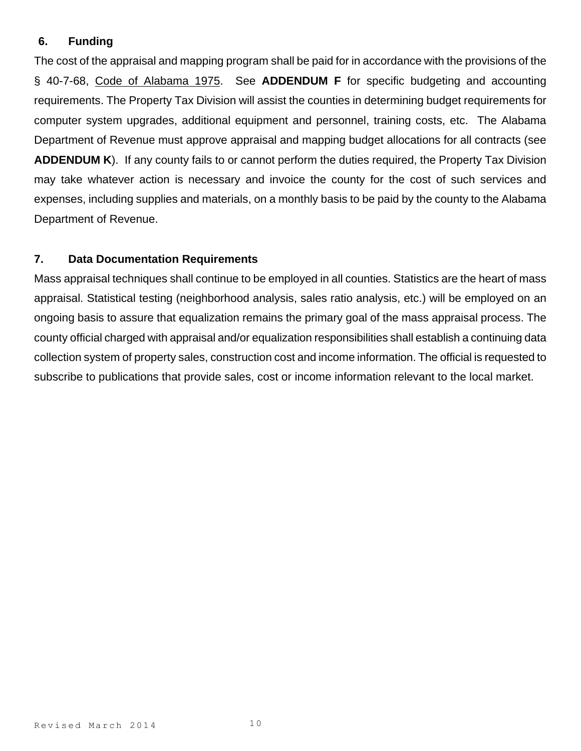### 6. Funding

The cost of the appraisal and mapping program shall be paid for in accordance with the provisions of the § 40-7-68, Code of Alabama 1975. See **ADDENDUM F** for specific budgeting and accounting requirements. The Property Tax Division will assist the counties in determining budget requirements for computer system upgrades, additional equipment and personnel, training costs, etc. The Alabama Department of Revenue must approve appraisal and mapping budget allocations for all contracts (see **ADDENDUM K**). If any county fails to or cannot perform the duties required, the Property Tax Division may take whatever action is necessary and invoice the county for the cost of such services and expenses, including supplies and materials, on a monthly basis to be paid by the county to the Alabama Department of Revenue.

### 7. Data Documentation Requirements

Mass appraisal techniques shall continue to be employed in all counties. Statistics are the heart of mass appraisal. Statistical testing (neighborhood analysis, sales ratio analysis, etc.) will be employed on an ongoing basis to assure that equalization remains the primary goal of the mass appraisal process. The county official charged with appraisal and/or equalization responsibilities shall establish a continuing data collection system of property sales, construction cost and income information. The official is requested to subscribe to publications that provide sales, cost or income information relevant to the local market.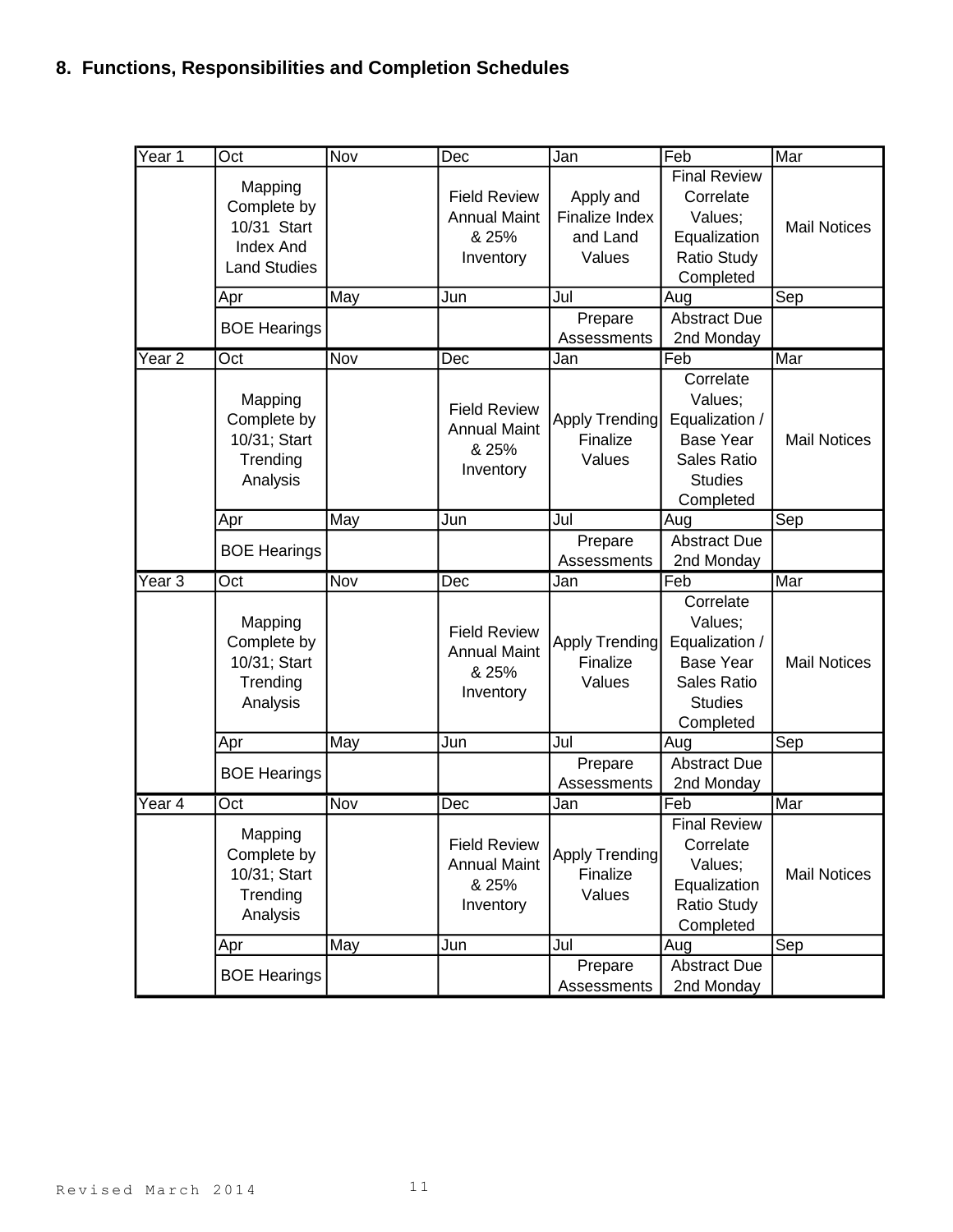## 8. Functions, Responsibilities and Completion Schedules

| Year 1 | Oct | Nov | Dec | Jan | Feb | Mar |
|---|---|---|---|---|---|---|
| | Mapping Complete by 10/31 Start Index And Land Studies | | Field Review Annual Maint & 25% Inventory | Apply and Finalize Index and Land Values | Final Review Correlate Values; Equalization Ratio Study Completed | Mail Notices |
| | Apr | May | Jun | Jul | Aug | Sep |
| | BOE Hearings | | | Prepare Assessments | Abstract Due 2nd Monday | |
| Year 2 | Oct | Nov | Dec | Jan | Feb | Mar |
| | Mapping Complete by 10/31; Start Trending Analysis | | Field Review Annual Maint & 25% Inventory | Apply Trending Finalize Values | Correlate Values; Equalization / Base Year Sales Ratio Studies Completed | Mail Notices |
| | Apr | May | Jun | Jul | Aug | Sep |
| | BOE Hearings | | | Prepare Assessments | Abstract Due 2nd Monday | |
| Year 3 | Oct | Nov | Dec | Jan | Feb | Mar |
| | Mapping Complete by 10/31; Start Trending Analysis | | Field Review Annual Maint & 25% Inventory | Apply Trending Finalize Values | Correlate Values; Equalization / Base Year Sales Ratio Studies Completed | Mail Notices |
| | Apr | May | Jun | Jul | Aug | Sep |
| | BOE Hearings | | | Prepare Assessments | Abstract Due 2nd Monday | |
| Year 4 | Oct | Nov | Dec | Jan | Feb | Mar |
| | Mapping Complete by 10/31; Start Trending Analysis | | Field Review Annual Maint & 25% Inventory | Apply Trending Finalize Values | Final Review Correlate Values; Equalization Ratio Study Completed | Mail Notices |
| | Apr | May | Jun | Jul | Aug | Sep |
| | BOE Hearings | | | Prepare Assessments | Abstract Due 2nd Monday | |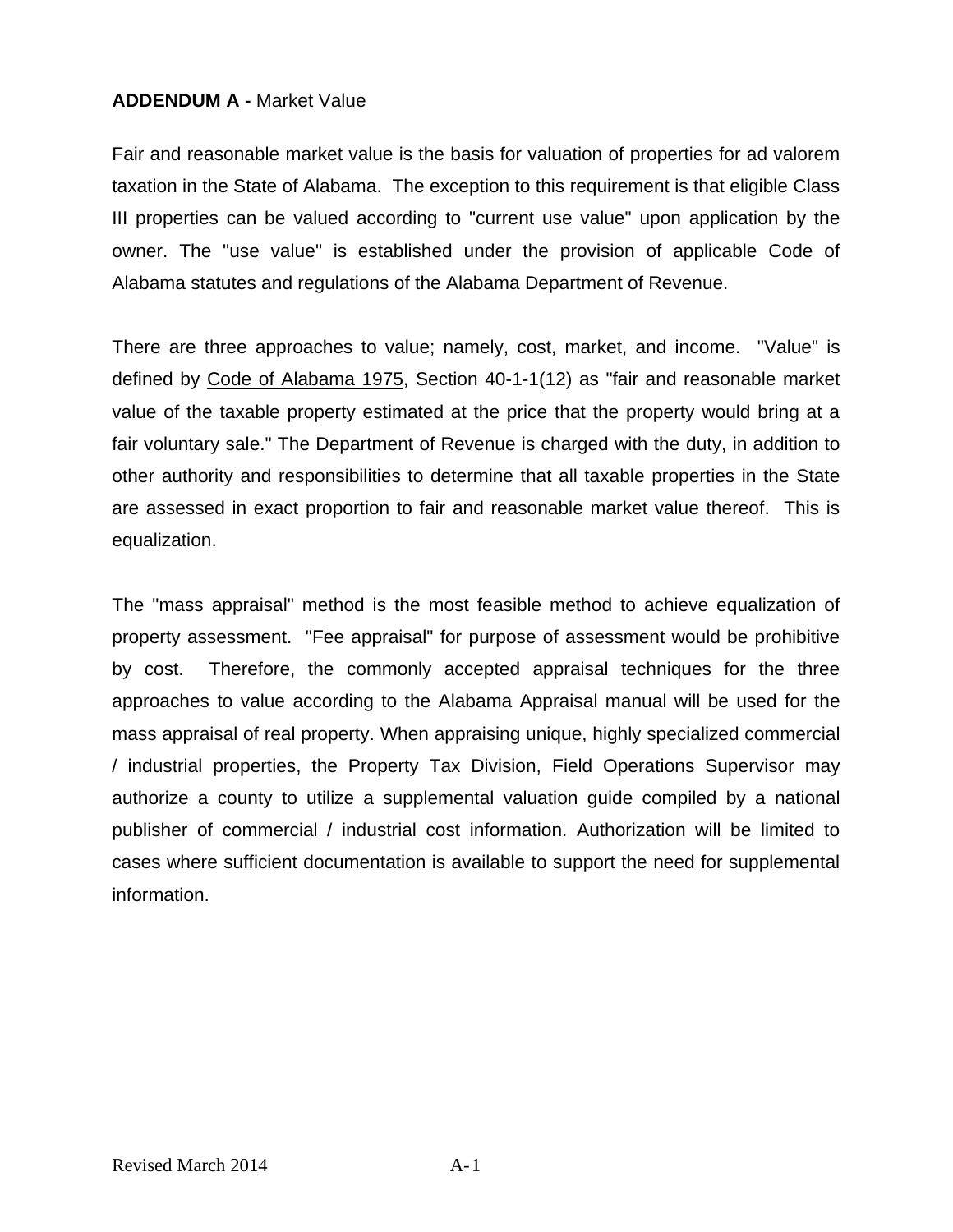**ADDENDUM A -** Market Value

Fair and reasonable market value is the basis for valuation of properties for ad valorem taxation in the State of Alabama. The exception to this requirement is that eligible Class III properties can be valued according to "current use value" upon application by the owner. The "use value" is established under the provision of applicable Code of Alabama statutes and regulations of the Alabama Department of Revenue.

There are three approaches to value; namely, cost, market, and income. "Value" is defined by Code of Alabama 1975, Section 40-1-1(12) as "fair and reasonable market value of the taxable property estimated at the price that the property would bring at a fair voluntary sale." The Department of Revenue is charged with the duty, in addition to other authority and responsibilities to determine that all taxable properties in the State are assessed in exact proportion to fair and reasonable market value thereof. This is equalization.

The "mass appraisal" method is the most feasible method to achieve equalization of property assessment. "Fee appraisal" for purpose of assessment would be prohibitive by cost. Therefore, the commonly accepted appraisal techniques for the three approaches to value according to the Alabama Appraisal manual will be used for the mass appraisal of real property. When appraising unique, highly specialized commercial / industrial properties, the Property Tax Division, Field Operations Supervisor may authorize a county to utilize a supplemental valuation guide compiled by a national publisher of commercial / industrial cost information. Authorization will be limited to cases where sufficient documentation is available to support the need for supplemental information.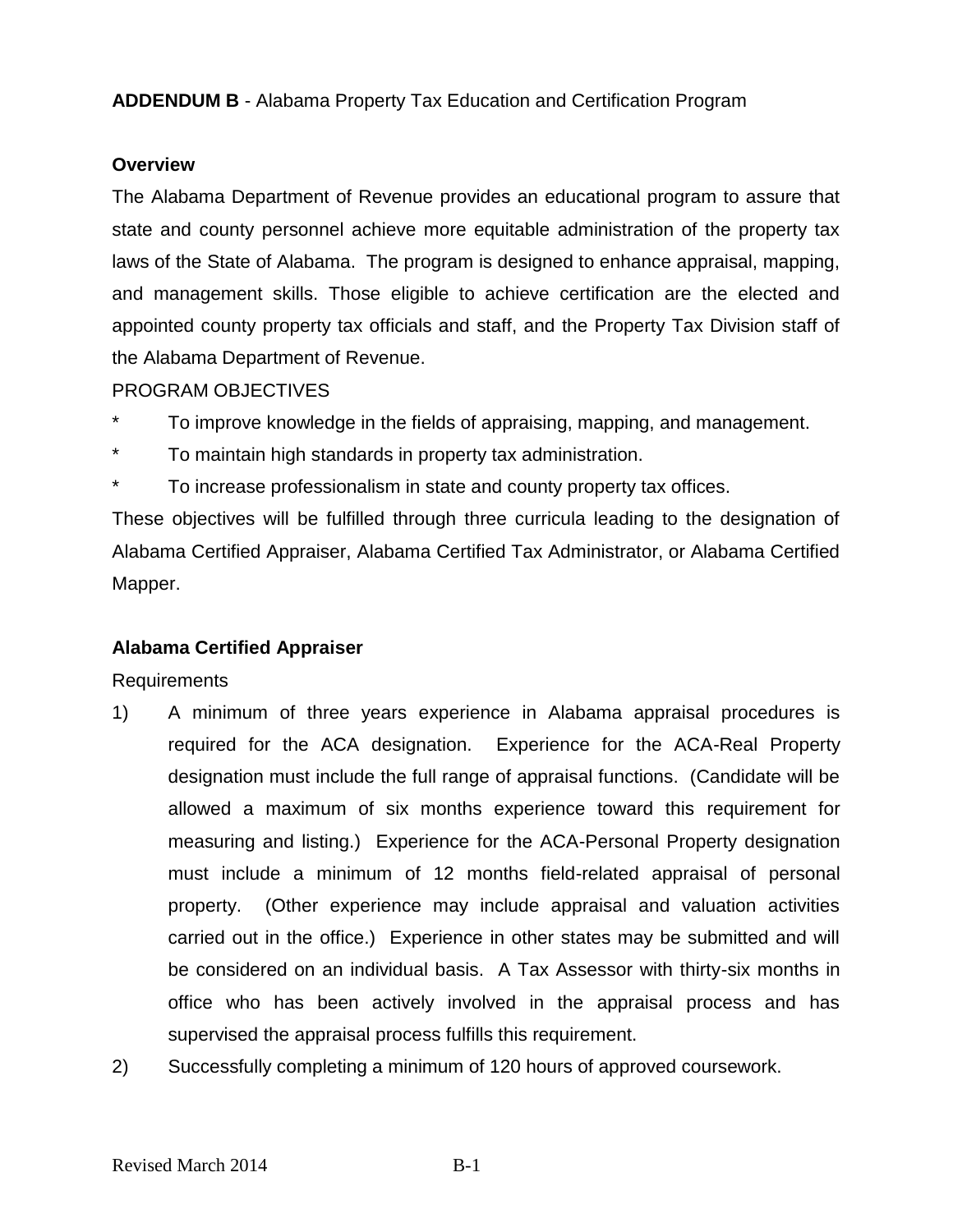**ADDENDUM B** - Alabama Property Tax Education and Certification Program

**Overview**

The Alabama Department of Revenue provides an educational program to assure that state and county personnel achieve more equitable administration of the property tax laws of the State of Alabama. The program is designed to enhance appraisal, mapping, and management skills. Those eligible to achieve certification are the elected and appointed county property tax officials and staff, and the Property Tax Division staff of the Alabama Department of Revenue.

PROGRAM OBJECTIVES

* To improve knowledge in the fields of appraising, mapping, and management.
* To maintain high standards in property tax administration.
* To increase professionalism in state and county property tax offices.

These objectives will be fulfilled through three curricula leading to the designation of Alabama Certified Appraiser, Alabama Certified Tax Administrator, or Alabama Certified Mapper.

**Alabama Certified Appraiser**

Requirements

1) A minimum of three years experience in Alabama appraisal procedures is required for the ACA designation. Experience for the ACA-Real Property designation must include the full range of appraisal functions. (Candidate will be allowed a maximum of six months experience toward this requirement for measuring and listing.) Experience for the ACA-Personal Property designation must include a minimum of 12 months field-related appraisal of personal property. (Other experience may include appraisal and valuation activities carried out in the office.) Experience in other states may be submitted and will be considered on an individual basis. A Tax Assessor with thirty-six months in office who has been actively involved in the appraisal process and has supervised the appraisal process fulfills this requirement.
2) Successfully completing a minimum of 120 hours of approved coursework.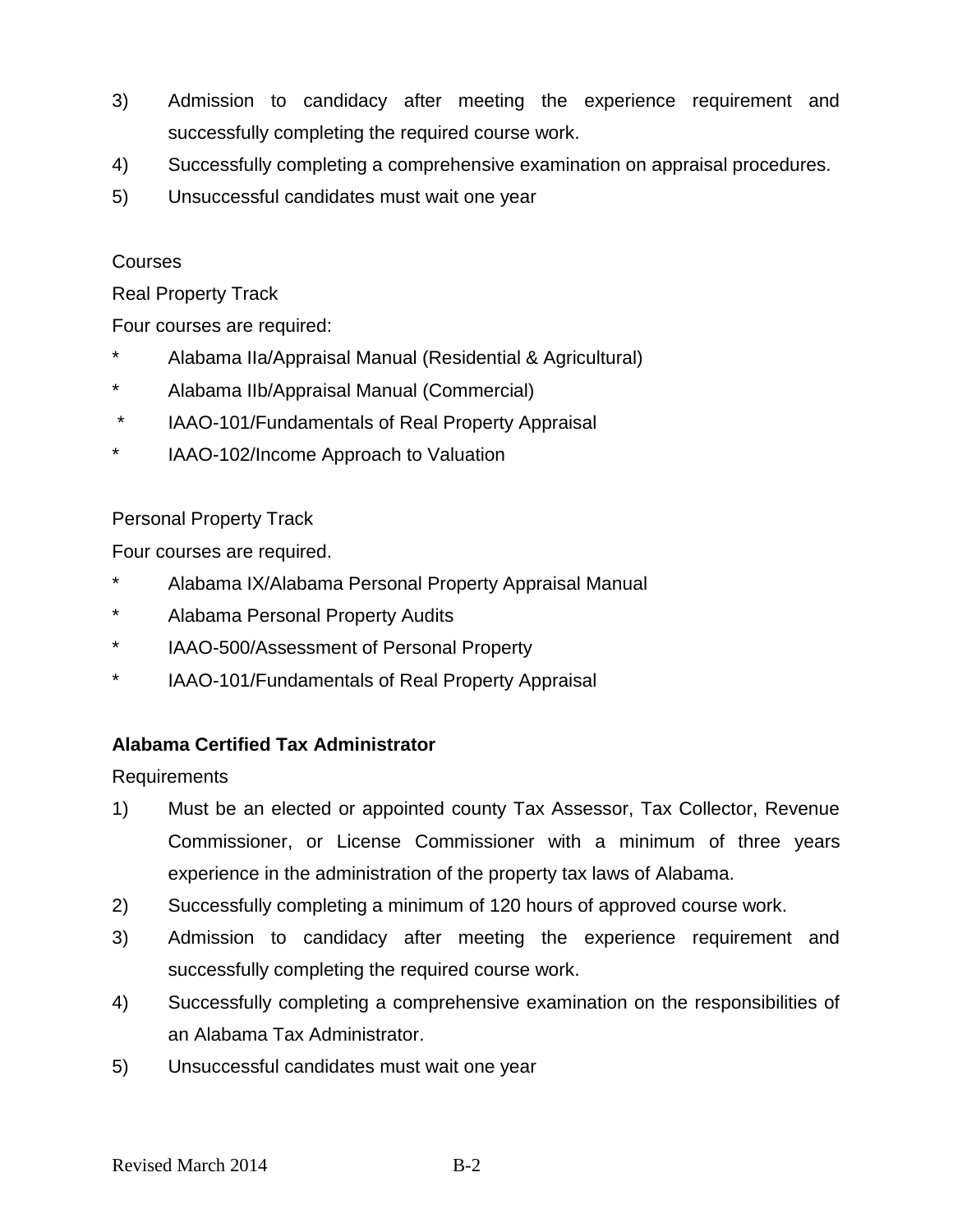3) Admission to candidacy after meeting the experience requirement and successfully completing the required course work.
4) Successfully completing a comprehensive examination on appraisal procedures.
5) Unsuccessful candidates must wait one year

Courses

Real Property Track

Four courses are required:

* Alabama IIa/Appraisal Manual (Residential & Agricultural)
* Alabama IIb/Appraisal Manual (Commercial)
* IAAO-101/Fundamentals of Real Property Appraisal
* IAAO-102/Income Approach to Valuation

Personal Property Track

Four courses are required.

* Alabama IX/Alabama Personal Property Appraisal Manual
* Alabama Personal Property Audits
* IAAO-500/Assessment of Personal Property
* IAAO-101/Fundamentals of Real Property Appraisal

**Alabama Certified Tax Administrator**

Requirements

1) Must be an elected or appointed county Tax Assessor, Tax Collector, Revenue Commissioner, or License Commissioner with a minimum of three years experience in the administration of the property tax laws of Alabama.
2) Successfully completing a minimum of 120 hours of approved course work.
3) Admission to candidacy after meeting the experience requirement and successfully completing the required course work.
4) Successfully completing a comprehensive examination on the responsibilities of an Alabama Tax Administrator.
5) Unsuccessful candidates must wait one year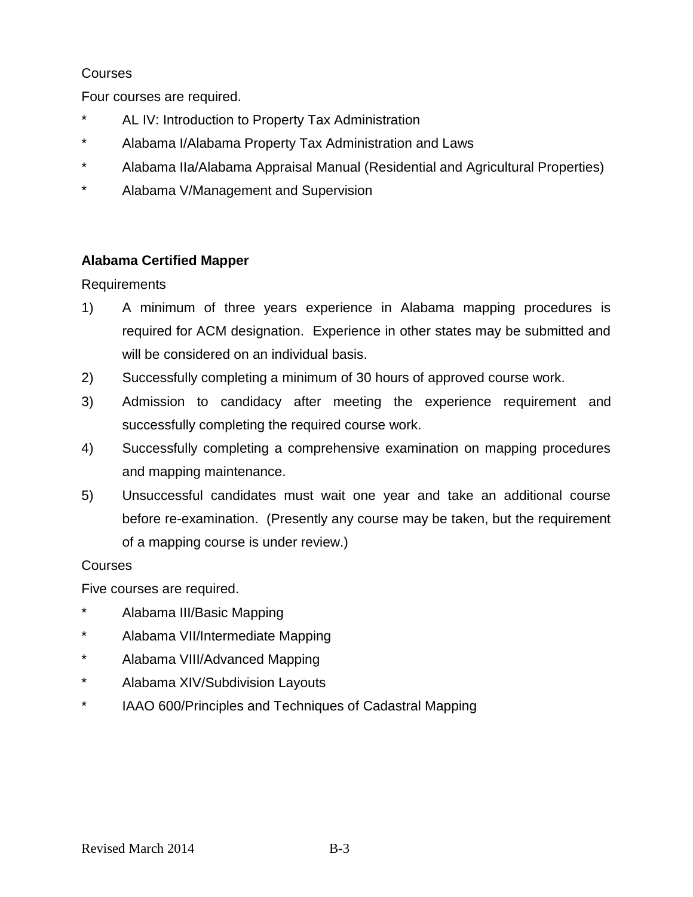Courses

Four courses are required.

* AL IV: Introduction to Property Tax Administration
* Alabama I/Alabama Property Tax Administration and Laws
* Alabama IIa/Alabama Appraisal Manual (Residential and Agricultural Properties)
* Alabama V/Management and Supervision

**Alabama Certified Mapper**

Requirements

1) A minimum of three years experience in Alabama mapping procedures is required for ACM designation. Experience in other states may be submitted and will be considered on an individual basis.
2) Successfully completing a minimum of 30 hours of approved course work.
3) Admission to candidacy after meeting the experience requirement and successfully completing the required course work.
4) Successfully completing a comprehensive examination on mapping procedures and mapping maintenance.
5) Unsuccessful candidates must wait one year and take an additional course before re-examination. (Presently any course may be taken, but the requirement of a mapping course is under review.)

Courses

Five courses are required.

* Alabama III/Basic Mapping
* Alabama VII/Intermediate Mapping
* Alabama VIII/Advanced Mapping
* Alabama XIV/Subdivision Layouts
* IAAO 600/Principles and Techniques of Cadastral Mapping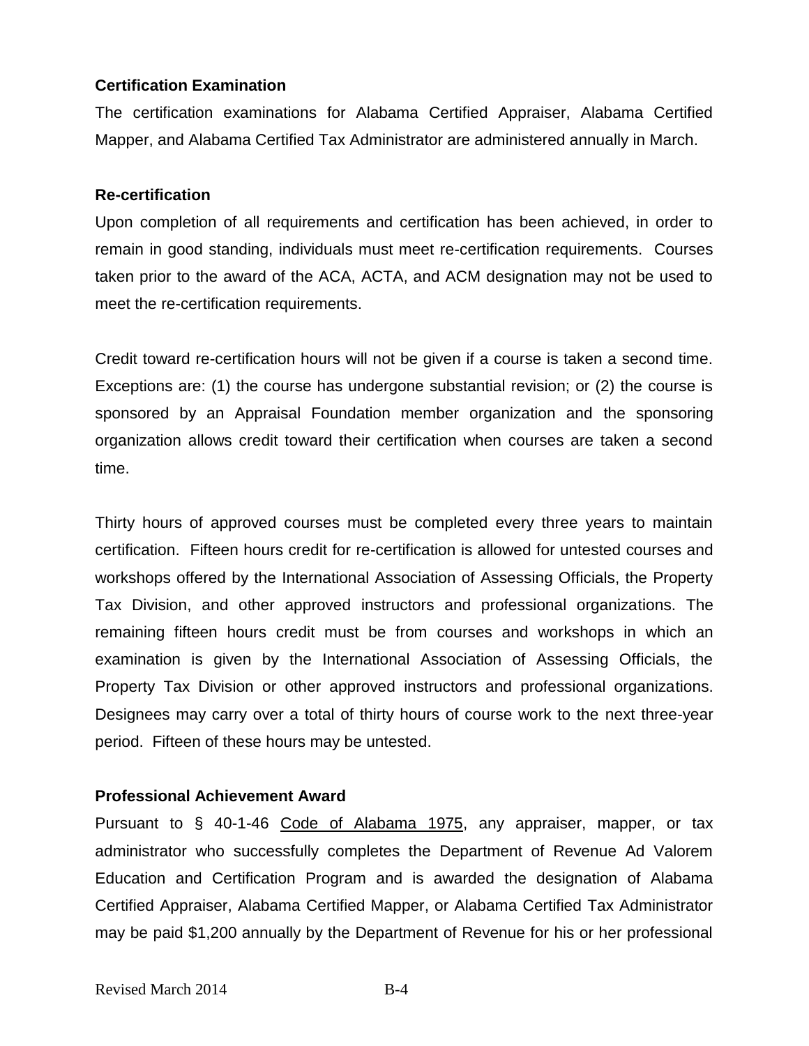**Certification Examination**

The certification examinations for Alabama Certified Appraiser, Alabama Certified Mapper, and Alabama Certified Tax Administrator are administered annually in March.

**Re-certification**

Upon completion of all requirements and certification has been achieved, in order to remain in good standing, individuals must meet re-certification requirements. Courses taken prior to the award of the ACA, ACTA, and ACM designation may not be used to meet the re-certification requirements.

Credit toward re-certification hours will not be given if a course is taken a second time. Exceptions are: (1) the course has undergone substantial revision; or (2) the course is sponsored by an Appraisal Foundation member organization and the sponsoring organization allows credit toward their certification when courses are taken a second time.

Thirty hours of approved courses must be completed every three years to maintain certification. Fifteen hours credit for re-certification is allowed for untested courses and workshops offered by the International Association of Assessing Officials, the Property Tax Division, and other approved instructors and professional organizations. The remaining fifteen hours credit must be from courses and workshops in which an examination is given by the International Association of Assessing Officials, the Property Tax Division or other approved instructors and professional organizations. Designees may carry over a total of thirty hours of course work to the next three-year period. Fifteen of these hours may be untested.

**Professional Achievement Award**

Pursuant to § 40-1-46 Code of Alabama 1975, any appraiser, mapper, or tax administrator who successfully completes the Department of Revenue Ad Valorem Education and Certification Program and is awarded the designation of Alabama Certified Appraiser, Alabama Certified Mapper, or Alabama Certified Tax Administrator may be paid $1,200 annually by the Department of Revenue for his or her professional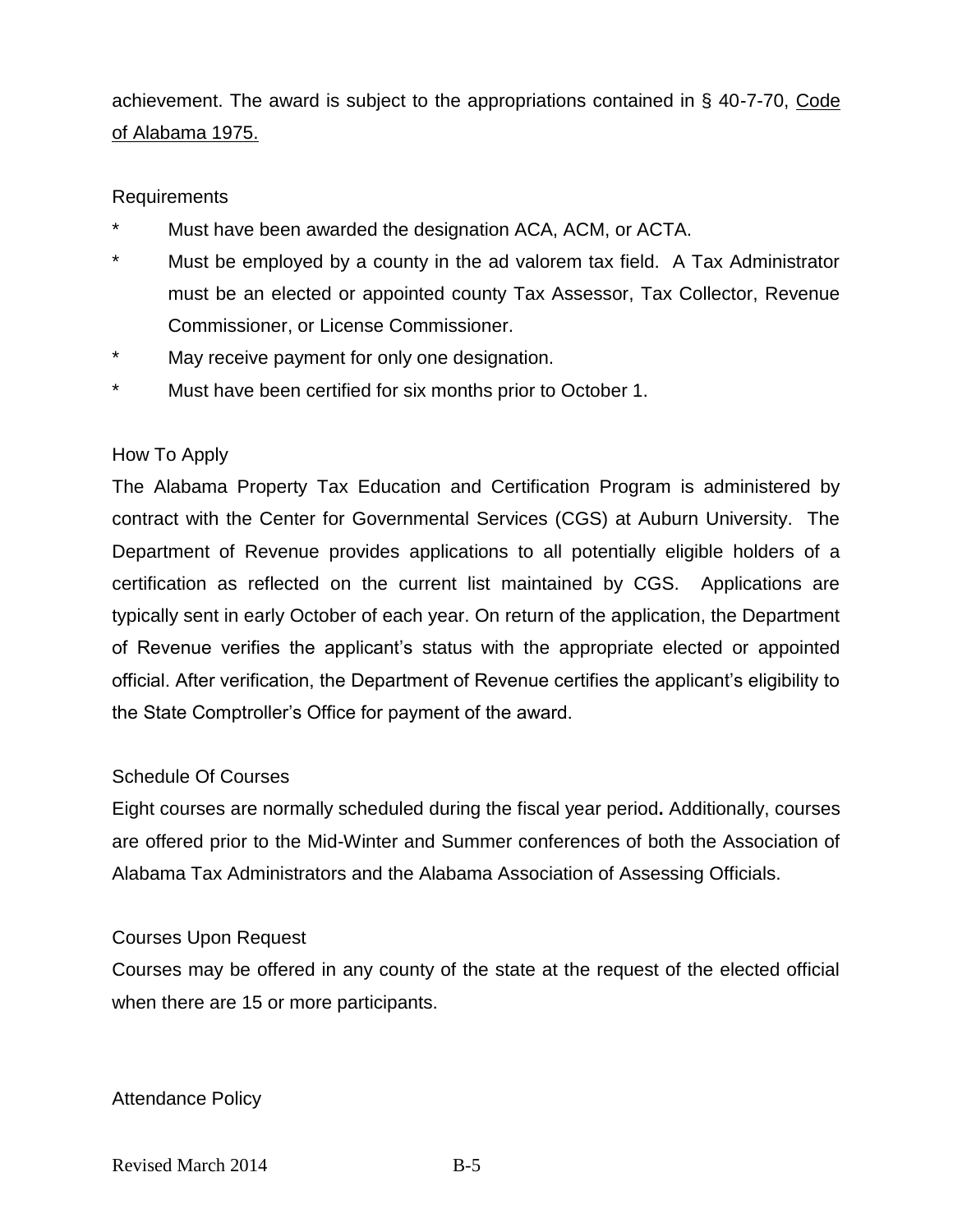achievement. The award is subject to the appropriations contained in § 40-7-70, Code of Alabama 1975.

Requirements

- Must have been awarded the designation ACA, ACM, or ACTA.
- Must be employed by a county in the ad valorem tax field. A Tax Administrator must be an elected or appointed county Tax Assessor, Tax Collector, Revenue Commissioner, or License Commissioner.
- May receive payment for only one designation.
- Must have been certified for six months prior to October 1.

How To Apply

The Alabama Property Tax Education and Certification Program is administered by contract with the Center for Governmental Services (CGS) at Auburn University. The Department of Revenue provides applications to all potentially eligible holders of a certification as reflected on the current list maintained by CGS. Applications are typically sent in early October of each year. On return of the application, the Department of Revenue verifies the applicant's status with the appropriate elected or appointed official. After verification, the Department of Revenue certifies the applicant's eligibility to the State Comptroller's Office for payment of the award.

Schedule Of Courses

Eight courses are normally scheduled during the fiscal year period**.** Additionally, courses are offered prior to the Mid-Winter and Summer conferences of both the Association of Alabama Tax Administrators and the Alabama Association of Assessing Officials.

Courses Upon Request

Courses may be offered in any county of the state at the request of the elected official when there are 15 or more participants.

Attendance Policy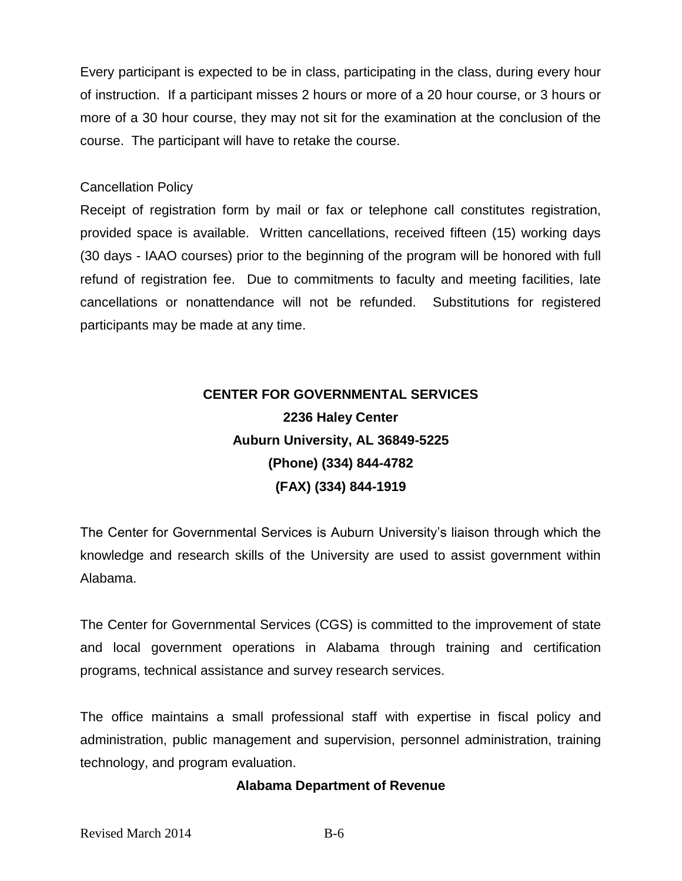Every participant is expected to be in class, participating in the class, during every hour of instruction. If a participant misses 2 hours or more of a 20 hour course, or 3 hours or more of a 30 hour course, they may not sit for the examination at the conclusion of the course. The participant will have to retake the course.

Cancellation Policy

Receipt of registration form by mail or fax or telephone call constitutes registration, provided space is available. Written cancellations, received fifteen (15) working days (30 days - IAAO courses) prior to the beginning of the program will be honored with full refund of registration fee. Due to commitments to faculty and meeting facilities, late cancellations or nonattendance will not be refunded. Substitutions for registered participants may be made at any time.

**CENTER FOR GOVERNMENTAL SERVICES**
**2236 Haley Center**
**Auburn University, AL 36849-5225**
**(Phone) (334) 844-4782**
**(FAX) (334) 844-1919**

The Center for Governmental Services is Auburn University's liaison through which the knowledge and research skills of the University are used to assist government within Alabama.

The Center for Governmental Services (CGS) is committed to the improvement of state and local government operations in Alabama through training and certification programs, technical assistance and survey research services.

The office maintains a small professional staff with expertise in fiscal policy and administration, public management and supervision, personnel administration, training technology, and program evaluation.

**Alabama Department of Revenue**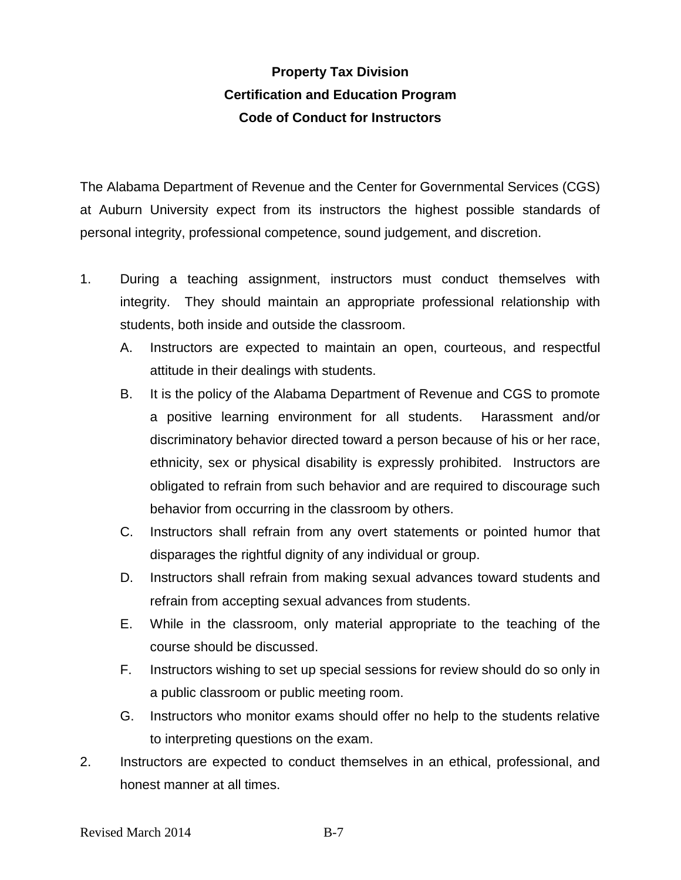**Property Tax Division**
**Certification and Education Program**
**Code of Conduct for Instructors**

The Alabama Department of Revenue and the Center for Governmental Services (CGS) at Auburn University expect from its instructors the highest possible standards of personal integrity, professional competence, sound judgement, and discretion.

1. During a teaching assignment, instructors must conduct themselves with integrity. They should maintain an appropriate professional relationship with students, both inside and outside the classroom.
   - A. Instructors are expected to maintain an open, courteous, and respectful attitude in their dealings with students.
   - B. It is the policy of the Alabama Department of Revenue and CGS to promote a positive learning environment for all students. Harassment and/or discriminatory behavior directed toward a person because of his or her race, ethnicity, sex or physical disability is expressly prohibited. Instructors are obligated to refrain from such behavior and are required to discourage such behavior from occurring in the classroom by others.
   - C. Instructors shall refrain from any overt statements or pointed humor that disparages the rightful dignity of any individual or group.
   - D. Instructors shall refrain from making sexual advances toward students and refrain from accepting sexual advances from students.
   - E. While in the classroom, only material appropriate to the teaching of the course should be discussed.
   - F. Instructors wishing to set up special sessions for review should do so only in a public classroom or public meeting room.
   - G. Instructors who monitor exams should offer no help to the students relative to interpreting questions on the exam.
2. Instructors are expected to conduct themselves in an ethical, professional, and honest manner at all times.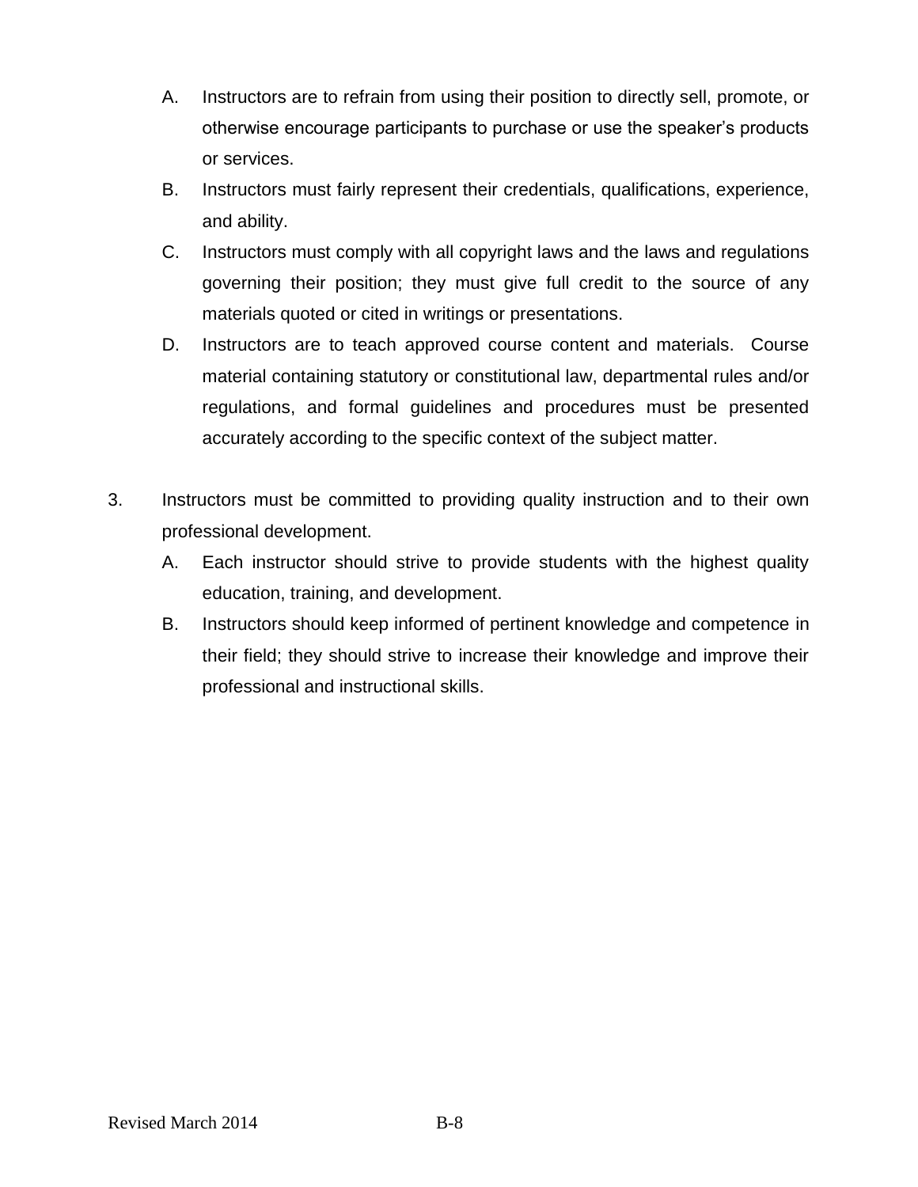A. Instructors are to refrain from using their position to directly sell, promote, or otherwise encourage participants to purchase or use the speaker's products or services.

B. Instructors must fairly represent their credentials, qualifications, experience, and ability.

C. Instructors must comply with all copyright laws and the laws and regulations governing their position; they must give full credit to the source of any materials quoted or cited in writings or presentations.

D. Instructors are to teach approved course content and materials. Course material containing statutory or constitutional law, departmental rules and/or regulations, and formal guidelines and procedures must be presented accurately according to the specific context of the subject matter.

3. Instructors must be committed to providing quality instruction and to their own professional development.

   A. Each instructor should strive to provide students with the highest quality education, training, and development.

   B. Instructors should keep informed of pertinent knowledge and competence in their field; they should strive to increase their knowledge and improve their professional and instructional skills.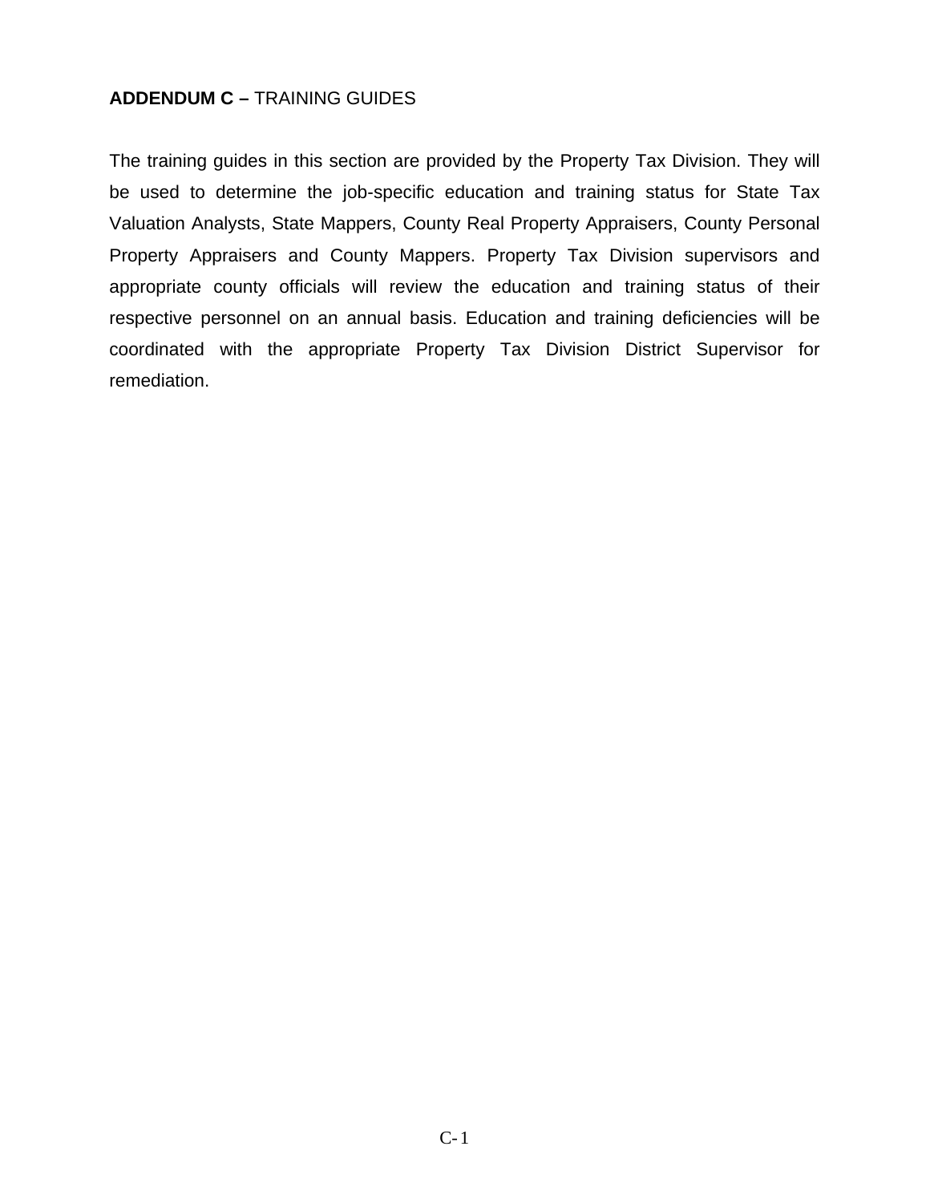**ADDENDUM C –** TRAINING GUIDES

The training guides in this section are provided by the Property Tax Division. They will be used to determine the job-specific education and training status for State Tax Valuation Analysts, State Mappers, County Real Property Appraisers, County Personal Property Appraisers and County Mappers. Property Tax Division supervisors and appropriate county officials will review the education and training status of their respective personnel on an annual basis. Education and training deficiencies will be coordinated with the appropriate Property Tax Division District Supervisor for remediation.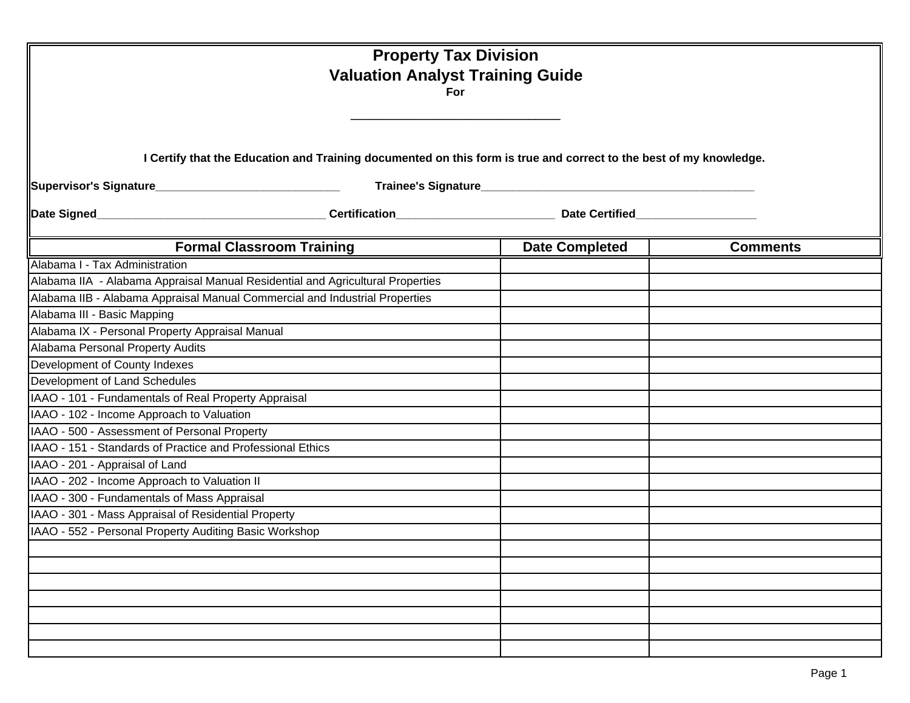# Property Tax Division

## Valuation Analyst Training Guide

**For**

________________________________

**I Certify that the Education and Training documented on this form is true and correct to the best of my knowledge.**

**Supervisor's Signature**______________________________ **Trainee's Signature**_____________________________________________

**Date Signed**_____________________________________ **Certification**_________________________ **Date Certified**___________________

| Formal Classroom Training | Date Completed | Comments |
|---|---|---|
| Alabama I - Tax Administration | | |
| Alabama IIA - Alabama Appraisal Manual Residential and Agricultural Properties | | |
| Alabama IIB - Alabama Appraisal Manual Commercial and Industrial Properties | | |
| Alabama III - Basic Mapping | | |
| Alabama IX - Personal Property Appraisal Manual | | |
| Alabama Personal Property Audits | | |
| Development of County Indexes | | |
| Development of Land Schedules | | |
| IAAO - 101 - Fundamentals of Real Property Appraisal | | |
| IAAO - 102 - Income Approach to Valuation | | |
| IAAO - 500 - Assessment of Personal Property | | |
| IAAO - 151 - Standards of Practice and Professional Ethics | | |
| IAAO - 201 - Appraisal of Land | | |
| IAAO - 202 - Income Approach to Valuation II | | |
| IAAO - 300 - Fundamentals of Mass Appraisal | | |
| IAAO - 301 - Mass Appraisal of Residential Property | | |
| IAAO - 552 - Personal Property Auditing Basic Workshop | | |
| | | |
| | | |
| | | |
| | | |
| | | |
| | | |
| | | |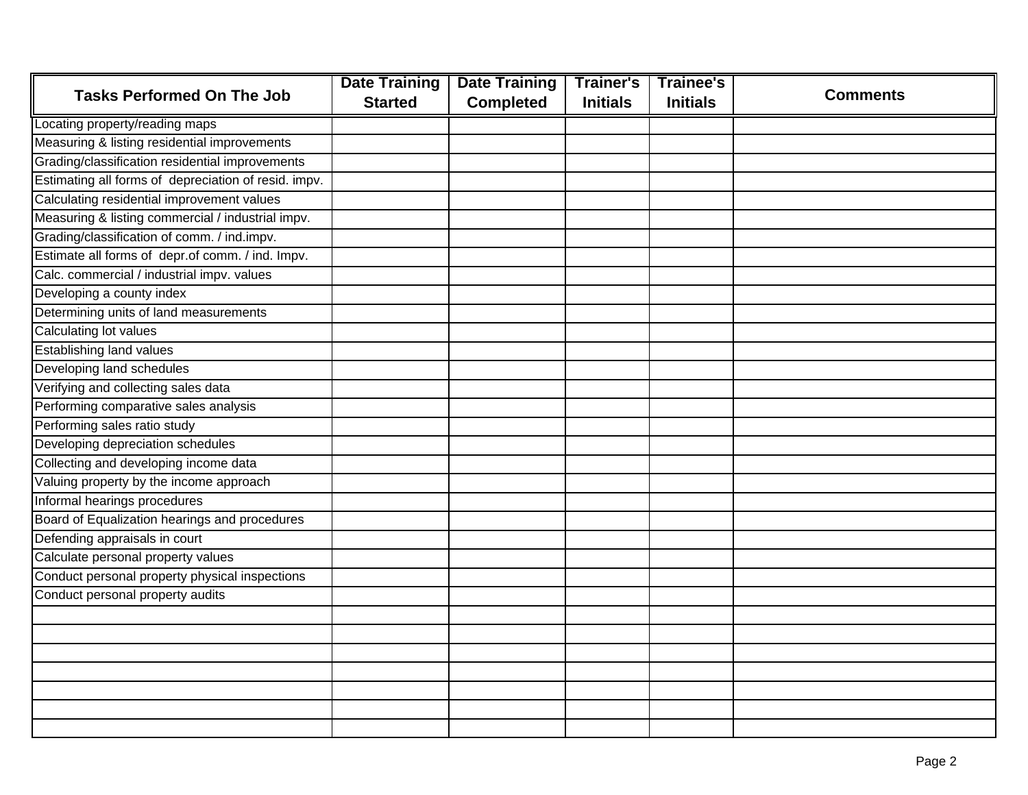| Tasks Performed On The Job | Date Training Started | Date Training Completed | Trainer's Initials | Trainee's Initials | Comments |
|---|---|---|---|---|---|
| Locating property/reading maps | | | | | |
| Measuring & listing residential improvements | | | | | |
| Grading/classification residential improvements | | | | | |
| Estimating all forms of depreciation of resid. impv. | | | | | |
| Calculating residential improvement values | | | | | |
| Measuring & listing commercial / industrial impv. | | | | | |
| Grading/classification of comm. / ind.impv. | | | | | |
| Estimate all forms of depr.of comm. / ind. Impv. | | | | | |
| Calc. commercial / industrial impv. values | | | | | |
| Developing a county index | | | | | |
| Determining units of land measurements | | | | | |
| Calculating lot values | | | | | |
| Establishing land values | | | | | |
| Developing land schedules | | | | | |
| Verifying and collecting sales data | | | | | |
| Performing comparative sales analysis | | | | | |
| Performing sales ratio study | | | | | |
| Developing depreciation schedules | | | | | |
| Collecting and developing income data | | | | | |
| Valuing property by the income approach | | | | | |
| Informal hearings procedures | | | | | |
| Board of Equalization hearings and procedures | | | | | |
| Defending appraisals in court | | | | | |
| Calculate personal property values | | | | | |
| Conduct personal property physical inspections | | | | | |
| Conduct personal property audits | | | | | |
| | | | | | |
| | | | | | |
| | | | | | |
| | | | | | |
| | | | | | |
| | | | | | |
| | | | | | |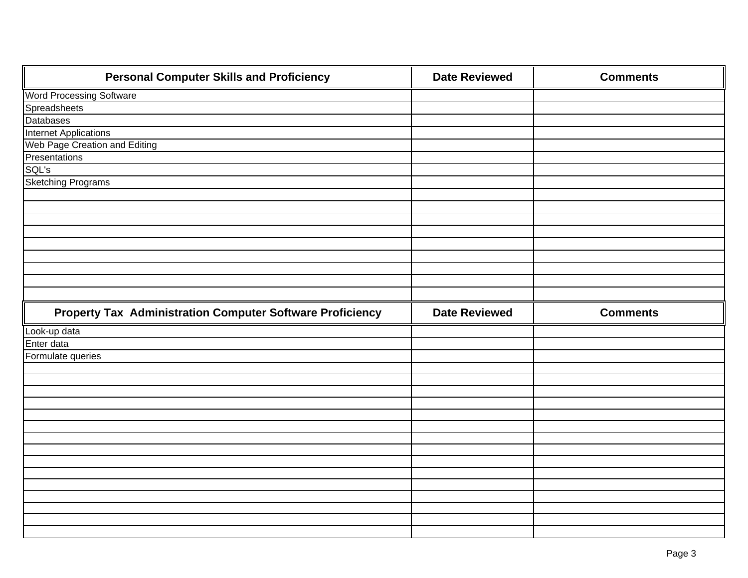| Personal Computer Skills and Proficiency | Date Reviewed | Comments |
|---|---|---|
| Word Processing Software | | |
| Spreadsheets | | |
| Databases | | |
| Internet Applications | | |
| Web Page Creation and Editing | | |
| Presentations | | |
| SQL's | | |
| Sketching Programs | | |
| | | |
| | | |
| | | |
| | | |
| | | |
| | | |
| | | |
| | | |
| | | |

| Property Tax Administration Computer Software Proficiency | Date Reviewed | Comments |
|---|---|---|
| Look-up data | | |
| Enter data | | |
| Formulate queries | | |
| | | |
| | | |
| | | |
| | | |
| | | |
| | | |
| | | |
| | | |
| | | |
| | | |
| | | |
| | | |
| | | |
| | | |
| | | |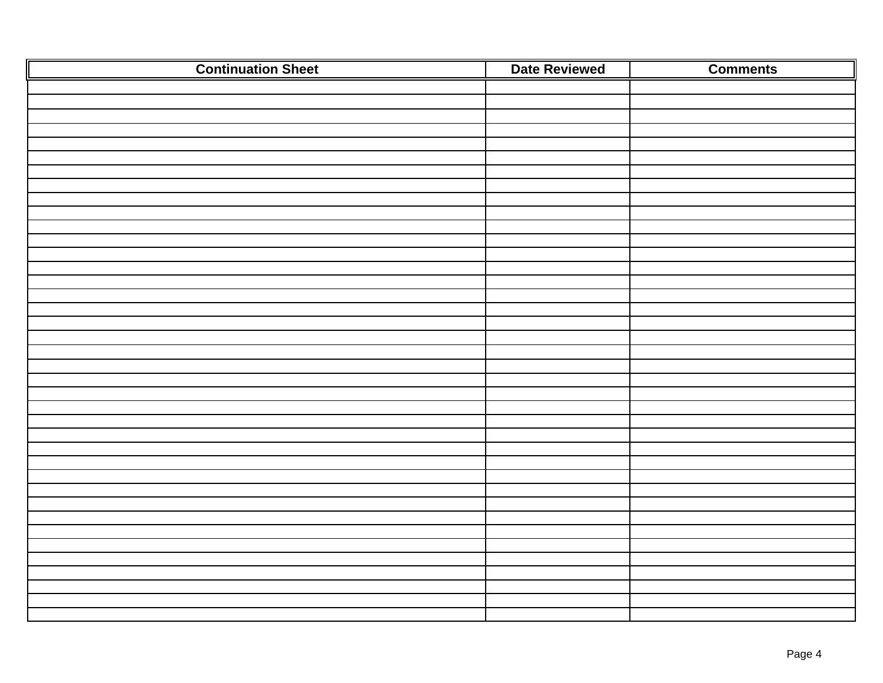| Continuation Sheet | Date Reviewed | Comments |
|---|---|---|
| | | |
| | | |
| | | |
| | | |
| | | |
| | | |
| | | |
| | | |
| | | |
| | | |
| | | |
| | | |
| | | |
| | | |
| | | |
| | | |
| | | |
| | | |
| | | |
| | | |
| | | |
| | | |
| | | |
| | | |
| | | |
| | | |
| | | |
| | | |
| | | |
| | | |
| | | |
| | | |
| | | |
| | | |
| | | |
| | | |
| | | |
| | | |
| | | |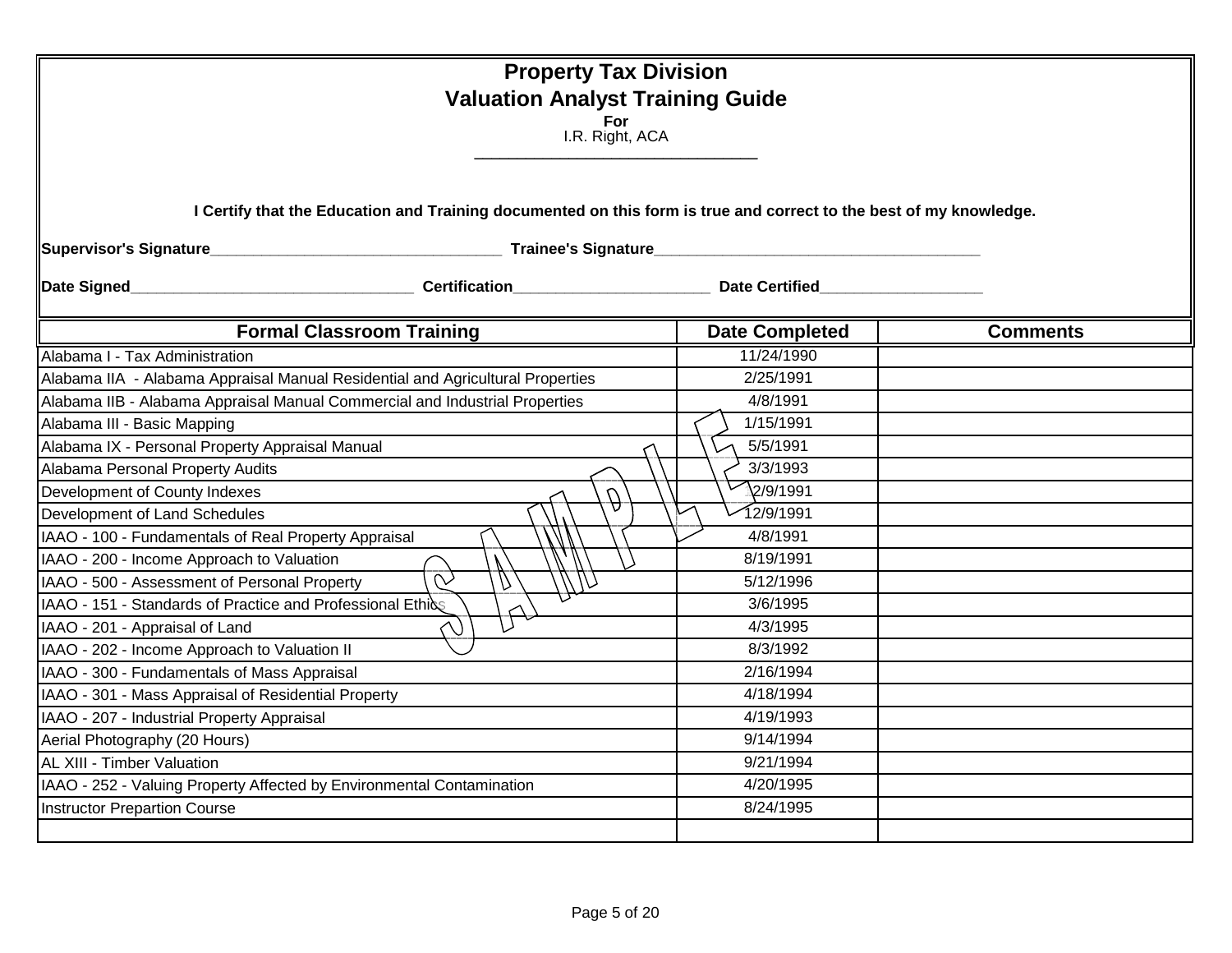# Property Tax Division

## Valuation Analyst Training Guide

**For**

I.R. Right, ACA

_______________________________

**I Certify that the Education and Training documented on this form is true and correct to the best of my knowledge.**

**Supervisor's Signature**_________________________________ **Trainee's Signature**____________________________________

**Date Signed**_________________________________ **Certification**______________________ **Date Certified**__________________

| Formal Classroom Training | Date Completed | Comments |
|---|---|---|
| Alabama I - Tax Administration | 11/24/1990 | |
| Alabama IIA - Alabama Appraisal Manual Residential and Agricultural Properties | 2/25/1991 | |
| Alabama IIB - Alabama Appraisal Manual Commercial and Industrial Properties | 4/8/1991 | |
| Alabama III - Basic Mapping | 1/15/1991 | |
| Alabama IX - Personal Property Appraisal Manual | 5/5/1991 | |
| Alabama Personal Property Audits | 3/3/1993 | |
| Development of County Indexes | 12/9/1991 | |
| Development of Land Schedules | 12/9/1991 | |
| IAAO - 100 - Fundamentals of Real Property Appraisal | 4/8/1991 | |
| IAAO - 200 - Income Approach to Valuation | 8/19/1991 | |
| IAAO - 500 - Assessment of Personal Property | 5/12/1996 | |
| IAAO - 151 - Standards of Practice and Professional Ethics | 3/6/1995 | |
| IAAO - 201 - Appraisal of Land | 4/3/1995 | |
| IAAO - 202 - Income Approach to Valuation II | 8/3/1992 | |
| IAAO - 300 - Fundamentals of Mass Appraisal | 2/16/1994 | |
| IAAO - 301 - Mass Appraisal of Residential Property | 4/18/1994 | |
| IAAO - 207 - Industrial Property Appraisal | 4/19/1993 | |
| Aerial Photography (20 Hours) | 9/14/1994 | |
| AL XIII - Timber Valuation | 9/21/1994 | |
| IAAO - 252 - Valuing Property Affected by Environmental Contamination | 4/20/1995 | |
| Instructor Prepartion Course | 8/24/1995 | |
| | | |

SAMPLE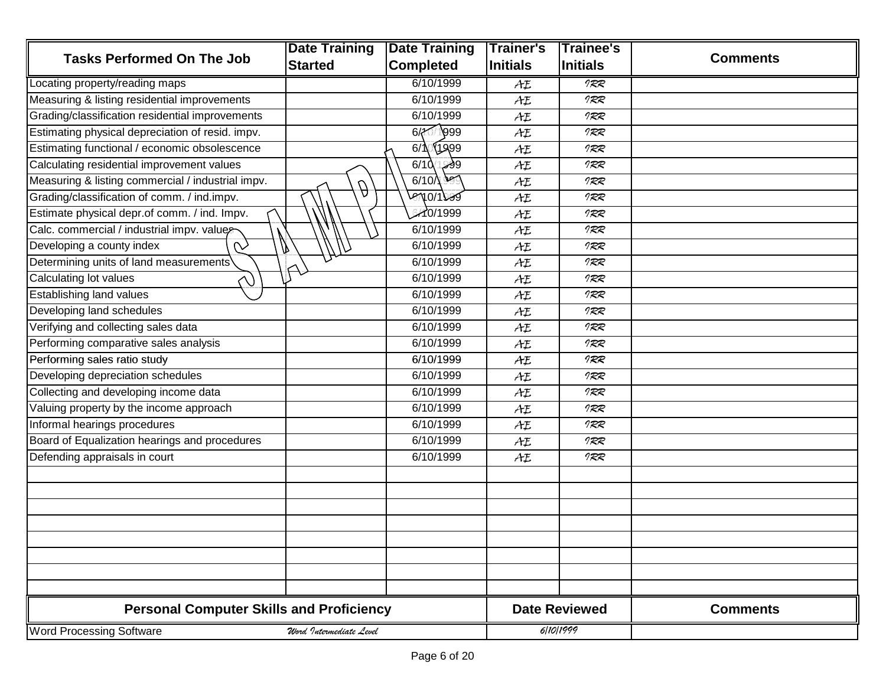| Tasks Performed On The Job | Date Training Started | Date Training Completed | Trainer's Initials | Trainee's Initials | Comments |
|---|---|---|---|---|---|
| Locating property/reading maps | | 6/10/1999 | AE | IRR | |
| Measuring & listing residential improvements | | 6/10/1999 | AE | IRR | |
| Grading/classification residential improvements | | 6/10/1999 | AE | IRR | |
| Estimating physical depreciation of resid. impv. | | 6/10/1999 | AE | IRR | |
| Estimating functional / economic obsolescence | | 6/10/1999 | AE | IRR | |
| Calculating residential improvement values | | 6/10/1999 | AE | IRR | |
| Measuring & listing commercial / industrial impv. | | 6/10/1999 | AE | IRR | |
| Grading/classification of comm. / ind.impv. | | 6/10/1999 | AE | IRR | |
| Estimate physical depr.of comm. / ind. Impv. | | 6/10/1999 | AE | IRR | |
| Calc. commercial / industrial impv. values | | 6/10/1999 | AE | IRR | |
| Developing a county index | | 6/10/1999 | AE | IRR | |
| Determining units of land measurements | | 6/10/1999 | AE | IRR | |
| Calculating lot values | | 6/10/1999 | AE | IRR | |
| Establishing land values | | 6/10/1999 | AE | IRR | |
| Developing land schedules | | 6/10/1999 | AE | IRR | |
| Verifying and collecting sales data | | 6/10/1999 | AE | IRR | |
| Performing comparative sales analysis | | 6/10/1999 | AE | IRR | |
| Performing sales ratio study | | 6/10/1999 | AE | IRR | |
| Developing depreciation schedules | | 6/10/1999 | AE | IRR | |
| Collecting and developing income data | | 6/10/1999 | AE | IRR | |
| Valuing property by the income approach | | 6/10/1999 | AE | IRR | |
| Informal hearings procedures | | 6/10/1999 | AE | IRR | |
| Board of Equalization hearings and procedures | | 6/10/1999 | AE | IRR | |
| Defending appraisals in court | | 6/10/1999 | AE | IRR | |
| | | | | | |
| | | | | | |
| | | | | | |
| | | | | | |
| | | | | | |
| | | | | | |
| | | | | | |
| | | | | | |

SAMPLE

| Personal Computer Skills and Proficiency | | Date Reviewed | Comments |
|---|---|---|---|
| Word Processing Software | Word Intermediate Level | 6/10/1999 | |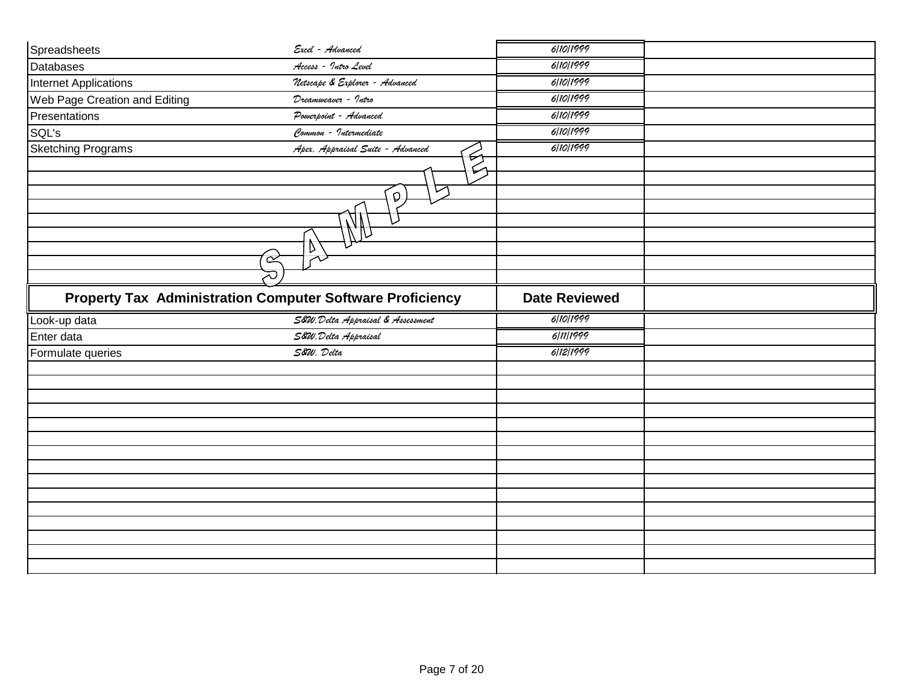| | | | |
|---|---|---|---|
| Spreadsheets | *Excel - Advanced* | *6/10/1999* | |
| Databases | *Access - Intro Level* | *6/10/1999* | |
| Internet Applications | *Netscape & Explorer - Advanced* | *6/10/1999* | |
| Web Page Creation and Editing | *Dreamweaver - Intro* | *6/10/1999* | |
| Presentations | *Powerpoint - Advanced* | *6/10/1999* | |
| SQL's | *Common - Intermediate* | *6/10/1999* | |
| Sketching Programs | *Apex, Appraisal Suite - Advanced* | *6/10/1999* | |
| | | | |
| | | | |
| | | | |
| | | | |
| | | | |
| | | | |
| | | | |
| | | | |

SAMPLE

| **Property Tax Administration Computer Software Proficiency** | | **Date Reviewed** | |
|---|---|---|---|
| Look-up data | *S&W, Delta Appraisal & Assessment* | *6/10/1999* | |
| Enter data | *S&W, Delta Appraisal* | *6/11/1999* | |
| Formulate queries | *S&W, Delta* | *6/12/1999* | |
| | | | |
| | | | |
| | | | |
| | | | |
| | | | |
| | | | |
| | | | |
| | | | |
| | | | |
| | | | |
| | | | |
| | | | |
| | | | |
| | | | |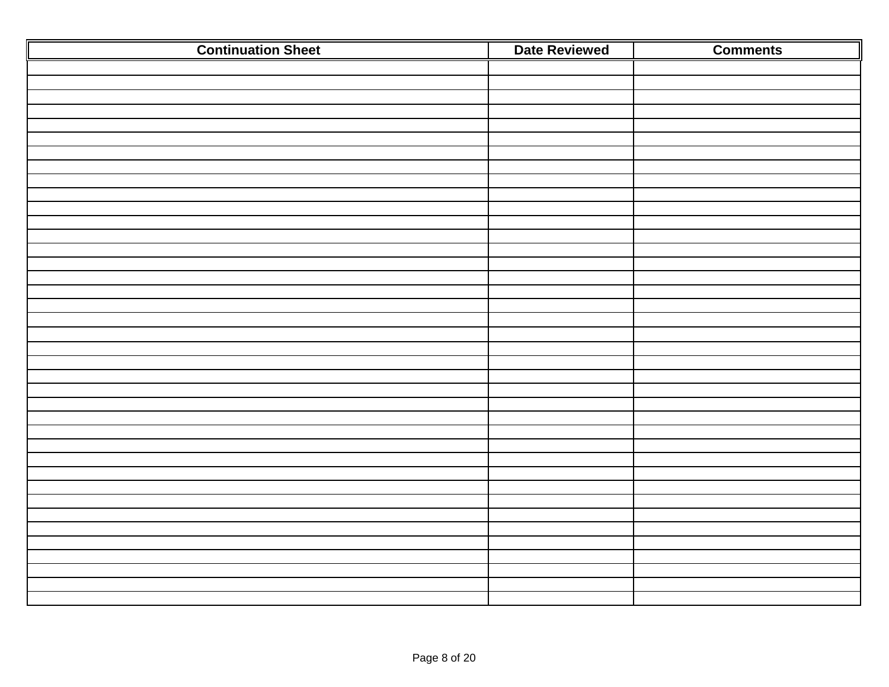| Continuation Sheet | Date Reviewed | Comments |
|---|---|---|
| | | |
| | | |
| | | |
| | | |
| | | |
| | | |
| | | |
| | | |
| | | |
| | | |
| | | |
| | | |
| | | |
| | | |
| | | |
| | | |
| | | |
| | | |
| | | |
| | | |
| | | |
| | | |
| | | |
| | | |
| | | |
| | | |
| | | |
| | | |
| | | |
| | | |
| | | |
| | | |
| | | |
| | | |
| | | |
| | | |
| | | |
| | | |
| | | |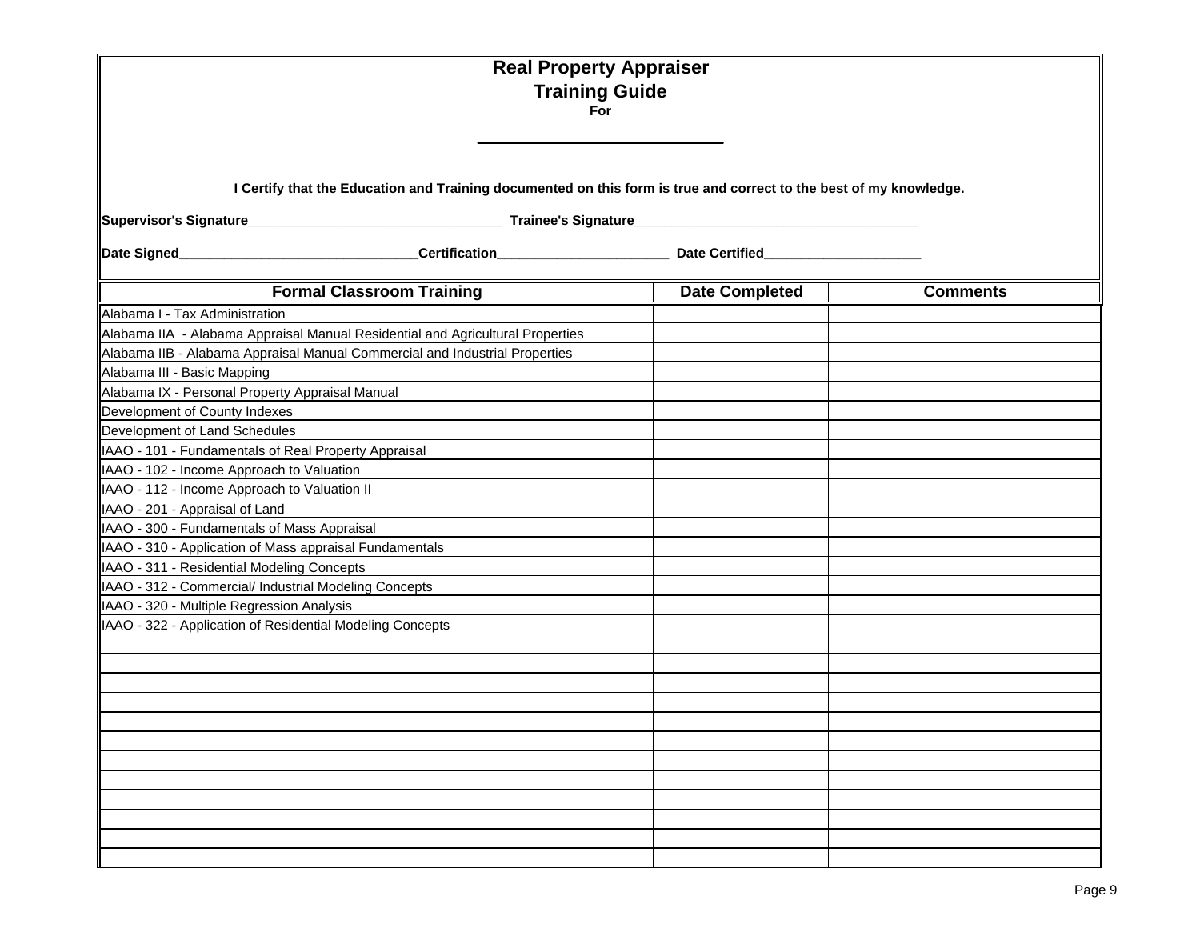# Real Property Appraiser

## Training Guide

**For**

\_\_\_\_\_\_\_\_\_\_\_\_\_\_\_\_\_\_\_\_\_\_\_\_\_\_\_\_

**I Certify that the Education and Training documented on this form is true and correct to the best of my knowledge.**

**Supervisor's Signature**\_\_\_\_\_\_\_\_\_\_\_\_\_\_\_\_\_\_\_\_\_\_\_\_\_\_\_\_\_\_\_\_\_\_\_ **Trainee's Signature**\_\_\_\_\_\_\_\_\_\_\_\_\_\_\_\_\_\_\_\_\_\_\_\_\_\_\_\_\_\_\_\_\_\_\_\_\_\_\_

**Date Signed**\_\_\_\_\_\_\_\_\_\_\_\_\_\_\_\_\_\_\_\_\_\_\_\_\_\_\_\_\_\_\_\_**Certification**\_\_\_\_\_\_\_\_\_\_\_\_\_\_\_\_\_\_\_\_\_\_\_ **Date Certified**\_\_\_\_\_\_\_\_\_\_\_\_\_\_\_\_\_\_\_\_\_

| Formal Classroom Training | Date Completed | Comments |
|---|---|---|
| Alabama I - Tax Administration | | |
| Alabama IIA - Alabama Appraisal Manual Residential and Agricultural Properties | | |
| Alabama IIB - Alabama Appraisal Manual Commercial and Industrial Properties | | |
| Alabama III - Basic Mapping | | |
| Alabama IX - Personal Property Appraisal Manual | | |
| Development of County Indexes | | |
| Development of Land Schedules | | |
| IAAO - 101 - Fundamentals of Real Property Appraisal | | |
| IAAO - 102 - Income Approach to Valuation | | |
| IAAO - 112 - Income Approach to Valuation II | | |
| IAAO - 201 - Appraisal of Land | | |
| IAAO - 300 - Fundamentals of Mass Appraisal | | |
| IAAO - 310 - Application of Mass appraisal Fundamentals | | |
| IAAO - 311 - Residential Modeling Concepts | | |
| IAAO - 312 - Commercial/ Industrial Modeling Concepts | | |
| IAAO - 320 - Multiple Regression Analysis | | |
| IAAO - 322 - Application of Residential Modeling Concepts | | |
| | | |
| | | |
| | | |
| | | |
| | | |
| | | |
| | | |
| | | |
| | | |
| | | |
| | | |
| | | |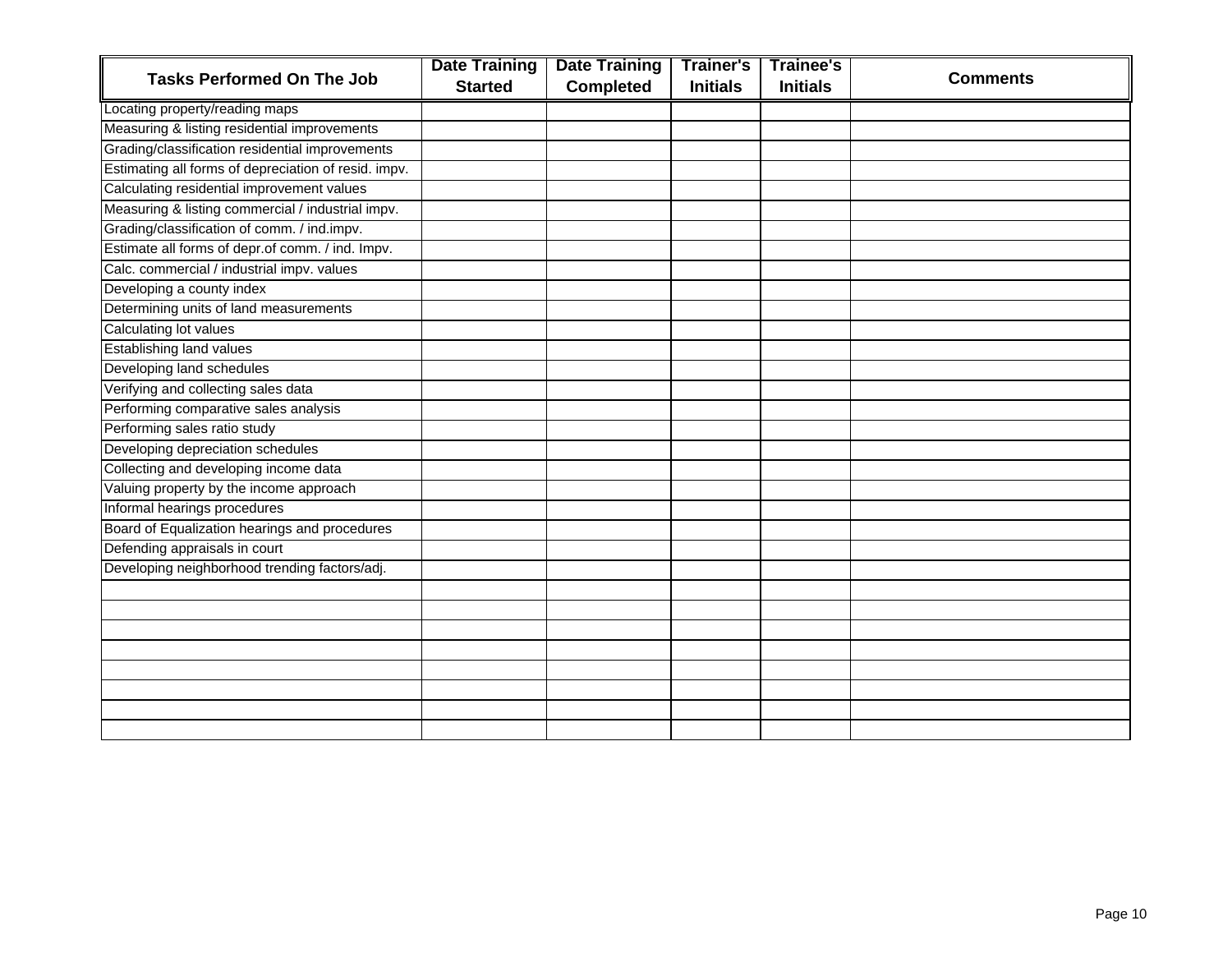| Tasks Performed On The Job | Date Training Started | Date Training Completed | Trainer's Initials | Trainee's Initials | Comments |
|---|---|---|---|---|---|
| Locating property/reading maps | | | | | |
| Measuring & listing residential improvements | | | | | |
| Grading/classification residential improvements | | | | | |
| Estimating all forms of depreciation of resid. impv. | | | | | |
| Calculating residential improvement values | | | | | |
| Measuring & listing commercial / industrial impv. | | | | | |
| Grading/classification of comm. / ind.impv. | | | | | |
| Estimate all forms of depr.of comm. / ind. Impv. | | | | | |
| Calc. commercial / industrial impv. values | | | | | |
| Developing a county index | | | | | |
| Determining units of land measurements | | | | | |
| Calculating lot values | | | | | |
| Establishing land values | | | | | |
| Developing land schedules | | | | | |
| Verifying and collecting sales data | | | | | |
| Performing comparative sales analysis | | | | | |
| Performing sales ratio study | | | | | |
| Developing depreciation schedules | | | | | |
| Collecting and developing income data | | | | | |
| Valuing property by the income approach | | | | | |
| Informal hearings procedures | | | | | |
| Board of Equalization hearings and procedures | | | | | |
| Defending appraisals in court | | | | | |
| Developing neighborhood trending factors/adj. | | | | | |
| | | | | | |
| | | | | | |
| | | | | | |
| | | | | | |
| | | | | | |
| | | | | | |
| | | | | | |
| | | | | | |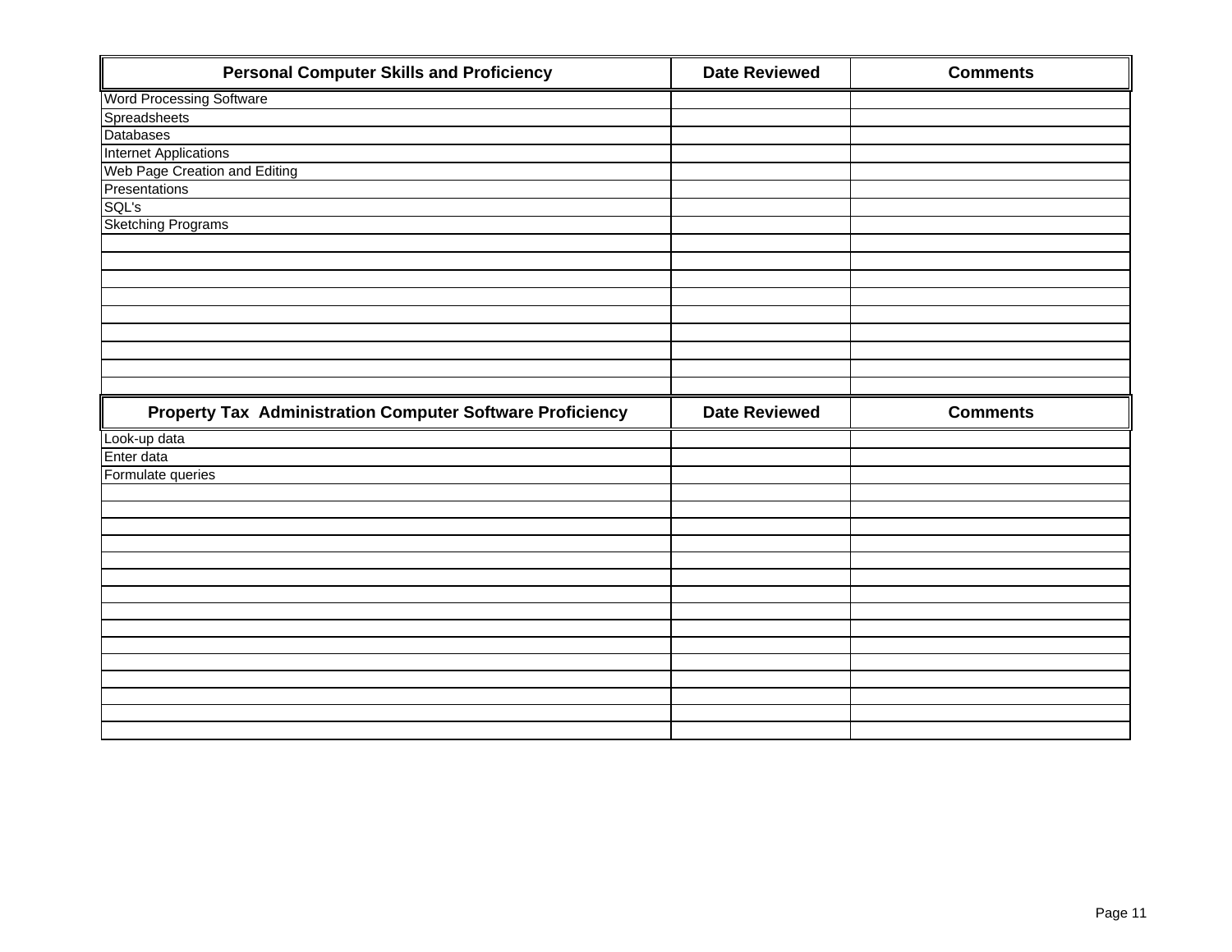| Personal Computer Skills and Proficiency | Date Reviewed | Comments |
| --- | --- | --- |
| Word Processing Software | | |
| Spreadsheets | | |
| Databases | | |
| Internet Applications | | |
| Web Page Creation and Editing | | |
| Presentations | | |
| SQL's | | |
| Sketching Programs | | |
| | | |
| | | |
| | | |
| | | |
| | | |
| | | |
| | | |
| | | |
| | | |

| Property Tax Administration Computer Software Proficiency | Date Reviewed | Comments |
| --- | --- | --- |
| Look-up data | | |
| Enter data | | |
| Formulate queries | | |
| | | |
| | | |
| | | |
| | | |
| | | |
| | | |
| | | |
| | | |
| | | |
| | | |
| | | |
| | | |
| | | |
| | | |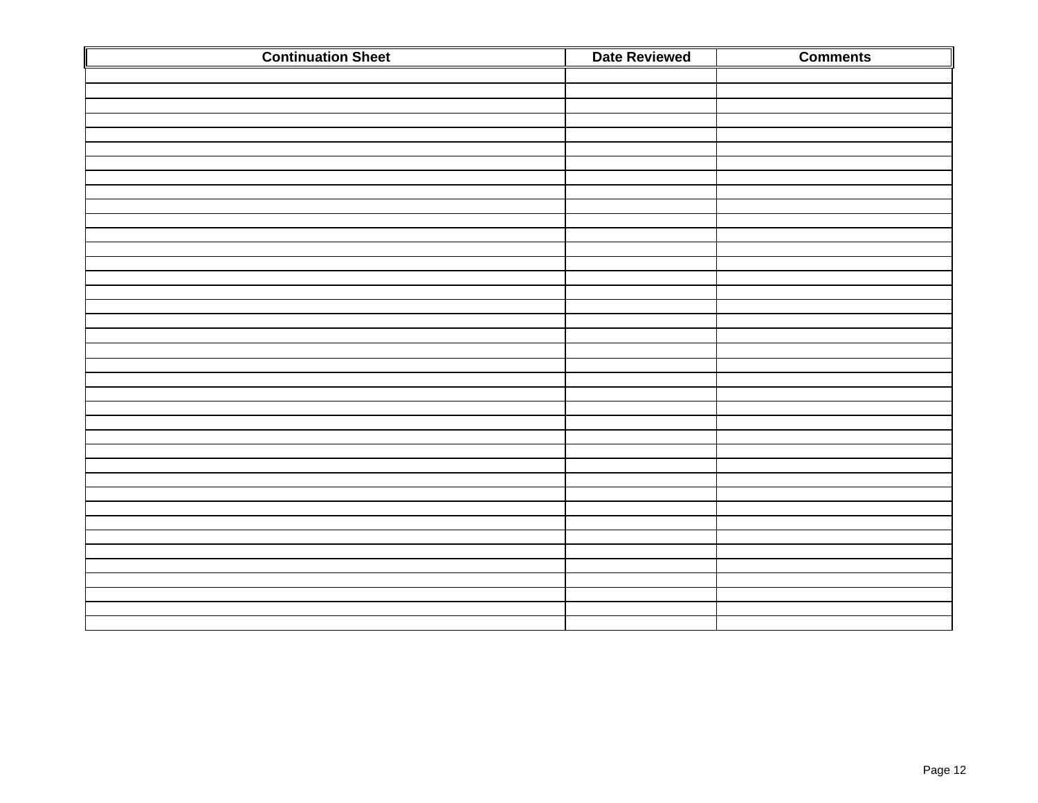| Continuation Sheet | Date Reviewed | Comments |
|---|---|---|
| | | |
| | | |
| | | |
| | | |
| | | |
| | | |
| | | |
| | | |
| | | |
| | | |
| | | |
| | | |
| | | |
| | | |
| | | |
| | | |
| | | |
| | | |
| | | |
| | | |
| | | |
| | | |
| | | |
| | | |
| | | |
| | | |
| | | |
| | | |
| | | |
| | | |
| | | |
| | | |
| | | |
| | | |
| | | |
| | | |
| | | |
| | | |
| | | |
| | | |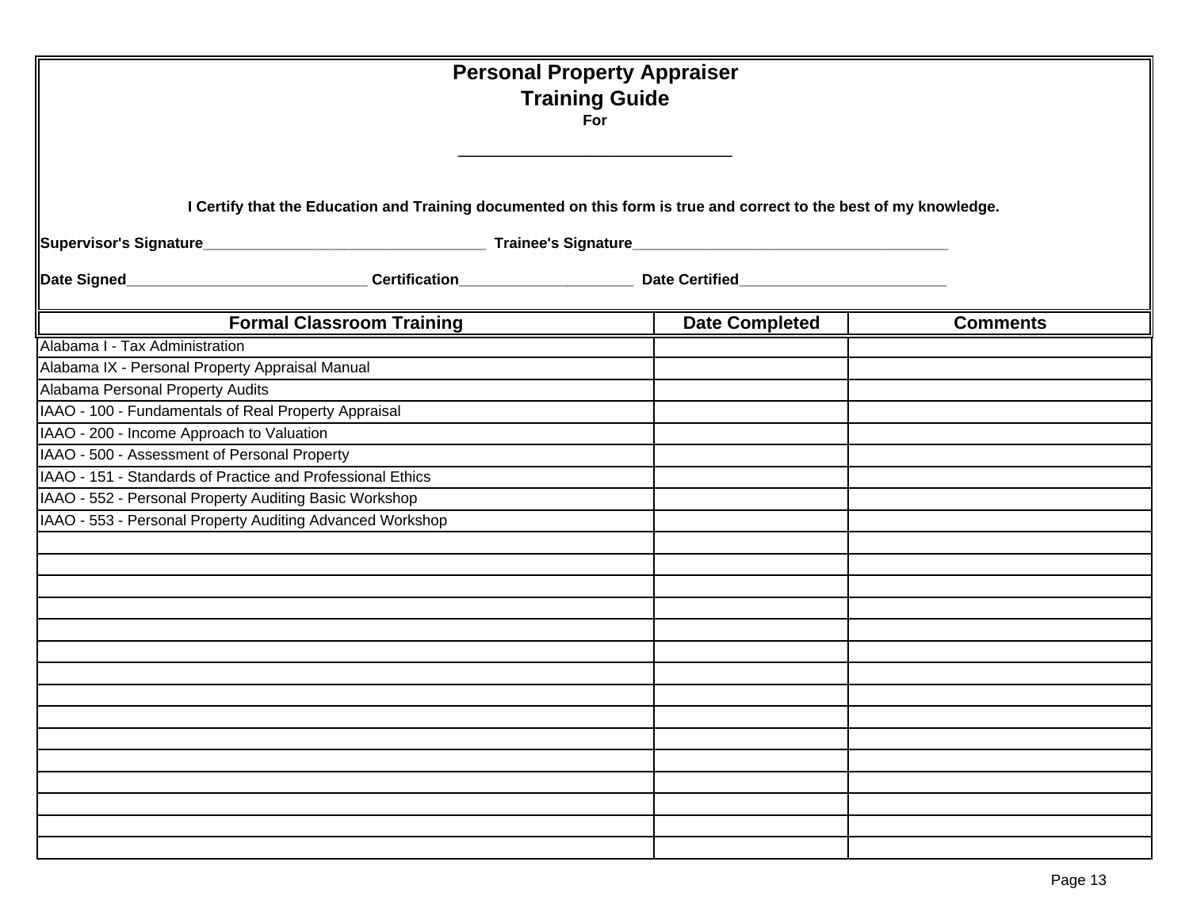# Personal Property Appraiser
## Training Guide
**For**

_______________________________

**I Certify that the Education and Training documented on this form is true and correct to the best of my knowledge.**

**Supervisor's Signature**___________________________________ **Trainee's Signature**________________________________________

**Date Signed**______________________________ **Certification**_____________________ **Date Certified**__________________________

| Formal Classroom Training | Date Completed | Comments |
|---|---|---|
| Alabama I - Tax Administration | | |
| Alabama IX - Personal Property Appraisal Manual | | |
| Alabama Personal Property Audits | | |
| IAAO - 100 - Fundamentals of Real Property Appraisal | | |
| IAAO - 200 - Income Approach to Valuation | | |
| IAAO - 500 - Assessment of Personal Property | | |
| IAAO - 151 - Standards of Practice and Professional Ethics | | |
| IAAO - 552 - Personal Property Auditing Basic Workshop | | |
| IAAO - 553 - Personal Property Auditing Advanced Workshop | | |
| | | |
| | | |
| | | |
| | | |
| | | |
| | | |
| | | |
| | | |
| | | |
| | | |
| | | |
| | | |
| | | |
| | | |
| | | |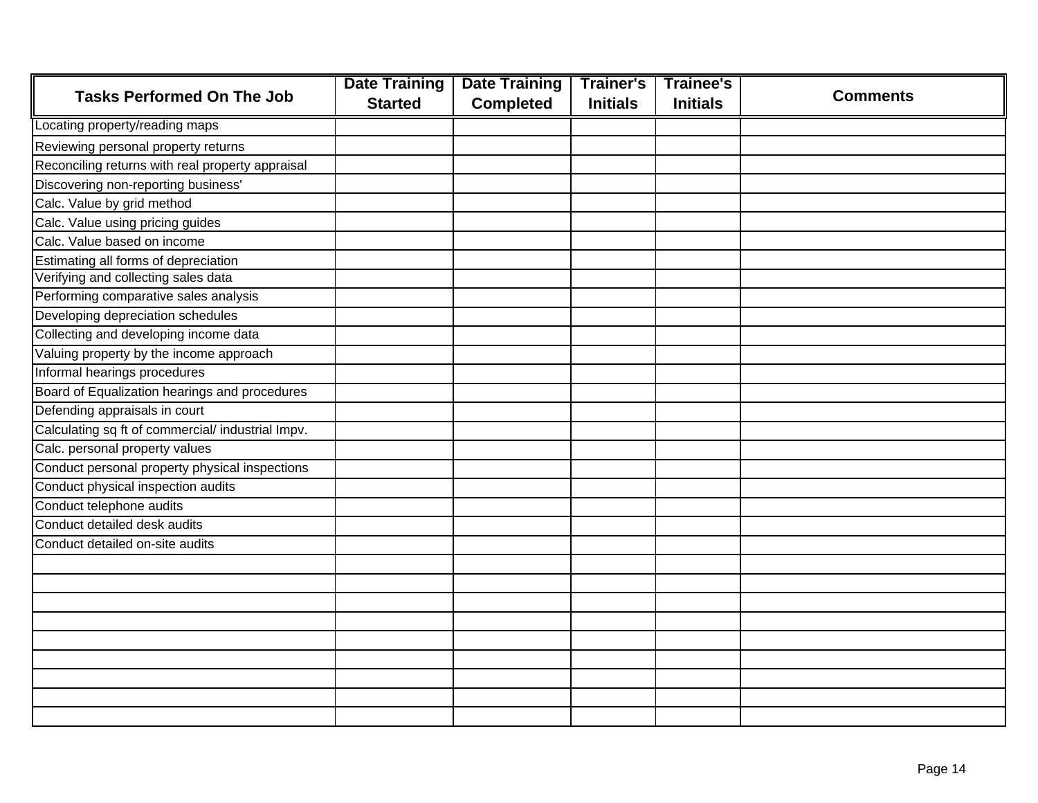| Tasks Performed On The Job | Date Training Started | Date Training Completed | Trainer's Initials | Trainee's Initials | Comments |
|---|---|---|---|---|---|
| Locating property/reading maps | | | | | |
| Reviewing personal property returns | | | | | |
| Reconciling returns with real property appraisal | | | | | |
| Discovering non-reporting business' | | | | | |
| Calc. Value by grid method | | | | | |
| Calc. Value using pricing guides | | | | | |
| Calc. Value based on income | | | | | |
| Estimating all forms of depreciation | | | | | |
| Verifying and collecting sales data | | | | | |
| Performing comparative sales analysis | | | | | |
| Developing depreciation schedules | | | | | |
| Collecting and developing income data | | | | | |
| Valuing property by the income approach | | | | | |
| Informal hearings procedures | | | | | |
| Board of Equalization hearings and procedures | | | | | |
| Defending appraisals in court | | | | | |
| Calculating sq ft of commercial/ industrial Impv. | | | | | |
| Calc. personal property values | | | | | |
| Conduct personal property physical inspections | | | | | |
| Conduct physical inspection audits | | | | | |
| Conduct telephone audits | | | | | |
| Conduct detailed desk audits | | | | | |
| Conduct detailed on-site audits | | | | | |
| | | | | | |
| | | | | | |
| | | | | | |
| | | | | | |
| | | | | | |
| | | | | | |
| | | | | | |
| | | | | | |
| | | | | | |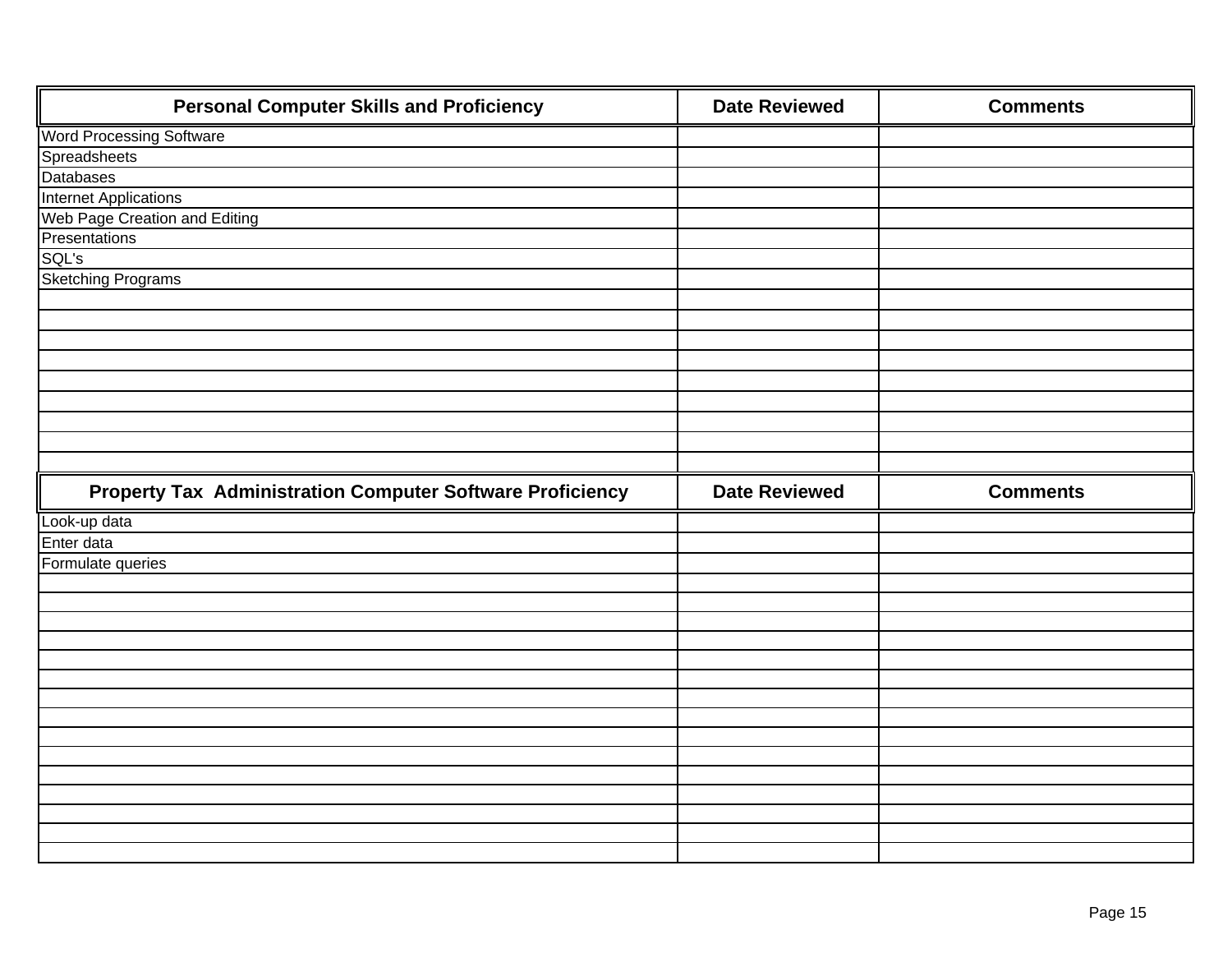| Personal Computer Skills and Proficiency | Date Reviewed | Comments |
| --- | --- | --- |
| Word Processing Software | | |
| Spreadsheets | | |
| Databases | | |
| Internet Applications | | |
| Web Page Creation and Editing | | |
| Presentations | | |
| SQL's | | |
| Sketching Programs | | |
| | | |
| | | |
| | | |
| | | |
| | | |
| | | |
| | | |
| | | |
| | | |

| Property Tax  Administration Computer Software Proficiency | Date Reviewed | Comments |
| --- | --- | --- |
| Look-up data | | |
| Enter data | | |
| Formulate queries | | |
| | | |
| | | |
| | | |
| | | |
| | | |
| | | |
| | | |
| | | |
| | | |
| | | |
| | | |
| | | |
| | | |
| | | |
| | | |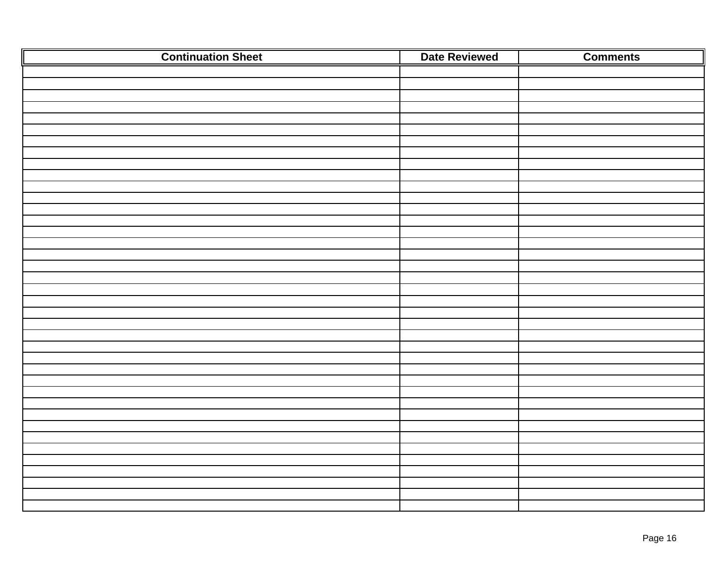| Continuation Sheet | Date Reviewed | Comments |
|---|---|---|
| | | |
| | | |
| | | |
| | | |
| | | |
| | | |
| | | |
| | | |
| | | |
| | | |
| | | |
| | | |
| | | |
| | | |
| | | |
| | | |
| | | |
| | | |
| | | |
| | | |
| | | |
| | | |
| | | |
| | | |
| | | |
| | | |
| | | |
| | | |
| | | |
| | | |
| | | |
| | | |
| | | |
| | | |
| | | |
| | | |
| | | |
| | | |
| | | |
| | | |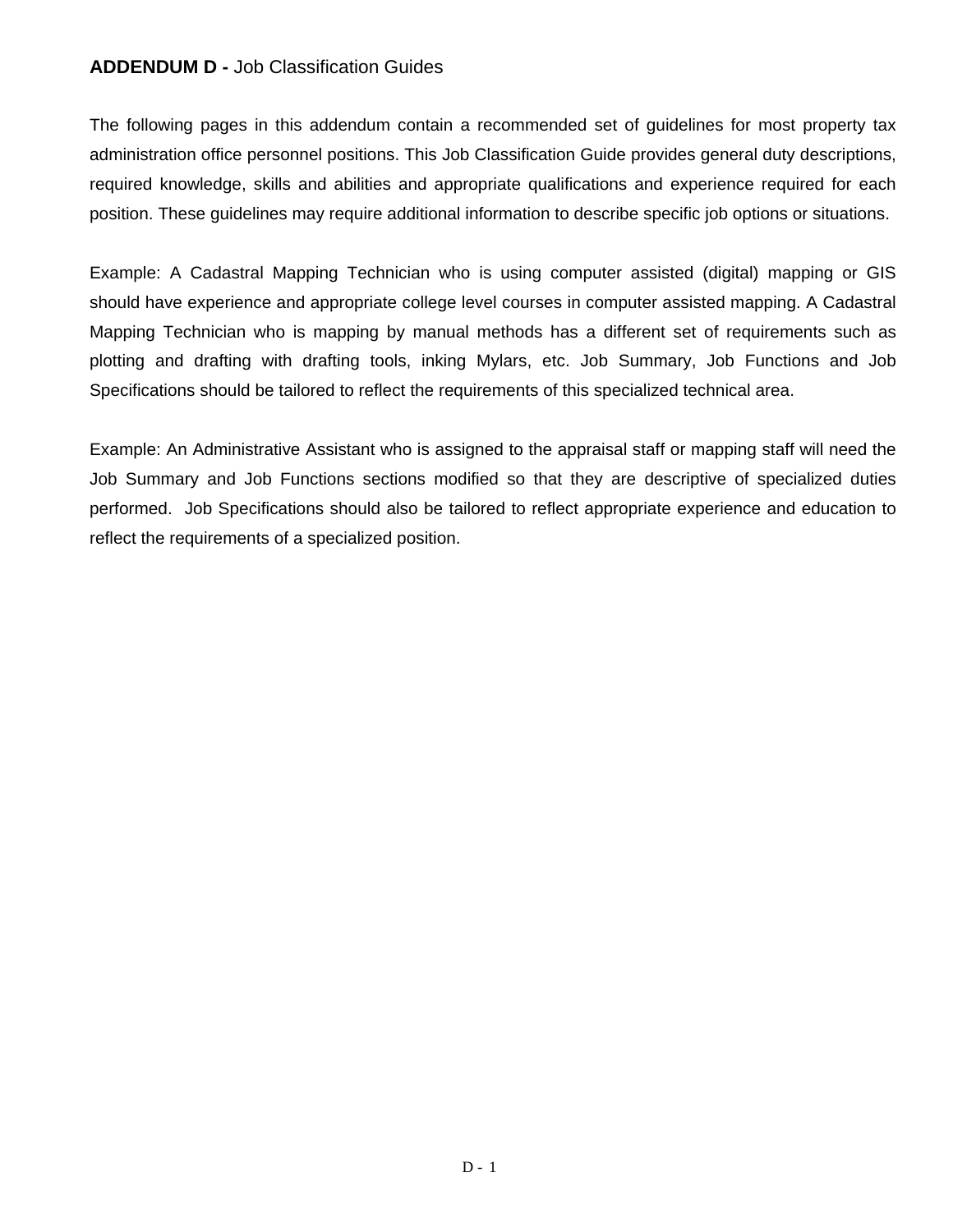## **ADDENDUM D -** Job Classification Guides

The following pages in this addendum contain a recommended set of guidelines for most property tax administration office personnel positions. This Job Classification Guide provides general duty descriptions, required knowledge, skills and abilities and appropriate qualifications and experience required for each position. These guidelines may require additional information to describe specific job options or situations.

Example: A Cadastral Mapping Technician who is using computer assisted (digital) mapping or GIS should have experience and appropriate college level courses in computer assisted mapping. A Cadastral Mapping Technician who is mapping by manual methods has a different set of requirements such as plotting and drafting with drafting tools, inking Mylars, etc. Job Summary, Job Functions and Job Specifications should be tailored to reflect the requirements of this specialized technical area.

Example: An Administrative Assistant who is assigned to the appraisal staff or mapping staff will need the Job Summary and Job Functions sections modified so that they are descriptive of specialized duties performed. Job Specifications should also be tailored to reflect appropriate experience and education to reflect the requirements of a specialized position.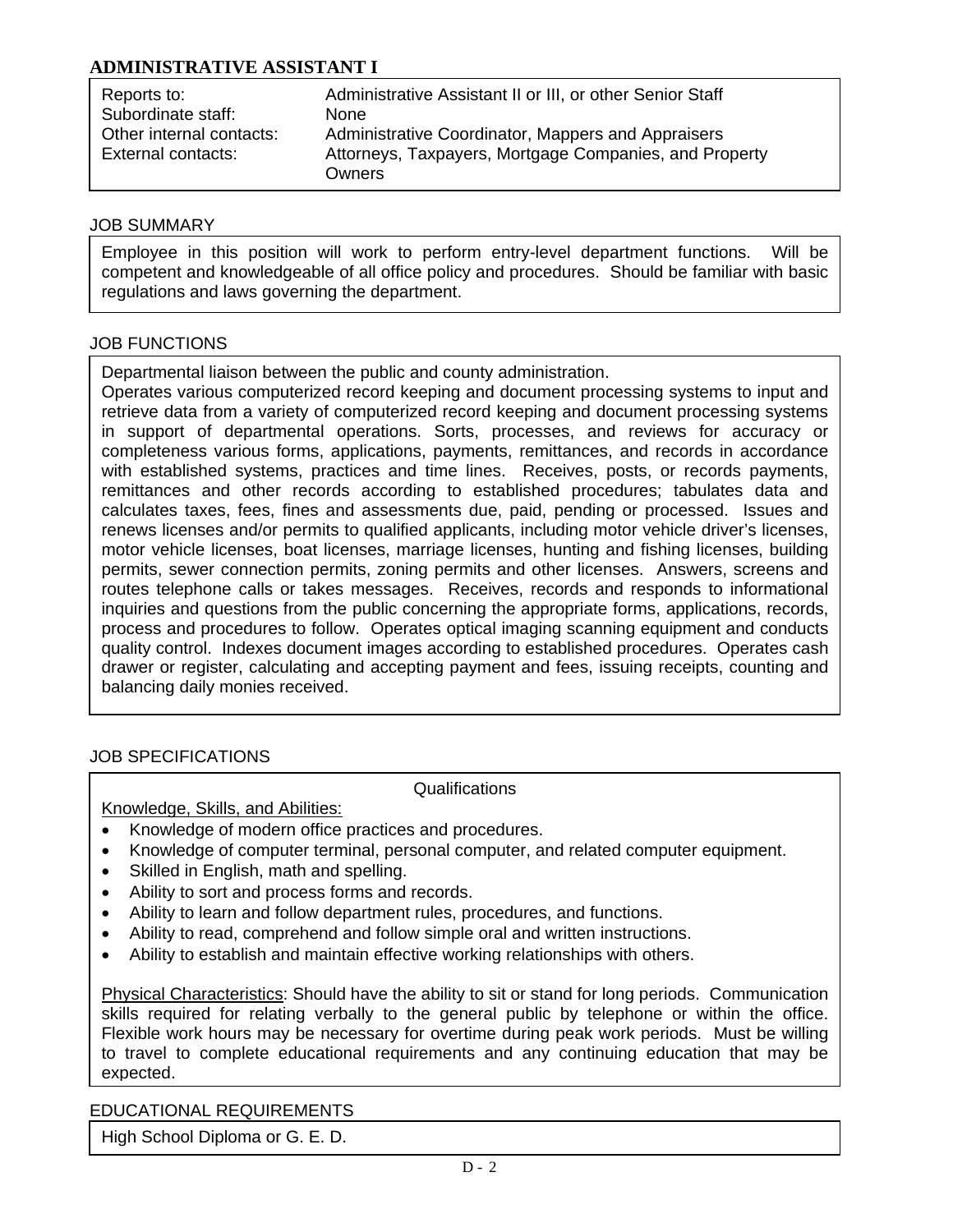# ADMINISTRATIVE ASSISTANT I

| | |
|---|---|
| Reports to: | Administrative Assistant II or III, or other Senior Staff |
| Subordinate staff: | None |
| Other internal contacts: | Administrative Coordinator, Mappers and Appraisers |
| External contacts: | Attorneys, Taxpayers, Mortgage Companies, and Property Owners |

## JOB SUMMARY

Employee in this position will work to perform entry-level department functions. Will be competent and knowledgeable of all office policy and procedures. Should be familiar with basic regulations and laws governing the department.

## JOB FUNCTIONS

Departmental liaison between the public and county administration.
Operates various computerized record keeping and document processing systems to input and retrieve data from a variety of computerized record keeping and document processing systems in support of departmental operations. Sorts, processes, and reviews for accuracy or completeness various forms, applications, payments, remittances, and records in accordance with established systems, practices and time lines. Receives, posts, or records payments, remittances and other records according to established procedures; tabulates data and calculates taxes, fees, fines and assessments due, paid, pending or processed. Issues and renews licenses and/or permits to qualified applicants, including motor vehicle driver's licenses, motor vehicle licenses, boat licenses, marriage licenses, hunting and fishing licenses, building permits, sewer connection permits, zoning permits and other licenses. Answers, screens and routes telephone calls or takes messages. Receives, records and responds to informational inquiries and questions from the public concerning the appropriate forms, applications, records, process and procedures to follow. Operates optical imaging scanning equipment and conducts quality control. Indexes document images according to established procedures. Operates cash drawer or register, calculating and accepting payment and fees, issuing receipts, counting and balancing daily monies received.

## JOB SPECIFICATIONS

Qualifications

Knowledge, Skills, and Abilities:

- Knowledge of modern office practices and procedures.
- Knowledge of computer terminal, personal computer, and related computer equipment.
- Skilled in English, math and spelling.
- Ability to sort and process forms and records.
- Ability to learn and follow department rules, procedures, and functions.
- Ability to read, comprehend and follow simple oral and written instructions.
- Ability to establish and maintain effective working relationships with others.

Physical Characteristics: Should have the ability to sit or stand for long periods. Communication skills required for relating verbally to the general public by telephone or within the office. Flexible work hours may be necessary for overtime during peak work periods. Must be willing to travel to complete educational requirements and any continuing education that may be expected.

## EDUCATIONAL REQUIREMENTS

High School Diploma or G. E. D.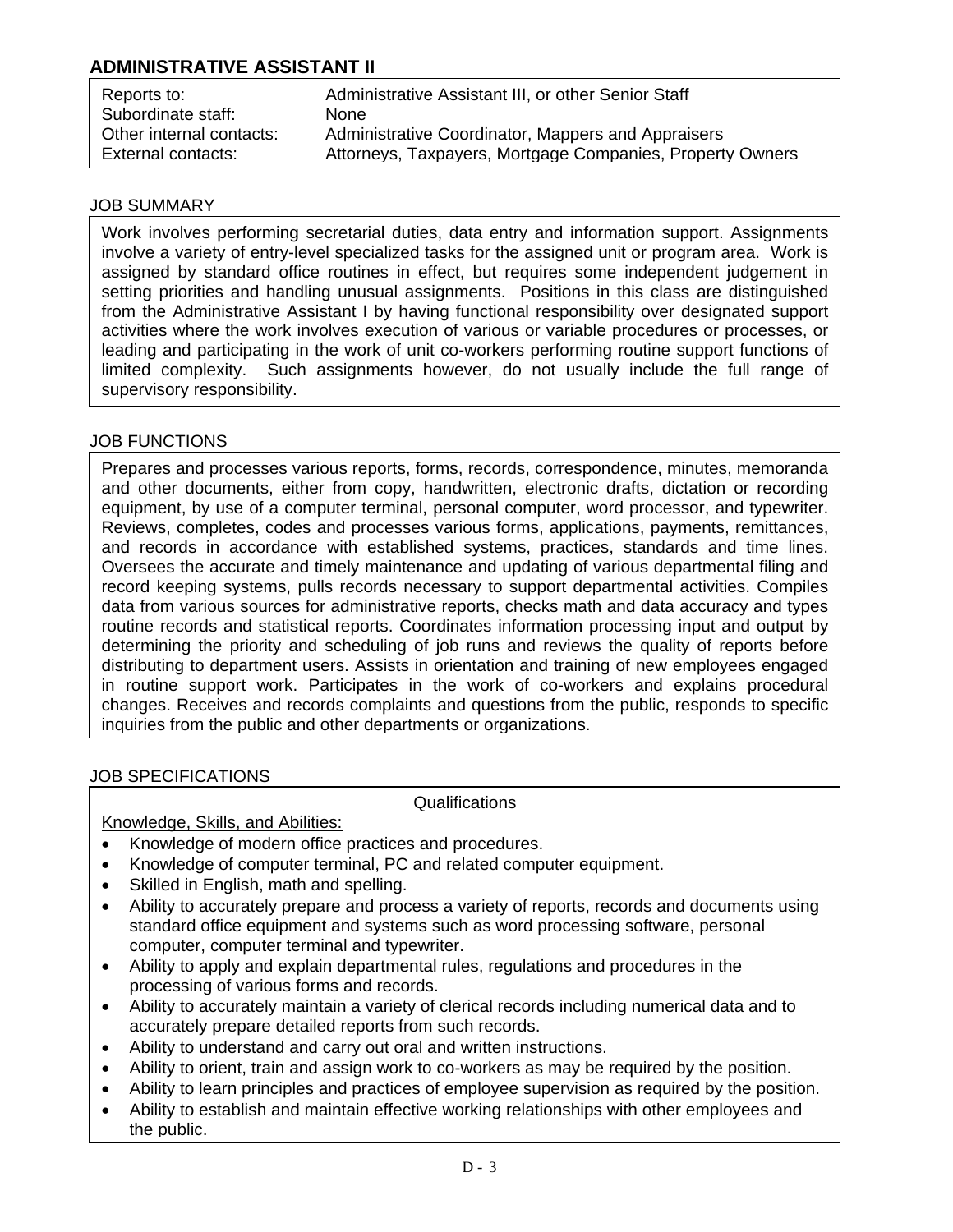## ADMINISTRATIVE ASSISTANT II

| | |
|---|---|
| Reports to: | Administrative Assistant III, or other Senior Staff |
| Subordinate staff: | None |
| Other internal contacts: | Administrative Coordinator, Mappers and Appraisers |
| External contacts: | Attorneys, Taxpayers, Mortgage Companies, Property Owners |

### JOB SUMMARY

Work involves performing secretarial duties, data entry and information support. Assignments involve a variety of entry-level specialized tasks for the assigned unit or program area. Work is assigned by standard office routines in effect, but requires some independent judgement in setting priorities and handling unusual assignments. Positions in this class are distinguished from the Administrative Assistant I by having functional responsibility over designated support activities where the work involves execution of various or variable procedures or processes, or leading and participating in the work of unit co-workers performing routine support functions of limited complexity. Such assignments however, do not usually include the full range of supervisory responsibility.

### JOB FUNCTIONS

Prepares and processes various reports, forms, records, correspondence, minutes, memoranda and other documents, either from copy, handwritten, electronic drafts, dictation or recording equipment, by use of a computer terminal, personal computer, word processor, and typewriter. Reviews, completes, codes and processes various forms, applications, payments, remittances, and records in accordance with established systems, practices, standards and time lines. Oversees the accurate and timely maintenance and updating of various departmental filing and record keeping systems, pulls records necessary to support departmental activities. Compiles data from various sources for administrative reports, checks math and data accuracy and types routine records and statistical reports. Coordinates information processing input and output by determining the priority and scheduling of job runs and reviews the quality of reports before distributing to department users. Assists in orientation and training of new employees engaged in routine support work. Participates in the work of co-workers and explains procedural changes. Receives and records complaints and questions from the public, responds to specific inquiries from the public and other departments or organizations.

### JOB SPECIFICATIONS

Qualifications

Knowledge, Skills, and Abilities:

- Knowledge of modern office practices and procedures.
- Knowledge of computer terminal, PC and related computer equipment.
- Skilled in English, math and spelling.
- Ability to accurately prepare and process a variety of reports, records and documents using standard office equipment and systems such as word processing software, personal computer, computer terminal and typewriter.
- Ability to apply and explain departmental rules, regulations and procedures in the processing of various forms and records.
- Ability to accurately maintain a variety of clerical records including numerical data and to accurately prepare detailed reports from such records.
- Ability to understand and carry out oral and written instructions.
- Ability to orient, train and assign work to co-workers as may be required by the position.
- Ability to learn principles and practices of employee supervision as required by the position.
- Ability to establish and maintain effective working relationships with other employees and the public.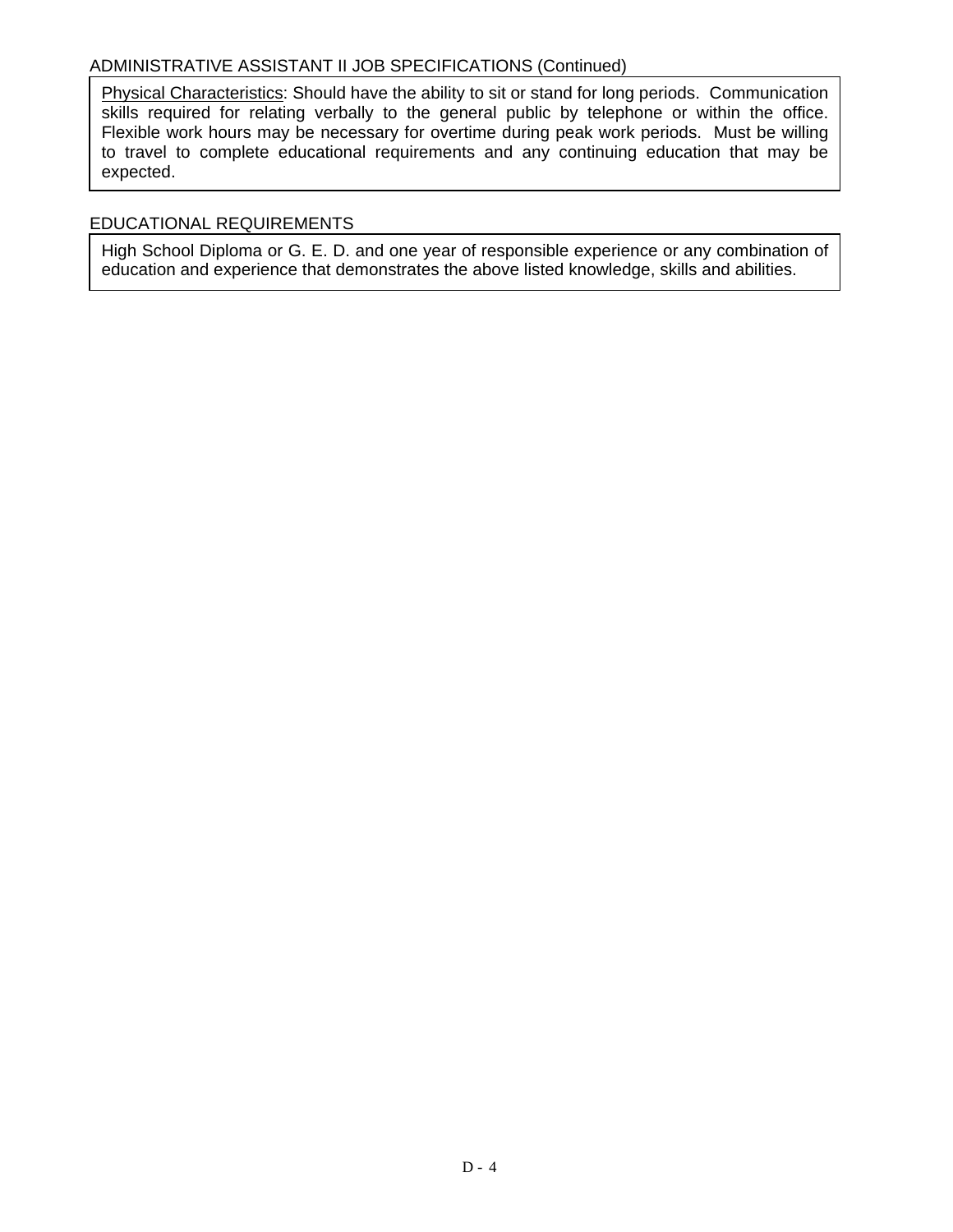ADMINISTRATIVE ASSISTANT II JOB SPECIFICATIONS (Continued)

Physical Characteristics: Should have the ability to sit or stand for long periods. Communication skills required for relating verbally to the general public by telephone or within the office. Flexible work hours may be necessary for overtime during peak work periods. Must be willing to travel to complete educational requirements and any continuing education that may be expected.

EDUCATIONAL REQUIREMENTS

High School Diploma or G. E. D. and one year of responsible experience or any combination of education and experience that demonstrates the above listed knowledge, skills and abilities.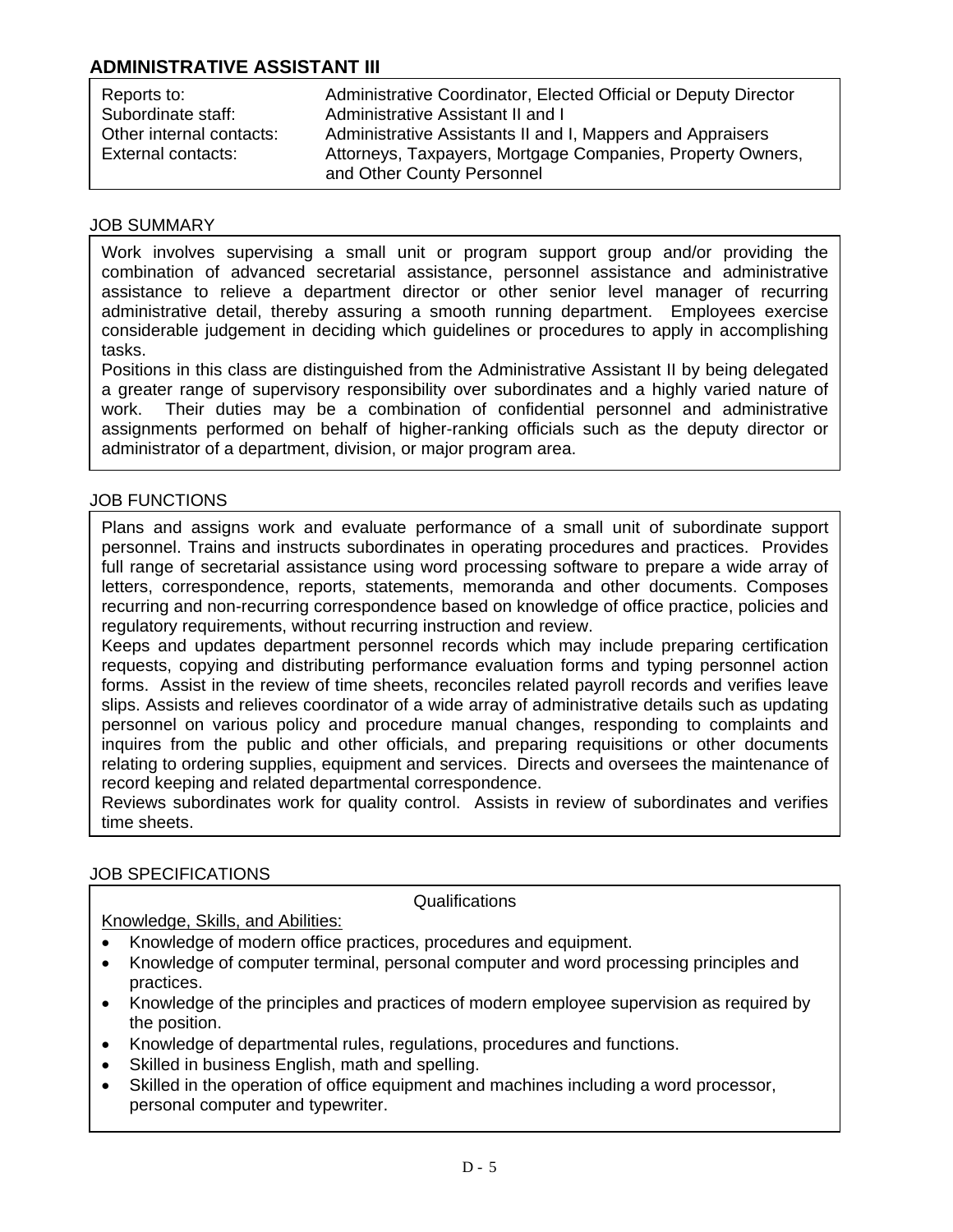## ADMINISTRATIVE ASSISTANT III

| | |
|---|---|
| Reports to: | Administrative Coordinator, Elected Official or Deputy Director |
| Subordinate staff: | Administrative Assistant II and I |
| Other internal contacts: | Administrative Assistants II and I, Mappers and Appraisers |
| External contacts: | Attorneys, Taxpayers, Mortgage Companies, Property Owners, and Other County Personnel |

### JOB SUMMARY

Work involves supervising a small unit or program support group and/or providing the combination of advanced secretarial assistance, personnel assistance and administrative assistance to relieve a department director or other senior level manager of recurring administrative detail, thereby assuring a smooth running department. Employees exercise considerable judgement in deciding which guidelines or procedures to apply in accomplishing tasks.

Positions in this class are distinguished from the Administrative Assistant II by being delegated a greater range of supervisory responsibility over subordinates and a highly varied nature of work. Their duties may be a combination of confidential personnel and administrative assignments performed on behalf of higher-ranking officials such as the deputy director or administrator of a department, division, or major program area.

### JOB FUNCTIONS

Plans and assigns work and evaluate performance of a small unit of subordinate support personnel. Trains and instructs subordinates in operating procedures and practices. Provides full range of secretarial assistance using word processing software to prepare a wide array of letters, correspondence, reports, statements, memoranda and other documents. Composes recurring and non-recurring correspondence based on knowledge of office practice, policies and regulatory requirements, without recurring instruction and review.

Keeps and updates department personnel records which may include preparing certification requests, copying and distributing performance evaluation forms and typing personnel action forms. Assist in the review of time sheets, reconciles related payroll records and verifies leave slips. Assists and relieves coordinator of a wide array of administrative details such as updating personnel on various policy and procedure manual changes, responding to complaints and inquires from the public and other officials, and preparing requisitions or other documents relating to ordering supplies, equipment and services. Directs and oversees the maintenance of record keeping and related departmental correspondence.

Reviews subordinates work for quality control. Assists in review of subordinates and verifies time sheets.

### JOB SPECIFICATIONS

Qualifications

Knowledge, Skills, and Abilities:

- Knowledge of modern office practices, procedures and equipment.
- Knowledge of computer terminal, personal computer and word processing principles and practices.
- Knowledge of the principles and practices of modern employee supervision as required by the position.
- Knowledge of departmental rules, regulations, procedures and functions.
- Skilled in business English, math and spelling.
- Skilled in the operation of office equipment and machines including a word processor, personal computer and typewriter.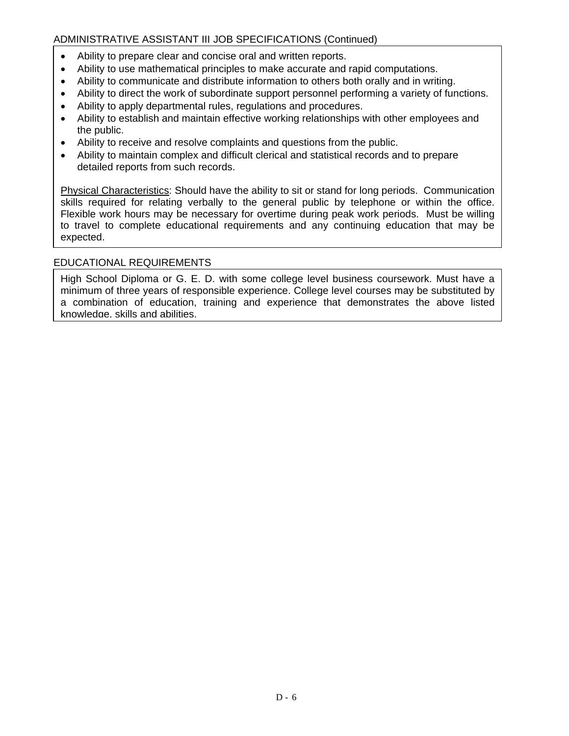ADMINISTRATIVE ASSISTANT III JOB SPECIFICATIONS (Continued)

- Ability to prepare clear and concise oral and written reports.
- Ability to use mathematical principles to make accurate and rapid computations.
- Ability to communicate and distribute information to others both orally and in writing.
- Ability to direct the work of subordinate support personnel performing a variety of functions.
- Ability to apply departmental rules, regulations and procedures.
- Ability to establish and maintain effective working relationships with other employees and the public.
- Ability to receive and resolve complaints and questions from the public.
- Ability to maintain complex and difficult clerical and statistical records and to prepare detailed reports from such records.

Physical Characteristics: Should have the ability to sit or stand for long periods. Communication skills required for relating verbally to the general public by telephone or within the office. Flexible work hours may be necessary for overtime during peak work periods. Must be willing to travel to complete educational requirements and any continuing education that may be expected.

EDUCATIONAL REQUIREMENTS

High School Diploma or G. E. D. with some college level business coursework. Must have a minimum of three years of responsible experience. College level courses may be substituted by a combination of education, training and experience that demonstrates the above listed knowledge, skills and abilities.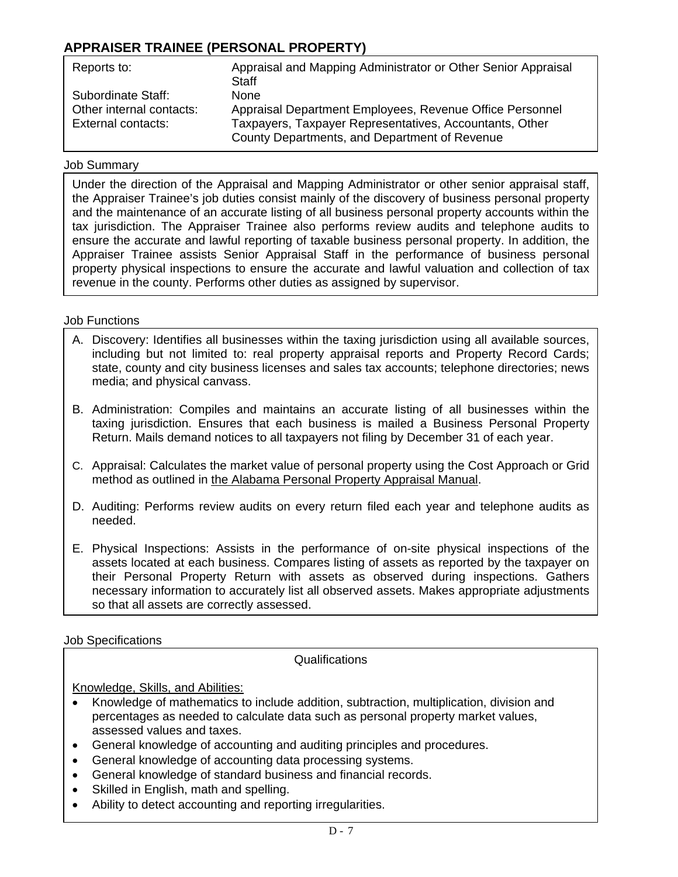## APPRAISER TRAINEE (PERSONAL PROPERTY)

| | |
|---|---|
| Reports to: | Appraisal and Mapping Administrator or Other Senior Appraisal Staff |
| Subordinate Staff: | None |
| Other internal contacts: | Appraisal Department Employees, Revenue Office Personnel |
| External contacts: | Taxpayers, Taxpayer Representatives, Accountants, Other County Departments, and Department of Revenue |

Job Summary

Under the direction of the Appraisal and Mapping Administrator or other senior appraisal staff, the Appraiser Trainee's job duties consist mainly of the discovery of business personal property and the maintenance of an accurate listing of all business personal property accounts within the tax jurisdiction. The Appraiser Trainee also performs review audits and telephone audits to ensure the accurate and lawful reporting of taxable business personal property. In addition, the Appraiser Trainee assists Senior Appraisal Staff in the performance of business personal property physical inspections to ensure the accurate and lawful valuation and collection of tax revenue in the county. Performs other duties as assigned by supervisor.

Job Functions

A. Discovery: Identifies all businesses within the taxing jurisdiction using all available sources, including but not limited to: real property appraisal reports and Property Record Cards; state, county and city business licenses and sales tax accounts; telephone directories; news media; and physical canvass.

B. Administration: Compiles and maintains an accurate listing of all businesses within the taxing jurisdiction. Ensures that each business is mailed a Business Personal Property Return. Mails demand notices to all taxpayers not filing by December 31 of each year.

C. Appraisal: Calculates the market value of personal property using the Cost Approach or Grid method as outlined in the Alabama Personal Property Appraisal Manual.

D. Auditing: Performs review audits on every return filed each year and telephone audits as needed.

E. Physical Inspections: Assists in the performance of on-site physical inspections of the assets located at each business. Compares listing of assets as reported by the taxpayer on their Personal Property Return with assets as observed during inspections. Gathers necessary information to accurately list all observed assets. Makes appropriate adjustments so that all assets are correctly assessed.

Job Specifications

Qualifications

Knowledge, Skills, and Abilities:

- Knowledge of mathematics to include addition, subtraction, multiplication, division and percentages as needed to calculate data such as personal property market values, assessed values and taxes.
- General knowledge of accounting and auditing principles and procedures.
- General knowledge of accounting data processing systems.
- General knowledge of standard business and financial records.
- Skilled in English, math and spelling.
- Ability to detect accounting and reporting irregularities.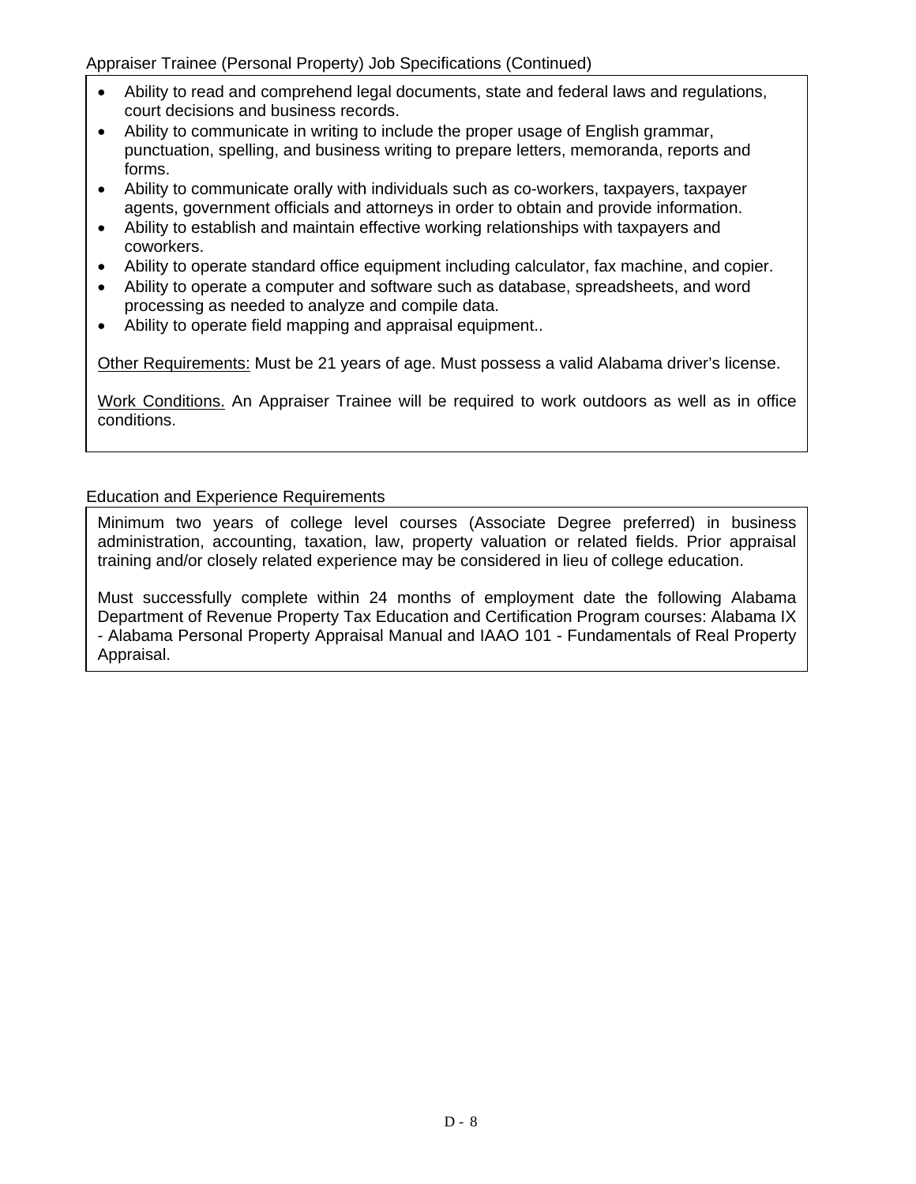Appraiser Trainee (Personal Property) Job Specifications (Continued)

- Ability to read and comprehend legal documents, state and federal laws and regulations, court decisions and business records.
- Ability to communicate in writing to include the proper usage of English grammar, punctuation, spelling, and business writing to prepare letters, memoranda, reports and forms.
- Ability to communicate orally with individuals such as co-workers, taxpayers, taxpayer agents, government officials and attorneys in order to obtain and provide information.
- Ability to establish and maintain effective working relationships with taxpayers and coworkers.
- Ability to operate standard office equipment including calculator, fax machine, and copier.
- Ability to operate a computer and software such as database, spreadsheets, and word processing as needed to analyze and compile data.
- Ability to operate field mapping and appraisal equipment..

Other Requirements: Must be 21 years of age. Must possess a valid Alabama driver's license.

Work Conditions. An Appraiser Trainee will be required to work outdoors as well as in office conditions.

Education and Experience Requirements

Minimum two years of college level courses (Associate Degree preferred) in business administration, accounting, taxation, law, property valuation or related fields. Prior appraisal training and/or closely related experience may be considered in lieu of college education.

Must successfully complete within 24 months of employment date the following Alabama Department of Revenue Property Tax Education and Certification Program courses: Alabama IX - Alabama Personal Property Appraisal Manual and IAAO 101 - Fundamentals of Real Property Appraisal.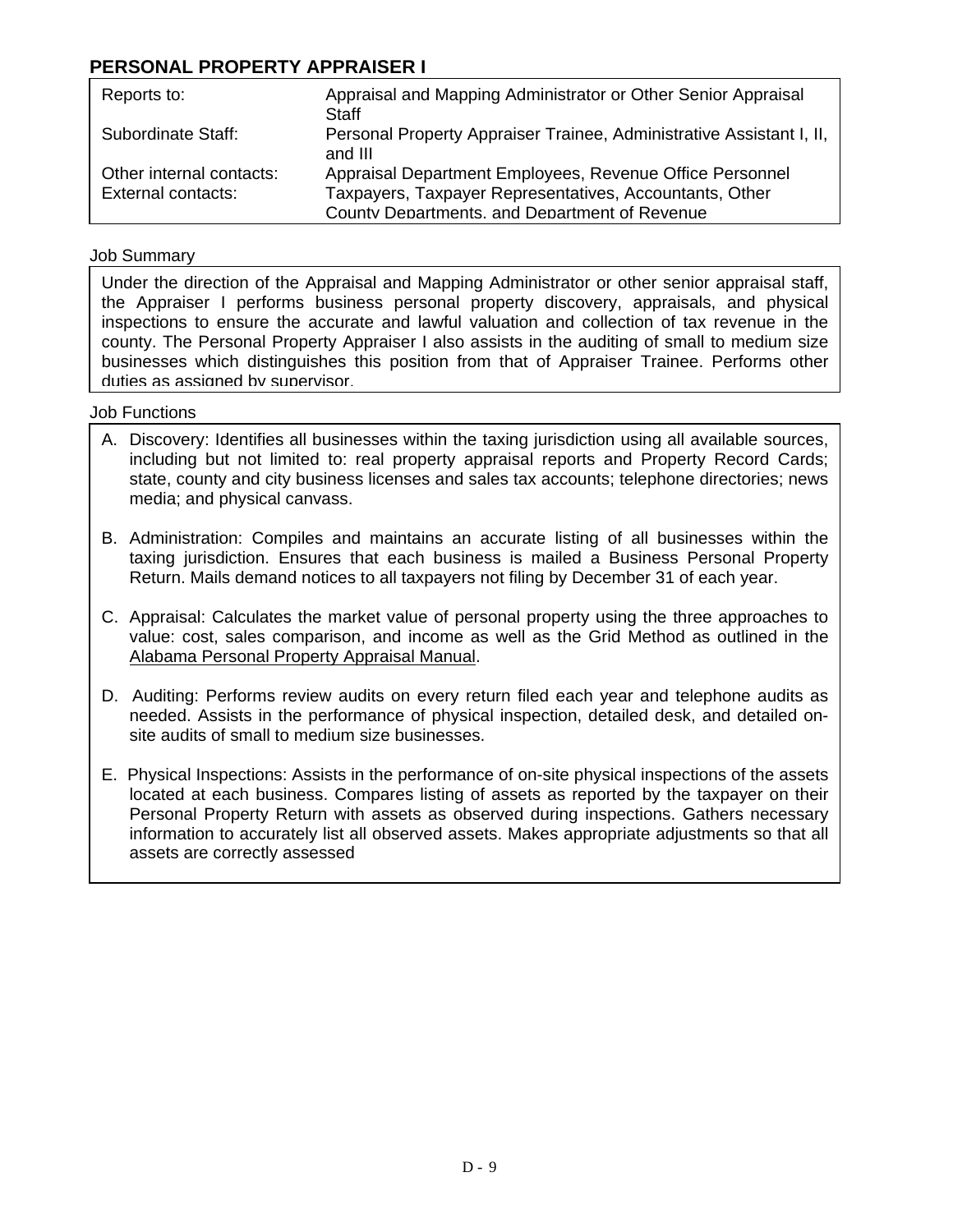## PERSONAL PROPERTY APPRAISER I

| | |
|---|---|
| Reports to: | Appraisal and Mapping Administrator or Other Senior Appraisal Staff |
| Subordinate Staff: | Personal Property Appraiser Trainee, Administrative Assistant I, II, and III |
| Other internal contacts: | Appraisal Department Employees, Revenue Office Personnel |
| External contacts: | Taxpayers, Taxpayer Representatives, Accountants, Other County Departments, and Department of Revenue |

Job Summary

Under the direction of the Appraisal and Mapping Administrator or other senior appraisal staff, the Appraiser I performs business personal property discovery, appraisals, and physical inspections to ensure the accurate and lawful valuation and collection of tax revenue in the county. The Personal Property Appraiser I also assists in the auditing of small to medium size businesses which distinguishes this position from that of Appraiser Trainee. Performs other duties as assigned by supervisor.

Job Functions

A. Discovery: Identifies all businesses within the taxing jurisdiction using all available sources, including but not limited to: real property appraisal reports and Property Record Cards; state, county and city business licenses and sales tax accounts; telephone directories; news media; and physical canvass.

B. Administration: Compiles and maintains an accurate listing of all businesses within the taxing jurisdiction. Ensures that each business is mailed a Business Personal Property Return. Mails demand notices to all taxpayers not filing by December 31 of each year.

C. Appraisal: Calculates the market value of personal property using the three approaches to value: cost, sales comparison, and income as well as the Grid Method as outlined in the Alabama Personal Property Appraisal Manual.

D. Auditing: Performs review audits on every return filed each year and telephone audits as needed. Assists in the performance of physical inspection, detailed desk, and detailed on-site audits of small to medium size businesses.

E. Physical Inspections: Assists in the performance of on-site physical inspections of the assets located at each business. Compares listing of assets as reported by the taxpayer on their Personal Property Return with assets as observed during inspections. Gathers necessary information to accurately list all observed assets. Makes appropriate adjustments so that all assets are correctly assessed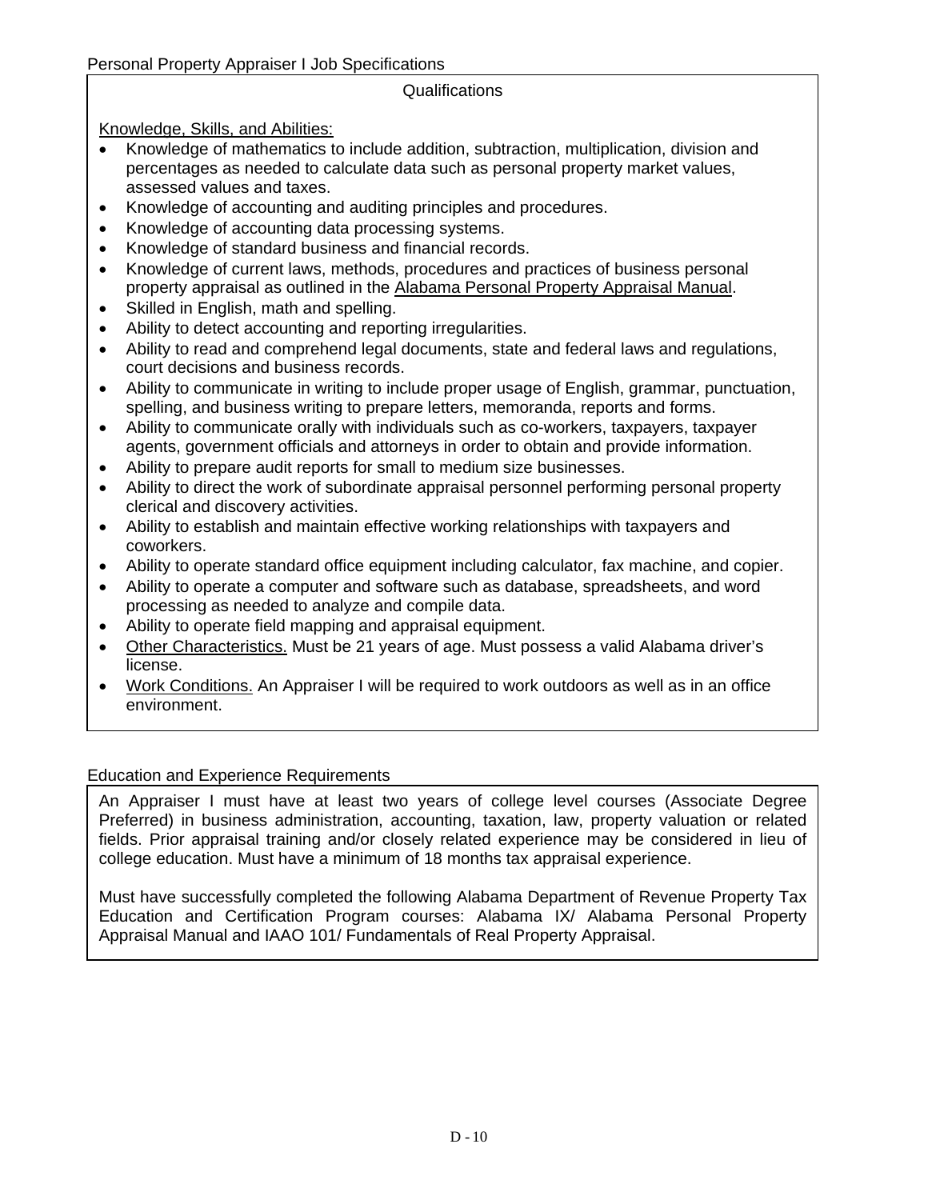Personal Property Appraiser I Job Specifications

## Qualifications

Knowledge, Skills, and Abilities:

- Knowledge of mathematics to include addition, subtraction, multiplication, division and percentages as needed to calculate data such as personal property market values, assessed values and taxes.
- Knowledge of accounting and auditing principles and procedures.
- Knowledge of accounting data processing systems.
- Knowledge of standard business and financial records.
- Knowledge of current laws, methods, procedures and practices of business personal property appraisal as outlined in the Alabama Personal Property Appraisal Manual.
- Skilled in English, math and spelling.
- Ability to detect accounting and reporting irregularities.
- Ability to read and comprehend legal documents, state and federal laws and regulations, court decisions and business records.
- Ability to communicate in writing to include proper usage of English, grammar, punctuation, spelling, and business writing to prepare letters, memoranda, reports and forms.
- Ability to communicate orally with individuals such as co-workers, taxpayers, taxpayer agents, government officials and attorneys in order to obtain and provide information.
- Ability to prepare audit reports for small to medium size businesses.
- Ability to direct the work of subordinate appraisal personnel performing personal property clerical and discovery activities.
- Ability to establish and maintain effective working relationships with taxpayers and coworkers.
- Ability to operate standard office equipment including calculator, fax machine, and copier.
- Ability to operate a computer and software such as database, spreadsheets, and word processing as needed to analyze and compile data.
- Ability to operate field mapping and appraisal equipment.
- Other Characteristics. Must be 21 years of age. Must possess a valid Alabama driver's license.
- Work Conditions. An Appraiser I will be required to work outdoors as well as in an office environment.

## Education and Experience Requirements

An Appraiser I must have at least two years of college level courses (Associate Degree Preferred) in business administration, accounting, taxation, law, property valuation or related fields. Prior appraisal training and/or closely related experience may be considered in lieu of college education. Must have a minimum of 18 months tax appraisal experience.

Must have successfully completed the following Alabama Department of Revenue Property Tax Education and Certification Program courses: Alabama IX/ Alabama Personal Property Appraisal Manual and IAAO 101/ Fundamentals of Real Property Appraisal.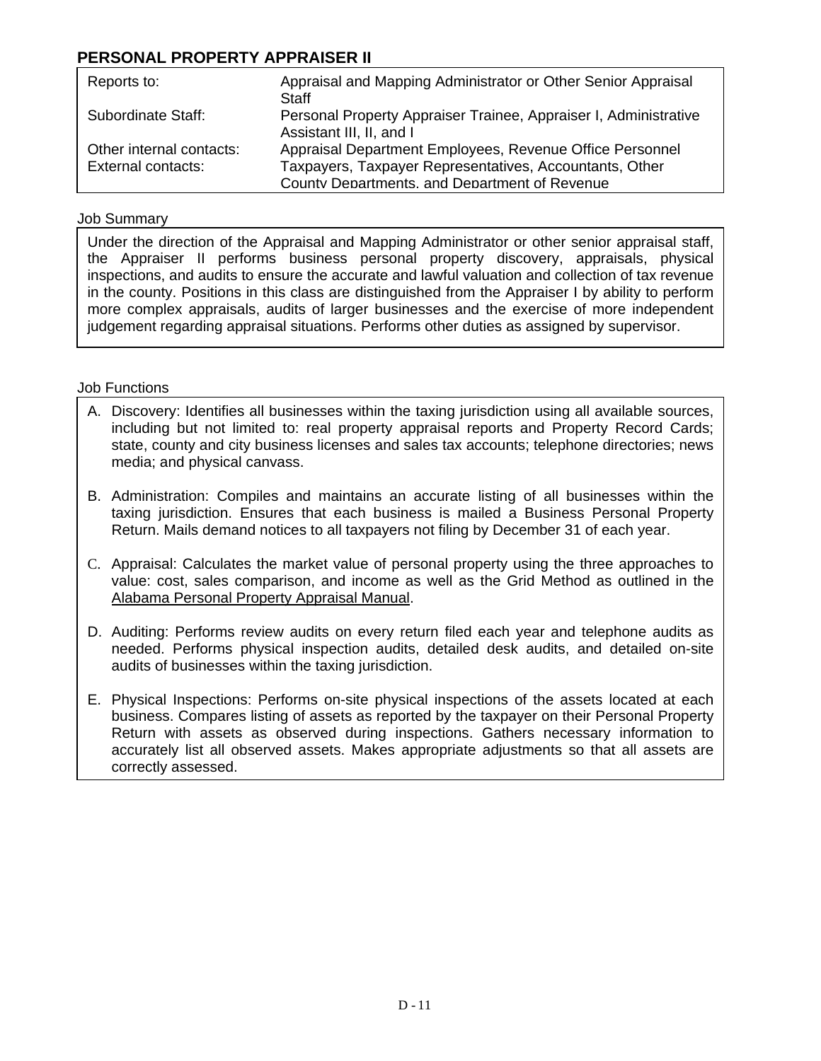## PERSONAL PROPERTY APPRAISER II

| | |
|---|---|
| Reports to: | Appraisal and Mapping Administrator or Other Senior Appraisal Staff |
| Subordinate Staff: | Personal Property Appraiser Trainee, Appraiser I, Administrative Assistant III, II, and I |
| Other internal contacts: | Appraisal Department Employees, Revenue Office Personnel |
| External contacts: | Taxpayers, Taxpayer Representatives, Accountants, Other County Departments, and Department of Revenue |

Job Summary

Under the direction of the Appraisal and Mapping Administrator or other senior appraisal staff, the Appraiser II performs business personal property discovery, appraisals, physical inspections, and audits to ensure the accurate and lawful valuation and collection of tax revenue in the county. Positions in this class are distinguished from the Appraiser I by ability to perform more complex appraisals, audits of larger businesses and the exercise of more independent judgement regarding appraisal situations. Performs other duties as assigned by supervisor.

Job Functions

A. Discovery: Identifies all businesses within the taxing jurisdiction using all available sources, including but not limited to: real property appraisal reports and Property Record Cards; state, county and city business licenses and sales tax accounts; telephone directories; news media; and physical canvass.

B. Administration: Compiles and maintains an accurate listing of all businesses within the taxing jurisdiction. Ensures that each business is mailed a Business Personal Property Return. Mails demand notices to all taxpayers not filing by December 31 of each year.

C. Appraisal: Calculates the market value of personal property using the three approaches to value: cost, sales comparison, and income as well as the Grid Method as outlined in the Alabama Personal Property Appraisal Manual.

D. Auditing: Performs review audits on every return filed each year and telephone audits as needed. Performs physical inspection audits, detailed desk audits, and detailed on-site audits of businesses within the taxing jurisdiction.

E. Physical Inspections: Performs on-site physical inspections of the assets located at each business. Compares listing of assets as reported by the taxpayer on their Personal Property Return with assets as observed during inspections. Gathers necessary information to accurately list all observed assets. Makes appropriate adjustments so that all assets are correctly assessed.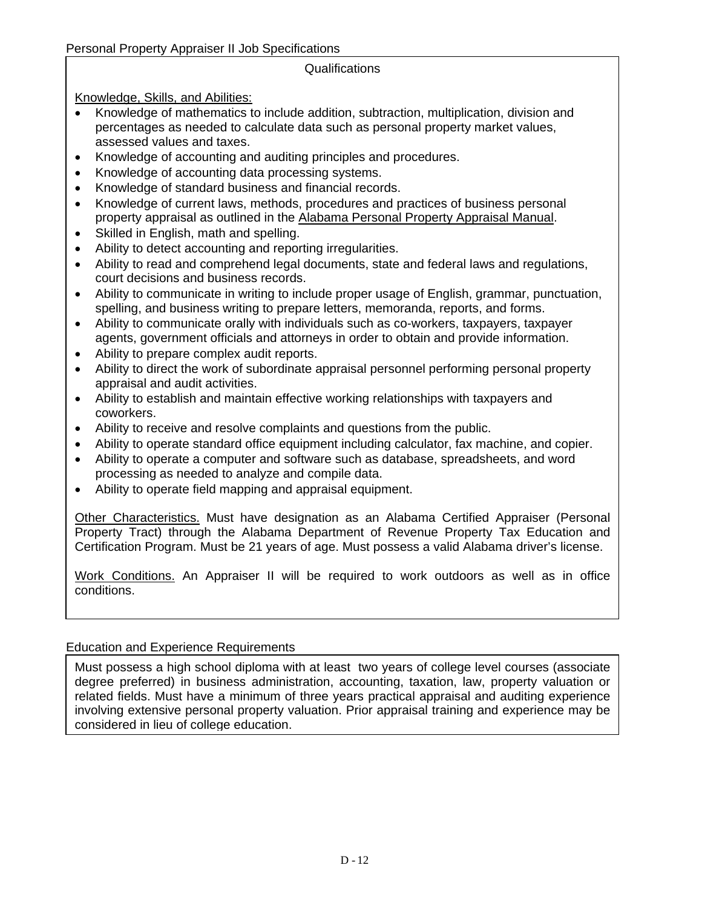Personal Property Appraiser II Job Specifications

## Qualifications

Knowledge, Skills, and Abilities:

- Knowledge of mathematics to include addition, subtraction, multiplication, division and percentages as needed to calculate data such as personal property market values, assessed values and taxes.
- Knowledge of accounting and auditing principles and procedures.
- Knowledge of accounting data processing systems.
- Knowledge of standard business and financial records.
- Knowledge of current laws, methods, procedures and practices of business personal property appraisal as outlined in the Alabama Personal Property Appraisal Manual.
- Skilled in English, math and spelling.
- Ability to detect accounting and reporting irregularities.
- Ability to read and comprehend legal documents, state and federal laws and regulations, court decisions and business records.
- Ability to communicate in writing to include proper usage of English, grammar, punctuation, spelling, and business writing to prepare letters, memoranda, reports, and forms.
- Ability to communicate orally with individuals such as co-workers, taxpayers, taxpayer agents, government officials and attorneys in order to obtain and provide information.
- Ability to prepare complex audit reports.
- Ability to direct the work of subordinate appraisal personnel performing personal property appraisal and audit activities.
- Ability to establish and maintain effective working relationships with taxpayers and coworkers.
- Ability to receive and resolve complaints and questions from the public.
- Ability to operate standard office equipment including calculator, fax machine, and copier.
- Ability to operate a computer and software such as database, spreadsheets, and word processing as needed to analyze and compile data.
- Ability to operate field mapping and appraisal equipment.

Other Characteristics. Must have designation as an Alabama Certified Appraiser (Personal Property Tract) through the Alabama Department of Revenue Property Tax Education and Certification Program. Must be 21 years of age. Must possess a valid Alabama driver's license.

Work Conditions. An Appraiser II will be required to work outdoors as well as in office conditions.

## Education and Experience Requirements

Must possess a high school diploma with at least two years of college level courses (associate degree preferred) in business administration, accounting, taxation, law, property valuation or related fields. Must have a minimum of three years practical appraisal and auditing experience involving extensive personal property valuation. Prior appraisal training and experience may be considered in lieu of college education.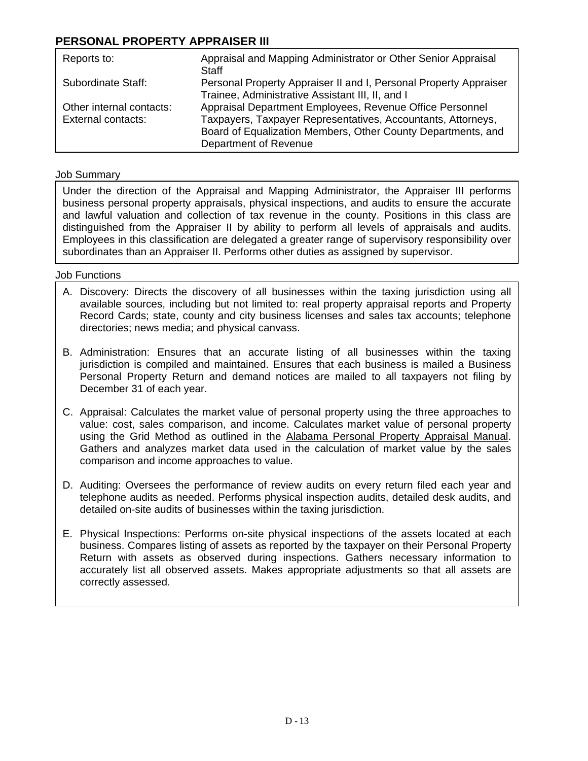## PERSONAL PROPERTY APPRAISER III

| | |
|---|---|
| Reports to: | Appraisal and Mapping Administrator or Other Senior Appraisal Staff |
| Subordinate Staff: | Personal Property Appraiser II and I, Personal Property Appraiser Trainee, Administrative Assistant III, II, and I |
| Other internal contacts: | Appraisal Department Employees, Revenue Office Personnel |
| External contacts: | Taxpayers, Taxpayer Representatives, Accountants, Attorneys, Board of Equalization Members, Other County Departments, and Department of Revenue |

Job Summary

Under the direction of the Appraisal and Mapping Administrator, the Appraiser III performs business personal property appraisals, physical inspections, and audits to ensure the accurate and lawful valuation and collection of tax revenue in the county. Positions in this class are distinguished from the Appraiser II by ability to perform all levels of appraisals and audits. Employees in this classification are delegated a greater range of supervisory responsibility over subordinates than an Appraiser II. Performs other duties as assigned by supervisor.

Job Functions

A. Discovery: Directs the discovery of all businesses within the taxing jurisdiction using all available sources, including but not limited to: real property appraisal reports and Property Record Cards; state, county and city business licenses and sales tax accounts; telephone directories; news media; and physical canvass.

B. Administration: Ensures that an accurate listing of all businesses within the taxing jurisdiction is compiled and maintained. Ensures that each business is mailed a Business Personal Property Return and demand notices are mailed to all taxpayers not filing by December 31 of each year.

C. Appraisal: Calculates the market value of personal property using the three approaches to value: cost, sales comparison, and income. Calculates market value of personal property using the Grid Method as outlined in the Alabama Personal Property Appraisal Manual. Gathers and analyzes market data used in the calculation of market value by the sales comparison and income approaches to value.

D. Auditing: Oversees the performance of review audits on every return filed each year and telephone audits as needed. Performs physical inspection audits, detailed desk audits, and detailed on-site audits of businesses within the taxing jurisdiction.

E. Physical Inspections: Performs on-site physical inspections of the assets located at each business. Compares listing of assets as reported by the taxpayer on their Personal Property Return with assets as observed during inspections. Gathers necessary information to accurately list all observed assets. Makes appropriate adjustments so that all assets are correctly assessed.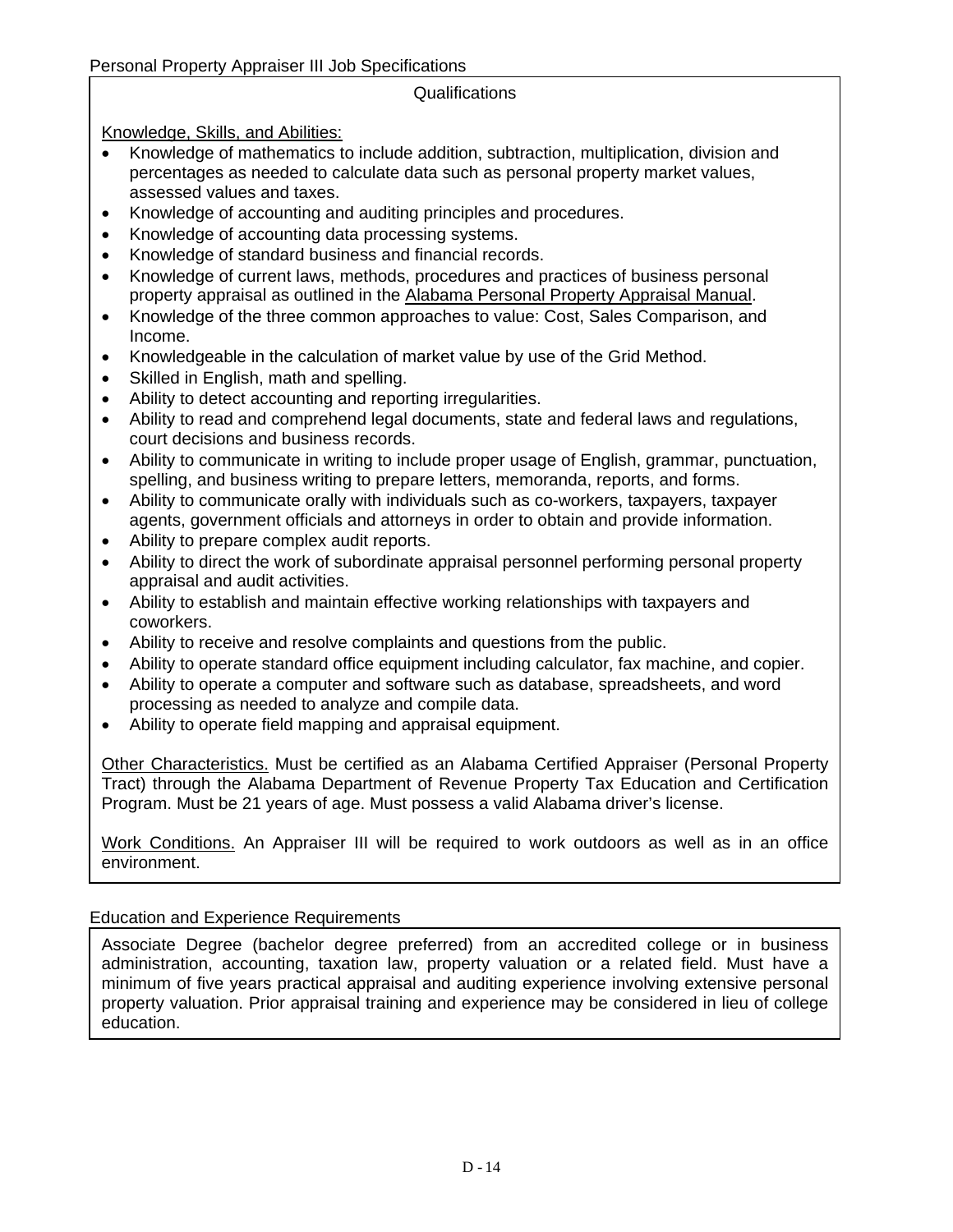Personal Property Appraiser III Job Specifications

## Qualifications

Knowledge, Skills, and Abilities:

- Knowledge of mathematics to include addition, subtraction, multiplication, division and percentages as needed to calculate data such as personal property market values, assessed values and taxes.
- Knowledge of accounting and auditing principles and procedures.
- Knowledge of accounting data processing systems.
- Knowledge of standard business and financial records.
- Knowledge of current laws, methods, procedures and practices of business personal property appraisal as outlined in the Alabama Personal Property Appraisal Manual.
- Knowledge of the three common approaches to value: Cost, Sales Comparison, and Income.
- Knowledgeable in the calculation of market value by use of the Grid Method.
- Skilled in English, math and spelling.
- Ability to detect accounting and reporting irregularities.
- Ability to read and comprehend legal documents, state and federal laws and regulations, court decisions and business records.
- Ability to communicate in writing to include proper usage of English, grammar, punctuation, spelling, and business writing to prepare letters, memoranda, reports, and forms.
- Ability to communicate orally with individuals such as co-workers, taxpayers, taxpayer agents, government officials and attorneys in order to obtain and provide information.
- Ability to prepare complex audit reports.
- Ability to direct the work of subordinate appraisal personnel performing personal property appraisal and audit activities.
- Ability to establish and maintain effective working relationships with taxpayers and coworkers.
- Ability to receive and resolve complaints and questions from the public.
- Ability to operate standard office equipment including calculator, fax machine, and copier.
- Ability to operate a computer and software such as database, spreadsheets, and word processing as needed to analyze and compile data.
- Ability to operate field mapping and appraisal equipment.

Other Characteristics. Must be certified as an Alabama Certified Appraiser (Personal Property Tract) through the Alabama Department of Revenue Property Tax Education and Certification Program. Must be 21 years of age. Must possess a valid Alabama driver's license.

Work Conditions. An Appraiser III will be required to work outdoors as well as in an office environment.

## Education and Experience Requirements

Associate Degree (bachelor degree preferred) from an accredited college or in business administration, accounting, taxation law, property valuation or a related field. Must have a minimum of five years practical appraisal and auditing experience involving extensive personal property valuation. Prior appraisal training and experience may be considered in lieu of college education.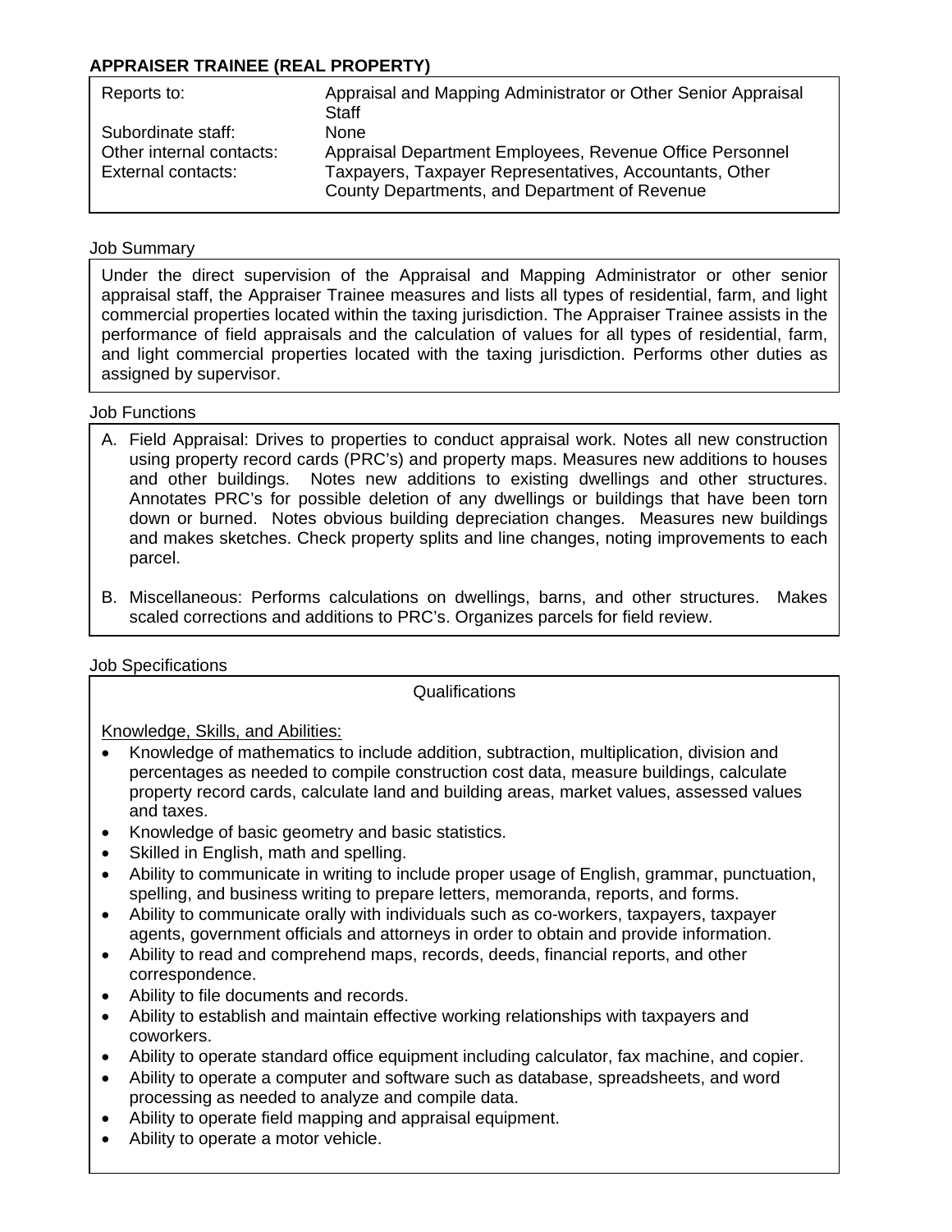## APPRAISER TRAINEE (REAL PROPERTY)

| | |
|---|---|
| Reports to: | Appraisal and Mapping Administrator or Other Senior Appraisal Staff |
| Subordinate staff: | None |
| Other internal contacts: | Appraisal Department Employees, Revenue Office Personnel |
| External contacts: | Taxpayers, Taxpayer Representatives, Accountants, Other County Departments, and Department of Revenue |

### Job Summary

Under the direct supervision of the Appraisal and Mapping Administrator or other senior appraisal staff, the Appraiser Trainee measures and lists all types of residential, farm, and light commercial properties located within the taxing jurisdiction. The Appraiser Trainee assists in the performance of field appraisals and the calculation of values for all types of residential, farm, and light commercial properties located with the taxing jurisdiction. Performs other duties as assigned by supervisor.

### Job Functions

A. Field Appraisal: Drives to properties to conduct appraisal work. Notes all new construction using property record cards (PRC's) and property maps. Measures new additions to houses and other buildings. Notes new additions to existing dwellings and other structures. Annotates PRC's for possible deletion of any dwellings or buildings that have been torn down or burned. Notes obvious building depreciation changes. Measures new buildings and makes sketches. Check property splits and line changes, noting improvements to each parcel.

B. Miscellaneous: Performs calculations on dwellings, barns, and other structures. Makes scaled corrections and additions to PRC's. Organizes parcels for field review.

### Job Specifications

Qualifications

Knowledge, Skills, and Abilities:

- Knowledge of mathematics to include addition, subtraction, multiplication, division and percentages as needed to compile construction cost data, measure buildings, calculate property record cards, calculate land and building areas, market values, assessed values and taxes.
- Knowledge of basic geometry and basic statistics.
- Skilled in English, math and spelling.
- Ability to communicate in writing to include proper usage of English, grammar, punctuation, spelling, and business writing to prepare letters, memoranda, reports, and forms.
- Ability to communicate orally with individuals such as co-workers, taxpayers, taxpayer agents, government officials and attorneys in order to obtain and provide information.
- Ability to read and comprehend maps, records, deeds, financial reports, and other correspondence.
- Ability to file documents and records.
- Ability to establish and maintain effective working relationships with taxpayers and coworkers.
- Ability to operate standard office equipment including calculator, fax machine, and copier.
- Ability to operate a computer and software such as database, spreadsheets, and word processing as needed to analyze and compile data.
- Ability to operate field mapping and appraisal equipment.
- Ability to operate a motor vehicle.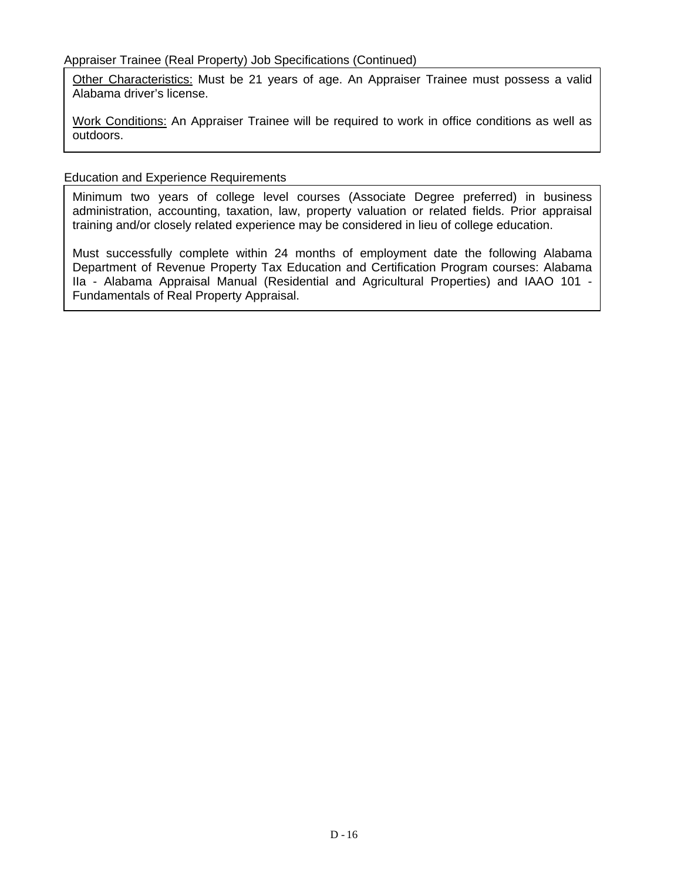Appraiser Trainee (Real Property) Job Specifications (Continued)

Other Characteristics: Must be 21 years of age. An Appraiser Trainee must possess a valid Alabama driver's license.

Work Conditions: An Appraiser Trainee will be required to work in office conditions as well as outdoors.

Education and Experience Requirements

Minimum two years of college level courses (Associate Degree preferred) in business administration, accounting, taxation, law, property valuation or related fields. Prior appraisal training and/or closely related experience may be considered in lieu of college education.

Must successfully complete within 24 months of employment date the following Alabama Department of Revenue Property Tax Education and Certification Program courses: Alabama IIa - Alabama Appraisal Manual (Residential and Agricultural Properties) and IAAO 101 - Fundamentals of Real Property Appraisal.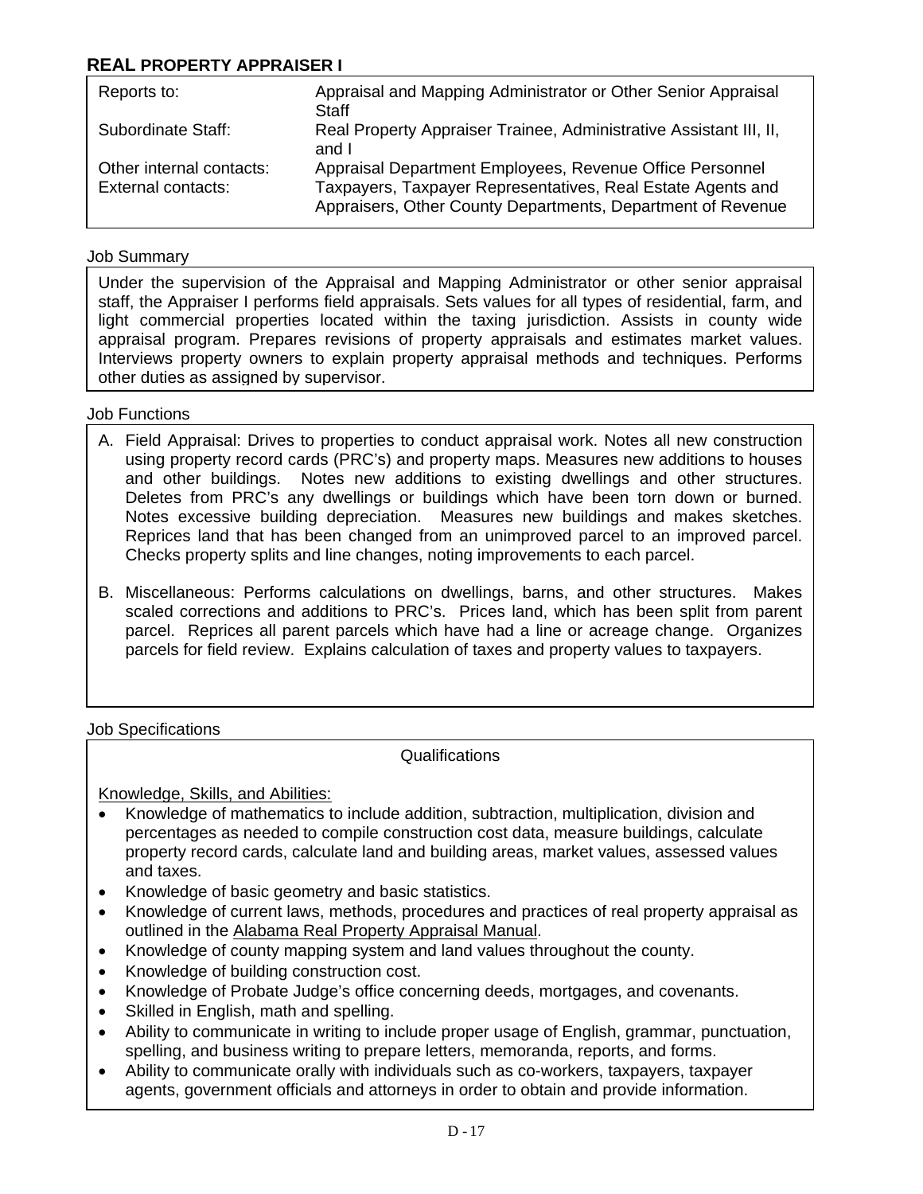## REAL PROPERTY APPRAISER I

| | |
|---|---|
| Reports to: | Appraisal and Mapping Administrator or Other Senior Appraisal Staff |
| Subordinate Staff: | Real Property Appraiser Trainee, Administrative Assistant III, II, and I |
| Other internal contacts: | Appraisal Department Employees, Revenue Office Personnel |
| External contacts: | Taxpayers, Taxpayer Representatives, Real Estate Agents and Appraisers, Other County Departments, Department of Revenue |

Job Summary

Under the supervision of the Appraisal and Mapping Administrator or other senior appraisal staff, the Appraiser I performs field appraisals. Sets values for all types of residential, farm, and light commercial properties located within the taxing jurisdiction. Assists in county wide appraisal program. Prepares revisions of property appraisals and estimates market values. Interviews property owners to explain property appraisal methods and techniques. Performs other duties as assigned by supervisor.

Job Functions

A. Field Appraisal: Drives to properties to conduct appraisal work. Notes all new construction using property record cards (PRC's) and property maps. Measures new additions to houses and other buildings. Notes new additions to existing dwellings and other structures. Deletes from PRC's any dwellings or buildings which have been torn down or burned. Notes excessive building depreciation. Measures new buildings and makes sketches. Reprices land that has been changed from an unimproved parcel to an improved parcel. Checks property splits and line changes, noting improvements to each parcel.

B. Miscellaneous: Performs calculations on dwellings, barns, and other structures. Makes scaled corrections and additions to PRC's. Prices land, which has been split from parent parcel. Reprices all parent parcels which have had a line or acreage change. Organizes parcels for field review. Explains calculation of taxes and property values to taxpayers.

Job Specifications

Qualifications

Knowledge, Skills, and Abilities:

- Knowledge of mathematics to include addition, subtraction, multiplication, division and percentages as needed to compile construction cost data, measure buildings, calculate property record cards, calculate land and building areas, market values, assessed values and taxes.
- Knowledge of basic geometry and basic statistics.
- Knowledge of current laws, methods, procedures and practices of real property appraisal as outlined in the Alabama Real Property Appraisal Manual.
- Knowledge of county mapping system and land values throughout the county.
- Knowledge of building construction cost.
- Knowledge of Probate Judge's office concerning deeds, mortgages, and covenants.
- Skilled in English, math and spelling.
- Ability to communicate in writing to include proper usage of English, grammar, punctuation, spelling, and business writing to prepare letters, memoranda, reports, and forms.
- Ability to communicate orally with individuals such as co-workers, taxpayers, taxpayer agents, government officials and attorneys in order to obtain and provide information.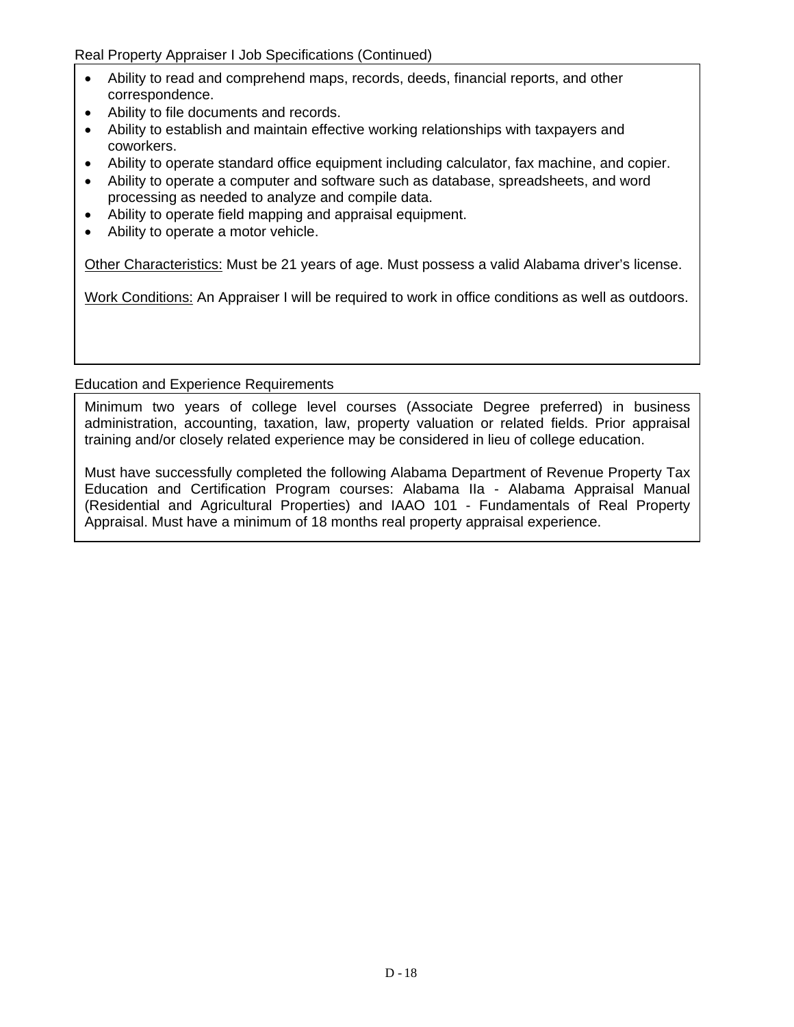Real Property Appraiser I Job Specifications (Continued)

- Ability to read and comprehend maps, records, deeds, financial reports, and other correspondence.
- Ability to file documents and records.
- Ability to establish and maintain effective working relationships with taxpayers and coworkers.
- Ability to operate standard office equipment including calculator, fax machine, and copier.
- Ability to operate a computer and software such as database, spreadsheets, and word processing as needed to analyze and compile data.
- Ability to operate field mapping and appraisal equipment.
- Ability to operate a motor vehicle.

Other Characteristics: Must be 21 years of age. Must possess a valid Alabama driver's license.

Work Conditions: An Appraiser I will be required to work in office conditions as well as outdoors.

Education and Experience Requirements

Minimum two years of college level courses (Associate Degree preferred) in business administration, accounting, taxation, law, property valuation or related fields. Prior appraisal training and/or closely related experience may be considered in lieu of college education.

Must have successfully completed the following Alabama Department of Revenue Property Tax Education and Certification Program courses: Alabama IIa - Alabama Appraisal Manual (Residential and Agricultural Properties) and IAAO 101 - Fundamentals of Real Property Appraisal. Must have a minimum of 18 months real property appraisal experience.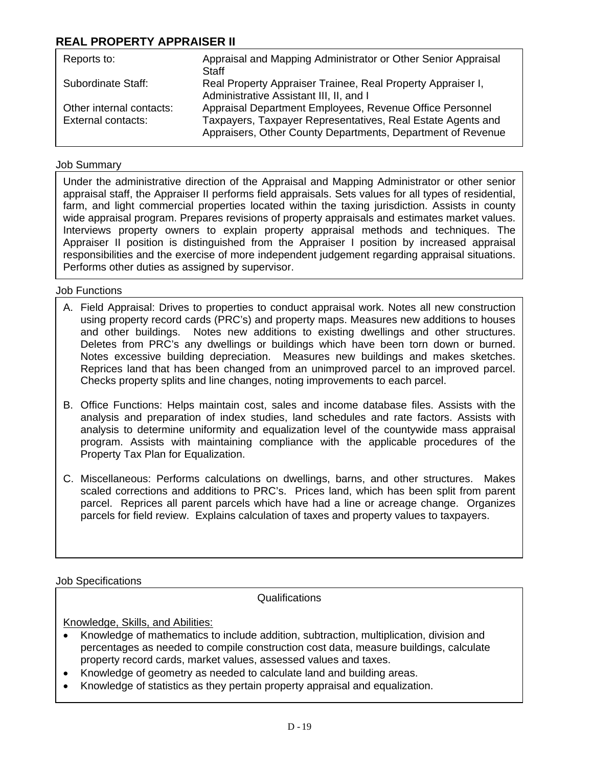## REAL PROPERTY APPRAISER II

| | |
|---|---|
| Reports to: | Appraisal and Mapping Administrator or Other Senior Appraisal Staff |
| Subordinate Staff: | Real Property Appraiser Trainee, Real Property Appraiser I, Administrative Assistant III, II, and I |
| Other internal contacts: | Appraisal Department Employees, Revenue Office Personnel |
| External contacts: | Taxpayers, Taxpayer Representatives, Real Estate Agents and Appraisers, Other County Departments, Department of Revenue |

Job Summary

Under the administrative direction of the Appraisal and Mapping Administrator or other senior appraisal staff, the Appraiser II performs field appraisals. Sets values for all types of residential, farm, and light commercial properties located within the taxing jurisdiction. Assists in county wide appraisal program. Prepares revisions of property appraisals and estimates market values. Interviews property owners to explain property appraisal methods and techniques. The Appraiser II position is distinguished from the Appraiser I position by increased appraisal responsibilities and the exercise of more independent judgement regarding appraisal situations. Performs other duties as assigned by supervisor.

Job Functions

A. Field Appraisal: Drives to properties to conduct appraisal work. Notes all new construction using property record cards (PRC's) and property maps. Measures new additions to houses and other buildings. Notes new additions to existing dwellings and other structures. Deletes from PRC's any dwellings or buildings which have been torn down or burned. Notes excessive building depreciation. Measures new buildings and makes sketches. Reprices land that has been changed from an unimproved parcel to an improved parcel. Checks property splits and line changes, noting improvements to each parcel.

B. Office Functions: Helps maintain cost, sales and income database files. Assists with the analysis and preparation of index studies, land schedules and rate factors. Assists with analysis to determine uniformity and equalization level of the countywide mass appraisal program. Assists with maintaining compliance with the applicable procedures of the Property Tax Plan for Equalization.

C. Miscellaneous: Performs calculations on dwellings, barns, and other structures. Makes scaled corrections and additions to PRC's. Prices land, which has been split from parent parcel. Reprices all parent parcels which have had a line or acreage change. Organizes parcels for field review. Explains calculation of taxes and property values to taxpayers.

Job Specifications

Qualifications

Knowledge, Skills, and Abilities:

- Knowledge of mathematics to include addition, subtraction, multiplication, division and percentages as needed to compile construction cost data, measure buildings, calculate property record cards, market values, assessed values and taxes.
- Knowledge of geometry as needed to calculate land and building areas.
- Knowledge of statistics as they pertain property appraisal and equalization.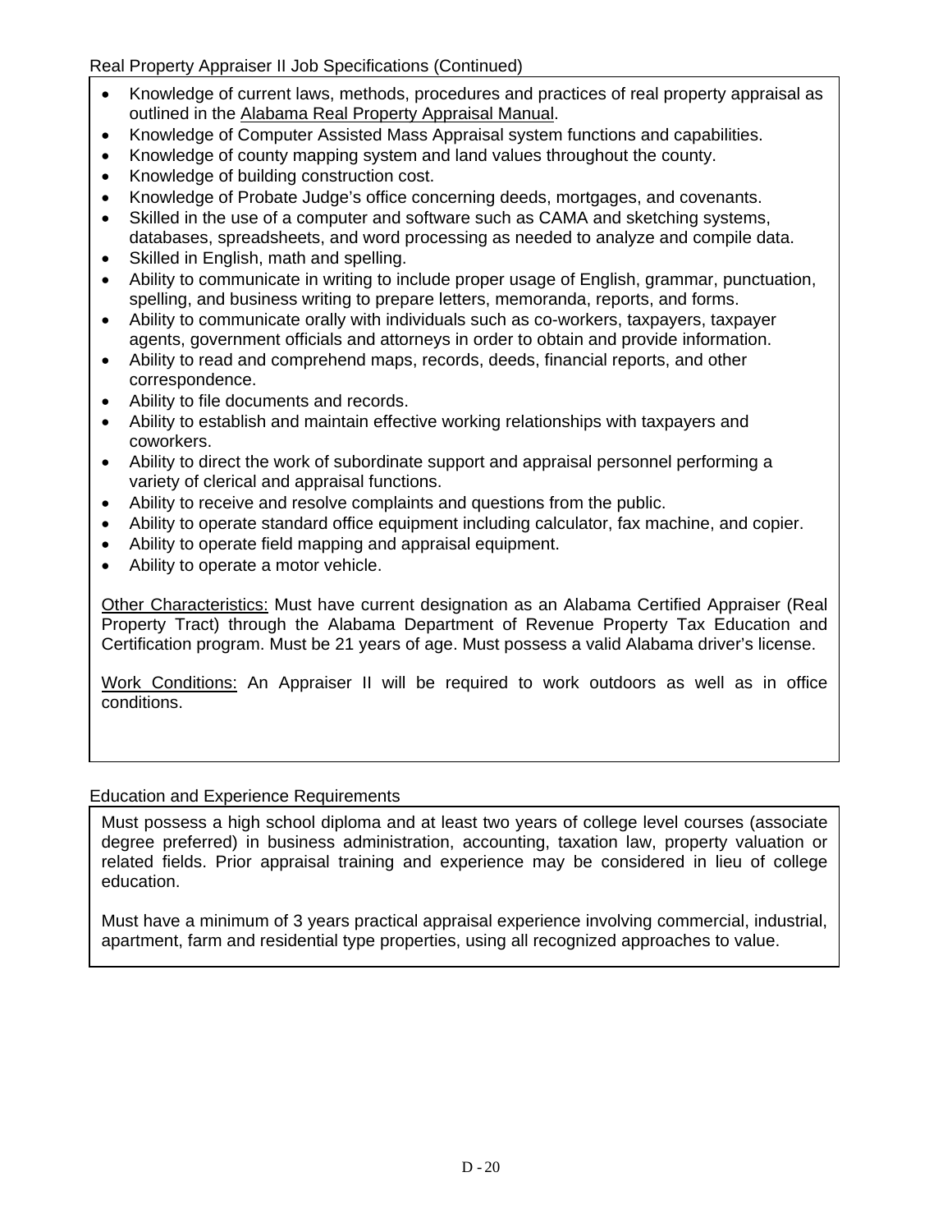Real Property Appraiser II Job Specifications (Continued)

- Knowledge of current laws, methods, procedures and practices of real property appraisal as outlined in the Alabama Real Property Appraisal Manual.
- Knowledge of Computer Assisted Mass Appraisal system functions and capabilities.
- Knowledge of county mapping system and land values throughout the county.
- Knowledge of building construction cost.
- Knowledge of Probate Judge's office concerning deeds, mortgages, and covenants.
- Skilled in the use of a computer and software such as CAMA and sketching systems, databases, spreadsheets, and word processing as needed to analyze and compile data.
- Skilled in English, math and spelling.
- Ability to communicate in writing to include proper usage of English, grammar, punctuation, spelling, and business writing to prepare letters, memoranda, reports, and forms.
- Ability to communicate orally with individuals such as co-workers, taxpayers, taxpayer agents, government officials and attorneys in order to obtain and provide information.
- Ability to read and comprehend maps, records, deeds, financial reports, and other correspondence.
- Ability to file documents and records.
- Ability to establish and maintain effective working relationships with taxpayers and coworkers.
- Ability to direct the work of subordinate support and appraisal personnel performing a variety of clerical and appraisal functions.
- Ability to receive and resolve complaints and questions from the public.
- Ability to operate standard office equipment including calculator, fax machine, and copier.
- Ability to operate field mapping and appraisal equipment.
- Ability to operate a motor vehicle.

Other Characteristics: Must have current designation as an Alabama Certified Appraiser (Real Property Tract) through the Alabama Department of Revenue Property Tax Education and Certification program. Must be 21 years of age. Must possess a valid Alabama driver's license.

Work Conditions: An Appraiser II will be required to work outdoors as well as in office conditions.

Education and Experience Requirements

Must possess a high school diploma and at least two years of college level courses (associate degree preferred) in business administration, accounting, taxation law, property valuation or related fields. Prior appraisal training and experience may be considered in lieu of college education.

Must have a minimum of 3 years practical appraisal experience involving commercial, industrial, apartment, farm and residential type properties, using all recognized approaches to value.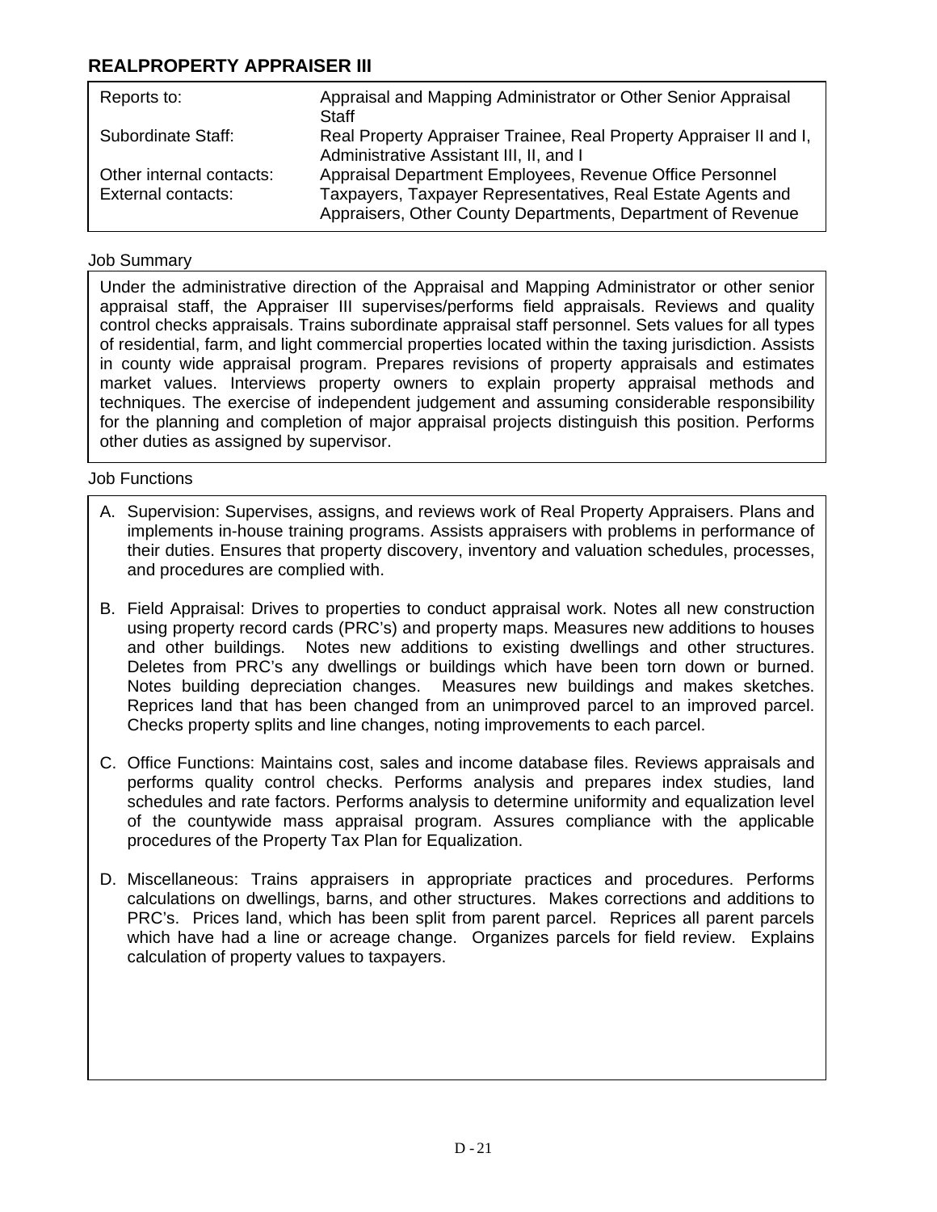## REALPROPERTY APPRAISER III

| | |
|---|---|
| Reports to: | Appraisal and Mapping Administrator or Other Senior Appraisal Staff |
| Subordinate Staff: | Real Property Appraiser Trainee, Real Property Appraiser II and I, Administrative Assistant III, II, and I |
| Other internal contacts: | Appraisal Department Employees, Revenue Office Personnel |
| External contacts: | Taxpayers, Taxpayer Representatives, Real Estate Agents and Appraisers, Other County Departments, Department of Revenue |

Job Summary

Under the administrative direction of the Appraisal and Mapping Administrator or other senior appraisal staff, the Appraiser III supervises/performs field appraisals. Reviews and quality control checks appraisals. Trains subordinate appraisal staff personnel. Sets values for all types of residential, farm, and light commercial properties located within the taxing jurisdiction. Assists in county wide appraisal program. Prepares revisions of property appraisals and estimates market values. Interviews property owners to explain property appraisal methods and techniques. The exercise of independent judgement and assuming considerable responsibility for the planning and completion of major appraisal projects distinguish this position. Performs other duties as assigned by supervisor.

Job Functions

A. Supervision: Supervises, assigns, and reviews work of Real Property Appraisers. Plans and implements in-house training programs. Assists appraisers with problems in performance of their duties. Ensures that property discovery, inventory and valuation schedules, processes, and procedures are complied with.

B. Field Appraisal: Drives to properties to conduct appraisal work. Notes all new construction using property record cards (PRC's) and property maps. Measures new additions to houses and other buildings. Notes new additions to existing dwellings and other structures. Deletes from PRC's any dwellings or buildings which have been torn down or burned. Notes building depreciation changes. Measures new buildings and makes sketches. Reprices land that has been changed from an unimproved parcel to an improved parcel. Checks property splits and line changes, noting improvements to each parcel.

C. Office Functions: Maintains cost, sales and income database files. Reviews appraisals and performs quality control checks. Performs analysis and prepares index studies, land schedules and rate factors. Performs analysis to determine uniformity and equalization level of the countywide mass appraisal program. Assures compliance with the applicable procedures of the Property Tax Plan for Equalization.

D. Miscellaneous: Trains appraisers in appropriate practices and procedures. Performs calculations on dwellings, barns, and other structures. Makes corrections and additions to PRC's. Prices land, which has been split from parent parcel. Reprices all parent parcels which have had a line or acreage change. Organizes parcels for field review. Explains calculation of property values to taxpayers.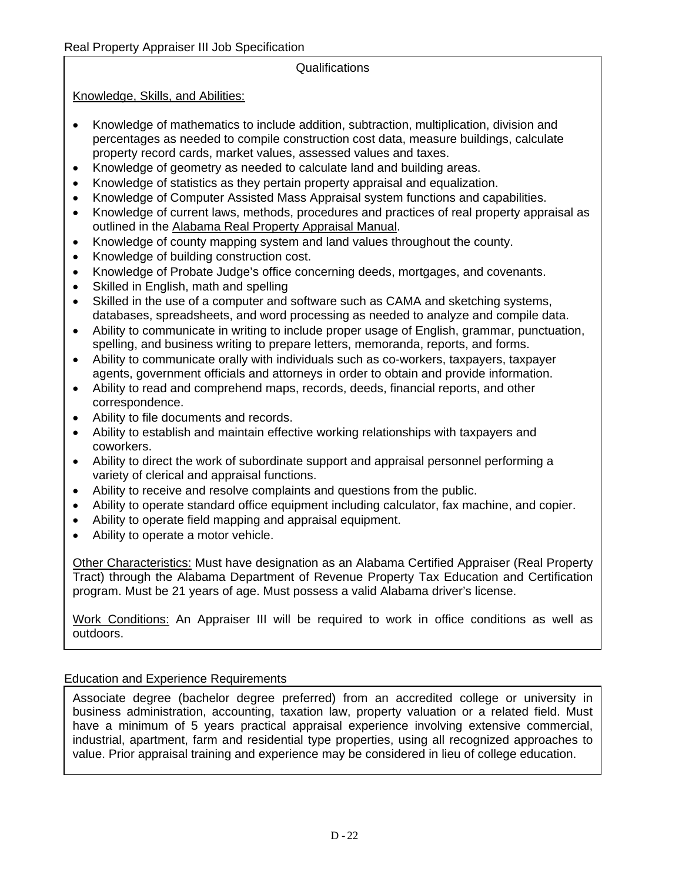Real Property Appraiser III Job Specification

## Qualifications

Knowledge, Skills, and Abilities:

- Knowledge of mathematics to include addition, subtraction, multiplication, division and percentages as needed to compile construction cost data, measure buildings, calculate property record cards, market values, assessed values and taxes.
- Knowledge of geometry as needed to calculate land and building areas.
- Knowledge of statistics as they pertain property appraisal and equalization.
- Knowledge of Computer Assisted Mass Appraisal system functions and capabilities.
- Knowledge of current laws, methods, procedures and practices of real property appraisal as outlined in the Alabama Real Property Appraisal Manual.
- Knowledge of county mapping system and land values throughout the county.
- Knowledge of building construction cost.
- Knowledge of Probate Judge's office concerning deeds, mortgages, and covenants.
- Skilled in English, math and spelling
- Skilled in the use of a computer and software such as CAMA and sketching systems, databases, spreadsheets, and word processing as needed to analyze and compile data.
- Ability to communicate in writing to include proper usage of English, grammar, punctuation, spelling, and business writing to prepare letters, memoranda, reports, and forms.
- Ability to communicate orally with individuals such as co-workers, taxpayers, taxpayer agents, government officials and attorneys in order to obtain and provide information.
- Ability to read and comprehend maps, records, deeds, financial reports, and other correspondence.
- Ability to file documents and records.
- Ability to establish and maintain effective working relationships with taxpayers and coworkers.
- Ability to direct the work of subordinate support and appraisal personnel performing a variety of clerical and appraisal functions.
- Ability to receive and resolve complaints and questions from the public.
- Ability to operate standard office equipment including calculator, fax machine, and copier.
- Ability to operate field mapping and appraisal equipment.
- Ability to operate a motor vehicle.

Other Characteristics: Must have designation as an Alabama Certified Appraiser (Real Property Tract) through the Alabama Department of Revenue Property Tax Education and Certification program. Must be 21 years of age. Must possess a valid Alabama driver's license.

Work Conditions: An Appraiser III will be required to work in office conditions as well as outdoors.

## Education and Experience Requirements

Associate degree (bachelor degree preferred) from an accredited college or university in business administration, accounting, taxation law, property valuation or a related field. Must have a minimum of 5 years practical appraisal experience involving extensive commercial, industrial, apartment, farm and residential type properties, using all recognized approaches to value. Prior appraisal training and experience may be considered in lieu of college education.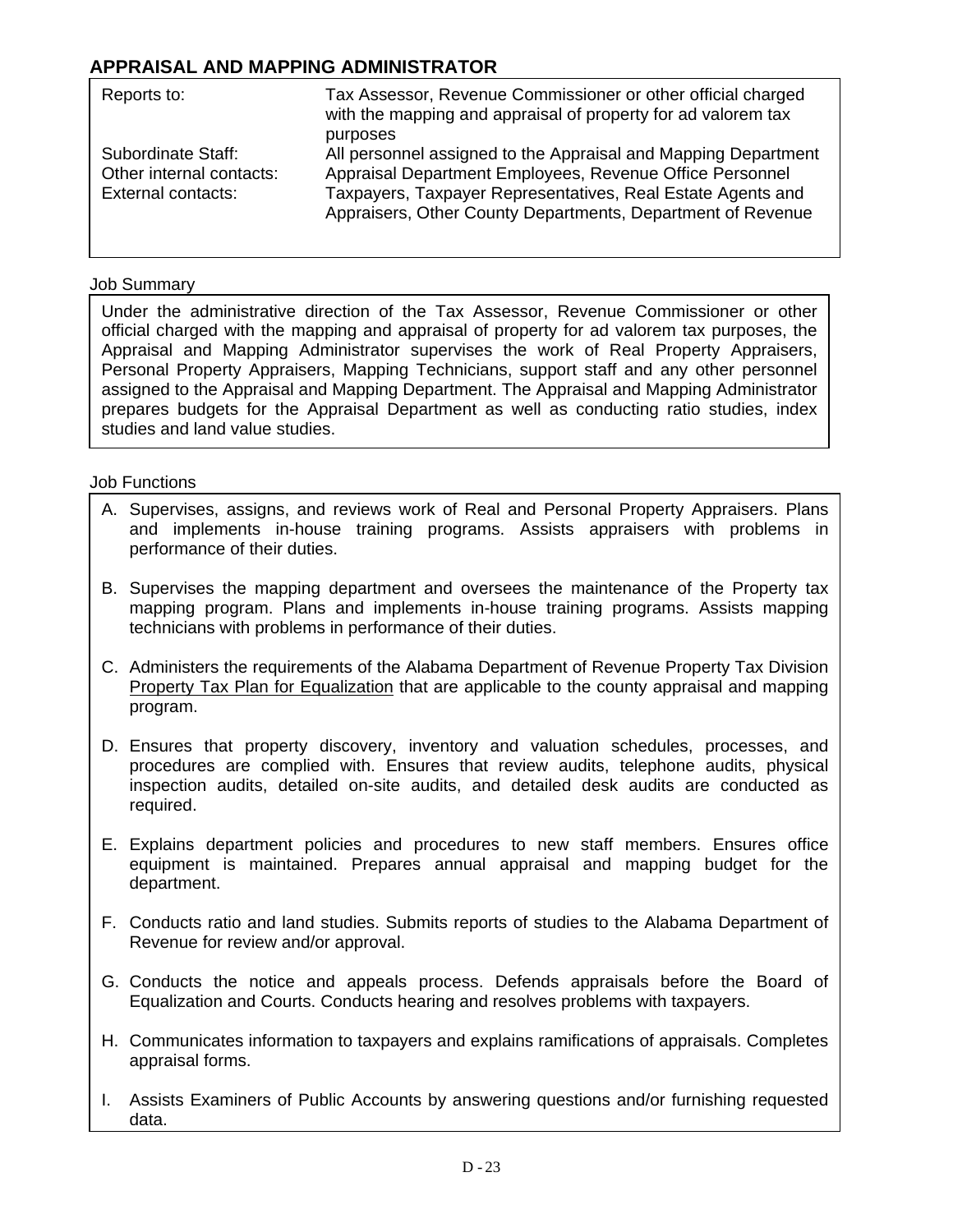## APPRAISAL AND MAPPING ADMINISTRATOR

| | |
|---|---|
| Reports to: | Tax Assessor, Revenue Commissioner or other official charged with the mapping and appraisal of property for ad valorem tax purposes |
| Subordinate Staff: | All personnel assigned to the Appraisal and Mapping Department |
| Other internal contacts: | Appraisal Department Employees, Revenue Office Personnel |
| External contacts: | Taxpayers, Taxpayer Representatives, Real Estate Agents and Appraisers, Other County Departments, Department of Revenue |

Job Summary

Under the administrative direction of the Tax Assessor, Revenue Commissioner or other official charged with the mapping and appraisal of property for ad valorem tax purposes, the Appraisal and Mapping Administrator supervises the work of Real Property Appraisers, Personal Property Appraisers, Mapping Technicians, support staff and any other personnel assigned to the Appraisal and Mapping Department. The Appraisal and Mapping Administrator prepares budgets for the Appraisal Department as well as conducting ratio studies, index studies and land value studies.

Job Functions

A. Supervises, assigns, and reviews work of Real and Personal Property Appraisers. Plans and implements in-house training programs. Assists appraisers with problems in performance of their duties.

B. Supervises the mapping department and oversees the maintenance of the Property tax mapping program. Plans and implements in-house training programs. Assists mapping technicians with problems in performance of their duties.

C. Administers the requirements of the Alabama Department of Revenue Property Tax Division Property Tax Plan for Equalization that are applicable to the county appraisal and mapping program.

D. Ensures that property discovery, inventory and valuation schedules, processes, and procedures are complied with. Ensures that review audits, telephone audits, physical inspection audits, detailed on-site audits, and detailed desk audits are conducted as required.

E. Explains department policies and procedures to new staff members. Ensures office equipment is maintained. Prepares annual appraisal and mapping budget for the department.

F. Conducts ratio and land studies. Submits reports of studies to the Alabama Department of Revenue for review and/or approval.

G. Conducts the notice and appeals process. Defends appraisals before the Board of Equalization and Courts. Conducts hearing and resolves problems with taxpayers.

H. Communicates information to taxpayers and explains ramifications of appraisals. Completes appraisal forms.

I. Assists Examiners of Public Accounts by answering questions and/or furnishing requested data.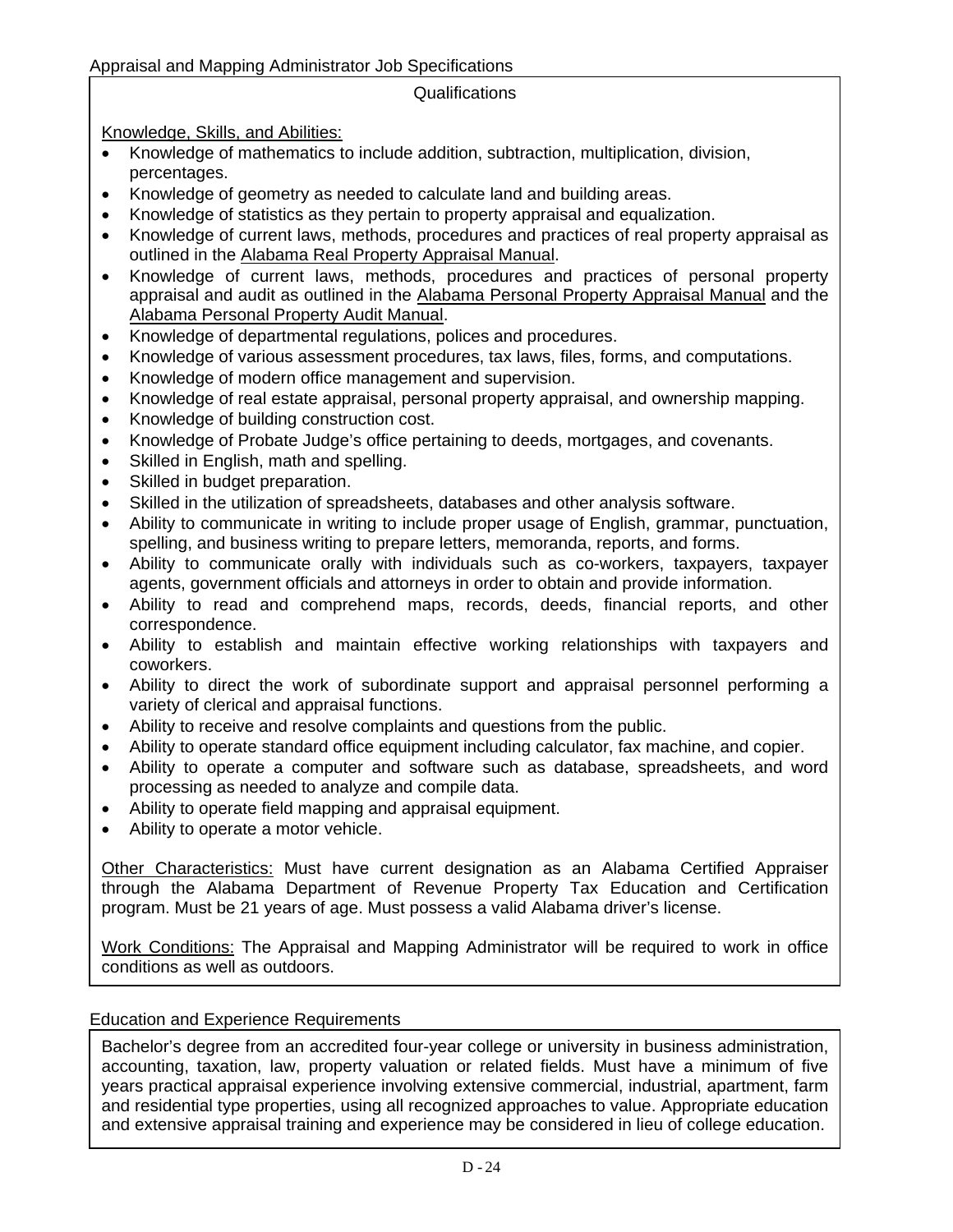Appraisal and Mapping Administrator Job Specifications

## Qualifications

Knowledge, Skills, and Abilities:

- Knowledge of mathematics to include addition, subtraction, multiplication, division, percentages.
- Knowledge of geometry as needed to calculate land and building areas.
- Knowledge of statistics as they pertain to property appraisal and equalization.
- Knowledge of current laws, methods, procedures and practices of real property appraisal as outlined in the Alabama Real Property Appraisal Manual.
- Knowledge of current laws, methods, procedures and practices of personal property appraisal and audit as outlined in the Alabama Personal Property Appraisal Manual and the Alabama Personal Property Audit Manual.
- Knowledge of departmental regulations, polices and procedures.
- Knowledge of various assessment procedures, tax laws, files, forms, and computations.
- Knowledge of modern office management and supervision.
- Knowledge of real estate appraisal, personal property appraisal, and ownership mapping.
- Knowledge of building construction cost.
- Knowledge of Probate Judge's office pertaining to deeds, mortgages, and covenants.
- Skilled in English, math and spelling.
- Skilled in budget preparation.
- Skilled in the utilization of spreadsheets, databases and other analysis software.
- Ability to communicate in writing to include proper usage of English, grammar, punctuation, spelling, and business writing to prepare letters, memoranda, reports, and forms.
- Ability to communicate orally with individuals such as co-workers, taxpayers, taxpayer agents, government officials and attorneys in order to obtain and provide information.
- Ability to read and comprehend maps, records, deeds, financial reports, and other correspondence.
- Ability to establish and maintain effective working relationships with taxpayers and coworkers.
- Ability to direct the work of subordinate support and appraisal personnel performing a variety of clerical and appraisal functions.
- Ability to receive and resolve complaints and questions from the public.
- Ability to operate standard office equipment including calculator, fax machine, and copier.
- Ability to operate a computer and software such as database, spreadsheets, and word processing as needed to analyze and compile data.
- Ability to operate field mapping and appraisal equipment.
- Ability to operate a motor vehicle.

Other Characteristics: Must have current designation as an Alabama Certified Appraiser through the Alabama Department of Revenue Property Tax Education and Certification program. Must be 21 years of age. Must possess a valid Alabama driver's license.

Work Conditions: The Appraisal and Mapping Administrator will be required to work in office conditions as well as outdoors.

## Education and Experience Requirements

Bachelor's degree from an accredited four-year college or university in business administration, accounting, taxation, law, property valuation or related fields. Must have a minimum of five years practical appraisal experience involving extensive commercial, industrial, apartment, farm and residential type properties, using all recognized approaches to value. Appropriate education and extensive appraisal training and experience may be considered in lieu of college education.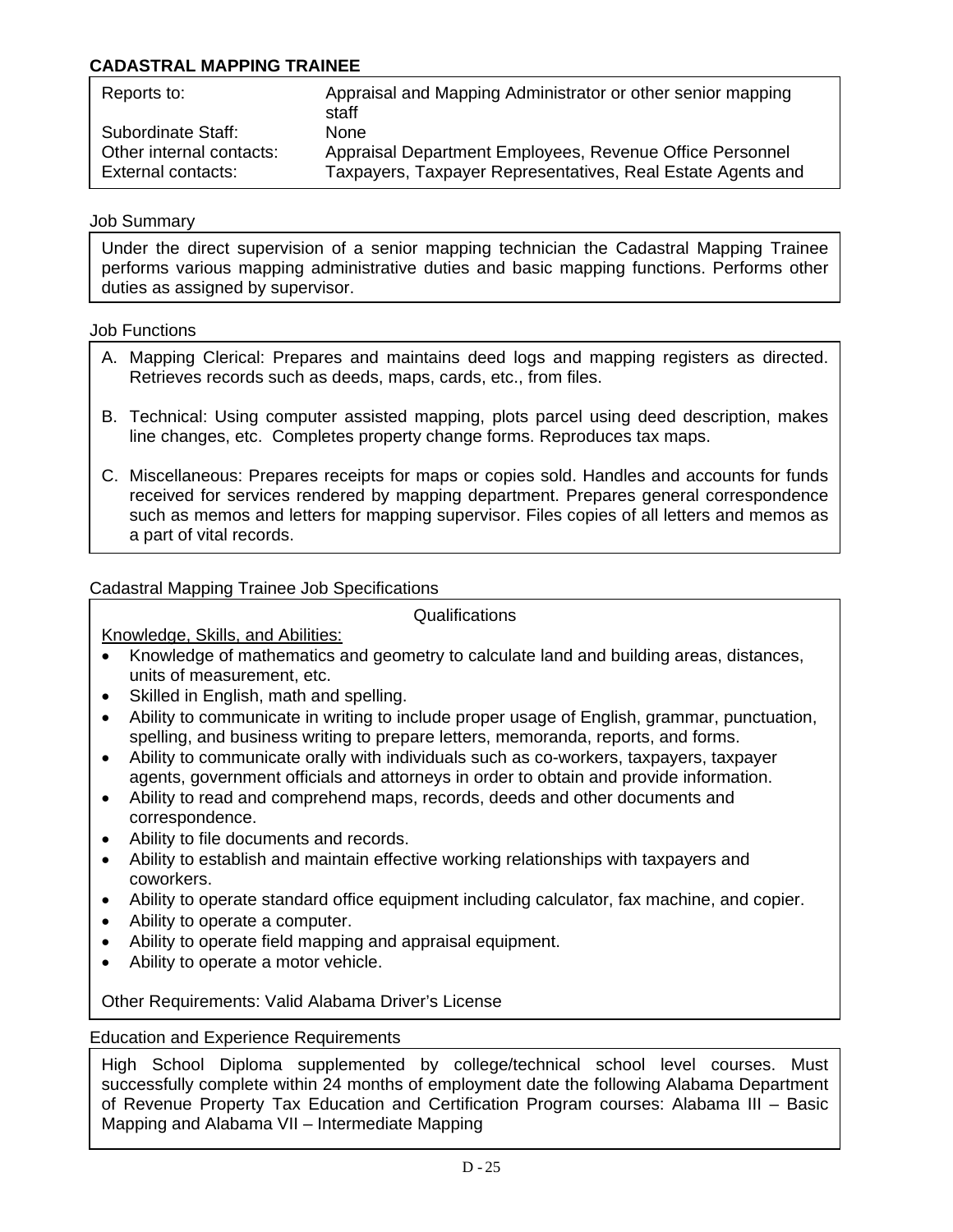## CADASTRAL MAPPING TRAINEE

| | |
|---|---|
| Reports to: | Appraisal and Mapping Administrator or other senior mapping staff |
| Subordinate Staff: | None |
| Other internal contacts: | Appraisal Department Employees, Revenue Office Personnel |
| External contacts: | Taxpayers, Taxpayer Representatives, Real Estate Agents and |

### Job Summary

Under the direct supervision of a senior mapping technician the Cadastral Mapping Trainee performs various mapping administrative duties and basic mapping functions. Performs other duties as assigned by supervisor.

### Job Functions

A. Mapping Clerical: Prepares and maintains deed logs and mapping registers as directed. Retrieves records such as deeds, maps, cards, etc., from files.

B. Technical: Using computer assisted mapping, plots parcel using deed description, makes line changes, etc. Completes property change forms. Reproduces tax maps.

C. Miscellaneous: Prepares receipts for maps or copies sold. Handles and accounts for funds received for services rendered by mapping department. Prepares general correspondence such as memos and letters for mapping supervisor. Files copies of all letters and memos as a part of vital records.

### Cadastral Mapping Trainee Job Specifications

Qualifications

Knowledge, Skills, and Abilities:

- Knowledge of mathematics and geometry to calculate land and building areas, distances, units of measurement, etc.
- Skilled in English, math and spelling.
- Ability to communicate in writing to include proper usage of English, grammar, punctuation, spelling, and business writing to prepare letters, memoranda, reports, and forms.
- Ability to communicate orally with individuals such as co-workers, taxpayers, taxpayer agents, government officials and attorneys in order to obtain and provide information.
- Ability to read and comprehend maps, records, deeds and other documents and correspondence.
- Ability to file documents and records.
- Ability to establish and maintain effective working relationships with taxpayers and coworkers.
- Ability to operate standard office equipment including calculator, fax machine, and copier.
- Ability to operate a computer.
- Ability to operate field mapping and appraisal equipment.
- Ability to operate a motor vehicle.

Other Requirements: Valid Alabama Driver's License

### Education and Experience Requirements

High School Diploma supplemented by college/technical school level courses. Must successfully complete within 24 months of employment date the following Alabama Department of Revenue Property Tax Education and Certification Program courses: Alabama III – Basic Mapping and Alabama VII – Intermediate Mapping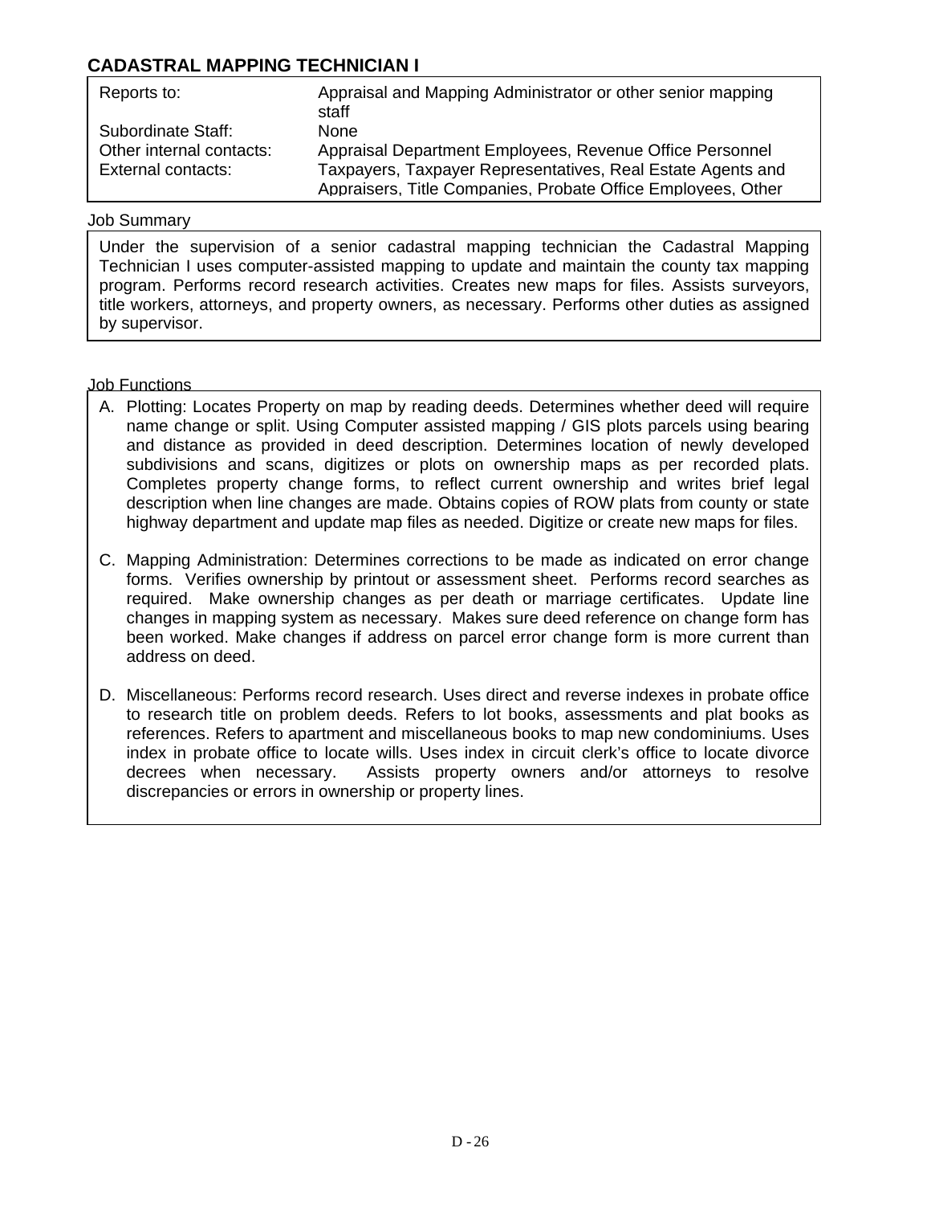## CADASTRAL MAPPING TECHNICIAN I

| | |
|---|---|
| Reports to: | Appraisal and Mapping Administrator or other senior mapping staff |
| Subordinate Staff: | None |
| Other internal contacts: | Appraisal Department Employees, Revenue Office Personnel |
| External contacts: | Taxpayers, Taxpayer Representatives, Real Estate Agents and Appraisers, Title Companies, Probate Office Employees, Other |

Job Summary

Under the supervision of a senior cadastral mapping technician the Cadastral Mapping Technician I uses computer-assisted mapping to update and maintain the county tax mapping program. Performs record research activities. Creates new maps for files. Assists surveyors, title workers, attorneys, and property owners, as necessary. Performs other duties as assigned by supervisor.

Job Functions

A. Plotting: Locates Property on map by reading deeds. Determines whether deed will require name change or split. Using Computer assisted mapping / GIS plots parcels using bearing and distance as provided in deed description. Determines location of newly developed subdivisions and scans, digitizes or plots on ownership maps as per recorded plats. Completes property change forms, to reflect current ownership and writes brief legal description when line changes are made. Obtains copies of ROW plats from county or state highway department and update map files as needed. Digitize or create new maps for files.

C. Mapping Administration: Determines corrections to be made as indicated on error change forms. Verifies ownership by printout or assessment sheet. Performs record searches as required. Make ownership changes as per death or marriage certificates. Update line changes in mapping system as necessary. Makes sure deed reference on change form has been worked. Make changes if address on parcel error change form is more current than address on deed.

D. Miscellaneous: Performs record research. Uses direct and reverse indexes in probate office to research title on problem deeds. Refers to lot books, assessments and plat books as references. Refers to apartment and miscellaneous books to map new condominiums. Uses index in probate office to locate wills. Uses index in circuit clerk's office to locate divorce decrees when necessary. Assists property owners and/or attorneys to resolve discrepancies or errors in ownership or property lines.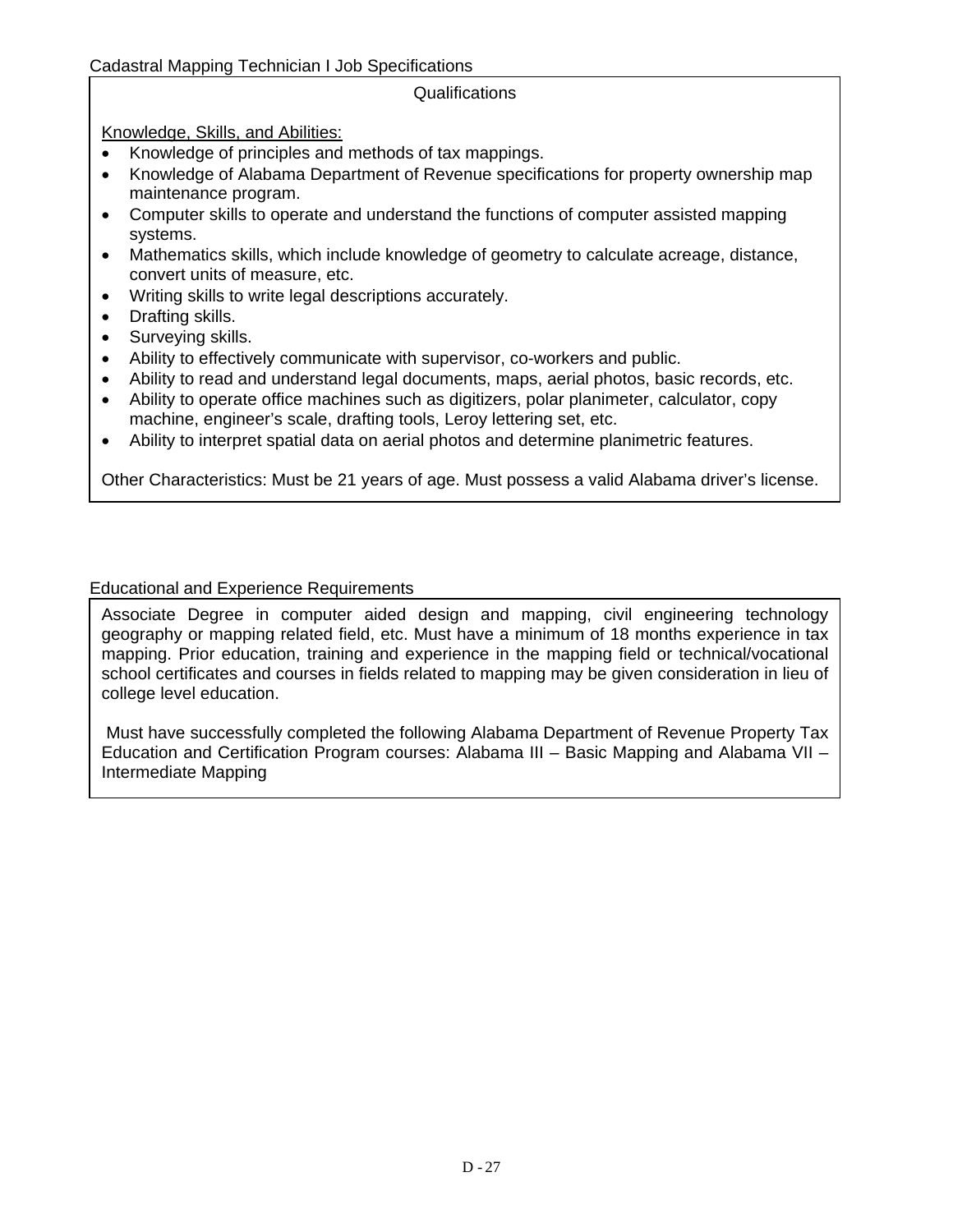Cadastral Mapping Technician I Job Specifications

## Qualifications

Knowledge, Skills, and Abilities:

- Knowledge of principles and methods of tax mappings.
- Knowledge of Alabama Department of Revenue specifications for property ownership map maintenance program.
- Computer skills to operate and understand the functions of computer assisted mapping systems.
- Mathematics skills, which include knowledge of geometry to calculate acreage, distance, convert units of measure, etc.
- Writing skills to write legal descriptions accurately.
- Drafting skills.
- Surveying skills.
- Ability to effectively communicate with supervisor, co-workers and public.
- Ability to read and understand legal documents, maps, aerial photos, basic records, etc.
- Ability to operate office machines such as digitizers, polar planimeter, calculator, copy machine, engineer's scale, drafting tools, Leroy lettering set, etc.
- Ability to interpret spatial data on aerial photos and determine planimetric features.

Other Characteristics: Must be 21 years of age. Must possess a valid Alabama driver's license.

## Educational and Experience Requirements

Associate Degree in computer aided design and mapping, civil engineering technology geography or mapping related field, etc. Must have a minimum of 18 months experience in tax mapping. Prior education, training and experience in the mapping field or technical/vocational school certificates and courses in fields related to mapping may be given consideration in lieu of college level education.

Must have successfully completed the following Alabama Department of Revenue Property Tax Education and Certification Program courses: Alabama III – Basic Mapping and Alabama VII – Intermediate Mapping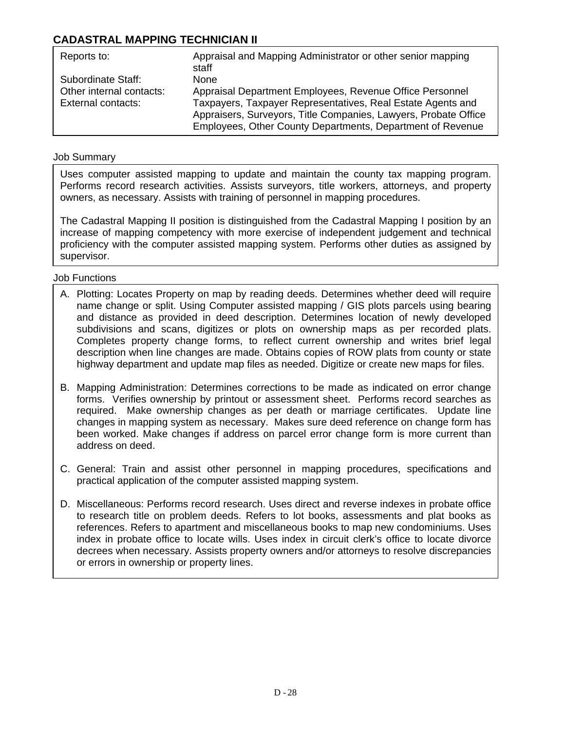## CADASTRAL MAPPING TECHNICIAN II

| | |
|---|---|
| Reports to: | Appraisal and Mapping Administrator or other senior mapping staff |
| Subordinate Staff: | None |
| Other internal contacts: | Appraisal Department Employees, Revenue Office Personnel |
| External contacts: | Taxpayers, Taxpayer Representatives, Real Estate Agents and Appraisers, Surveyors, Title Companies, Lawyers, Probate Office Employees, Other County Departments, Department of Revenue |

Job Summary

Uses computer assisted mapping to update and maintain the county tax mapping program. Performs record research activities. Assists surveyors, title workers, attorneys, and property owners, as necessary. Assists with training of personnel in mapping procedures.

The Cadastral Mapping II position is distinguished from the Cadastral Mapping I position by an increase of mapping competency with more exercise of independent judgement and technical proficiency with the computer assisted mapping system. Performs other duties as assigned by supervisor.

Job Functions

A. Plotting: Locates Property on map by reading deeds. Determines whether deed will require name change or split. Using Computer assisted mapping / GIS plots parcels using bearing and distance as provided in deed description. Determines location of newly developed subdivisions and scans, digitizes or plots on ownership maps as per recorded plats. Completes property change forms, to reflect current ownership and writes brief legal description when line changes are made. Obtains copies of ROW plats from county or state highway department and update map files as needed. Digitize or create new maps for files.

B. Mapping Administration: Determines corrections to be made as indicated on error change forms. Verifies ownership by printout or assessment sheet. Performs record searches as required. Make ownership changes as per death or marriage certificates. Update line changes in mapping system as necessary. Makes sure deed reference on change form has been worked. Make changes if address on parcel error change form is more current than address on deed.

C. General: Train and assist other personnel in mapping procedures, specifications and practical application of the computer assisted mapping system.

D. Miscellaneous: Performs record research. Uses direct and reverse indexes in probate office to research title on problem deeds. Refers to lot books, assessments and plat books as references. Refers to apartment and miscellaneous books to map new condominiums. Uses index in probate office to locate wills. Uses index in circuit clerk's office to locate divorce decrees when necessary. Assists property owners and/or attorneys to resolve discrepancies or errors in ownership or property lines.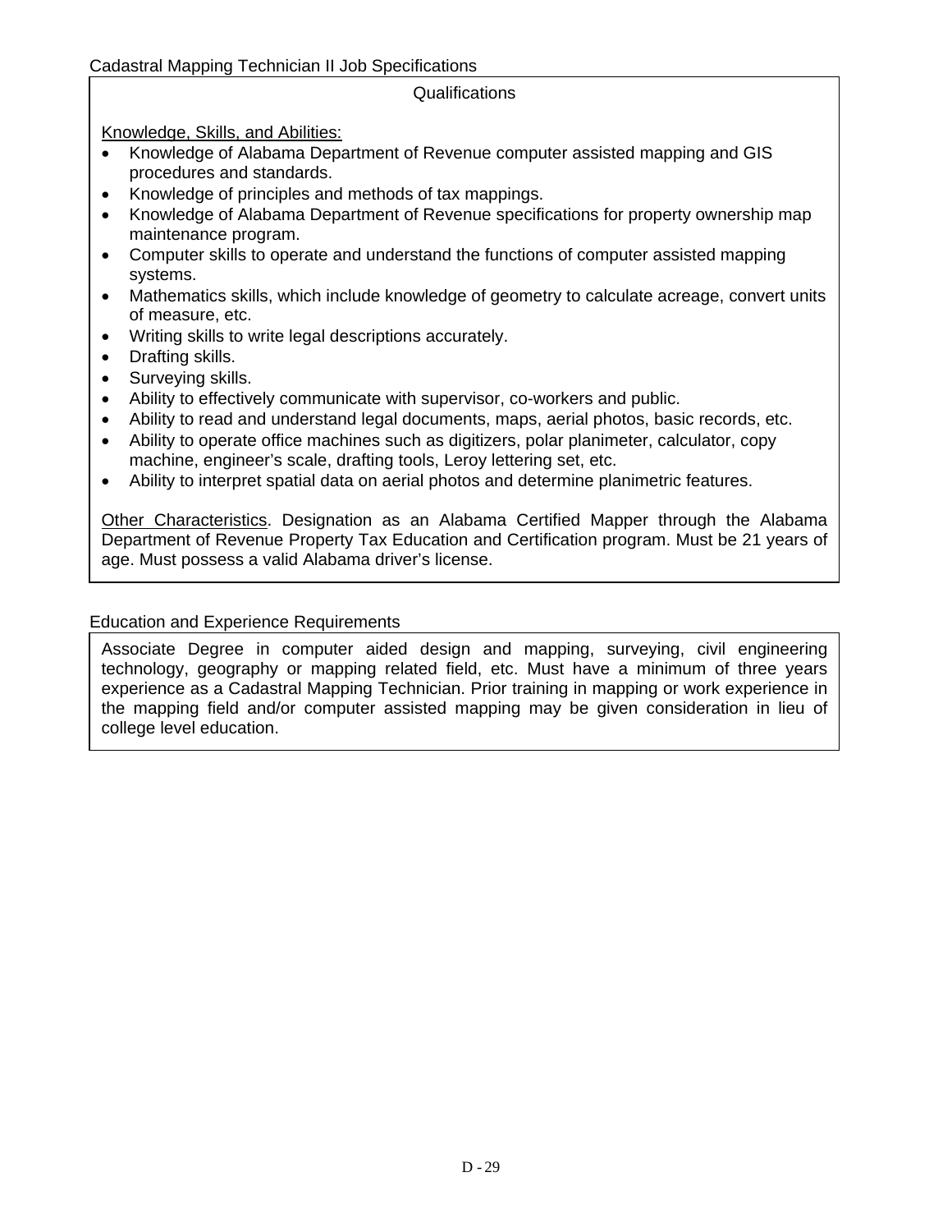Cadastral Mapping Technician II Job Specifications

## Qualifications

Knowledge, Skills, and Abilities:

- Knowledge of Alabama Department of Revenue computer assisted mapping and GIS procedures and standards.
- Knowledge of principles and methods of tax mappings.
- Knowledge of Alabama Department of Revenue specifications for property ownership map maintenance program.
- Computer skills to operate and understand the functions of computer assisted mapping systems.
- Mathematics skills, which include knowledge of geometry to calculate acreage, convert units of measure, etc.
- Writing skills to write legal descriptions accurately.
- Drafting skills.
- Surveying skills.
- Ability to effectively communicate with supervisor, co-workers and public.
- Ability to read and understand legal documents, maps, aerial photos, basic records, etc.
- Ability to operate office machines such as digitizers, polar planimeter, calculator, copy machine, engineer's scale, drafting tools, Leroy lettering set, etc.
- Ability to interpret spatial data on aerial photos and determine planimetric features.

Other Characteristics. Designation as an Alabama Certified Mapper through the Alabama Department of Revenue Property Tax Education and Certification program. Must be 21 years of age. Must possess a valid Alabama driver's license.

## Education and Experience Requirements

Associate Degree in computer aided design and mapping, surveying, civil engineering technology, geography or mapping related field, etc. Must have a minimum of three years experience as a Cadastral Mapping Technician. Prior training in mapping or work experience in the mapping field and/or computer assisted mapping may be given consideration in lieu of college level education.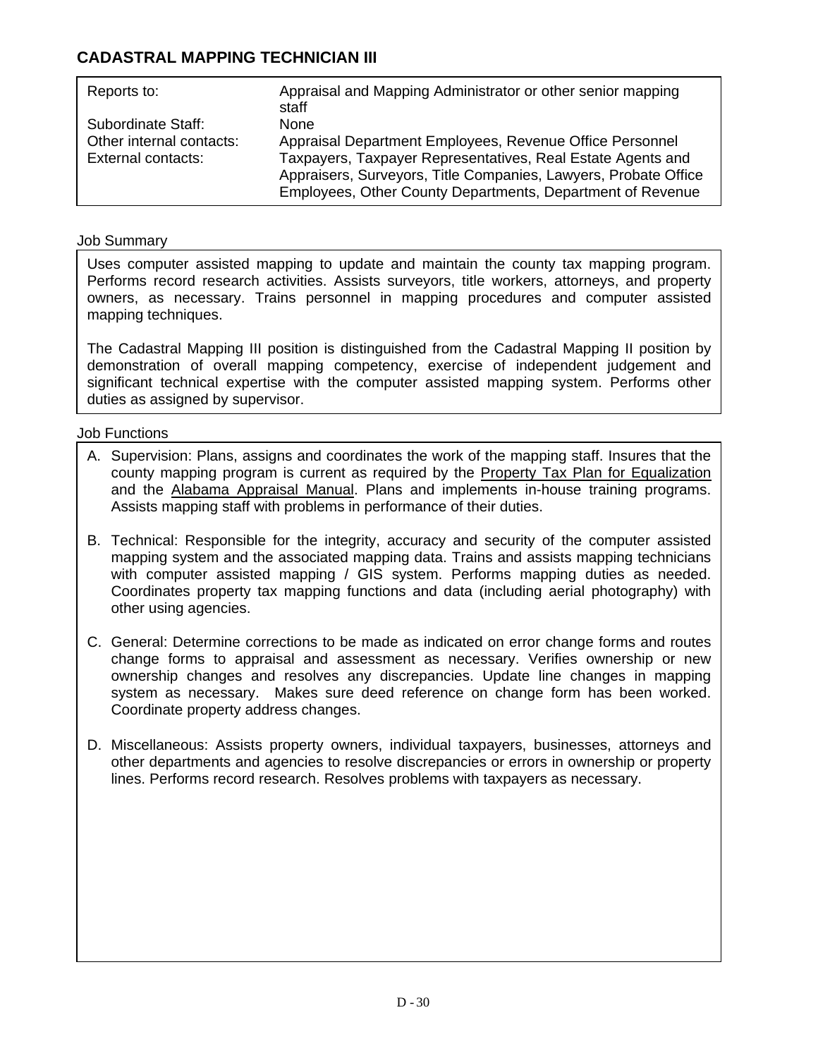## CADASTRAL MAPPING TECHNICIAN III

| | |
|---|---|
| Reports to: | Appraisal and Mapping Administrator or other senior mapping staff |
| Subordinate Staff: | None |
| Other internal contacts: | Appraisal Department Employees, Revenue Office Personnel |
| External contacts: | Taxpayers, Taxpayer Representatives, Real Estate Agents and Appraisers, Surveyors, Title Companies, Lawyers, Probate Office Employees, Other County Departments, Department of Revenue |

Job Summary

Uses computer assisted mapping to update and maintain the county tax mapping program. Performs record research activities. Assists surveyors, title workers, attorneys, and property owners, as necessary. Trains personnel in mapping procedures and computer assisted mapping techniques.

The Cadastral Mapping III position is distinguished from the Cadastral Mapping II position by demonstration of overall mapping competency, exercise of independent judgement and significant technical expertise with the computer assisted mapping system. Performs other duties as assigned by supervisor.

Job Functions

A. Supervision: Plans, assigns and coordinates the work of the mapping staff. Insures that the county mapping program is current as required by the Property Tax Plan for Equalization and the Alabama Appraisal Manual. Plans and implements in-house training programs. Assists mapping staff with problems in performance of their duties.

B. Technical: Responsible for the integrity, accuracy and security of the computer assisted mapping system and the associated mapping data. Trains and assists mapping technicians with computer assisted mapping / GIS system. Performs mapping duties as needed. Coordinates property tax mapping functions and data (including aerial photography) with other using agencies.

C. General: Determine corrections to be made as indicated on error change forms and routes change forms to appraisal and assessment as necessary. Verifies ownership or new ownership changes and resolves any discrepancies. Update line changes in mapping system as necessary. Makes sure deed reference on change form has been worked. Coordinate property address changes.

D. Miscellaneous: Assists property owners, individual taxpayers, businesses, attorneys and other departments and agencies to resolve discrepancies or errors in ownership or property lines. Performs record research. Resolves problems with taxpayers as necessary.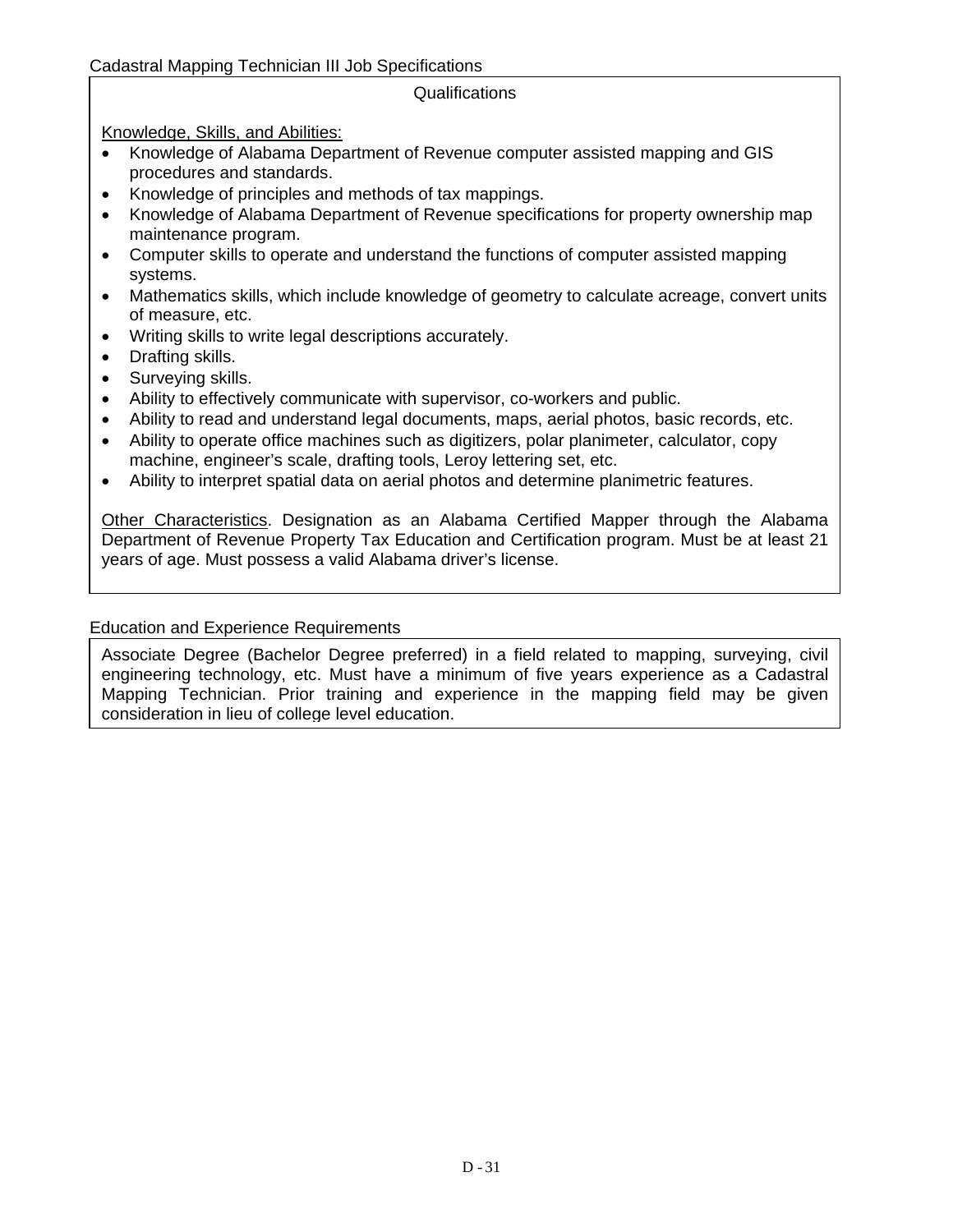Cadastral Mapping Technician III Job Specifications

## Qualifications

Knowledge, Skills, and Abilities:

- Knowledge of Alabama Department of Revenue computer assisted mapping and GIS procedures and standards.
- Knowledge of principles and methods of tax mappings.
- Knowledge of Alabama Department of Revenue specifications for property ownership map maintenance program.
- Computer skills to operate and understand the functions of computer assisted mapping systems.
- Mathematics skills, which include knowledge of geometry to calculate acreage, convert units of measure, etc.
- Writing skills to write legal descriptions accurately.
- Drafting skills.
- Surveying skills.
- Ability to effectively communicate with supervisor, co-workers and public.
- Ability to read and understand legal documents, maps, aerial photos, basic records, etc.
- Ability to operate office machines such as digitizers, polar planimeter, calculator, copy machine, engineer's scale, drafting tools, Leroy lettering set, etc.
- Ability to interpret spatial data on aerial photos and determine planimetric features.

Other Characteristics. Designation as an Alabama Certified Mapper through the Alabama Department of Revenue Property Tax Education and Certification program. Must be at least 21 years of age. Must possess a valid Alabama driver's license.

## Education and Experience Requirements

Associate Degree (Bachelor Degree preferred) in a field related to mapping, surveying, civil engineering technology, etc. Must have a minimum of five years experience as a Cadastral Mapping Technician. Prior training and experience in the mapping field may be given consideration in lieu of college level education.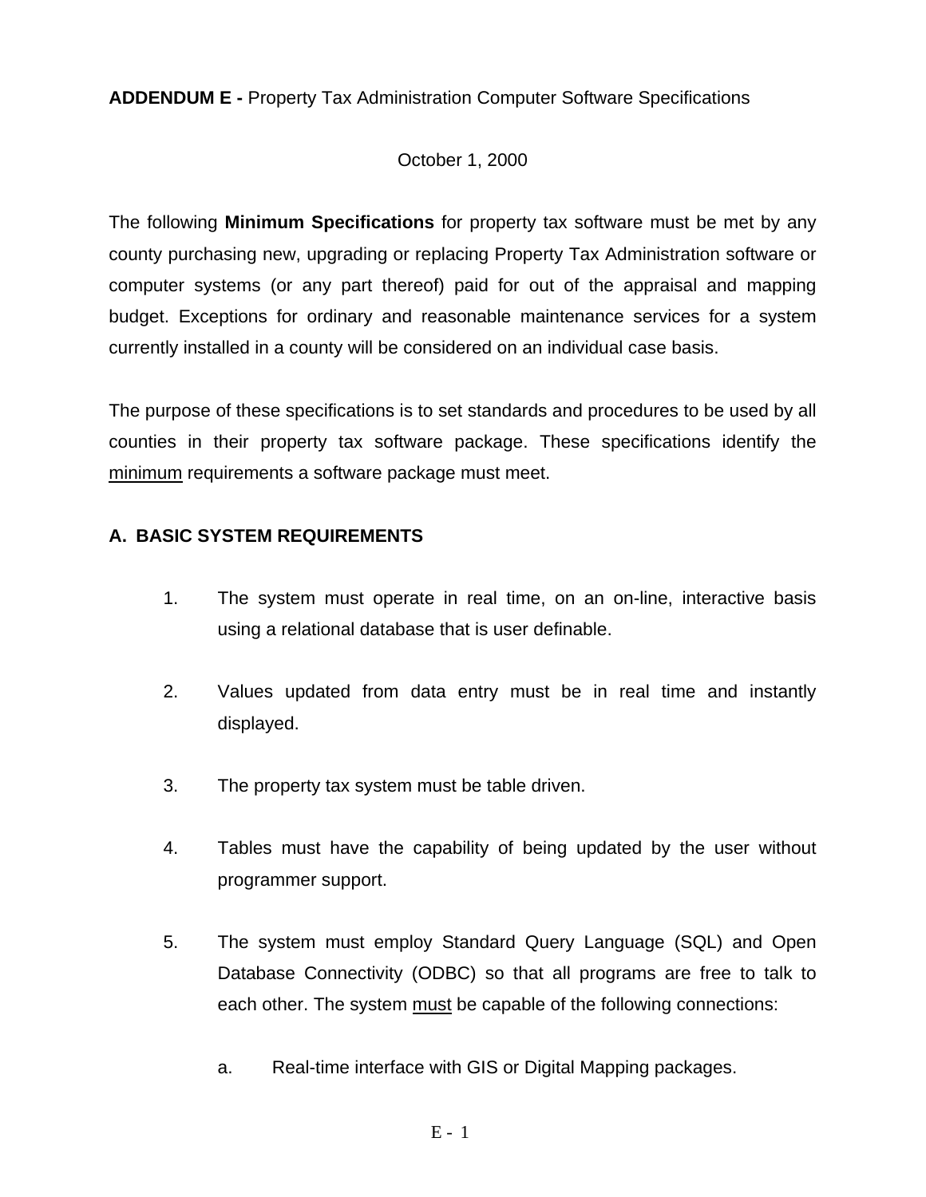**ADDENDUM E -** Property Tax Administration Computer Software Specifications

October 1, 2000

The following **Minimum Specifications** for property tax software must be met by any county purchasing new, upgrading or replacing Property Tax Administration software or computer systems (or any part thereof) paid for out of the appraisal and mapping budget. Exceptions for ordinary and reasonable maintenance services for a system currently installed in a county will be considered on an individual case basis.

The purpose of these specifications is to set standards and procedures to be used by all counties in their property tax software package. These specifications identify the <u>minimum</u> requirements a software package must meet.

## A. BASIC SYSTEM REQUIREMENTS

1. The system must operate in real time, on an on-line, interactive basis using a relational database that is user definable.

2. Values updated from data entry must be in real time and instantly displayed.

3. The property tax system must be table driven.

4. Tables must have the capability of being updated by the user without programmer support.

5. The system must employ Standard Query Language (SQL) and Open Database Connectivity (ODBC) so that all programs are free to talk to each other. The system <u>must</u> be capable of the following connections:

   a. Real-time interface with GIS or Digital Mapping packages.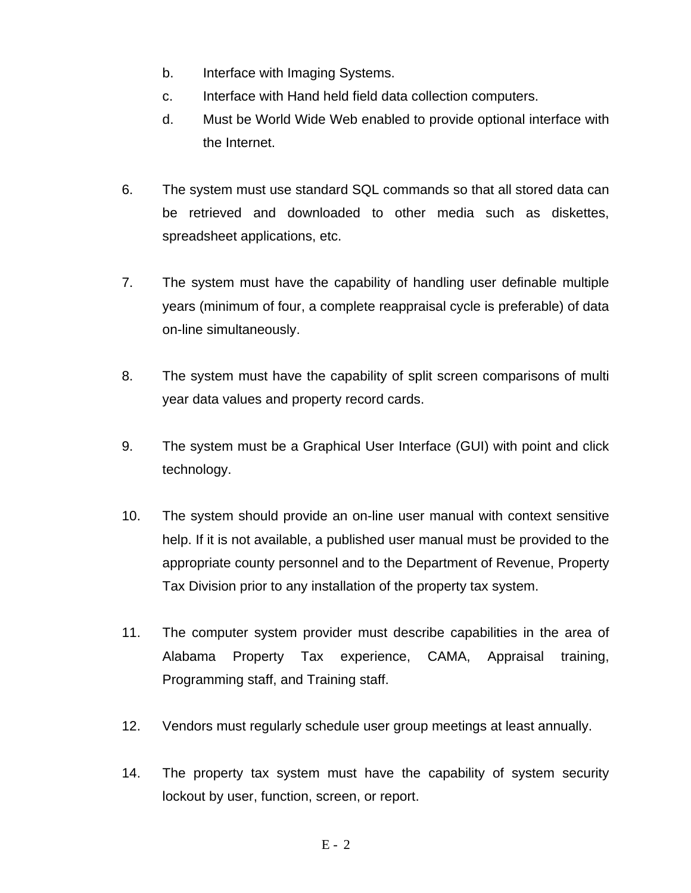b. Interface with Imaging Systems.

c. Interface with Hand held field data collection computers.

d. Must be World Wide Web enabled to provide optional interface with the Internet.

6. The system must use standard SQL commands so that all stored data can be retrieved and downloaded to other media such as diskettes, spreadsheet applications, etc.

7. The system must have the capability of handling user definable multiple years (minimum of four, a complete reappraisal cycle is preferable) of data on-line simultaneously.

8. The system must have the capability of split screen comparisons of multi year data values and property record cards.

9. The system must be a Graphical User Interface (GUI) with point and click technology.

10. The system should provide an on-line user manual with context sensitive help. If it is not available, a published user manual must be provided to the appropriate county personnel and to the Department of Revenue, Property Tax Division prior to any installation of the property tax system.

11. The computer system provider must describe capabilities in the area of Alabama Property Tax experience, CAMA, Appraisal training, Programming staff, and Training staff.

12. Vendors must regularly schedule user group meetings at least annually.

14. The property tax system must have the capability of system security lockout by user, function, screen, or report.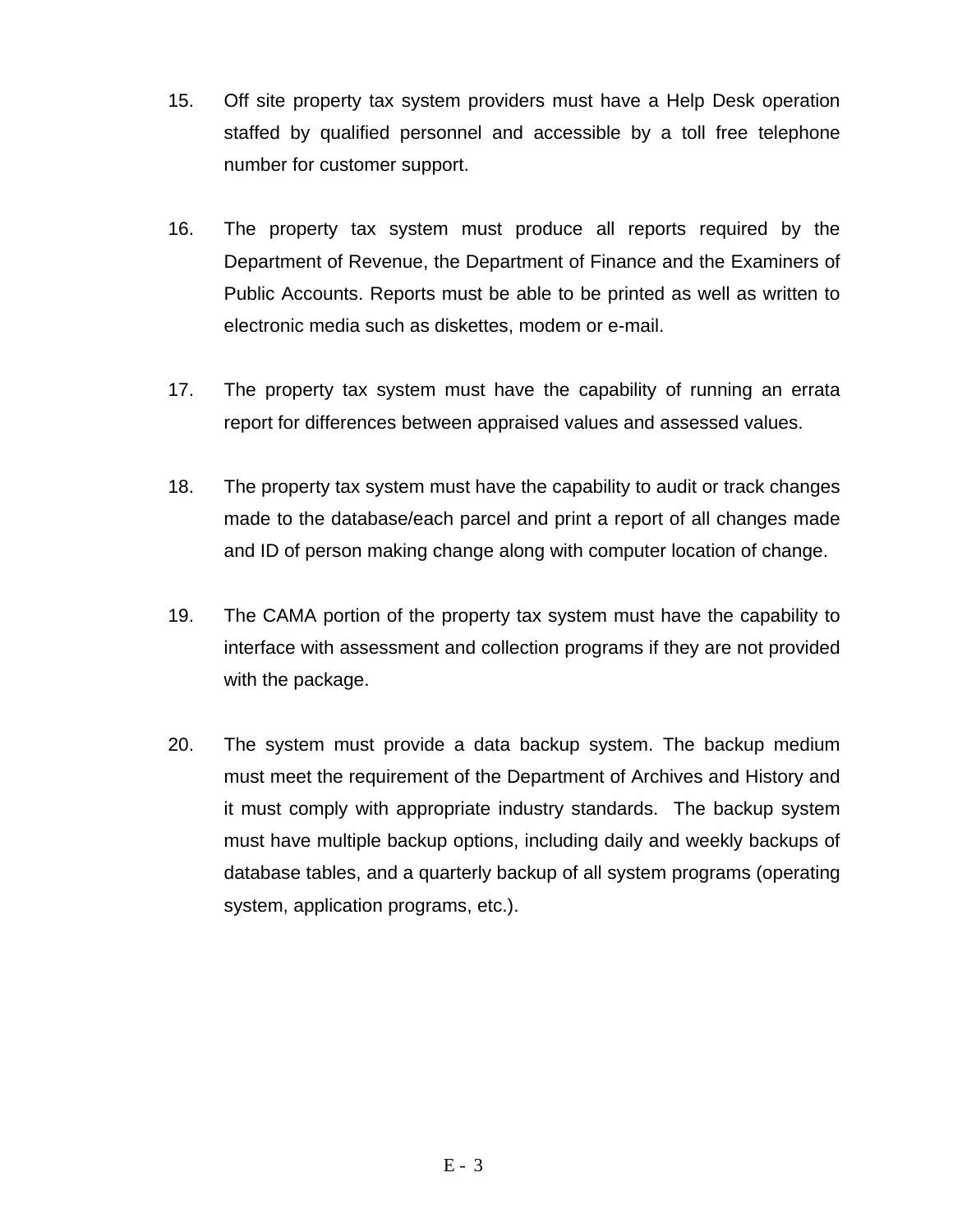15. Off site property tax system providers must have a Help Desk operation staffed by qualified personnel and accessible by a toll free telephone number for customer support.

16. The property tax system must produce all reports required by the Department of Revenue, the Department of Finance and the Examiners of Public Accounts. Reports must be able to be printed as well as written to electronic media such as diskettes, modem or e-mail.

17. The property tax system must have the capability of running an errata report for differences between appraised values and assessed values.

18. The property tax system must have the capability to audit or track changes made to the database/each parcel and print a report of all changes made and ID of person making change along with computer location of change.

19. The CAMA portion of the property tax system must have the capability to interface with assessment and collection programs if they are not provided with the package.

20. The system must provide a data backup system. The backup medium must meet the requirement of the Department of Archives and History and it must comply with appropriate industry standards. The backup system must have multiple backup options, including daily and weekly backups of database tables, and a quarterly backup of all system programs (operating system, application programs, etc.).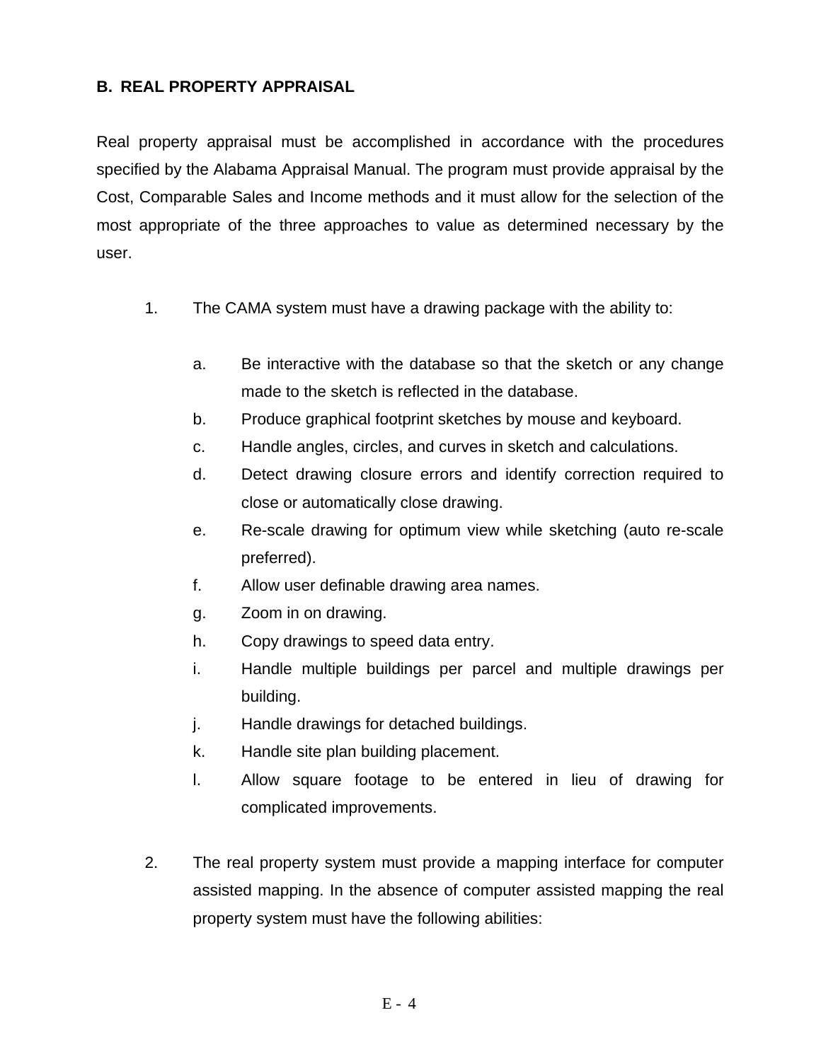## B. REAL PROPERTY APPRAISAL

Real property appraisal must be accomplished in accordance with the procedures specified by the Alabama Appraisal Manual. The program must provide appraisal by the Cost, Comparable Sales and Income methods and it must allow for the selection of the most appropriate of the three approaches to value as determined necessary by the user.

1. The CAMA system must have a drawing package with the ability to:

   a. Be interactive with the database so that the sketch or any change made to the sketch is reflected in the database.
   b. Produce graphical footprint sketches by mouse and keyboard.
   c. Handle angles, circles, and curves in sketch and calculations.
   d. Detect drawing closure errors and identify correction required to close or automatically close drawing.
   e. Re-scale drawing for optimum view while sketching (auto re-scale preferred).
   f. Allow user definable drawing area names.
   g. Zoom in on drawing.
   h. Copy drawings to speed data entry.
   i. Handle multiple buildings per parcel and multiple drawings per building.
   j. Handle drawings for detached buildings.
   k. Handle site plan building placement.
   l. Allow square footage to be entered in lieu of drawing for complicated improvements.

2. The real property system must provide a mapping interface for computer assisted mapping. In the absence of computer assisted mapping the real property system must have the following abilities: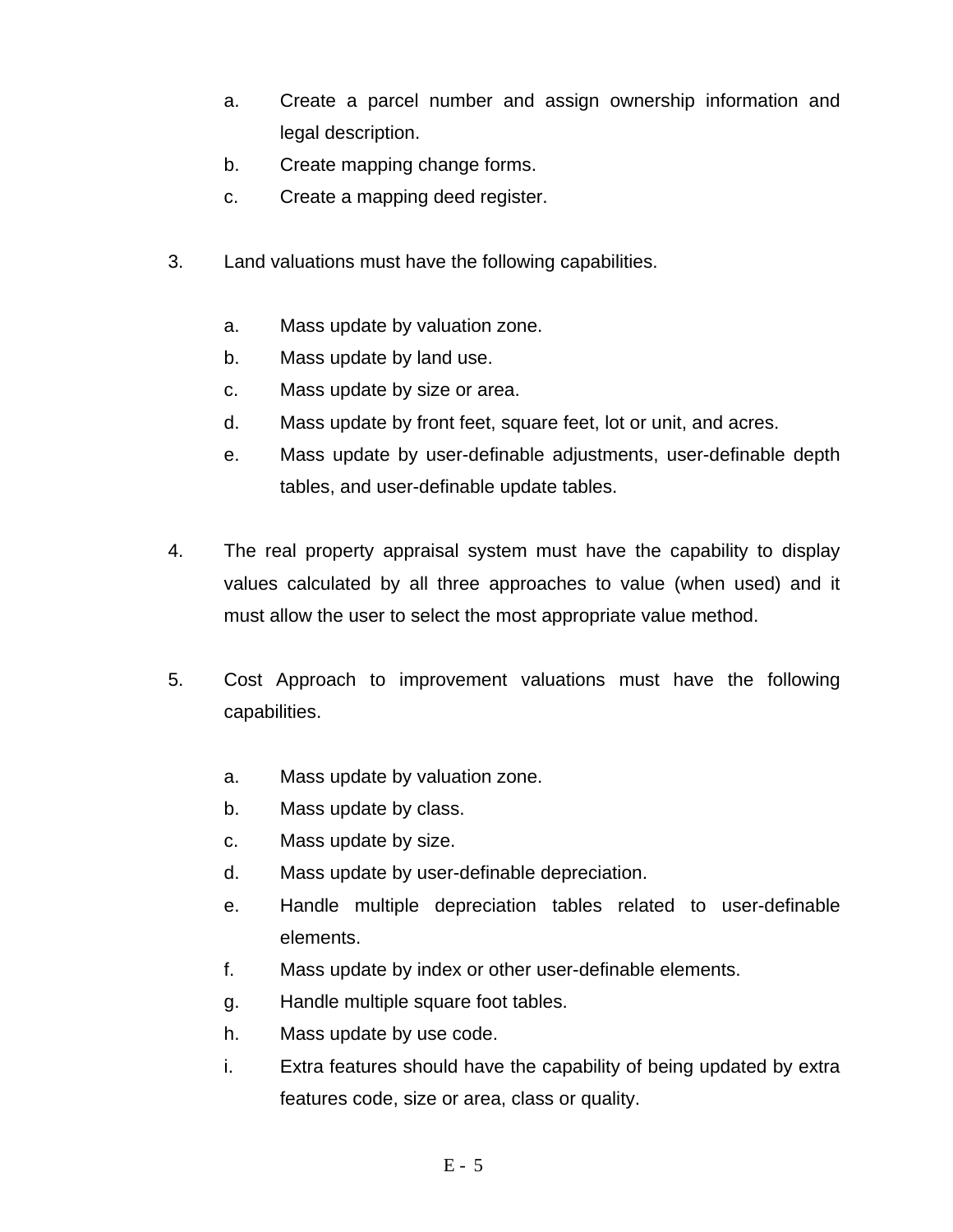a. Create a parcel number and assign ownership information and legal description.
b. Create mapping change forms.
c. Create a mapping deed register.

3. Land valuations must have the following capabilities.

   a. Mass update by valuation zone.
   b. Mass update by land use.
   c. Mass update by size or area.
   d. Mass update by front feet, square feet, lot or unit, and acres.
   e. Mass update by user-definable adjustments, user-definable depth tables, and user-definable update tables.

4. The real property appraisal system must have the capability to display values calculated by all three approaches to value (when used) and it must allow the user to select the most appropriate value method.

5. Cost Approach to improvement valuations must have the following capabilities.

   a. Mass update by valuation zone.
   b. Mass update by class.
   c. Mass update by size.
   d. Mass update by user-definable depreciation.
   e. Handle multiple depreciation tables related to user-definable elements.
   f. Mass update by index or other user-definable elements.
   g. Handle multiple square foot tables.
   h. Mass update by use code.
   i. Extra features should have the capability of being updated by extra features code, size or area, class or quality.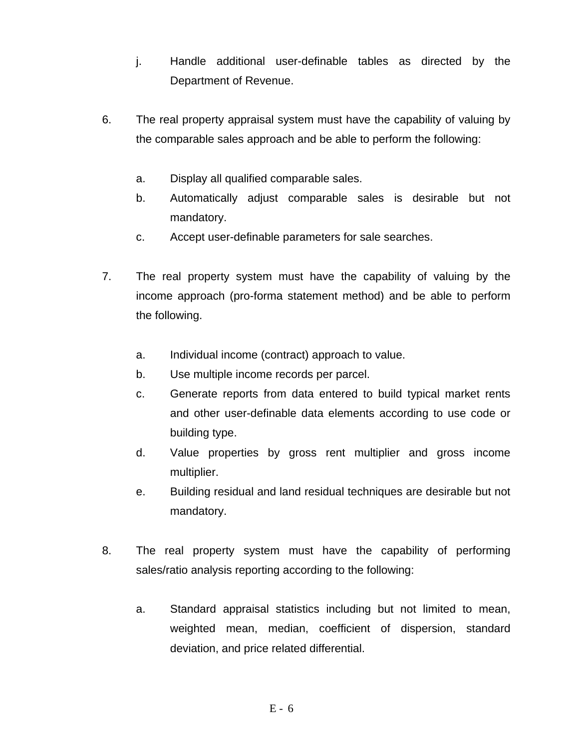j. Handle additional user-definable tables as directed by the Department of Revenue.

6. The real property appraisal system must have the capability of valuing by the comparable sales approach and be able to perform the following:

   a. Display all qualified comparable sales.
   b. Automatically adjust comparable sales is desirable but not mandatory.
   c. Accept user-definable parameters for sale searches.

7. The real property system must have the capability of valuing by the income approach (pro-forma statement method) and be able to perform the following.

   a. Individual income (contract) approach to value.
   b. Use multiple income records per parcel.
   c. Generate reports from data entered to build typical market rents and other user-definable data elements according to use code or building type.
   d. Value properties by gross rent multiplier and gross income multiplier.
   e. Building residual and land residual techniques are desirable but not mandatory.

8. The real property system must have the capability of performing sales/ratio analysis reporting according to the following:

   a. Standard appraisal statistics including but not limited to mean, weighted mean, median, coefficient of dispersion, standard deviation, and price related differential.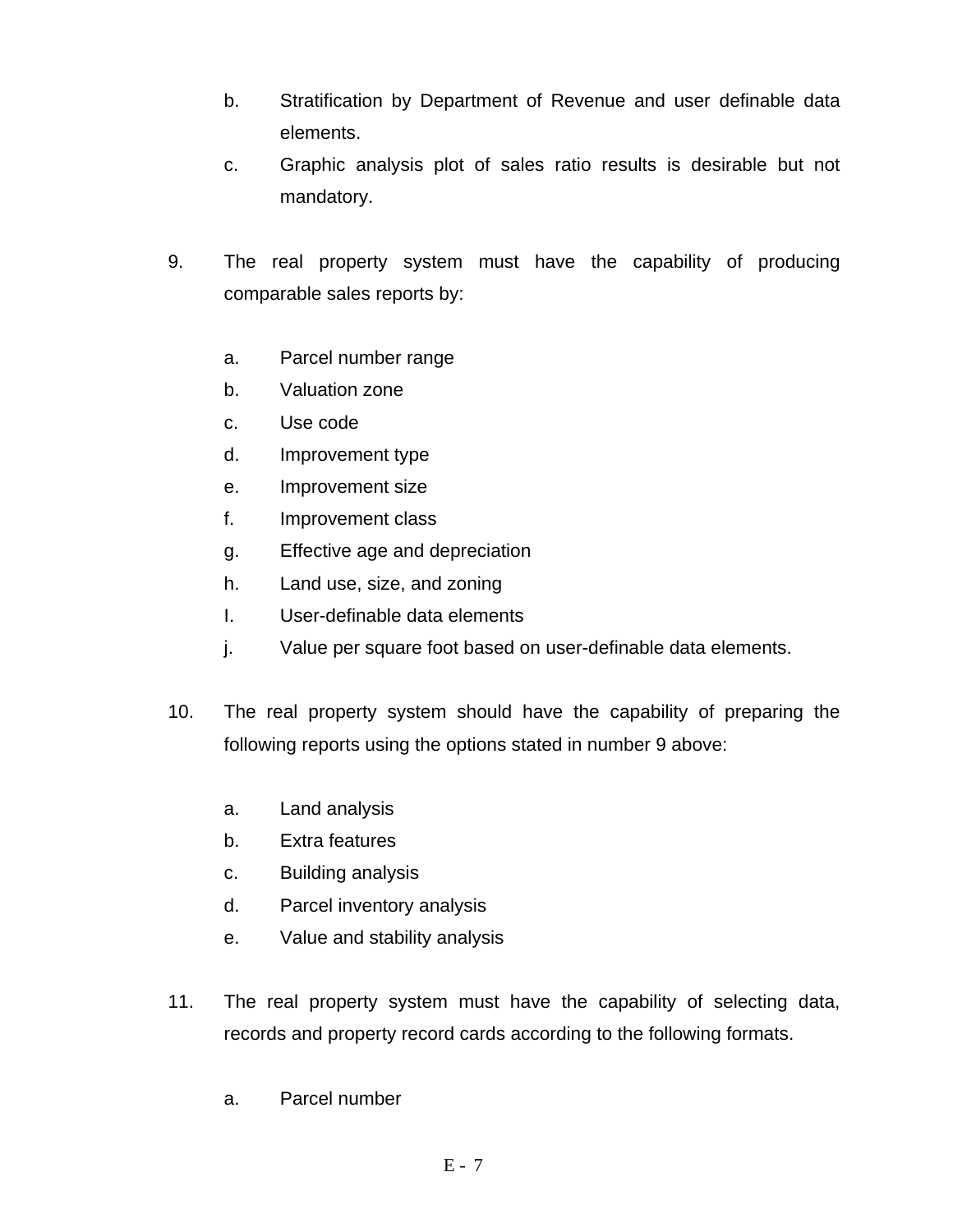b. Stratification by Department of Revenue and user definable data elements.
c. Graphic analysis plot of sales ratio results is desirable but not mandatory.

9. The real property system must have the capability of producing comparable sales reports by:

   a. Parcel number range
   b. Valuation zone
   c. Use code
   d. Improvement type
   e. Improvement size
   f. Improvement class
   g. Effective age and depreciation
   h. Land use, size, and zoning
   I. User-definable data elements
   j. Value per square foot based on user-definable data elements.

10. The real property system should have the capability of preparing the following reports using the options stated in number 9 above:

   a. Land analysis
   b. Extra features
   c. Building analysis
   d. Parcel inventory analysis
   e. Value and stability analysis

11. The real property system must have the capability of selecting data, records and property record cards according to the following formats.

   a. Parcel number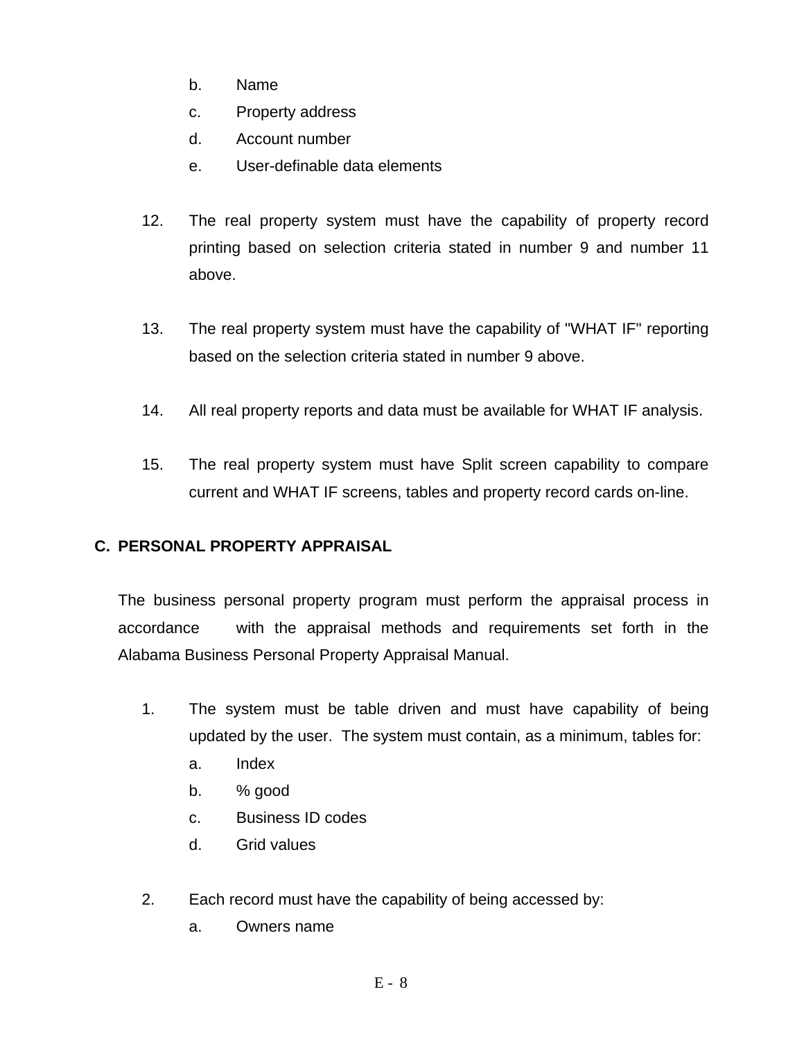b. Name
c. Property address
d. Account number
e. User-definable data elements

12. The real property system must have the capability of property record printing based on selection criteria stated in number 9 and number 11 above.

13. The real property system must have the capability of "WHAT IF" reporting based on the selection criteria stated in number 9 above.

14. All real property reports and data must be available for WHAT IF analysis.

15. The real property system must have Split screen capability to compare current and WHAT IF screens, tables and property record cards on-line.

## C. PERSONAL PROPERTY APPRAISAL

The business personal property program must perform the appraisal process in accordance with the appraisal methods and requirements set forth in the Alabama Business Personal Property Appraisal Manual.

1. The system must be table driven and must have capability of being updated by the user. The system must contain, as a minimum, tables for:
   a. Index
   b. % good
   c. Business ID codes
   d. Grid values

2. Each record must have the capability of being accessed by:
   a. Owners name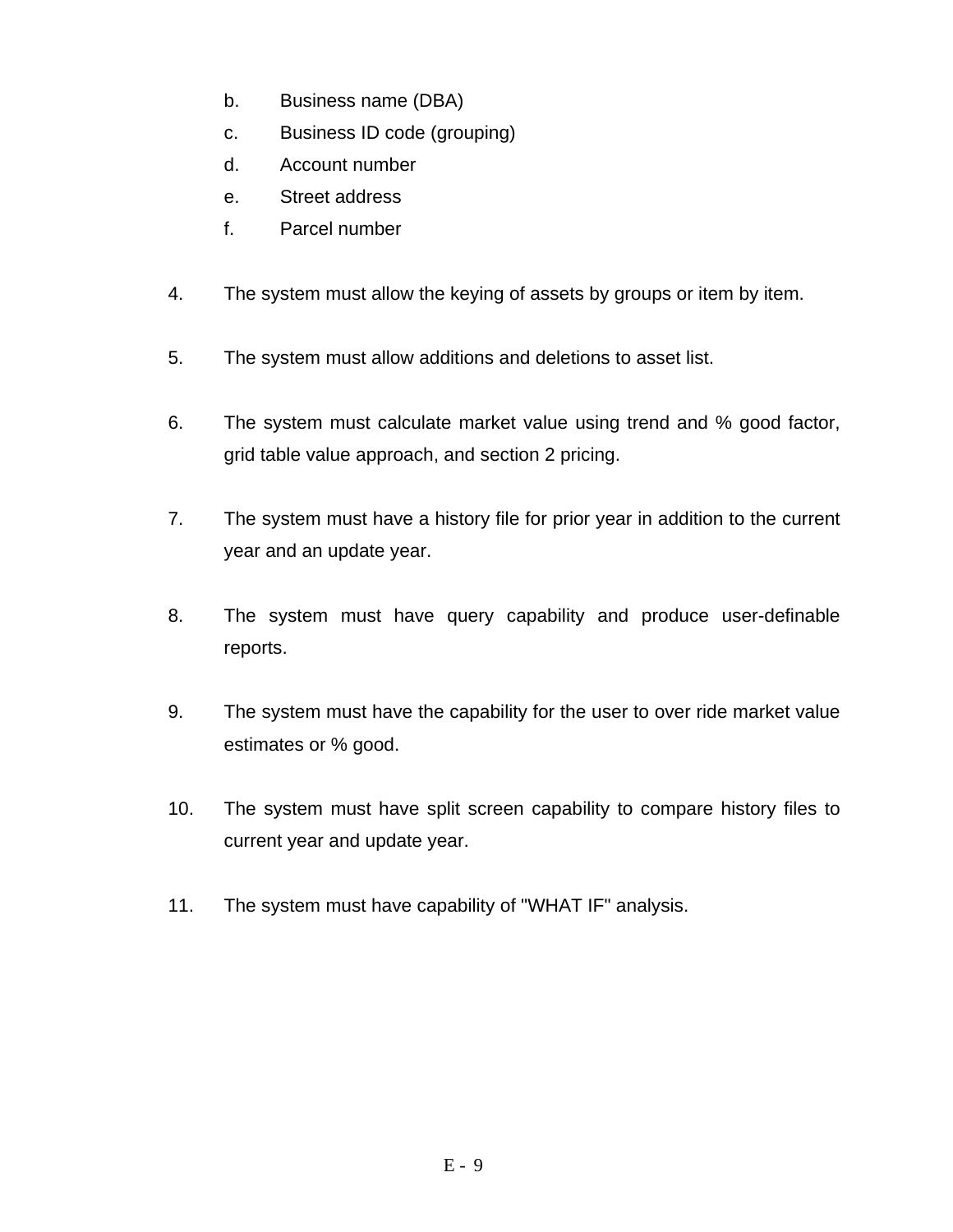b. Business name (DBA)
   c. Business ID code (grouping)
   d. Account number
   e. Street address
   f. Parcel number

4. The system must allow the keying of assets by groups or item by item.

5. The system must allow additions and deletions to asset list.

6. The system must calculate market value using trend and % good factor, grid table value approach, and section 2 pricing.

7. The system must have a history file for prior year in addition to the current year and an update year.

8. The system must have query capability and produce user-definable reports.

9. The system must have the capability for the user to over ride market value estimates or % good.

10. The system must have split screen capability to compare history files to current year and update year.

11. The system must have capability of "WHAT IF" analysis.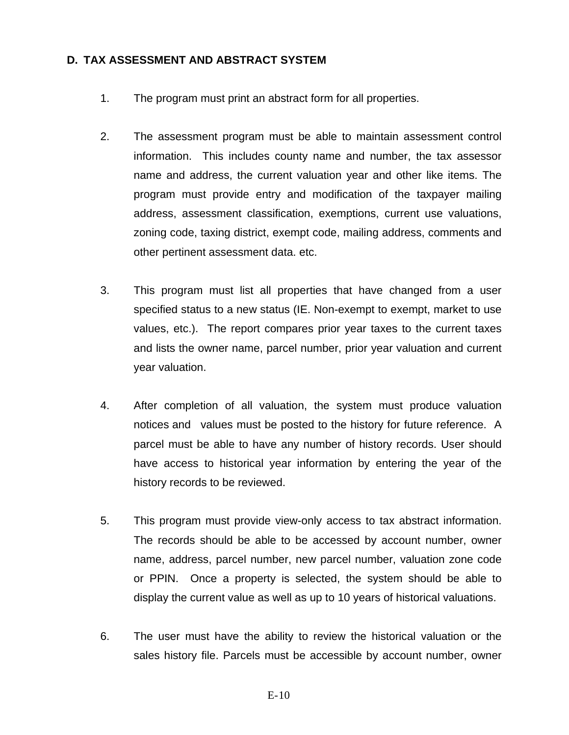## D. TAX ASSESSMENT AND ABSTRACT SYSTEM

1. The program must print an abstract form for all properties.

2. The assessment program must be able to maintain assessment control information. This includes county name and number, the tax assessor name and address, the current valuation year and other like items. The program must provide entry and modification of the taxpayer mailing address, assessment classification, exemptions, current use valuations, zoning code, taxing district, exempt code, mailing address, comments and other pertinent assessment data. etc.

3. This program must list all properties that have changed from a user specified status to a new status (IE. Non-exempt to exempt, market to use values, etc.). The report compares prior year taxes to the current taxes and lists the owner name, parcel number, prior year valuation and current year valuation.

4. After completion of all valuation, the system must produce valuation notices and values must be posted to the history for future reference. A parcel must be able to have any number of history records. User should have access to historical year information by entering the year of the history records to be reviewed.

5. This program must provide view-only access to tax abstract information. The records should be able to be accessed by account number, owner name, address, parcel number, new parcel number, valuation zone code or PPIN. Once a property is selected, the system should be able to display the current value as well as up to 10 years of historical valuations.

6. The user must have the ability to review the historical valuation or the sales history file. Parcels must be accessible by account number, owner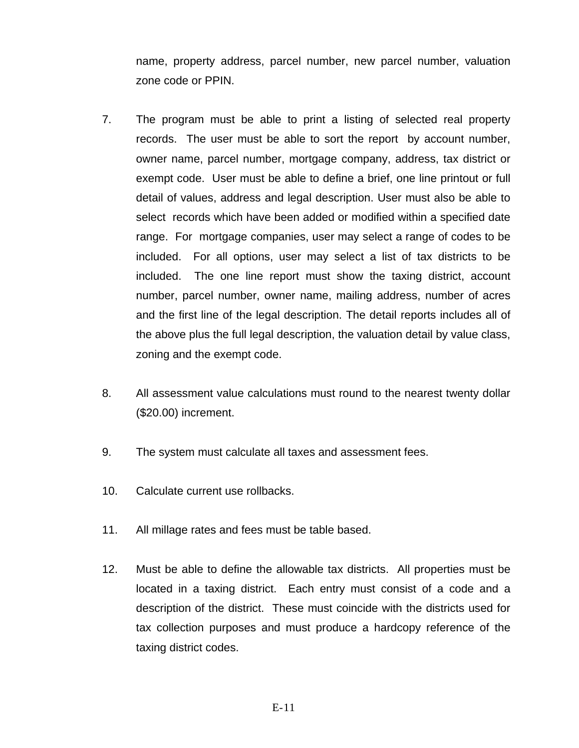name, property address, parcel number, new parcel number, valuation zone code or PPIN.

7. The program must be able to print a listing of selected real property records. The user must be able to sort the report by account number, owner name, parcel number, mortgage company, address, tax district or exempt code. User must be able to define a brief, one line printout or full detail of values, address and legal description. User must also be able to select records which have been added or modified within a specified date range. For mortgage companies, user may select a range of codes to be included. For all options, user may select a list of tax districts to be included. The one line report must show the taxing district, account number, parcel number, owner name, mailing address, number of acres and the first line of the legal description. The detail reports includes all of the above plus the full legal description, the valuation detail by value class, zoning and the exempt code.

8. All assessment value calculations must round to the nearest twenty dollar ($20.00) increment.

9. The system must calculate all taxes and assessment fees.

10. Calculate current use rollbacks.

11. All millage rates and fees must be table based.

12. Must be able to define the allowable tax districts. All properties must be located in a taxing district. Each entry must consist of a code and a description of the district. These must coincide with the districts used for tax collection purposes and must produce a hardcopy reference of the taxing district codes.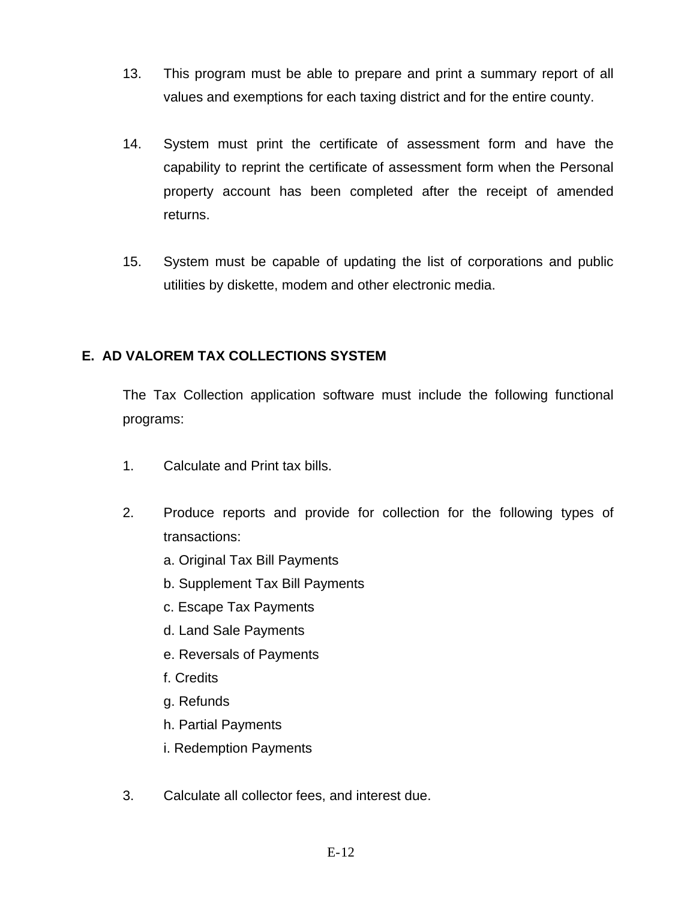13. This program must be able to prepare and print a summary report of all values and exemptions for each taxing district and for the entire county.

14. System must print the certificate of assessment form and have the capability to reprint the certificate of assessment form when the Personal property account has been completed after the receipt of amended returns.

15. System must be capable of updating the list of corporations and public utilities by diskette, modem and other electronic media.

## E. AD VALOREM TAX COLLECTIONS SYSTEM

The Tax Collection application software must include the following functional programs:

1. Calculate and Print tax bills.

2. Produce reports and provide for collection for the following types of transactions:
   a. Original Tax Bill Payments
   b. Supplement Tax Bill Payments
   c. Escape Tax Payments
   d. Land Sale Payments
   e. Reversals of Payments
   f. Credits
   g. Refunds
   h. Partial Payments
   i. Redemption Payments

3. Calculate all collector fees, and interest due.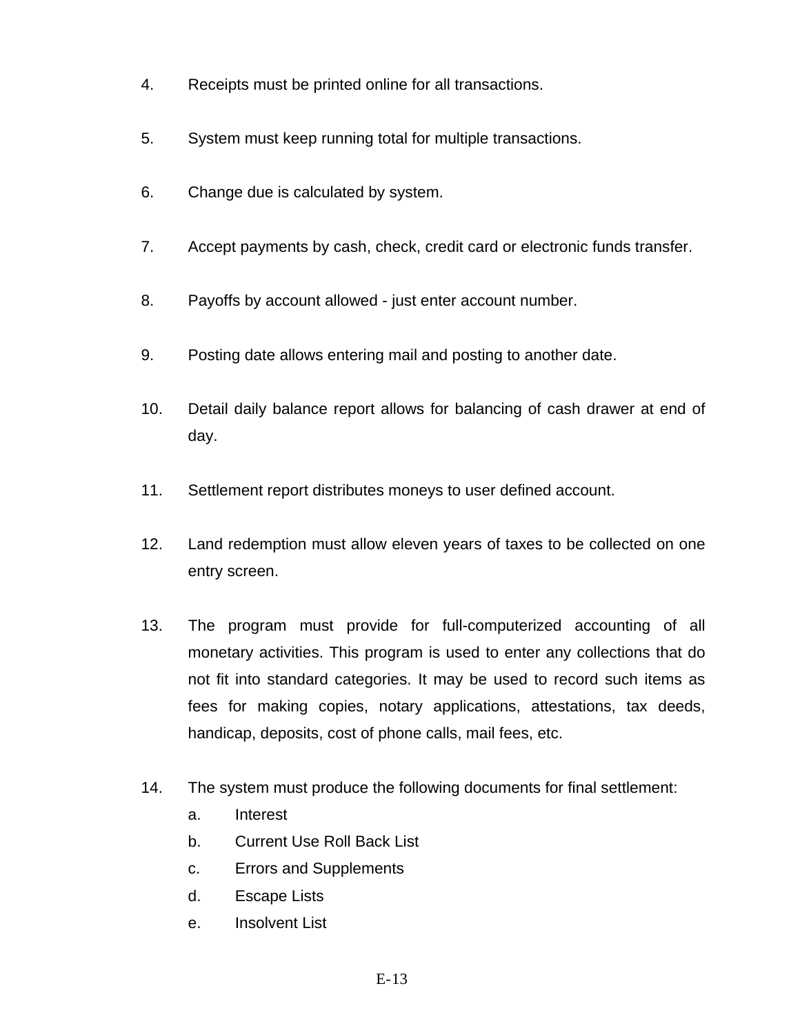4. Receipts must be printed online for all transactions.

5. System must keep running total for multiple transactions.

6. Change due is calculated by system.

7. Accept payments by cash, check, credit card or electronic funds transfer.

8. Payoffs by account allowed - just enter account number.

9. Posting date allows entering mail and posting to another date.

10. Detail daily balance report allows for balancing of cash drawer at end of day.

11. Settlement report distributes moneys to user defined account.

12. Land redemption must allow eleven years of taxes to be collected on one entry screen.

13. The program must provide for full-computerized accounting of all monetary activities. This program is used to enter any collections that do not fit into standard categories. It may be used to record such items as fees for making copies, notary applications, attestations, tax deeds, handicap, deposits, cost of phone calls, mail fees, etc.

14. The system must produce the following documents for final settlement:
    a. Interest
    b. Current Use Roll Back List
    c. Errors and Supplements
    d. Escape Lists
    e. Insolvent List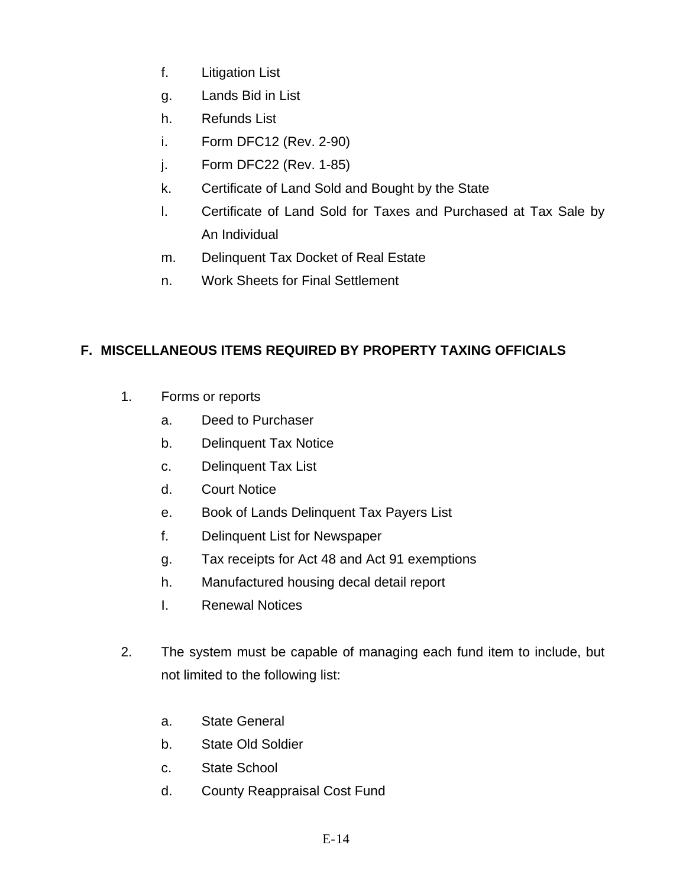f. Litigation List
g. Lands Bid in List
h. Refunds List
i. Form DFC12 (Rev. 2-90)
j. Form DFC22 (Rev. 1-85)
k. Certificate of Land Sold and Bought by the State
l. Certificate of Land Sold for Taxes and Purchased at Tax Sale by An Individual
m. Delinquent Tax Docket of Real Estate
n. Work Sheets for Final Settlement

## F. MISCELLANEOUS ITEMS REQUIRED BY PROPERTY TAXING OFFICIALS

1. Forms or reports
   a. Deed to Purchaser
   b. Delinquent Tax Notice
   c. Delinquent Tax List
   d. Court Notice
   e. Book of Lands Delinquent Tax Payers List
   f. Delinquent List for Newspaper
   g. Tax receipts for Act 48 and Act 91 exemptions
   h. Manufactured housing decal detail report
   I. Renewal Notices

2. The system must be capable of managing each fund item to include, but not limited to the following list:

   a. State General
   b. State Old Soldier
   c. State School
   d. County Reappraisal Cost Fund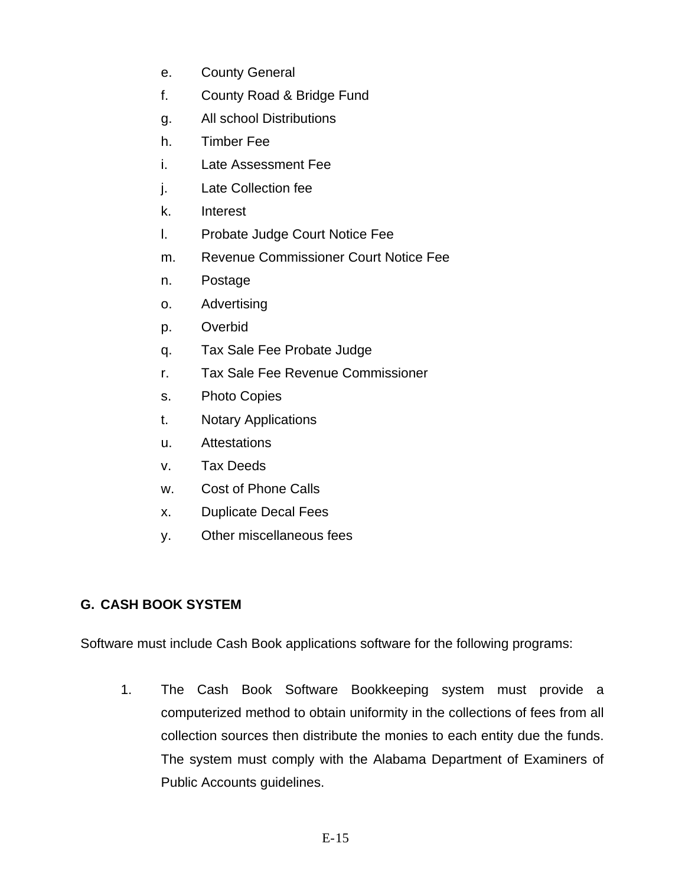e. County General

f. County Road & Bridge Fund

g. All school Distributions

h. Timber Fee

i. Late Assessment Fee

j. Late Collection fee

k. Interest

l. Probate Judge Court Notice Fee

m. Revenue Commissioner Court Notice Fee

n. Postage

o. Advertising

p. Overbid

q. Tax Sale Fee Probate Judge

r. Tax Sale Fee Revenue Commissioner

s. Photo Copies

t. Notary Applications

u. Attestations

v. Tax Deeds

w. Cost of Phone Calls

x. Duplicate Decal Fees

y. Other miscellaneous fees

## G. CASH BOOK SYSTEM

Software must include Cash Book applications software for the following programs:

1. The Cash Book Software Bookkeeping system must provide a computerized method to obtain uniformity in the collections of fees from all collection sources then distribute the monies to each entity due the funds. The system must comply with the Alabama Department of Examiners of Public Accounts guidelines.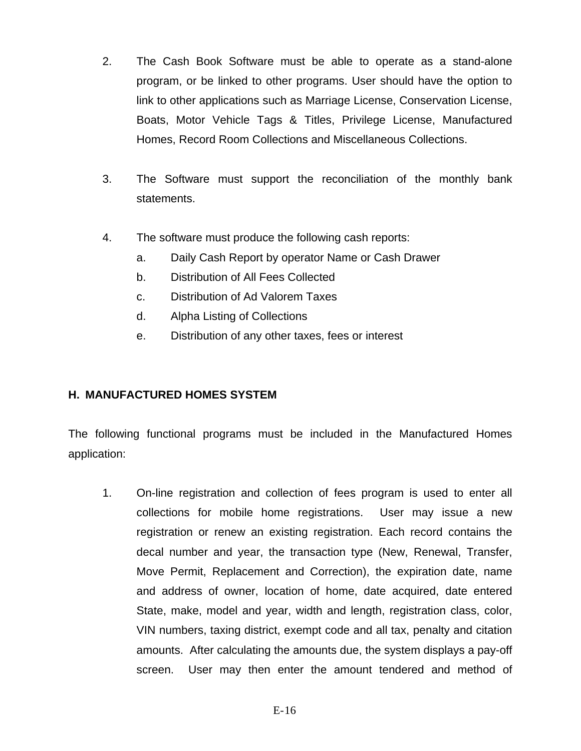2. The Cash Book Software must be able to operate as a stand-alone program, or be linked to other programs. User should have the option to link to other applications such as Marriage License, Conservation License, Boats, Motor Vehicle Tags & Titles, Privilege License, Manufactured Homes, Record Room Collections and Miscellaneous Collections.

3. The Software must support the reconciliation of the monthly bank statements.

4. The software must produce the following cash reports:
   a. Daily Cash Report by operator Name or Cash Drawer
   b. Distribution of All Fees Collected
   c. Distribution of Ad Valorem Taxes
   d. Alpha Listing of Collections
   e. Distribution of any other taxes, fees or interest

### H. MANUFACTURED HOMES SYSTEM

The following functional programs must be included in the Manufactured Homes application:

1. On-line registration and collection of fees program is used to enter all collections for mobile home registrations. User may issue a new registration or renew an existing registration. Each record contains the decal number and year, the transaction type (New, Renewal, Transfer, Move Permit, Replacement and Correction), the expiration date, name and address of owner, location of home, date acquired, date entered State, make, model and year, width and length, registration class, color, VIN numbers, taxing district, exempt code and all tax, penalty and citation amounts. After calculating the amounts due, the system displays a pay-off screen. User may then enter the amount tendered and method of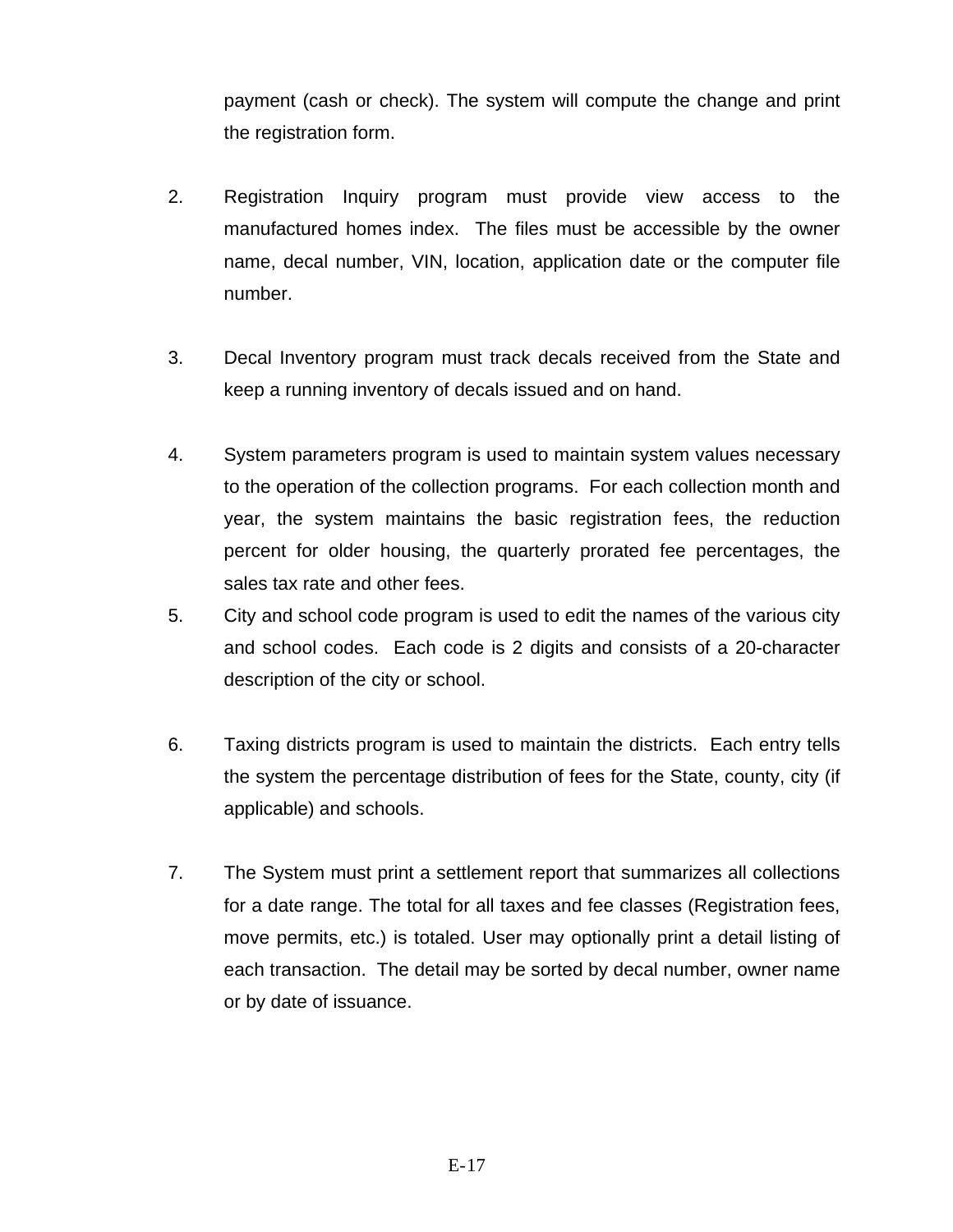payment (cash or check). The system will compute the change and print the registration form.

2. Registration Inquiry program must provide view access to the manufactured homes index. The files must be accessible by the owner name, decal number, VIN, location, application date or the computer file number.

3. Decal Inventory program must track decals received from the State and keep a running inventory of decals issued and on hand.

4. System parameters program is used to maintain system values necessary to the operation of the collection programs. For each collection month and year, the system maintains the basic registration fees, the reduction percent for older housing, the quarterly prorated fee percentages, the sales tax rate and other fees.

5. City and school code program is used to edit the names of the various city and school codes. Each code is 2 digits and consists of a 20-character description of the city or school.

6. Taxing districts program is used to maintain the districts. Each entry tells the system the percentage distribution of fees for the State, county, city (if applicable) and schools.

7. The System must print a settlement report that summarizes all collections for a date range. The total for all taxes and fee classes (Registration fees, move permits, etc.) is totaled. User may optionally print a detail listing of each transaction. The detail may be sorted by decal number, owner name or by date of issuance.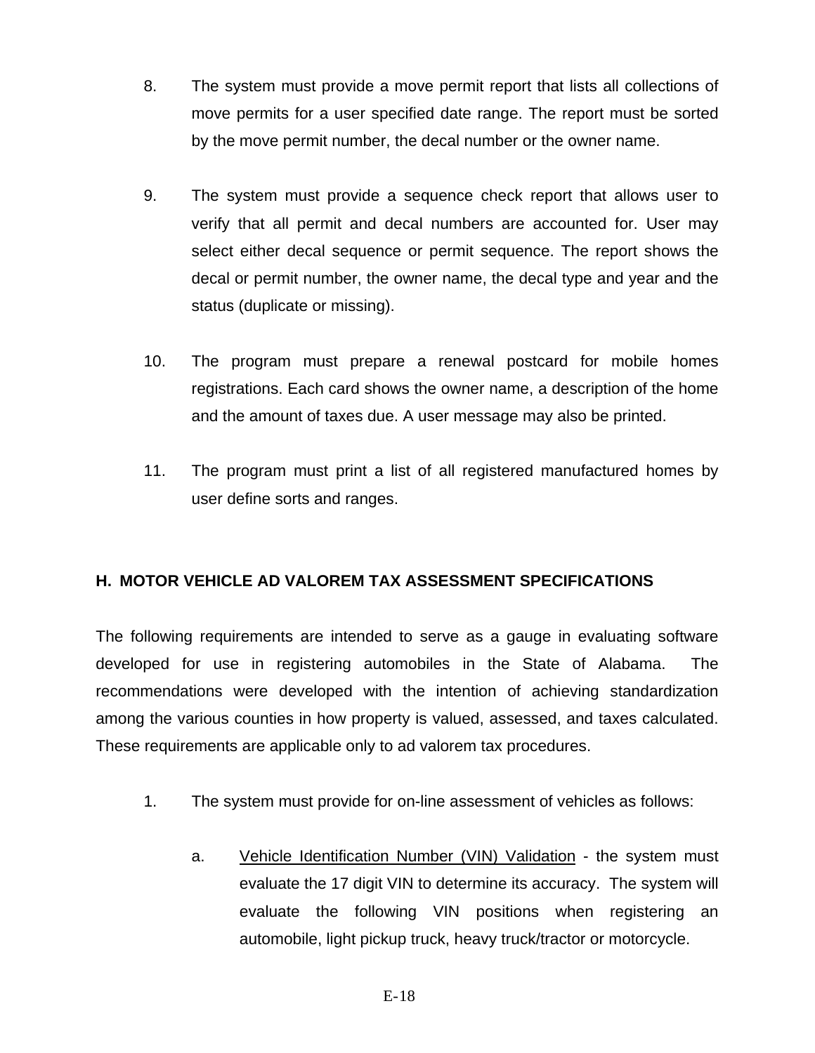8. The system must provide a move permit report that lists all collections of move permits for a user specified date range. The report must be sorted by the move permit number, the decal number or the owner name.

9. The system must provide a sequence check report that allows user to verify that all permit and decal numbers are accounted for. User may select either decal sequence or permit sequence. The report shows the decal or permit number, the owner name, the decal type and year and the status (duplicate or missing).

10. The program must prepare a renewal postcard for mobile homes registrations. Each card shows the owner name, a description of the home and the amount of taxes due. A user message may also be printed.

11. The program must print a list of all registered manufactured homes by user define sorts and ranges.

## H. MOTOR VEHICLE AD VALOREM TAX ASSESSMENT SPECIFICATIONS

The following requirements are intended to serve as a gauge in evaluating software developed for use in registering automobiles in the State of Alabama. The recommendations were developed with the intention of achieving standardization among the various counties in how property is valued, assessed, and taxes calculated. These requirements are applicable only to ad valorem tax procedures.

1. The system must provide for on-line assessment of vehicles as follows:

   a. Vehicle Identification Number (VIN) Validation - the system must evaluate the 17 digit VIN to determine its accuracy. The system will evaluate the following VIN positions when registering an automobile, light pickup truck, heavy truck/tractor or motorcycle.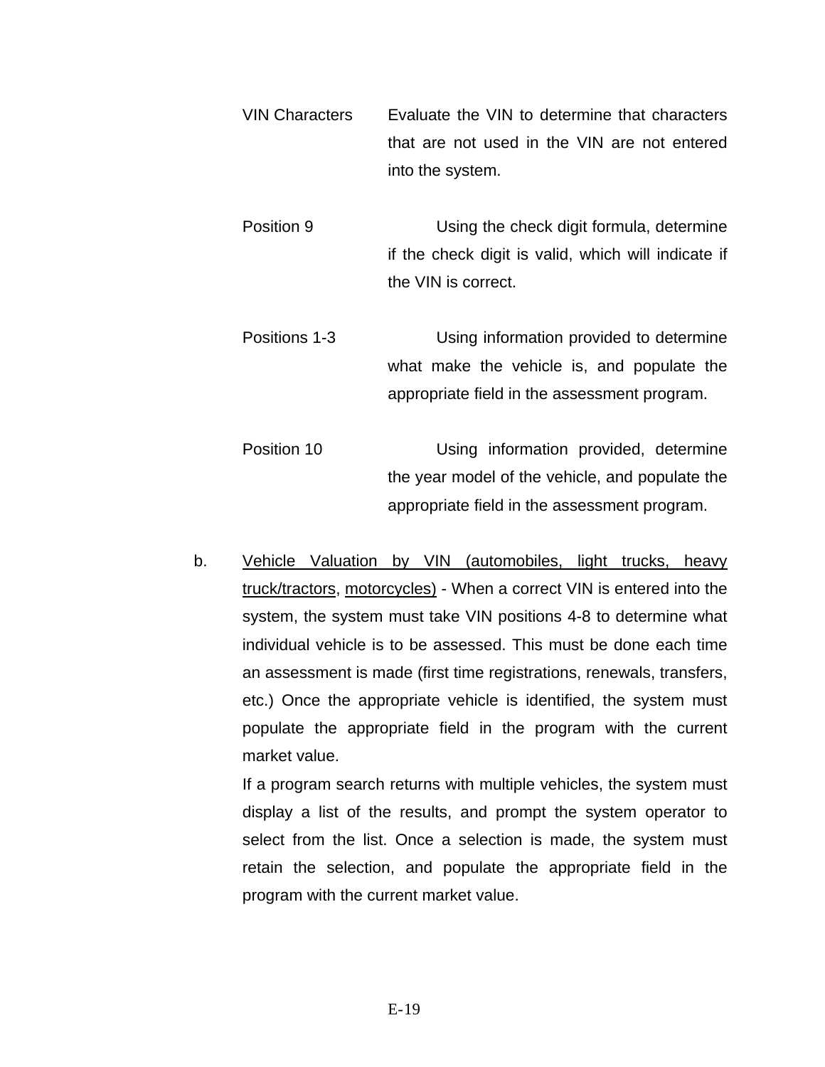| | |
|---|---|
| VIN Charactors | Evaluate the VIN to determine that characters that are not used in the VIN are not entered into the system. |
| Position 9 | Using the check digit formula, determine if the check digit is valid, which will indicate if the VIN is correct. |
| Positions 1-3 | Using information provided to determine what make the vehicle is, and populate the appropriate field in the assessment program. |
| Position 10 | Using information provided, determine the year model of the vehicle, and populate the appropriate field in the assessment program. |

b. <u>Vehicle Valuation by VIN (automobiles, light trucks, heavy truck/tractors</u>, <u>motorcycles)</u> - When a correct VIN is entered into the system, the system must take VIN positions 4-8 to determine what individual vehicle is to be assessed. This must be done each time an assessment is made (first time registrations, renewals, transfers, etc.) Once the appropriate vehicle is identified, the system must populate the appropriate field in the program with the current market value.

If a program search returns with multiple vehicles, the system must display a list of the results, and prompt the system operator to select from the list. Once a selection is made, the system must retain the selection, and populate the appropriate field in the program with the current market value.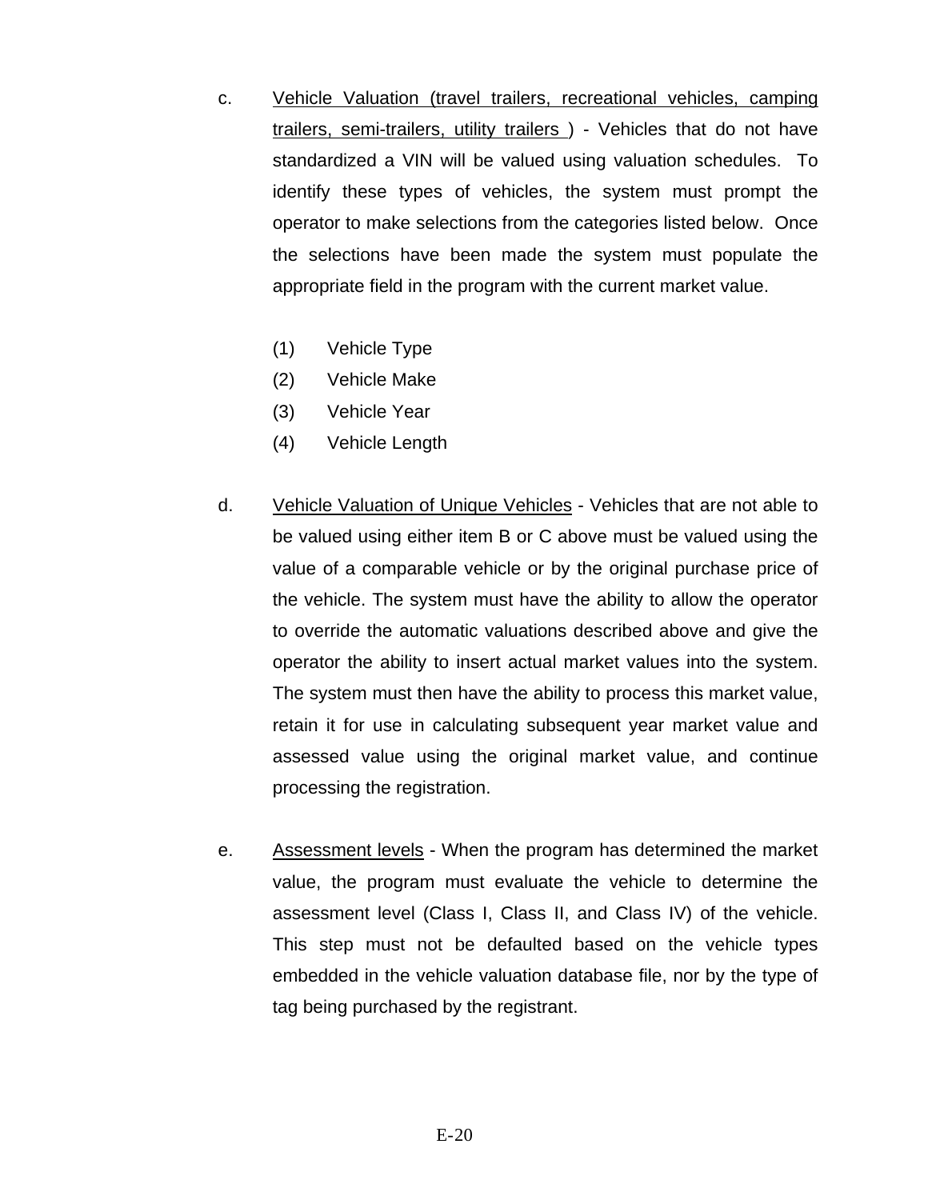c. <u>Vehicle Valuation (travel trailers, recreational vehicles, camping trailers, semi-trailers, utility trailers )</u> - Vehicles that do not have standardized a VIN will be valued using valuation schedules. To identify these types of vehicles, the system must prompt the operator to make selections from the categories listed below. Once the selections have been made the system must populate the appropriate field in the program with the current market value.

   (1) Vehicle Type
   (2) Vehicle Make
   (3) Vehicle Year
   (4) Vehicle Length

d. <u>Vehicle Valuation of Unique Vehicles</u> - Vehicles that are not able to be valued using either item B or C above must be valued using the value of a comparable vehicle or by the original purchase price of the vehicle. The system must have the ability to allow the operator to override the automatic valuations described above and give the operator the ability to insert actual market values into the system. The system must then have the ability to process this market value, retain it for use in calculating subsequent year market value and assessed value using the original market value, and continue processing the registration.

e. <u>Assessment levels</u> - When the program has determined the market value, the program must evaluate the vehicle to determine the assessment level (Class I, Class II, and Class IV) of the vehicle. This step must not be defaulted based on the vehicle types embedded in the vehicle valuation database file, nor by the type of tag being purchased by the registrant.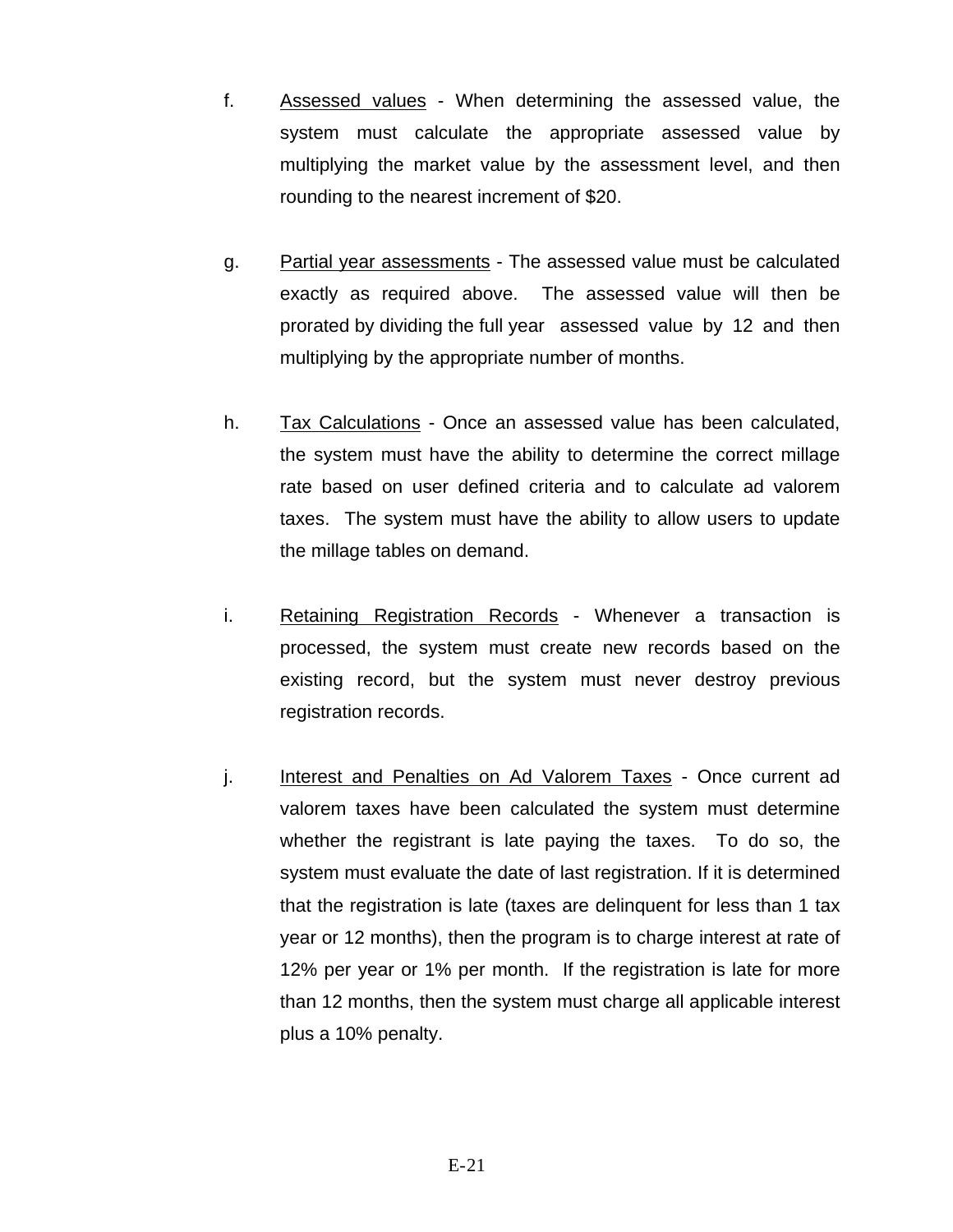f. <u>Assessed values</u> - When determining the assessed value, the system must calculate the appropriate assessed value by multiplying the market value by the assessment level, and then rounding to the nearest increment of $20.

g. <u>Partial year assessments</u> - The assessed value must be calculated exactly as required above. The assessed value will then be prorated by dividing the full year assessed value by 12 and then multiplying by the appropriate number of months.

h. <u>Tax Calculations</u> - Once an assessed value has been calculated, the system must have the ability to determine the correct millage rate based on user defined criteria and to calculate ad valorem taxes. The system must have the ability to allow users to update the millage tables on demand.

i. <u>Retaining Registration Records</u> - Whenever a transaction is processed, the system must create new records based on the existing record, but the system must never destroy previous registration records.

j. <u>Interest and Penalties on Ad Valorem Taxes</u> - Once current ad valorem taxes have been calculated the system must determine whether the registrant is late paying the taxes. To do so, the system must evaluate the date of last registration. If it is determined that the registration is late (taxes are delinquent for less than 1 tax year or 12 months), then the program is to charge interest at rate of 12% per year or 1% per month. If the registration is late for more than 12 months, then the system must charge all applicable interest plus a 10% penalty.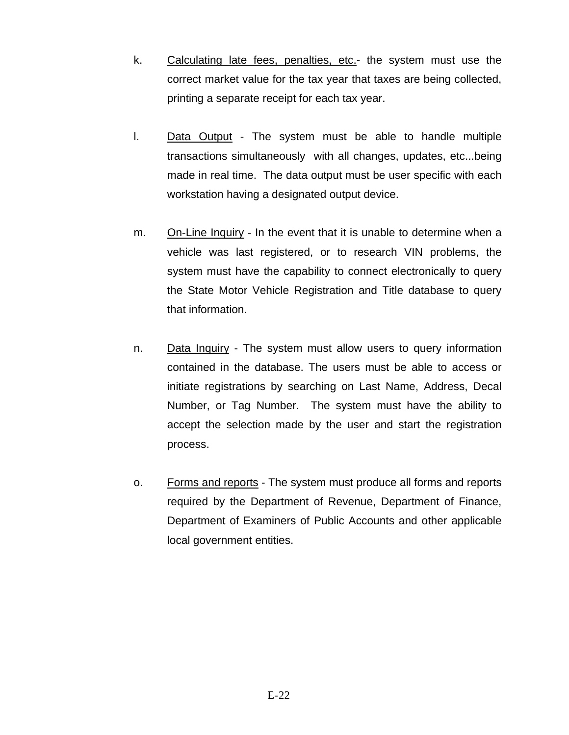k. Calculating late fees, penalties, etc.- the system must use the correct market value for the tax year that taxes are being collected, printing a separate receipt for each tax year.

l. Data Output - The system must be able to handle multiple transactions simultaneously with all changes, updates, etc...being made in real time. The data output must be user specific with each workstation having a designated output device.

m. On-Line Inquiry - In the event that it is unable to determine when a vehicle was last registered, or to research VIN problems, the system must have the capability to connect electronically to query the State Motor Vehicle Registration and Title database to query that information.

n. Data Inquiry - The system must allow users to query information contained in the database. The users must be able to access or initiate registrations by searching on Last Name, Address, Decal Number, or Tag Number. The system must have the ability to accept the selection made by the user and start the registration process.

o. Forms and reports - The system must produce all forms and reports required by the Department of Revenue, Department of Finance, Department of Examiners of Public Accounts and other applicable local government entities.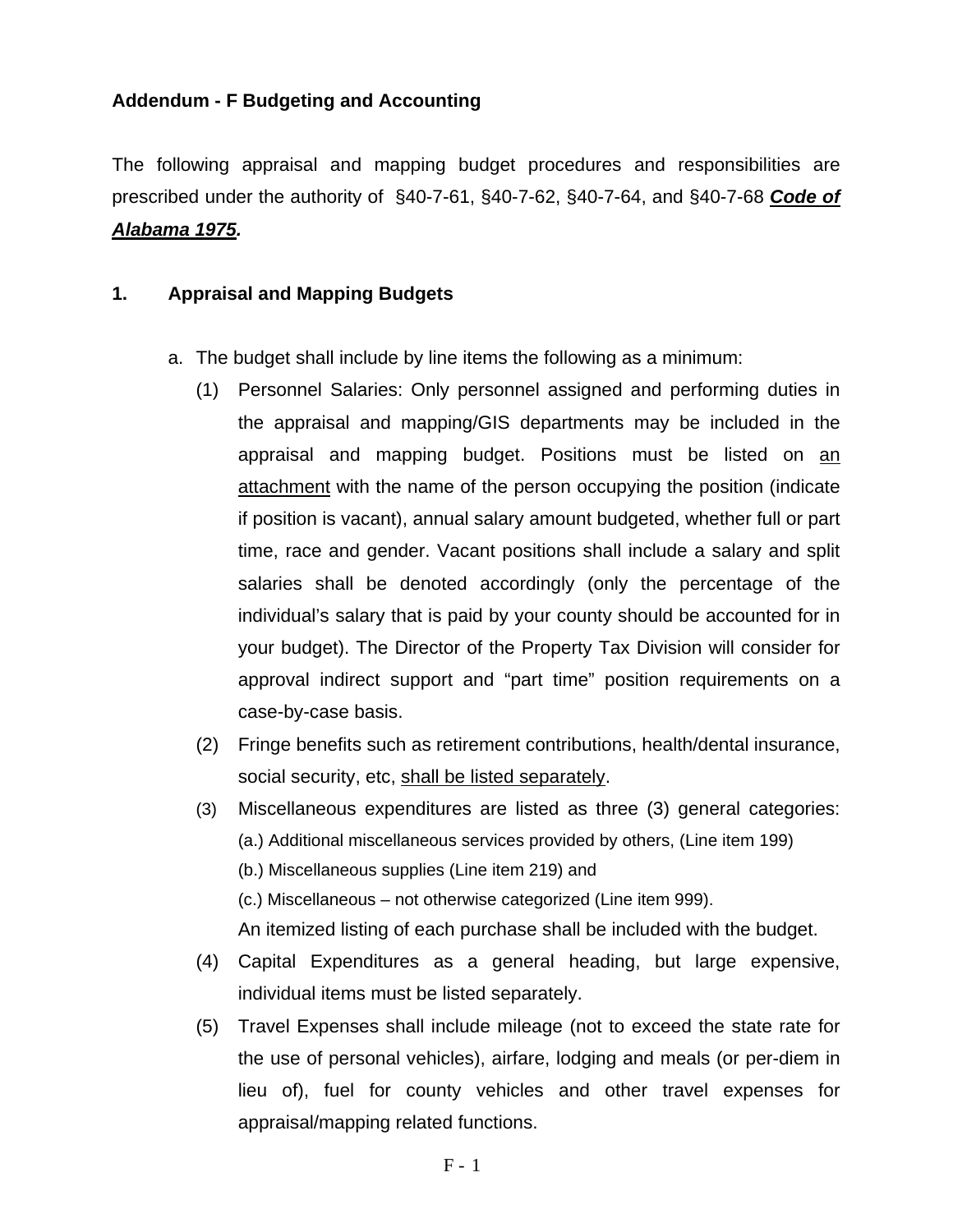**Addendum - F Budgeting and Accounting**

The following appraisal and mapping budget procedures and responsibilities are prescribed under the authority of §40-7-61, §40-7-62, §40-7-64, and §40-7-68 ***Code of Alabama 1975*.**

## 1. Appraisal and Mapping Budgets

a. The budget shall include by line items the following as a minimum:

(1) Personnel Salaries: Only personnel assigned and performing duties in the appraisal and mapping/GIS departments may be included in the appraisal and mapping budget. Positions must be listed on an attachment with the name of the person occupying the position (indicate if position is vacant), annual salary amount budgeted, whether full or part time, race and gender. Vacant positions shall include a salary and split salaries shall be denoted accordingly (only the percentage of the individual's salary that is paid by your county should be accounted for in your budget). The Director of the Property Tax Division will consider for approval indirect support and "part time" position requirements on a case-by-case basis.

(2) Fringe benefits such as retirement contributions, health/dental insurance, social security, etc, shall be listed separately.

(3) Miscellaneous expenditures are listed as three (3) general categories:
(a.) Additional miscellaneous services provided by others, (Line item 199)
(b.) Miscellaneous supplies (Line item 219) and
(c.) Miscellaneous – not otherwise categorized (Line item 999).
An itemized listing of each purchase shall be included with the budget.

(4) Capital Expenditures as a general heading, but large expensive, individual items must be listed separately.

(5) Travel Expenses shall include mileage (not to exceed the state rate for the use of personal vehicles), airfare, lodging and meals (or per-diem in lieu of), fuel for county vehicles and other travel expenses for appraisal/mapping related functions.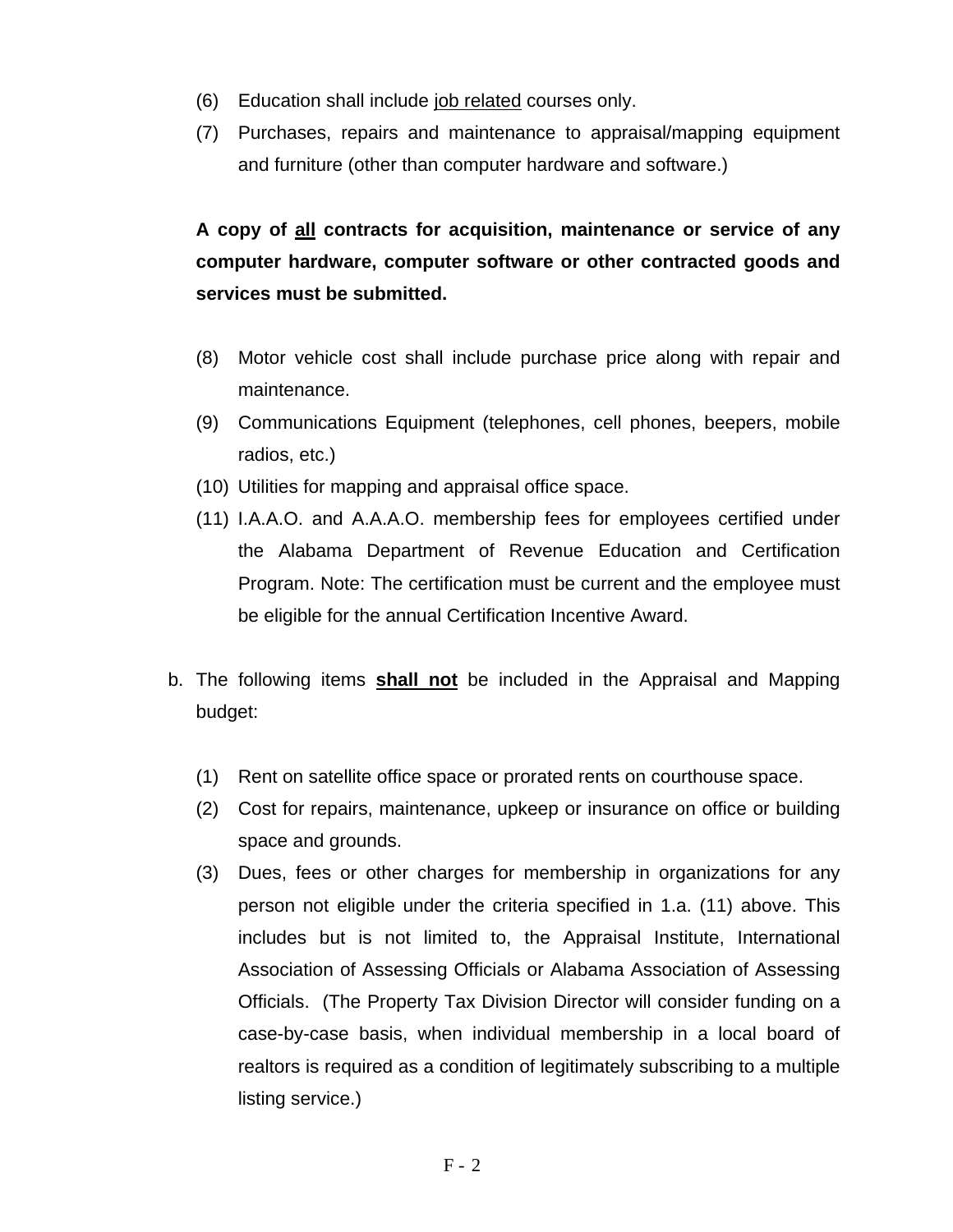(6) Education shall include <u>job related</u> courses only.

(7) Purchases, repairs and maintenance to appraisal/mapping equipment and furniture (other than computer hardware and software.)

**A copy of <u>all</u> contracts for acquisition, maintenance or service of any computer hardware, computer software or other contracted goods and services must be submitted.**

(8) Motor vehicle cost shall include purchase price along with repair and maintenance.

(9) Communications Equipment (telephones, cell phones, beepers, mobile radios, etc.)

(10) Utilities for mapping and appraisal office space.

(11) I.A.A.O. and A.A.A.O. membership fees for employees certified under the Alabama Department of Revenue Education and Certification Program. Note: The certification must be current and the employee must be eligible for the annual Certification Incentive Award.

b. The following items **<u>shall not</u>** be included in the Appraisal and Mapping budget:

(1) Rent on satellite office space or prorated rents on courthouse space.

(2) Cost for repairs, maintenance, upkeep or insurance on office or building space and grounds.

(3) Dues, fees or other charges for membership in organizations for any person not eligible under the criteria specified in 1.a. (11) above. This includes but is not limited to, the Appraisal Institute, International Association of Assessing Officials or Alabama Association of Assessing Officials. (The Property Tax Division Director will consider funding on a case-by-case basis, when individual membership in a local board of realtors is required as a condition of legitimately subscribing to a multiple listing service.)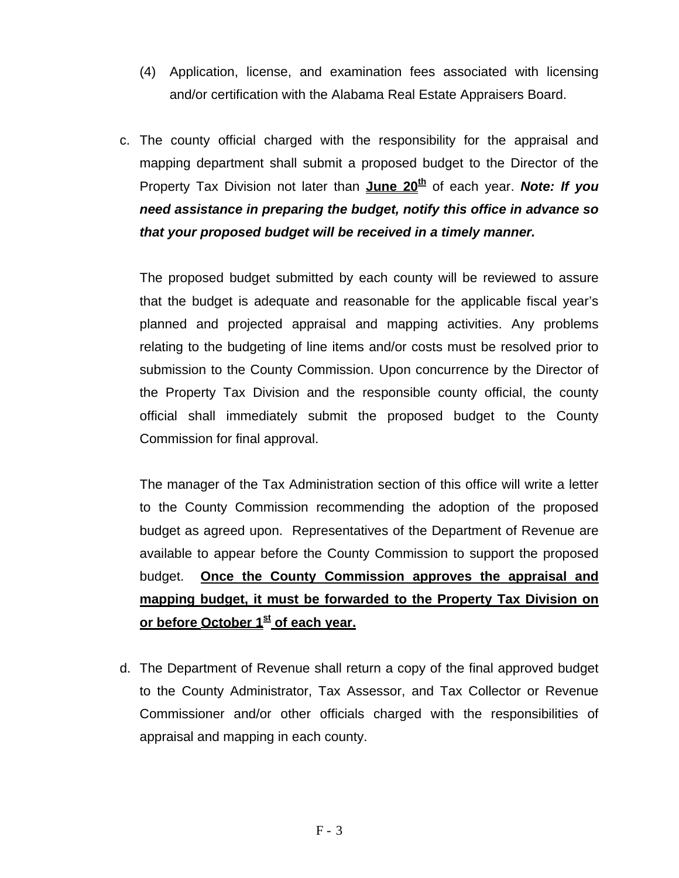(4) Application, license, and examination fees associated with licensing and/or certification with the Alabama Real Estate Appraisers Board.

c. The county official charged with the responsibility for the appraisal and mapping department shall submit a proposed budget to the Director of the Property Tax Division not later than **June 20th** of each year. ***Note: If you need assistance in preparing the budget, notify this office in advance so that your proposed budget will be received in a timely manner.***

   The proposed budget submitted by each county will be reviewed to assure that the budget is adequate and reasonable for the applicable fiscal year's planned and projected appraisal and mapping activities. Any problems relating to the budgeting of line items and/or costs must be resolved prior to submission to the County Commission. Upon concurrence by the Director of the Property Tax Division and the responsible county official, the county official shall immediately submit the proposed budget to the County Commission for final approval.

   The manager of the Tax Administration section of this office will write a letter to the County Commission recommending the adoption of the proposed budget as agreed upon. Representatives of the Department of Revenue are available to appear before the County Commission to support the proposed budget. **Once the County Commission approves the appraisal and mapping budget, it must be forwarded to the Property Tax Division on or before October 1st of each year.**

d. The Department of Revenue shall return a copy of the final approved budget to the County Administrator, Tax Assessor, and Tax Collector or Revenue Commissioner and/or other officials charged with the responsibilities of appraisal and mapping in each county.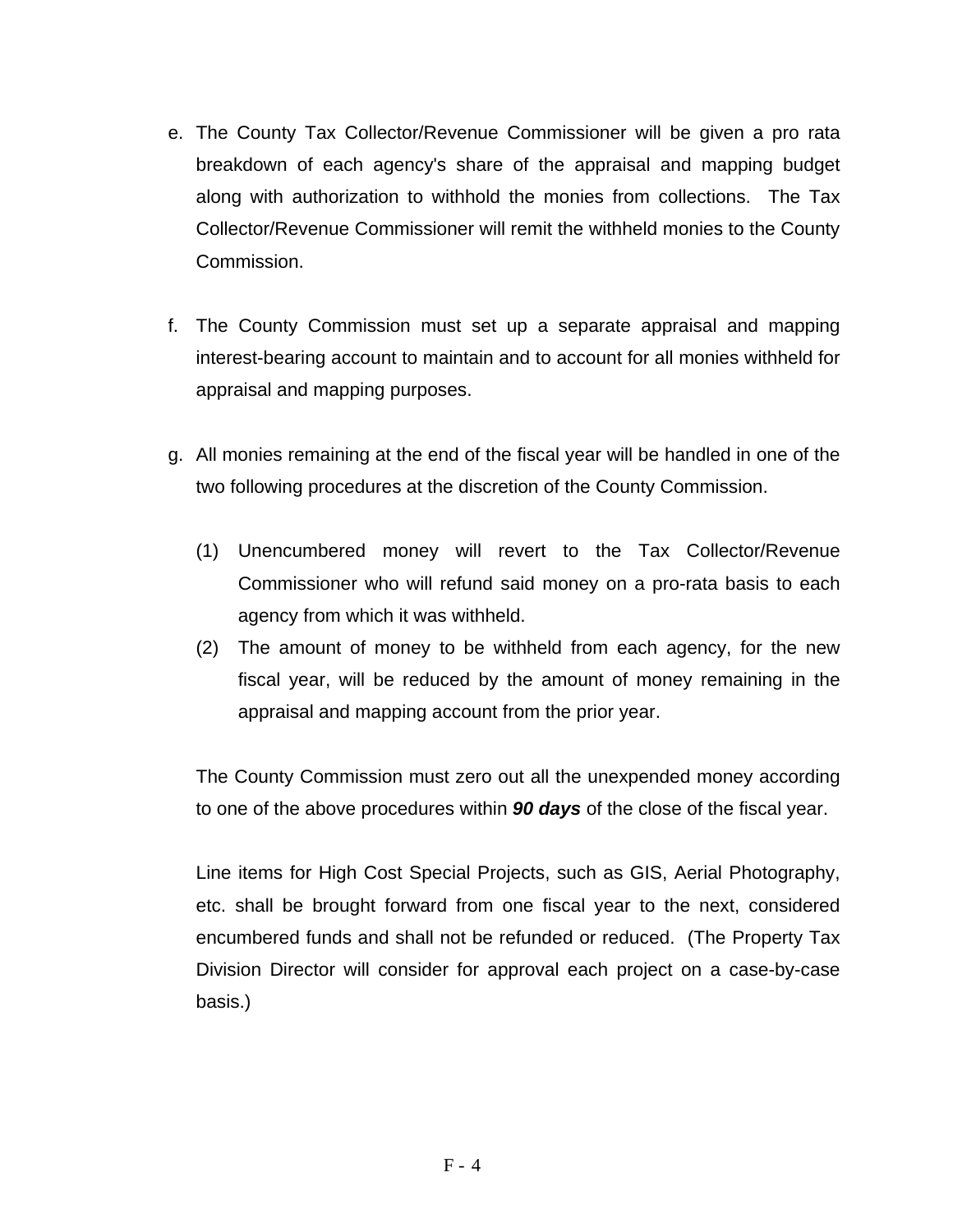e. The County Tax Collector/Revenue Commissioner will be given a pro rata breakdown of each agency's share of the appraisal and mapping budget along with authorization to withhold the monies from collections. The Tax Collector/Revenue Commissioner will remit the withheld monies to the County Commission.

f. The County Commission must set up a separate appraisal and mapping interest-bearing account to maintain and to account for all monies withheld for appraisal and mapping purposes.

g. All monies remaining at the end of the fiscal year will be handled in one of the two following procedures at the discretion of the County Commission.

   (1) Unencumbered money will revert to the Tax Collector/Revenue Commissioner who will refund said money on a pro-rata basis to each agency from which it was withheld.
   
   (2) The amount of money to be withheld from each agency, for the new fiscal year, will be reduced by the amount of money remaining in the appraisal and mapping account from the prior year.

   The County Commission must zero out all the unexpended money according to one of the above procedures within ***90 days*** of the close of the fiscal year.

   Line items for High Cost Special Projects, such as GIS, Aerial Photography, etc. shall be brought forward from one fiscal year to the next, considered encumbered funds and shall not be refunded or reduced. (The Property Tax Division Director will consider for approval each project on a case-by-case basis.)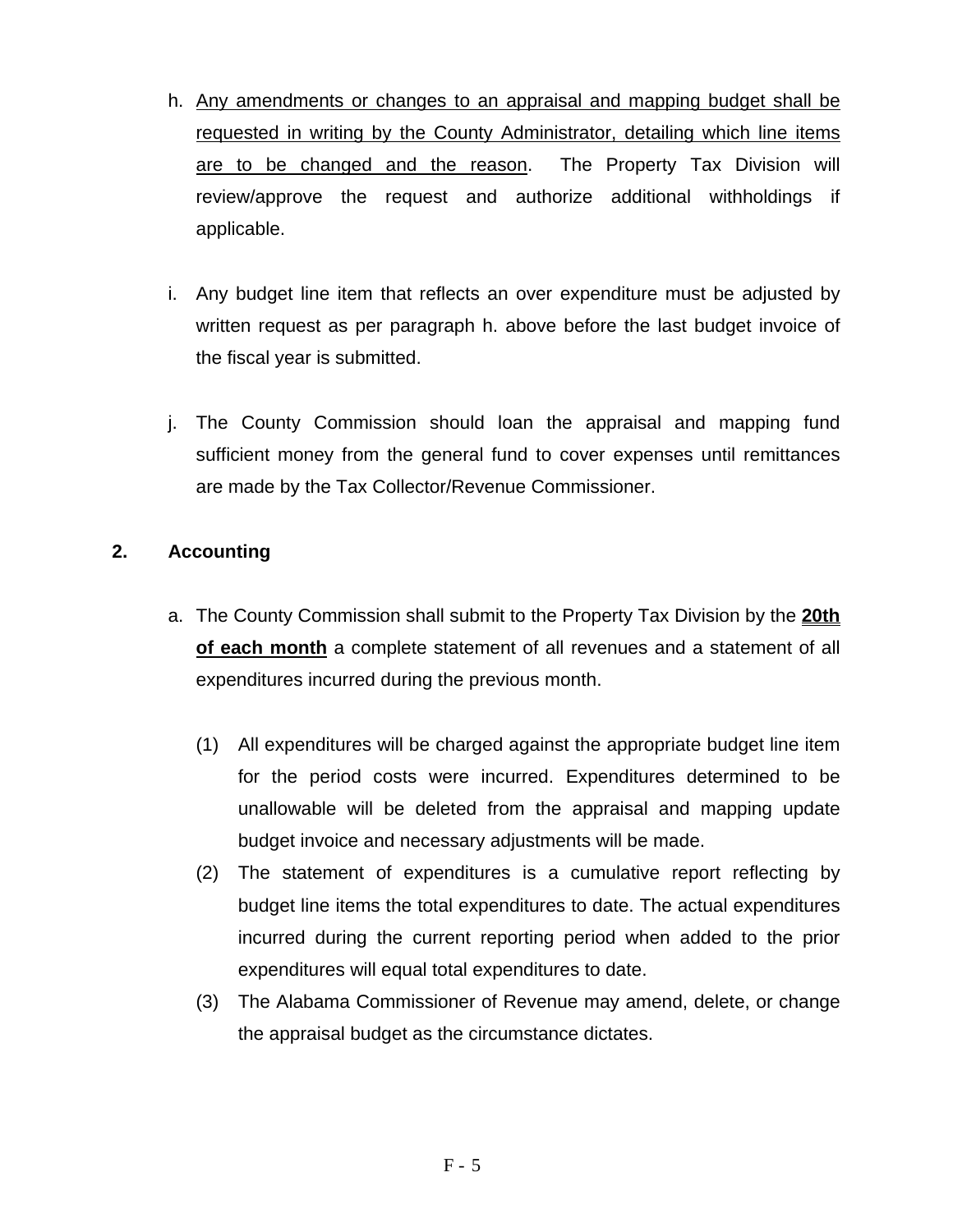h. <u>Any amendments or changes to an appraisal and mapping budget shall be requested in writing by the County Administrator, detailing which line items are to be changed and the reason</u>. The Property Tax Division will review/approve the request and authorize additional withholdings if applicable.

i. Any budget line item that reflects an over expenditure must be adjusted by written request as per paragraph h. above before the last budget invoice of the fiscal year is submitted.

j. The County Commission should loan the appraisal and mapping fund sufficient money from the general fund to cover expenses until remittances are made by the Tax Collector/Revenue Commissioner.

**2. Accounting**

a. The County Commission shall submit to the Property Tax Division by the **<u>20th of each month</u>** a complete statement of all revenues and a statement of all expenditures incurred during the previous month.

   (1) All expenditures will be charged against the appropriate budget line item for the period costs were incurred. Expenditures determined to be unallowable will be deleted from the appraisal and mapping update budget invoice and necessary adjustments will be made.

   (2) The statement of expenditures is a cumulative report reflecting by budget line items the total expenditures to date. The actual expenditures incurred during the current reporting period when added to the prior expenditures will equal total expenditures to date.

   (3) The Alabama Commissioner of Revenue may amend, delete, or change the appraisal budget as the circumstance dictates.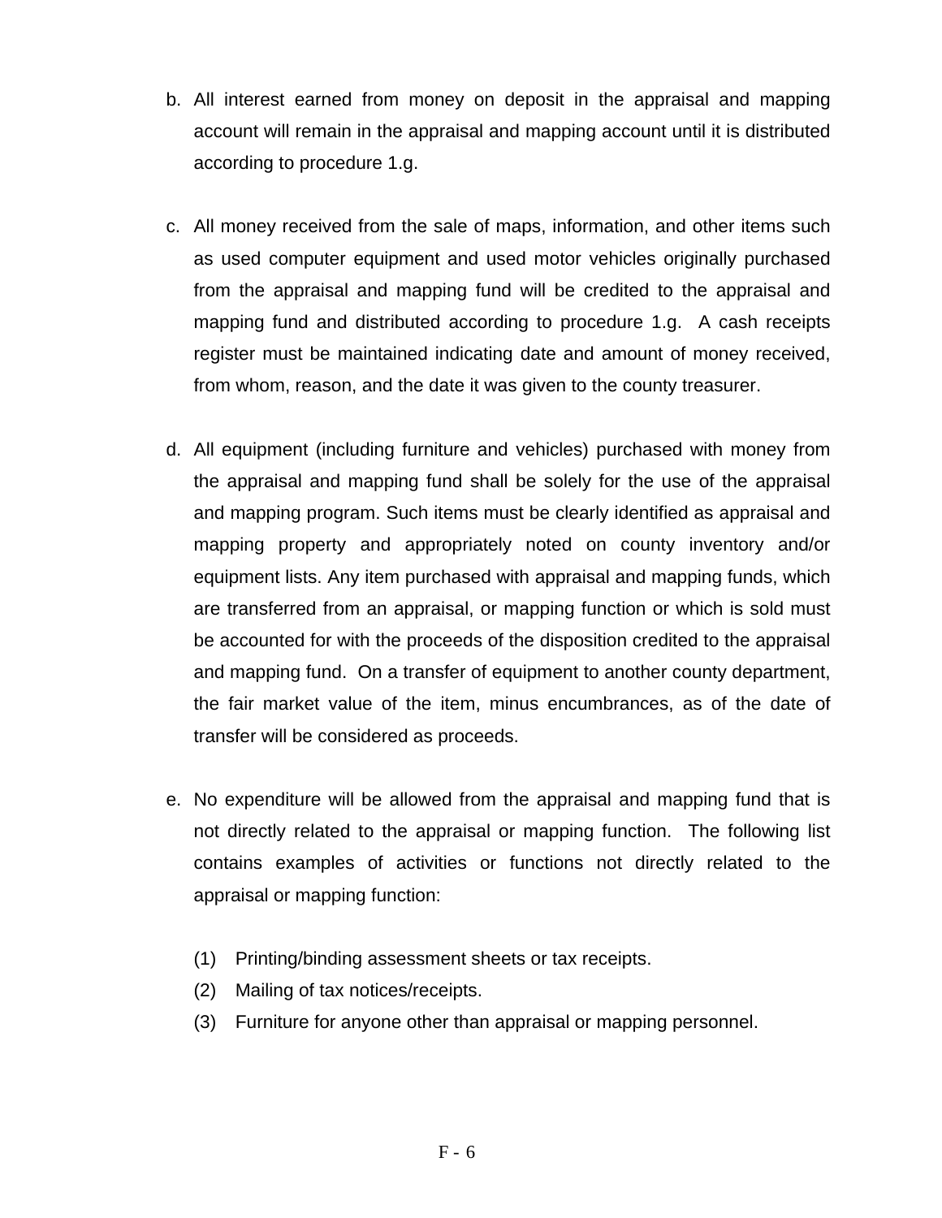b. All interest earned from money on deposit in the appraisal and mapping account will remain in the appraisal and mapping account until it is distributed according to procedure 1.g.

c. All money received from the sale of maps, information, and other items such as used computer equipment and used motor vehicles originally purchased from the appraisal and mapping fund will be credited to the appraisal and mapping fund and distributed according to procedure 1.g. A cash receipts register must be maintained indicating date and amount of money received, from whom, reason, and the date it was given to the county treasurer.

d. All equipment (including furniture and vehicles) purchased with money from the appraisal and mapping fund shall be solely for the use of the appraisal and mapping program. Such items must be clearly identified as appraisal and mapping property and appropriately noted on county inventory and/or equipment lists. Any item purchased with appraisal and mapping funds, which are transferred from an appraisal, or mapping function or which is sold must be accounted for with the proceeds of the disposition credited to the appraisal and mapping fund. On a transfer of equipment to another county department, the fair market value of the item, minus encumbrances, as of the date of transfer will be considered as proceeds.

e. No expenditure will be allowed from the appraisal and mapping fund that is not directly related to the appraisal or mapping function. The following list contains examples of activities or functions not directly related to the appraisal or mapping function:

   (1) Printing/binding assessment sheets or tax receipts.
   (2) Mailing of tax notices/receipts.
   (3) Furniture for anyone other than appraisal or mapping personnel.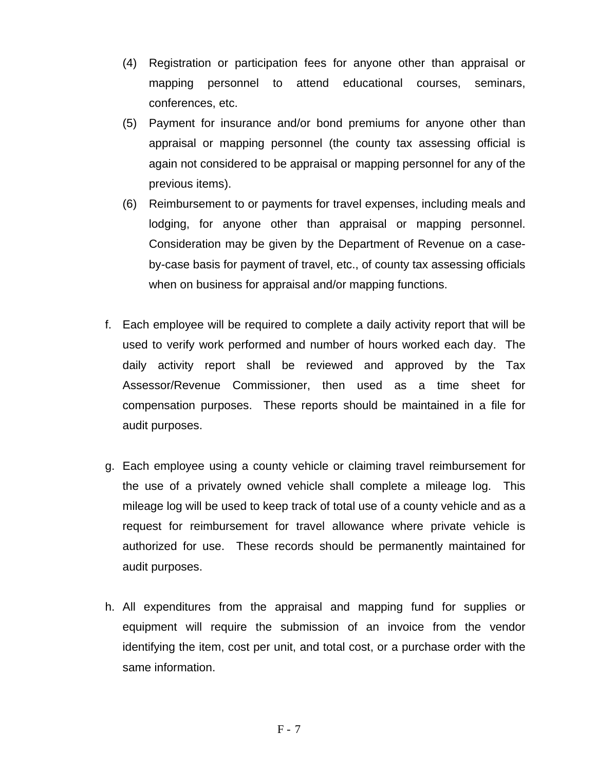(4) Registration or participation fees for anyone other than appraisal or mapping personnel to attend educational courses, seminars, conferences, etc.

(5) Payment for insurance and/or bond premiums for anyone other than appraisal or mapping personnel (the county tax assessing official is again not considered to be appraisal or mapping personnel for any of the previous items).

(6) Reimbursement to or payments for travel expenses, including meals and lodging, for anyone other than appraisal or mapping personnel. Consideration may be given by the Department of Revenue on a case-by-case basis for payment of travel, etc., of county tax assessing officials when on business for appraisal and/or mapping functions.

f. Each employee will be required to complete a daily activity report that will be used to verify work performed and number of hours worked each day. The daily activity report shall be reviewed and approved by the Tax Assessor/Revenue Commissioner, then used as a time sheet for compensation purposes. These reports should be maintained in a file for audit purposes.

g. Each employee using a county vehicle or claiming travel reimbursement for the use of a privately owned vehicle shall complete a mileage log. This mileage log will be used to keep track of total use of a county vehicle and as a request for reimbursement for travel allowance where private vehicle is authorized for use. These records should be permanently maintained for audit purposes.

h. All expenditures from the appraisal and mapping fund for supplies or equipment will require the submission of an invoice from the vendor identifying the item, cost per unit, and total cost, or a purchase order with the same information.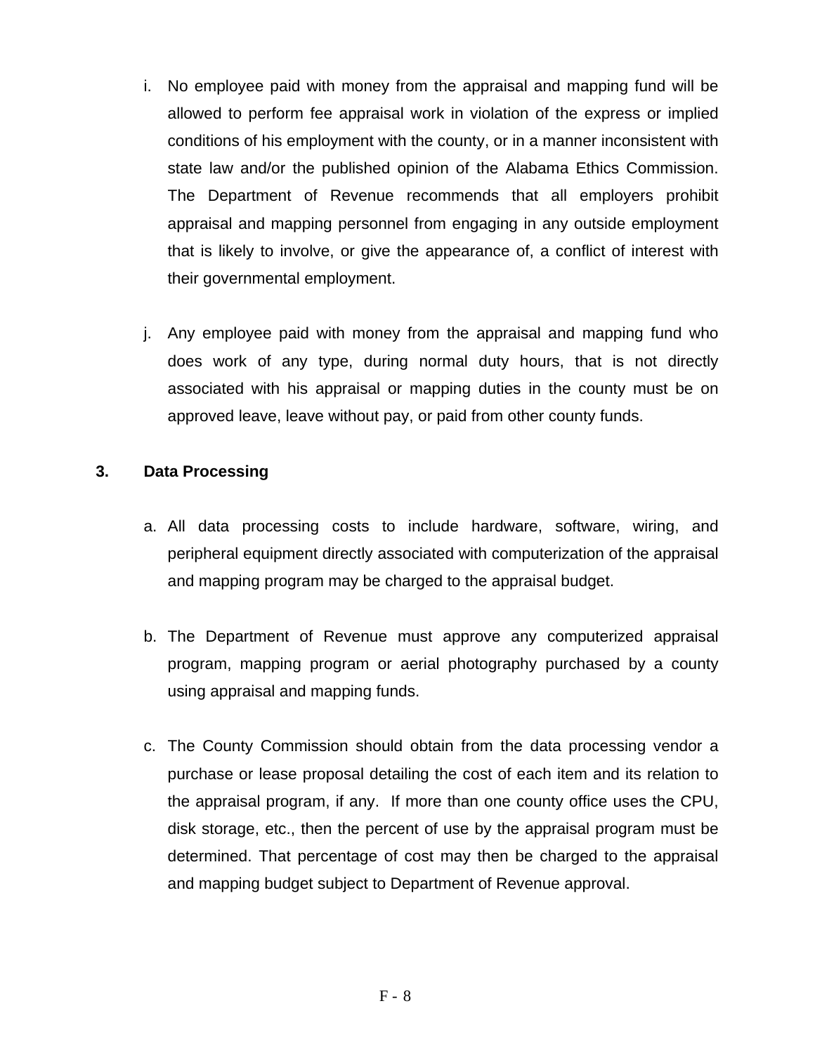i. No employee paid with money from the appraisal and mapping fund will be allowed to perform fee appraisal work in violation of the express or implied conditions of his employment with the county, or in a manner inconsistent with state law and/or the published opinion of the Alabama Ethics Commission. The Department of Revenue recommends that all employers prohibit appraisal and mapping personnel from engaging in any outside employment that is likely to involve, or give the appearance of, a conflict of interest with their governmental employment.

j. Any employee paid with money from the appraisal and mapping fund who does work of any type, during normal duty hours, that is not directly associated with his appraisal or mapping duties in the county must be on approved leave, leave without pay, or paid from other county funds.

**3. Data Processing**

a. All data processing costs to include hardware, software, wiring, and peripheral equipment directly associated with computerization of the appraisal and mapping program may be charged to the appraisal budget.

b. The Department of Revenue must approve any computerized appraisal program, mapping program or aerial photography purchased by a county using appraisal and mapping funds.

c. The County Commission should obtain from the data processing vendor a purchase or lease proposal detailing the cost of each item and its relation to the appraisal program, if any. If more than one county office uses the CPU, disk storage, etc., then the percent of use by the appraisal program must be determined. That percentage of cost may then be charged to the appraisal and mapping budget subject to Department of Revenue approval.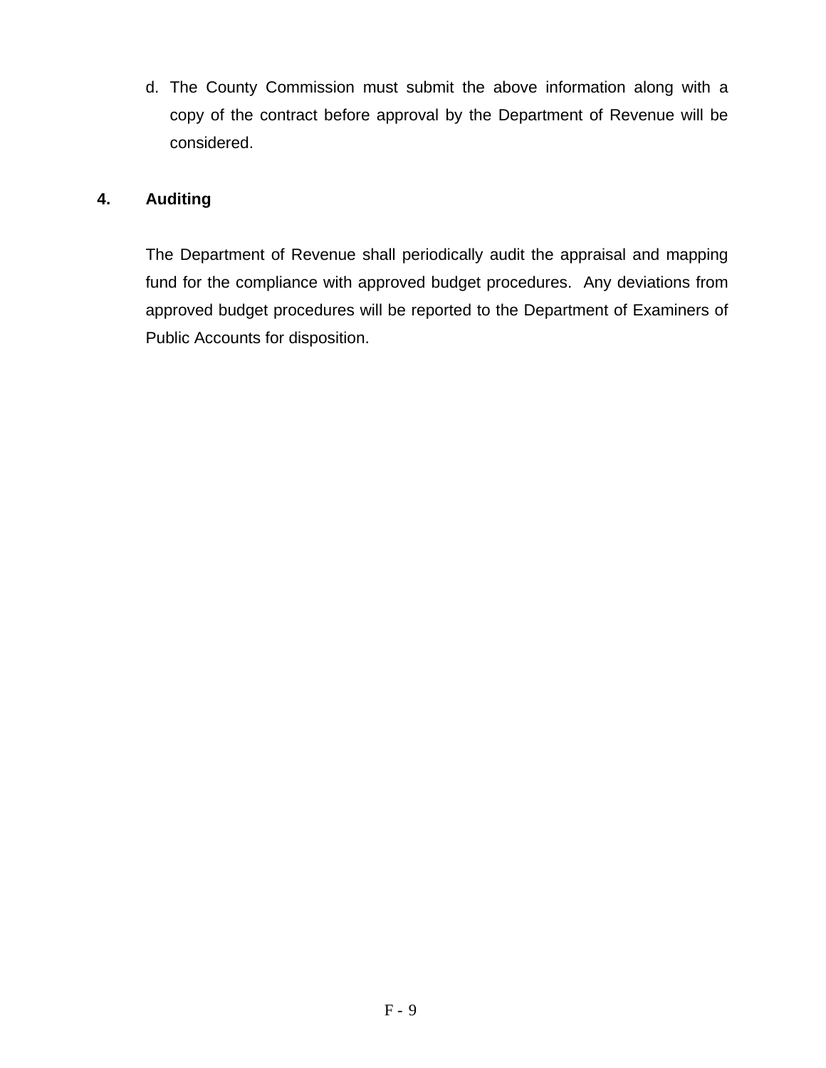d. The County Commission must submit the above information along with a copy of the contract before approval by the Department of Revenue will be considered.

**4. Auditing**

The Department of Revenue shall periodically audit the appraisal and mapping fund for the compliance with approved budget procedures. Any deviations from approved budget procedures will be reported to the Department of Examiners of Public Accounts for disposition.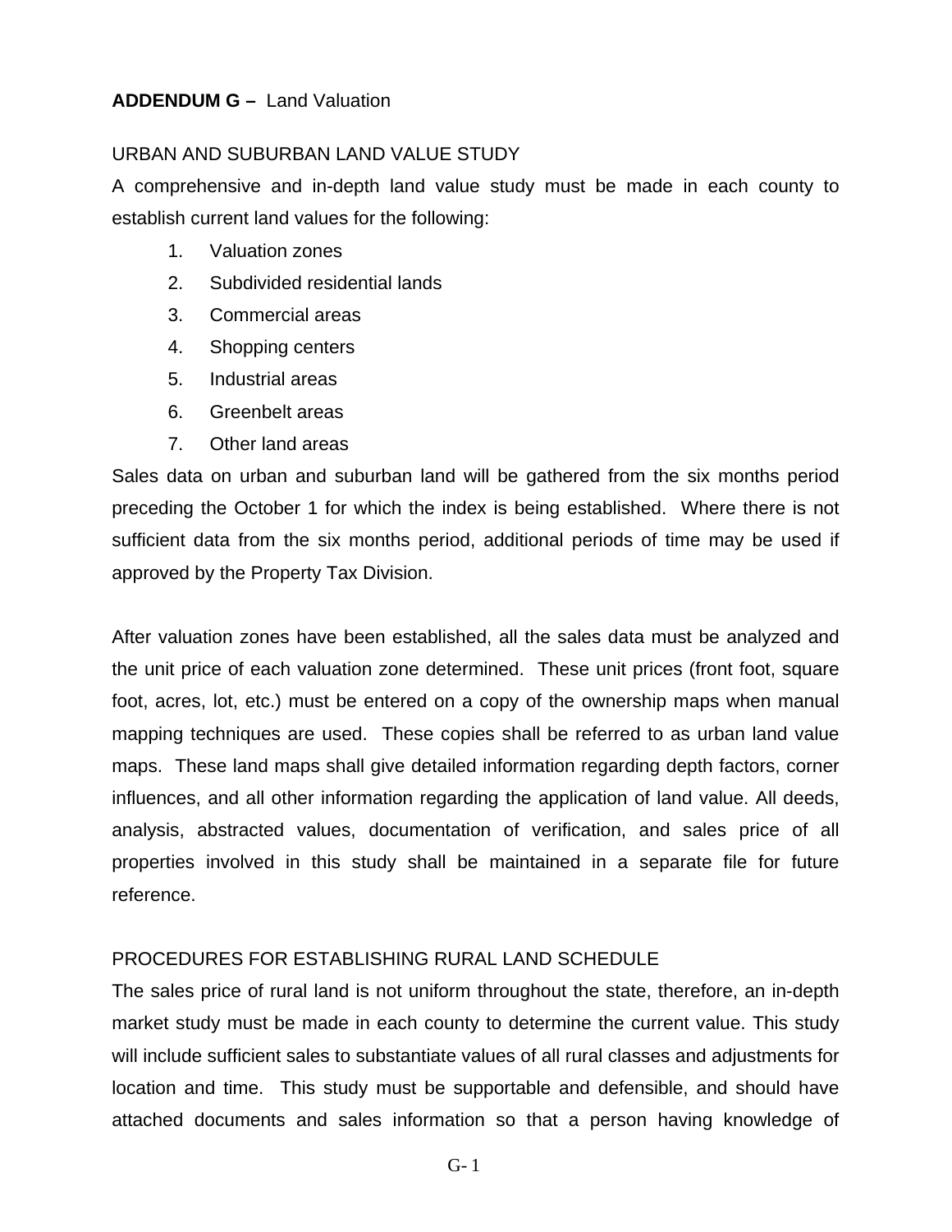**ADDENDUM G –** Land Valuation

URBAN AND SUBURBAN LAND VALUE STUDY

A comprehensive and in-depth land value study must be made in each county to establish current land values for the following:

1. Valuation zones
2. Subdivided residential lands
3. Commercial areas
4. Shopping centers
5. Industrial areas
6. Greenbelt areas
7. Other land areas

Sales data on urban and suburban land will be gathered from the six months period preceding the October 1 for which the index is being established. Where there is not sufficient data from the six months period, additional periods of time may be used if approved by the Property Tax Division.

After valuation zones have been established, all the sales data must be analyzed and the unit price of each valuation zone determined. These unit prices (front foot, square foot, acres, lot, etc.) must be entered on a copy of the ownership maps when manual mapping techniques are used. These copies shall be referred to as urban land value maps. These land maps shall give detailed information regarding depth factors, corner influences, and all other information regarding the application of land value. All deeds, analysis, abstracted values, documentation of verification, and sales price of all properties involved in this study shall be maintained in a separate file for future reference.

PROCEDURES FOR ESTABLISHING RURAL LAND SCHEDULE

The sales price of rural land is not uniform throughout the state, therefore, an in-depth market study must be made in each county to determine the current value. This study will include sufficient sales to substantiate values of all rural classes and adjustments for location and time. This study must be supportable and defensible, and should have attached documents and sales information so that a person having knowledge of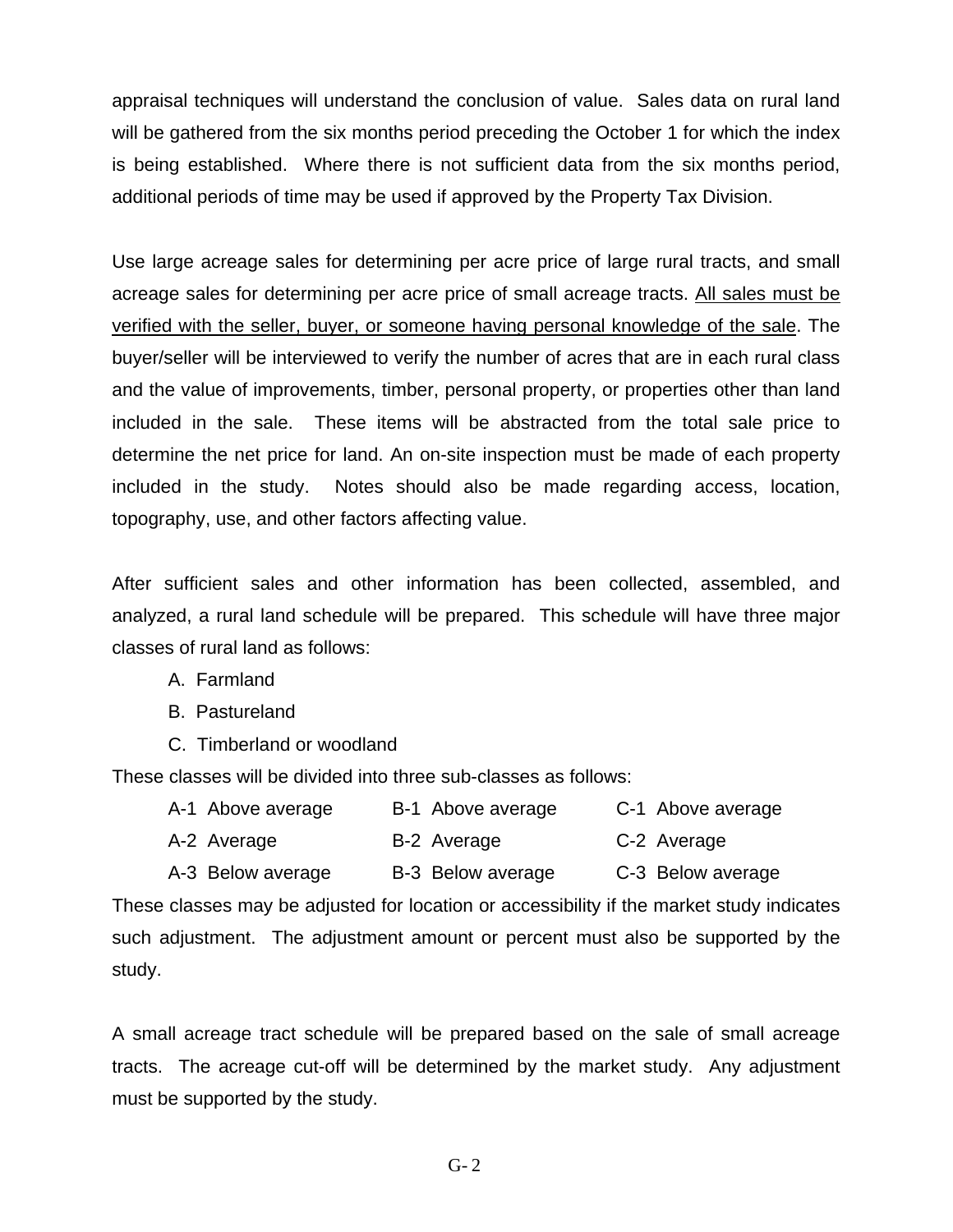appraisal techniques will understand the conclusion of value. Sales data on rural land will be gathered from the six months period preceding the October 1 for which the index is being established. Where there is not sufficient data from the six months period, additional periods of time may be used if approved by the Property Tax Division.

Use large acreage sales for determining per acre price of large rural tracts, and small acreage sales for determining per acre price of small acreage tracts. <u>All sales must be verified with the seller, buyer, or someone having personal knowledge of the sale</u>. The buyer/seller will be interviewed to verify the number of acres that are in each rural class and the value of improvements, timber, personal property, or properties other than land included in the sale. These items will be abstracted from the total sale price to determine the net price for land. An on-site inspection must be made of each property included in the study. Notes should also be made regarding access, location, topography, use, and other factors affecting value.

After sufficient sales and other information has been collected, assembled, and analyzed, a rural land schedule will be prepared. This schedule will have three major classes of rural land as follows:

A. Farmland
B. Pastureland
C. Timberland or woodland

These classes will be divided into three sub-classes as follows:

| | | |
|---|---|---|
| A-1 Above average | B-1 Above average | C-1 Above average |
| A-2 Average | B-2 Average | C-2 Average |
| A-3 Below average | B-3 Below average | C-3 Below average |

These classes may be adjusted for location or accessibility if the market study indicates such adjustment. The adjustment amount or percent must also be supported by the study.

A small acreage tract schedule will be prepared based on the sale of small acreage tracts. The acreage cut-off will be determined by the market study. Any adjustment must be supported by the study.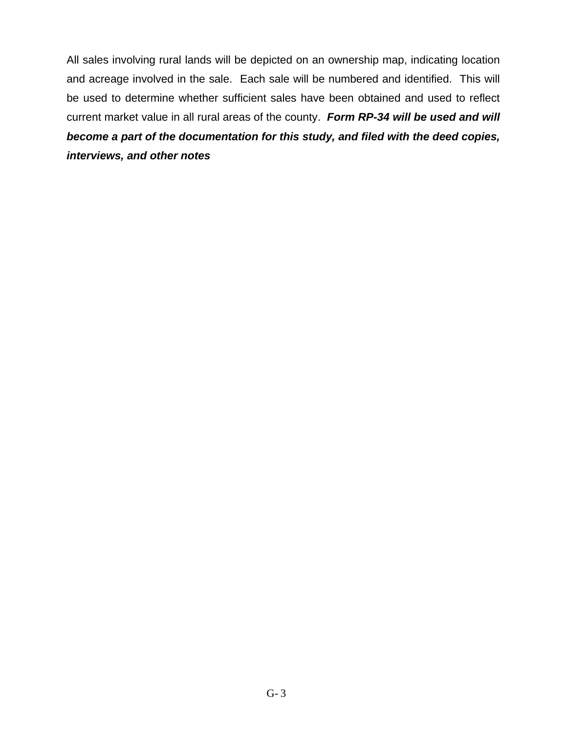All sales involving rural lands will be depicted on an ownership map, indicating location and acreage involved in the sale. Each sale will be numbered and identified. This will be used to determine whether sufficient sales have been obtained and used to reflect current market value in all rural areas of the county. ***Form RP-34 will be used and will become a part of the documentation for this study, and filed with the deed copies, interviews, and other notes***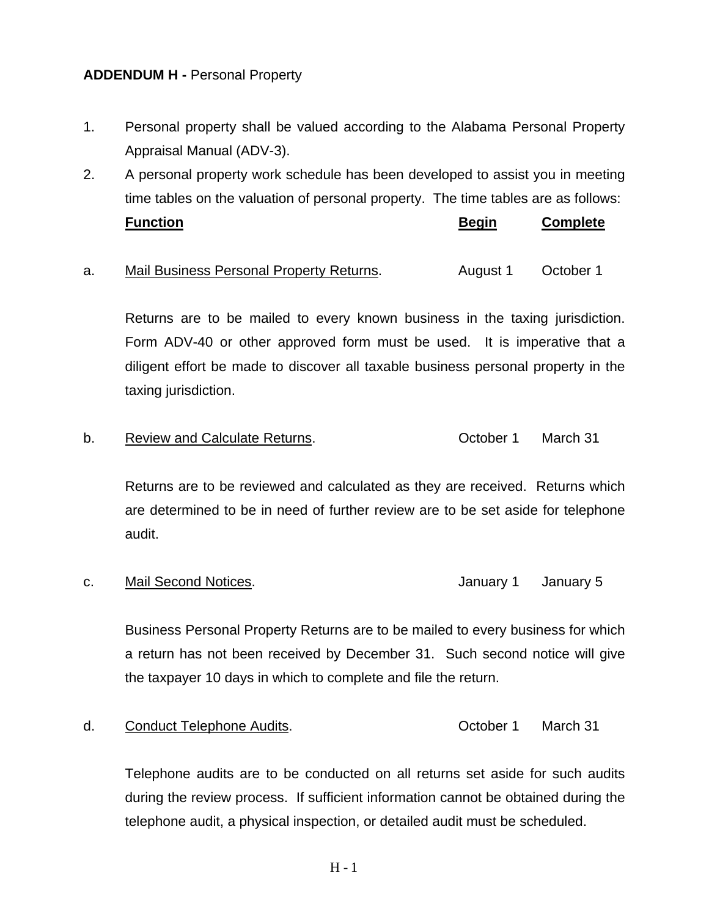**ADDENDUM H -** Personal Property

1. Personal property shall be valued according to the Alabama Personal Property Appraisal Manual (ADV-3).
2. A personal property work schedule has been developed to assist you in meeting time tables on the valuation of personal property. The time tables are as follows:

| Function | Begin | Complete |
|---|---|---|
| a. Mail Business Personal Property Returns. | August 1 | October 1 |

Returns are to be mailed to every known business in the taxing jurisdiction. Form ADV-40 or other approved form must be used. It is imperative that a diligent effort be made to discover all taxable business personal property in the taxing jurisdiction.

| Function | Begin | Complete |
|---|---|---|
| b. Review and Calculate Returns. | October 1 | March 31 |

Returns are to be reviewed and calculated as they are received. Returns which are determined to be in need of further review are to be set aside for telephone audit.

| Function | Begin | Complete |
|---|---|---|
| c. Mail Second Notices. | January 1 | January 5 |

Business Personal Property Returns are to be mailed to every business for which a return has not been received by December 31. Such second notice will give the taxpayer 10 days in which to complete and file the return.

| Function | Begin | Complete |
|---|---|---|
| d. Conduct Telephone Audits. | October 1 | March 31 |

Telephone audits are to be conducted on all returns set aside for such audits during the review process. If sufficient information cannot be obtained during the telephone audit, a physical inspection, or detailed audit must be scheduled.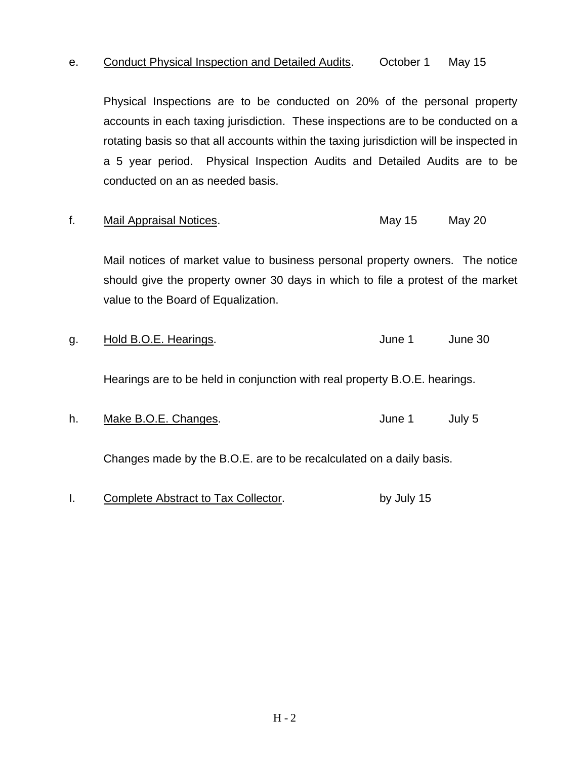e. <u>Conduct Physical Inspection and Detailed Audits</u>. October 1 May 15

Physical Inspections are to be conducted on 20% of the personal property accounts in each taxing jurisdiction. These inspections are to be conducted on a rotating basis so that all accounts within the taxing jurisdiction will be inspected in a 5 year period. Physical Inspection Audits and Detailed Audits are to be conducted on an as needed basis.

f. <u>Mail Appraisal Notices</u>. May 15 May 20

Mail notices of market value to business personal property owners. The notice should give the property owner 30 days in which to file a protest of the market value to the Board of Equalization.

g. <u>Hold B.O.E. Hearings</u>. June 1 June 30

Hearings are to be held in conjunction with real property B.O.E. hearings.

h. <u>Make B.O.E. Changes</u>. June 1 July 5

Changes made by the B.O.E. are to be recalculated on a daily basis.

I. <u>Complete Abstract to Tax Collector</u>. by July 15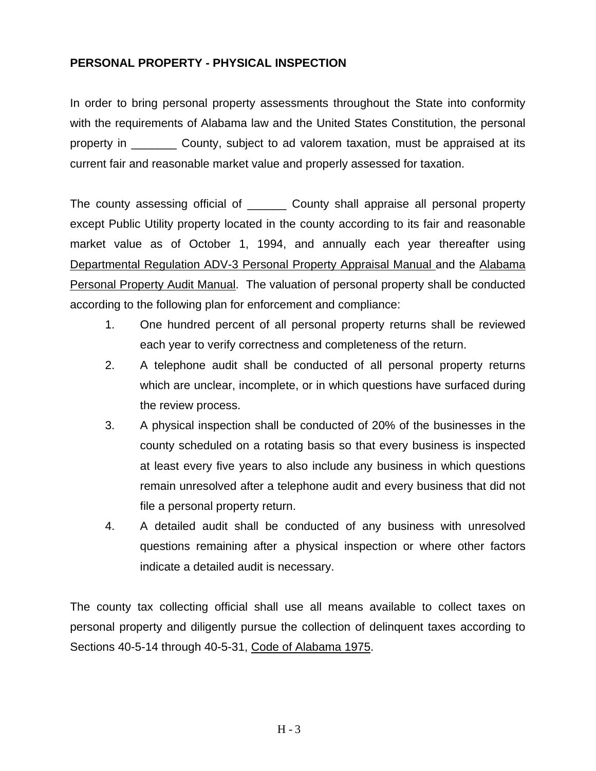**PERSONAL PROPERTY - PHYSICAL INSPECTION**

In order to bring personal property assessments throughout the State into conformity with the requirements of Alabama law and the United States Constitution, the personal property in _______ County, subject to ad valorem taxation, must be appraised at its current fair and reasonable market value and properly assessed for taxation.

The county assessing official of ______ County shall appraise all personal property except Public Utility property located in the county according to its fair and reasonable market value as of October 1, 1994, and annually each year thereafter using Departmental Regulation ADV-3 Personal Property Appraisal Manual and the Alabama Personal Property Audit Manual. The valuation of personal property shall be conducted according to the following plan for enforcement and compliance:

1. One hundred percent of all personal property returns shall be reviewed each year to verify correctness and completeness of the return.
2. A telephone audit shall be conducted of all personal property returns which are unclear, incomplete, or in which questions have surfaced during the review process.
3. A physical inspection shall be conducted of 20% of the businesses in the county scheduled on a rotating basis so that every business is inspected at least every five years to also include any business in which questions remain unresolved after a telephone audit and every business that did not file a personal property return.
4. A detailed audit shall be conducted of any business with unresolved questions remaining after a physical inspection or where other factors indicate a detailed audit is necessary.

The county tax collecting official shall use all means available to collect taxes on personal property and diligently pursue the collection of delinquent taxes according to Sections 40-5-14 through 40-5-31, Code of Alabama 1975.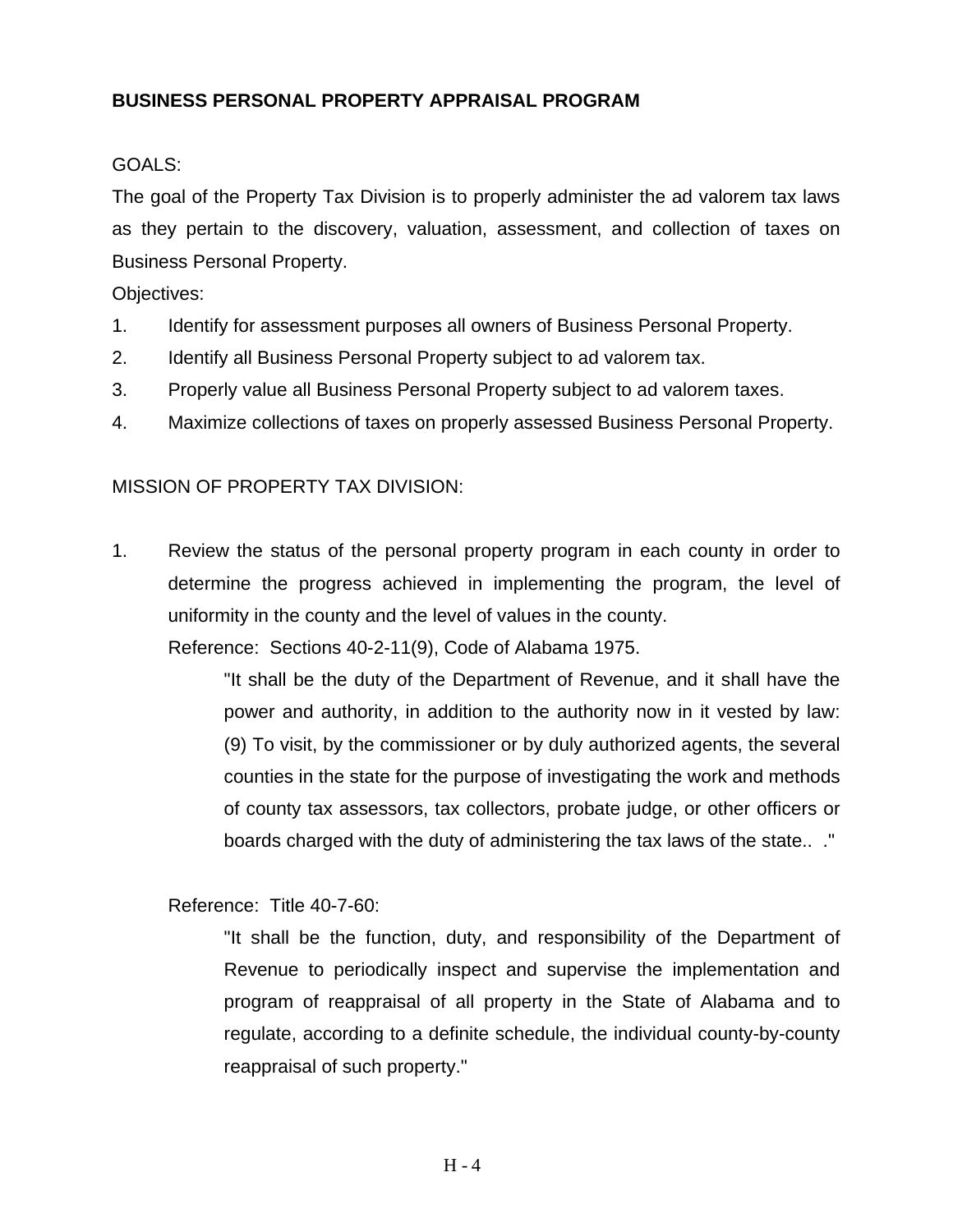**BUSINESS PERSONAL PROPERTY APPRAISAL PROGRAM**

GOALS:

The goal of the Property Tax Division is to properly administer the ad valorem tax laws as they pertain to the discovery, valuation, assessment, and collection of taxes on Business Personal Property.

Objectives:

1. Identify for assessment purposes all owners of Business Personal Property.
2. Identify all Business Personal Property subject to ad valorem tax.
3. Properly value all Business Personal Property subject to ad valorem taxes.
4. Maximize collections of taxes on properly assessed Business Personal Property.

MISSION OF PROPERTY TAX DIVISION:

1. Review the status of the personal property program in each county in order to determine the progress achieved in implementing the program, the level of uniformity in the county and the level of values in the county.

   Reference: Sections 40-2-11(9), Code of Alabama 1975.

   > "It shall be the duty of the Department of Revenue, and it shall have the power and authority, in addition to the authority now in it vested by law: (9) To visit, by the commissioner or by duly authorized agents, the several counties in the state for the purpose of investigating the work and methods of county tax assessors, tax collectors, probate judge, or other officers or boards charged with the duty of administering the tax laws of the state.. ."

   Reference: Title 40-7-60:

   > "It shall be the function, duty, and responsibility of the Department of Revenue to periodically inspect and supervise the implementation and program of reappraisal of all property in the State of Alabama and to regulate, according to a definite schedule, the individual county-by-county reappraisal of such property."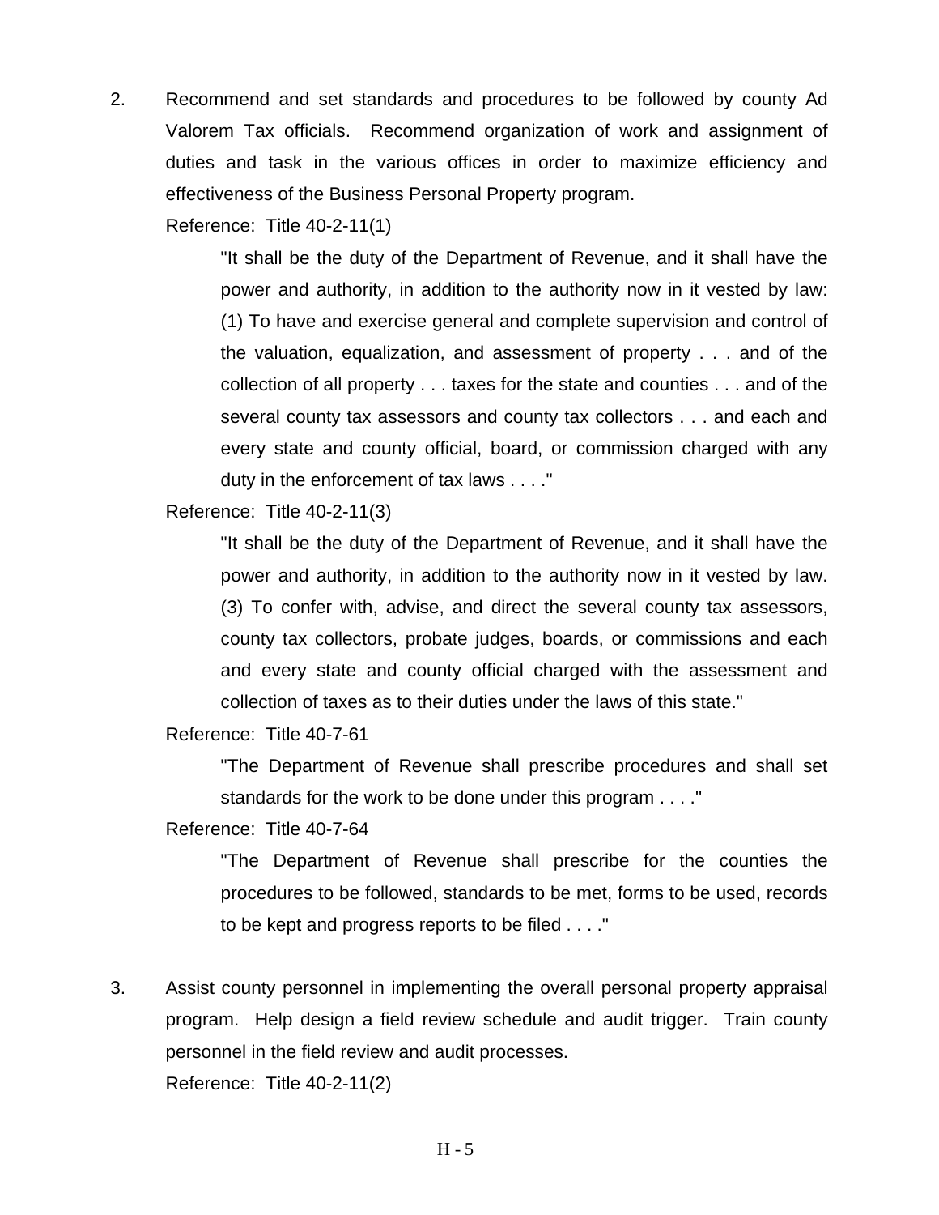2. Recommend and set standards and procedures to be followed by county Ad Valorem Tax officials. Recommend organization of work and assignment of duties and task in the various offices in order to maximize efficiency and effectiveness of the Business Personal Property program.

   Reference: Title 40-2-11(1)

   > "It shall be the duty of the Department of Revenue, and it shall have the power and authority, in addition to the authority now in it vested by law: (1) To have and exercise general and complete supervision and control of the valuation, equalization, and assessment of property . . . and of the collection of all property . . . taxes for the state and counties . . . and of the several county tax assessors and county tax collectors . . . and each and every state and county official, board, or commission charged with any duty in the enforcement of tax laws . . . ."

   Reference: Title 40-2-11(3)

   > "It shall be the duty of the Department of Revenue, and it shall have the power and authority, in addition to the authority now in it vested by law. (3) To confer with, advise, and direct the several county tax assessors, county tax collectors, probate judges, boards, or commissions and each and every state and county official charged with the assessment and collection of taxes as to their duties under the laws of this state."

   Reference: Title 40-7-61

   > "The Department of Revenue shall prescribe procedures and shall set standards for the work to be done under this program . . . ."

   Reference: Title 40-7-64

   > "The Department of Revenue shall prescribe for the counties the procedures to be followed, standards to be met, forms to be used, records to be kept and progress reports to be filed . . . ."

3. Assist county personnel in implementing the overall personal property appraisal program. Help design a field review schedule and audit trigger. Train county personnel in the field review and audit processes.

   Reference: Title 40-2-11(2)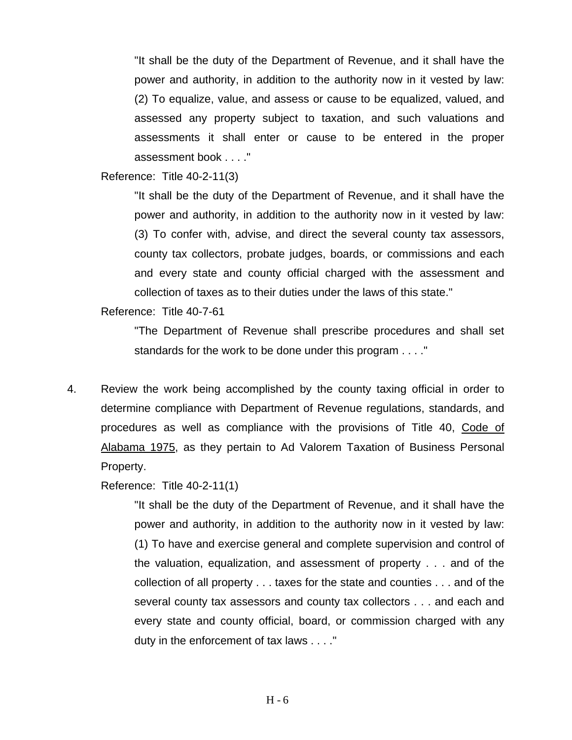> "It shall be the duty of the Department of Revenue, and it shall have the power and authority, in addition to the authority now in it vested by law: (2) To equalize, value, and assess or cause to be equalized, valued, and assessed any property subject to taxation, and such valuations and assessments it shall enter or cause to be entered in the proper assessment book . . . ."

Reference: Title 40-2-11(3)

> "It shall be the duty of the Department of Revenue, and it shall have the power and authority, in addition to the authority now in it vested by law: (3) To confer with, advise, and direct the several county tax assessors, county tax collectors, probate judges, boards, or commissions and each and every state and county official charged with the assessment and collection of taxes as to their duties under the laws of this state."

Reference: Title 40-7-61

> "The Department of Revenue shall prescribe procedures and shall set standards for the work to be done under this program . . . ."

4. Review the work being accomplished by the county taxing official in order to determine compliance with Department of Revenue regulations, standards, and procedures as well as compliance with the provisions of Title 40, Code of Alabama 1975, as they pertain to Ad Valorem Taxation of Business Personal Property.

   Reference: Title 40-2-11(1)

   > "It shall be the duty of the Department of Revenue, and it shall have the power and authority, in addition to the authority now in it vested by law: (1) To have and exercise general and complete supervision and control of the valuation, equalization, and assessment of property . . . and of the collection of all property . . . taxes for the state and counties . . . and of the several county tax assessors and county tax collectors . . . and each and every state and county official, board, or commission charged with any duty in the enforcement of tax laws . . . ."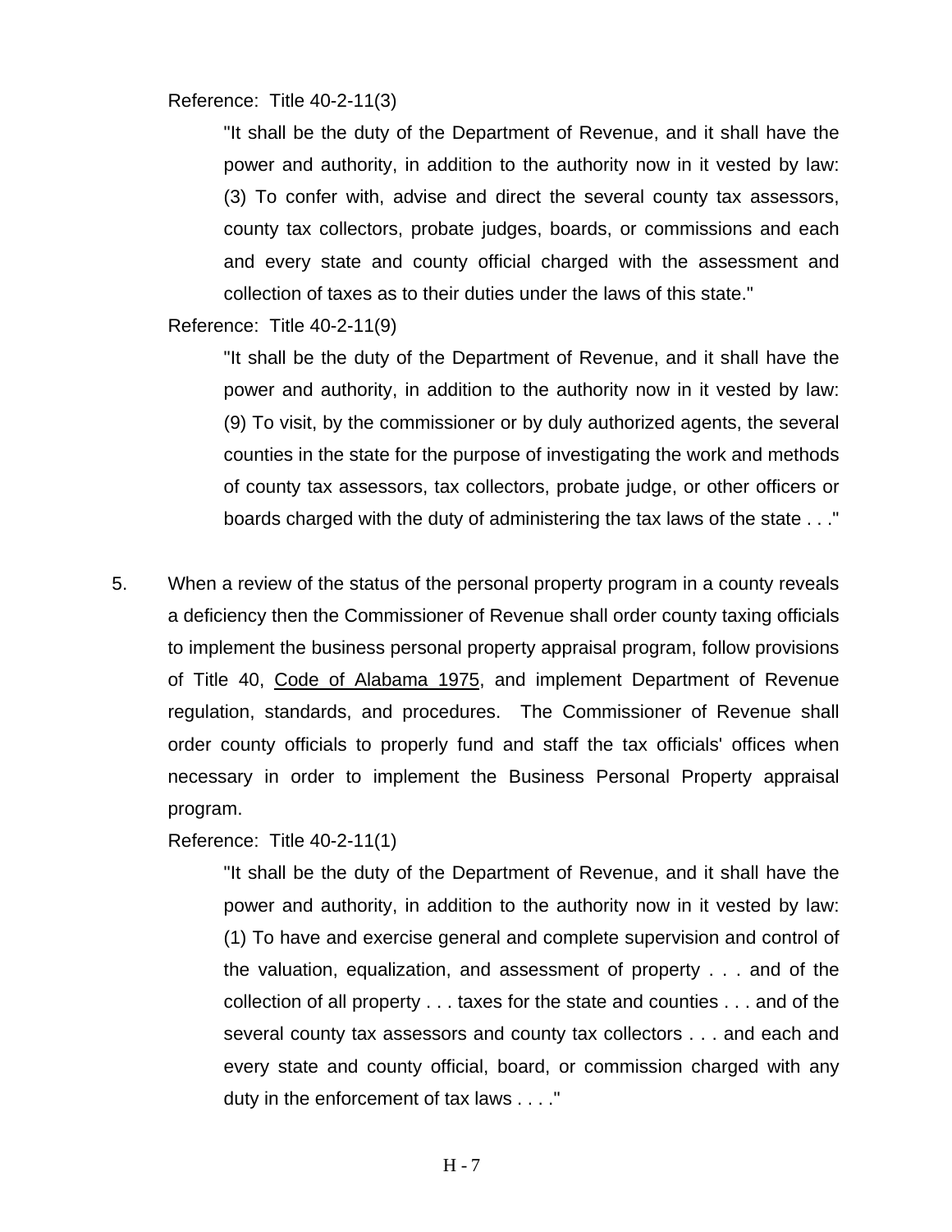Reference: Title 40-2-11(3)

> "It shall be the duty of the Department of Revenue, and it shall have the power and authority, in addition to the authority now in it vested by law: (3) To confer with, advise and direct the several county tax assessors, county tax collectors, probate judges, boards, or commissions and each and every state and county official charged with the assessment and collection of taxes as to their duties under the laws of this state."

Reference: Title 40-2-11(9)

> "It shall be the duty of the Department of Revenue, and it shall have the power and authority, in addition to the authority now in it vested by law: (9) To visit, by the commissioner or by duly authorized agents, the several counties in the state for the purpose of investigating the work and methods of county tax assessors, tax collectors, probate judge, or other officers or boards charged with the duty of administering the tax laws of the state . . ."

5. When a review of the status of the personal property program in a county reveals a deficiency then the Commissioner of Revenue shall order county taxing officials to implement the business personal property appraisal program, follow provisions of Title 40, Code of Alabama 1975, and implement Department of Revenue regulation, standards, and procedures. The Commissioner of Revenue shall order county officials to properly fund and staff the tax officials' offices when necessary in order to implement the Business Personal Property appraisal program.

   Reference: Title 40-2-11(1)

   > "It shall be the duty of the Department of Revenue, and it shall have the power and authority, in addition to the authority now in it vested by law: (1) To have and exercise general and complete supervision and control of the valuation, equalization, and assessment of property . . . and of the collection of all property . . . taxes for the state and counties . . . and of the several county tax assessors and county tax collectors . . . and each and every state and county official, board, or commission charged with any duty in the enforcement of tax laws . . . ."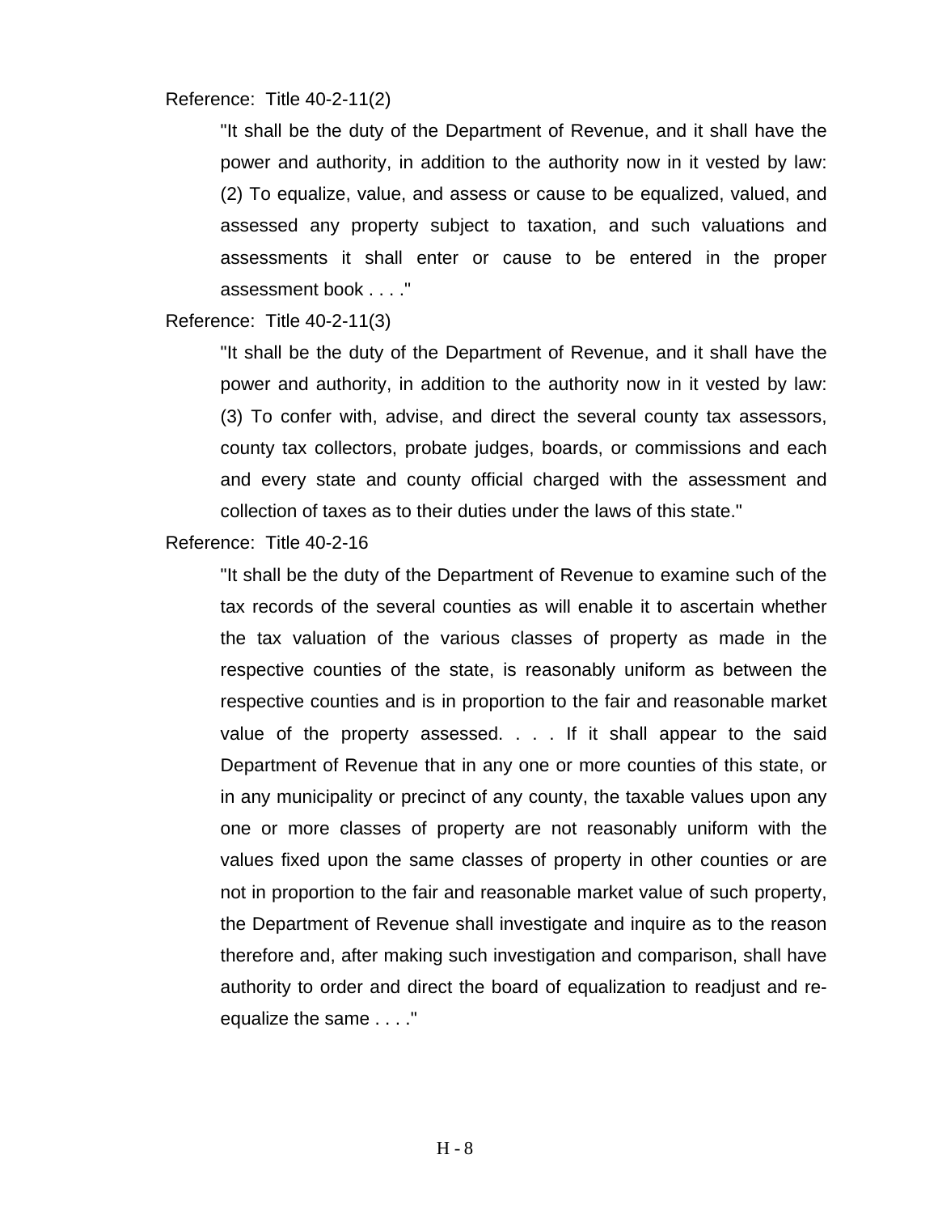Reference: Title 40-2-11(2)

> "It shall be the duty of the Department of Revenue, and it shall have the power and authority, in addition to the authority now in it vested by law: (2) To equalize, value, and assess or cause to be equalized, valued, and assessed any property subject to taxation, and such valuations and assessments it shall enter or cause to be entered in the proper assessment book . . . ."

Reference: Title 40-2-11(3)

> "It shall be the duty of the Department of Revenue, and it shall have the power and authority, in addition to the authority now in it vested by law: (3) To confer with, advise, and direct the several county tax assessors, county tax collectors, probate judges, boards, or commissions and each and every state and county official charged with the assessment and collection of taxes as to their duties under the laws of this state."

Reference: Title 40-2-16

> "It shall be the duty of the Department of Revenue to examine such of the tax records of the several counties as will enable it to ascertain whether the tax valuation of the various classes of property as made in the respective counties of the state, is reasonably uniform as between the respective counties and is in proportion to the fair and reasonable market value of the property assessed. . . . If it shall appear to the said Department of Revenue that in any one or more counties of this state, or in any municipality or precinct of any county, the taxable values upon any one or more classes of property are not reasonably uniform with the values fixed upon the same classes of property in other counties or are not in proportion to the fair and reasonable market value of such property, the Department of Revenue shall investigate and inquire as to the reason therefore and, after making such investigation and comparison, shall have authority to order and direct the board of equalization to readjust and re-equalize the same . . . ."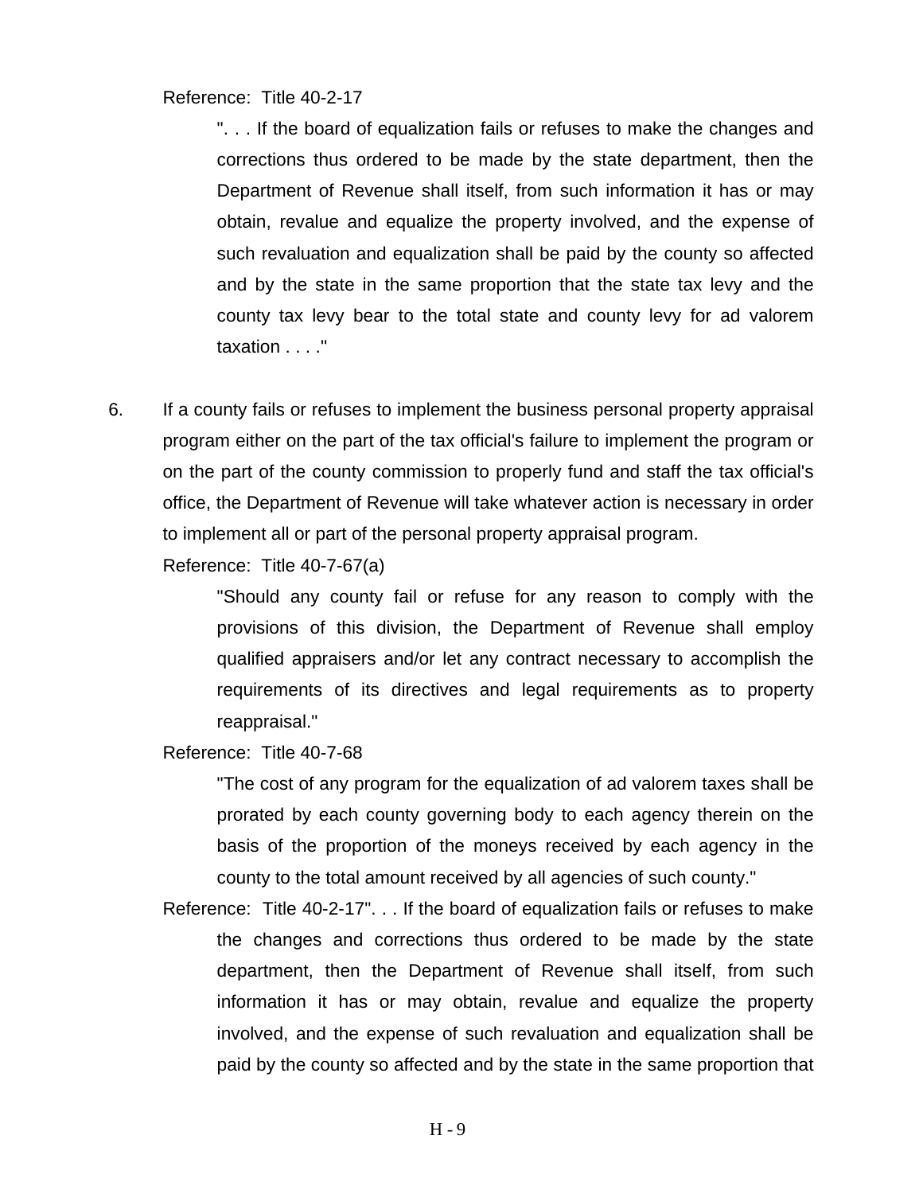Reference: Title 40-2-17

> ". . . If the board of equalization fails or refuses to make the changes and corrections thus ordered to be made by the state department, then the Department of Revenue shall itself, from such information it has or may obtain, revalue and equalize the property involved, and the expense of such revaluation and equalization shall be paid by the county so affected and by the state in the same proportion that the state tax levy and the county tax levy bear to the total state and county levy for ad valorem taxation . . . ."

6. If a county fails or refuses to implement the business personal property appraisal program either on the part of the tax official's failure to implement the program or on the part of the county commission to properly fund and staff the tax official's office, the Department of Revenue will take whatever action is necessary in order to implement all or part of the personal property appraisal program.

   Reference: Title 40-7-67(a)

   > "Should any county fail or refuse for any reason to comply with the provisions of this division, the Department of Revenue shall employ qualified appraisers and/or let any contract necessary to accomplish the requirements of its directives and legal requirements as to property reappraisal."

   Reference: Title 40-7-68

   > "The cost of any program for the equalization of ad valorem taxes shall be prorated by each county governing body to each agency therein on the basis of the proportion of the moneys received by each agency in the county to the total amount received by all agencies of such county."

   Reference: Title 40-2-17". . . If the board of equalization fails or refuses to make the changes and corrections thus ordered to be made by the state department, then the Department of Revenue shall itself, from such information it has or may obtain, revalue and equalize the property involved, and the expense of such revaluation and equalization shall be paid by the county so affected and by the state in the same proportion that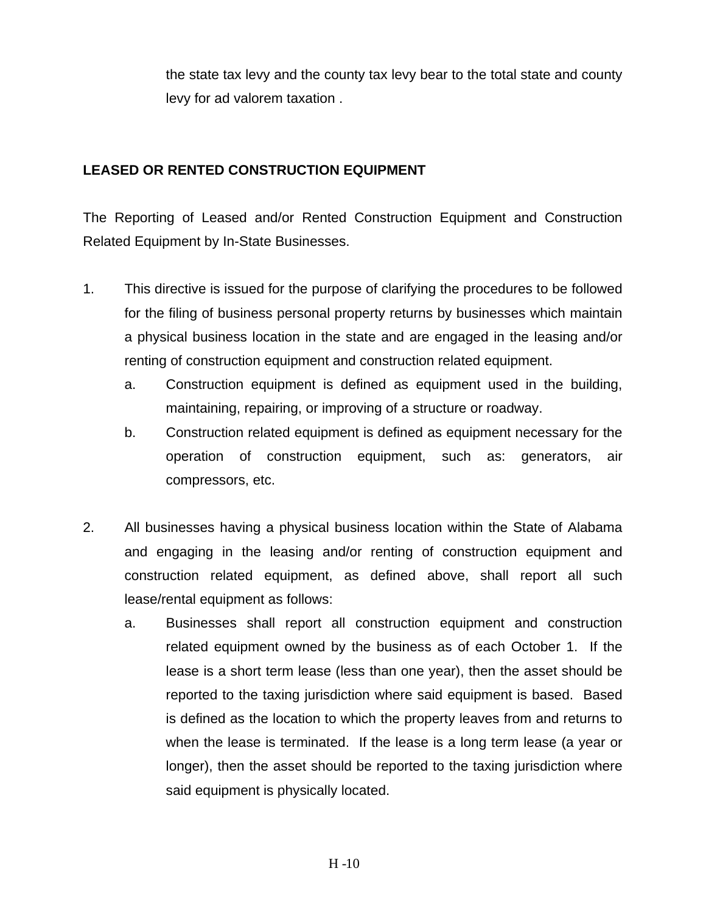the state tax levy and the county tax levy bear to the total state and county levy for ad valorem taxation .

**LEASED OR RENTED CONSTRUCTION EQUIPMENT**

The Reporting of Leased and/or Rented Construction Equipment and Construction Related Equipment by In-State Businesses.

1. This directive is issued for the purpose of clarifying the procedures to be followed for the filing of business personal property returns by businesses which maintain a physical business location in the state and are engaged in the leasing and/or renting of construction equipment and construction related equipment.
   a. Construction equipment is defined as equipment used in the building, maintaining, repairing, or improving of a structure or roadway.
   b. Construction related equipment is defined as equipment necessary for the operation of construction equipment, such as: generators, air compressors, etc.

2. All businesses having a physical business location within the State of Alabama and engaging in the leasing and/or renting of construction equipment and construction related equipment, as defined above, shall report all such lease/rental equipment as follows:
   a. Businesses shall report all construction equipment and construction related equipment owned by the business as of each October 1. If the lease is a short term lease (less than one year), then the asset should be reported to the taxing jurisdiction where said equipment is based. Based is defined as the location to which the property leaves from and returns to when the lease is terminated. If the lease is a long term lease (a year or longer), then the asset should be reported to the taxing jurisdiction where said equipment is physically located.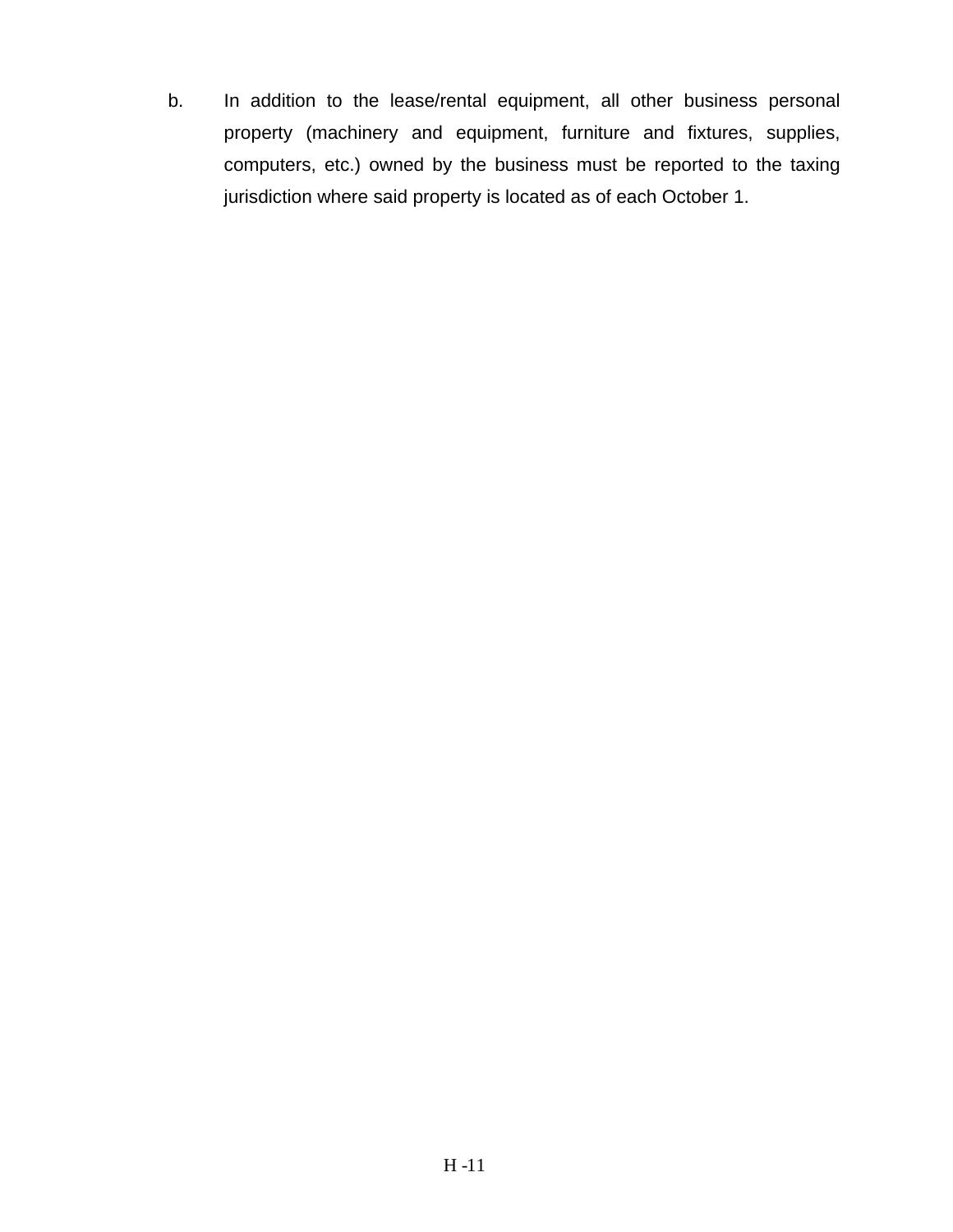b. In addition to the lease/rental equipment, all other business personal property (machinery and equipment, furniture and fixtures, supplies, computers, etc.) owned by the business must be reported to the taxing jurisdiction where said property is located as of each October 1.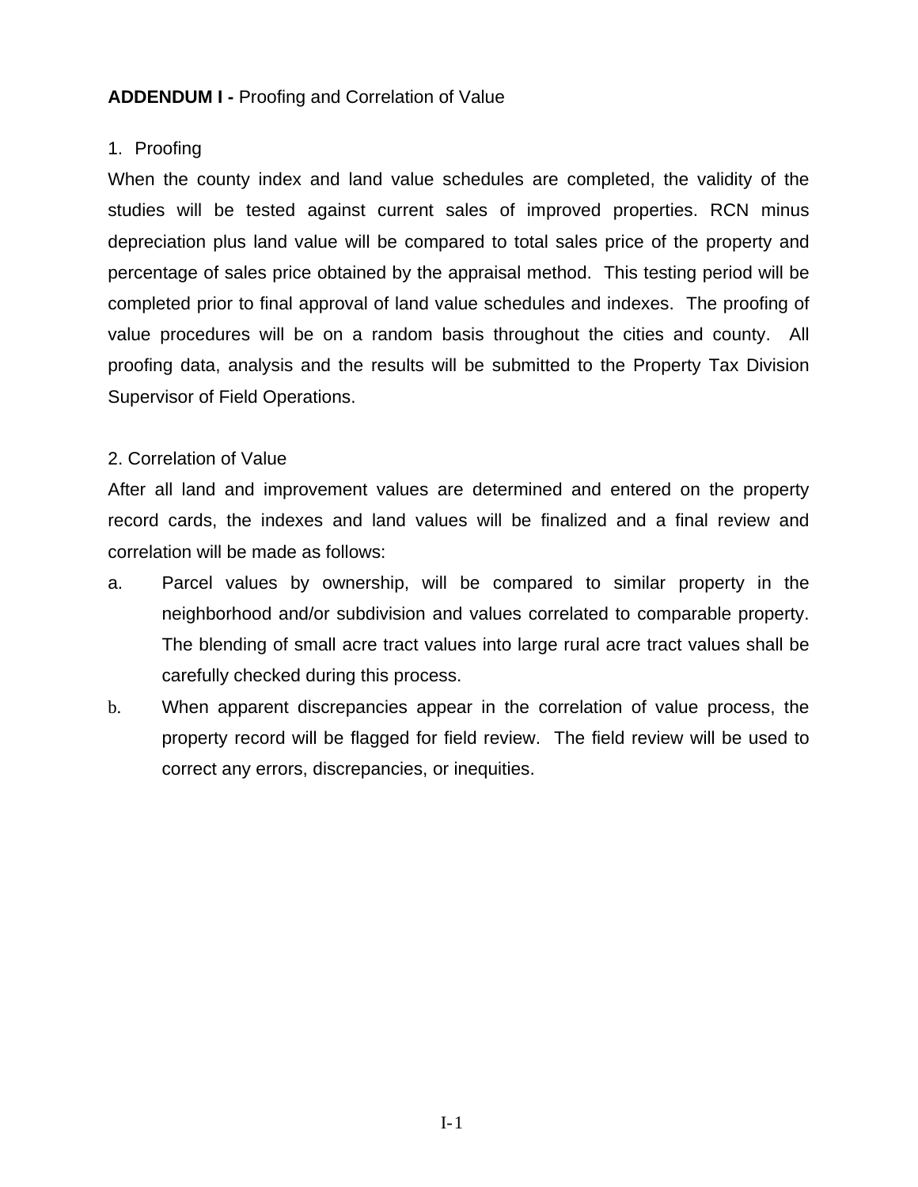**ADDENDUM I -** Proofing and Correlation of Value

1. Proofing

When the county index and land value schedules are completed, the validity of the studies will be tested against current sales of improved properties. RCN minus depreciation plus land value will be compared to total sales price of the property and percentage of sales price obtained by the appraisal method. This testing period will be completed prior to final approval of land value schedules and indexes. The proofing of value procedures will be on a random basis throughout the cities and county. All proofing data, analysis and the results will be submitted to the Property Tax Division Supervisor of Field Operations.

2. Correlation of Value

After all land and improvement values are determined and entered on the property record cards, the indexes and land values will be finalized and a final review and correlation will be made as follows:

a. Parcel values by ownership, will be compared to similar property in the neighborhood and/or subdivision and values correlated to comparable property. The blending of small acre tract values into large rural acre tract values shall be carefully checked during this process.

b. When apparent discrepancies appear in the correlation of value process, the property record will be flagged for field review. The field review will be used to correct any errors, discrepancies, or inequities.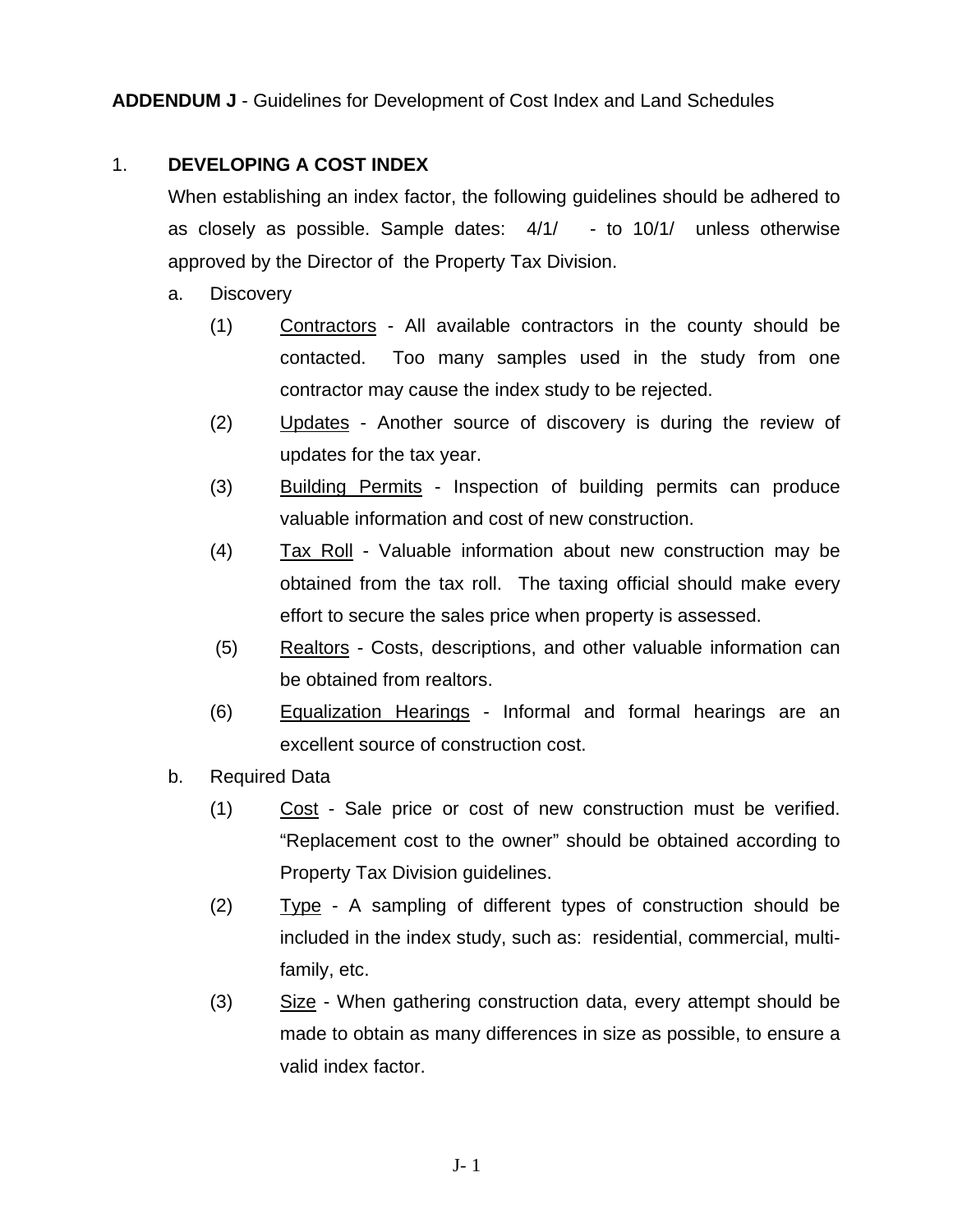**ADDENDUM J** - Guidelines for Development of Cost Index and Land Schedules

1. **DEVELOPING A COST INDEX**

   When establishing an index factor, the following guidelines should be adhered to as closely as possible. Sample dates: 4/1/ - to 10/1/ unless otherwise approved by the Director of the Property Tax Division.

   a. Discovery

      (1) <u>Contractors</u> - All available contractors in the county should be contacted. Too many samples used in the study from one contractor may cause the index study to be rejected.

      (2) <u>Updates</u> - Another source of discovery is during the review of updates for the tax year.

      (3) <u>Building Permits</u> - Inspection of building permits can produce valuable information and cost of new construction.

      (4) <u>Tax Roll</u> - Valuable information about new construction may be obtained from the tax roll. The taxing official should make every effort to secure the sales price when property is assessed.

      (5) <u>Realtors</u> - Costs, descriptions, and other valuable information can be obtained from realtors.

      (6) <u>Equalization Hearings</u> - Informal and formal hearings are an excellent source of construction cost.

   b. Required Data

      (1) <u>Cost</u> - Sale price or cost of new construction must be verified. "Replacement cost to the owner" should be obtained according to Property Tax Division guidelines.

      (2) <u>Type</u> - A sampling of different types of construction should be included in the index study, such as: residential, commercial, multi-family, etc.

      (3) <u>Size</u> - When gathering construction data, every attempt should be made to obtain as many differences in size as possible, to ensure a valid index factor.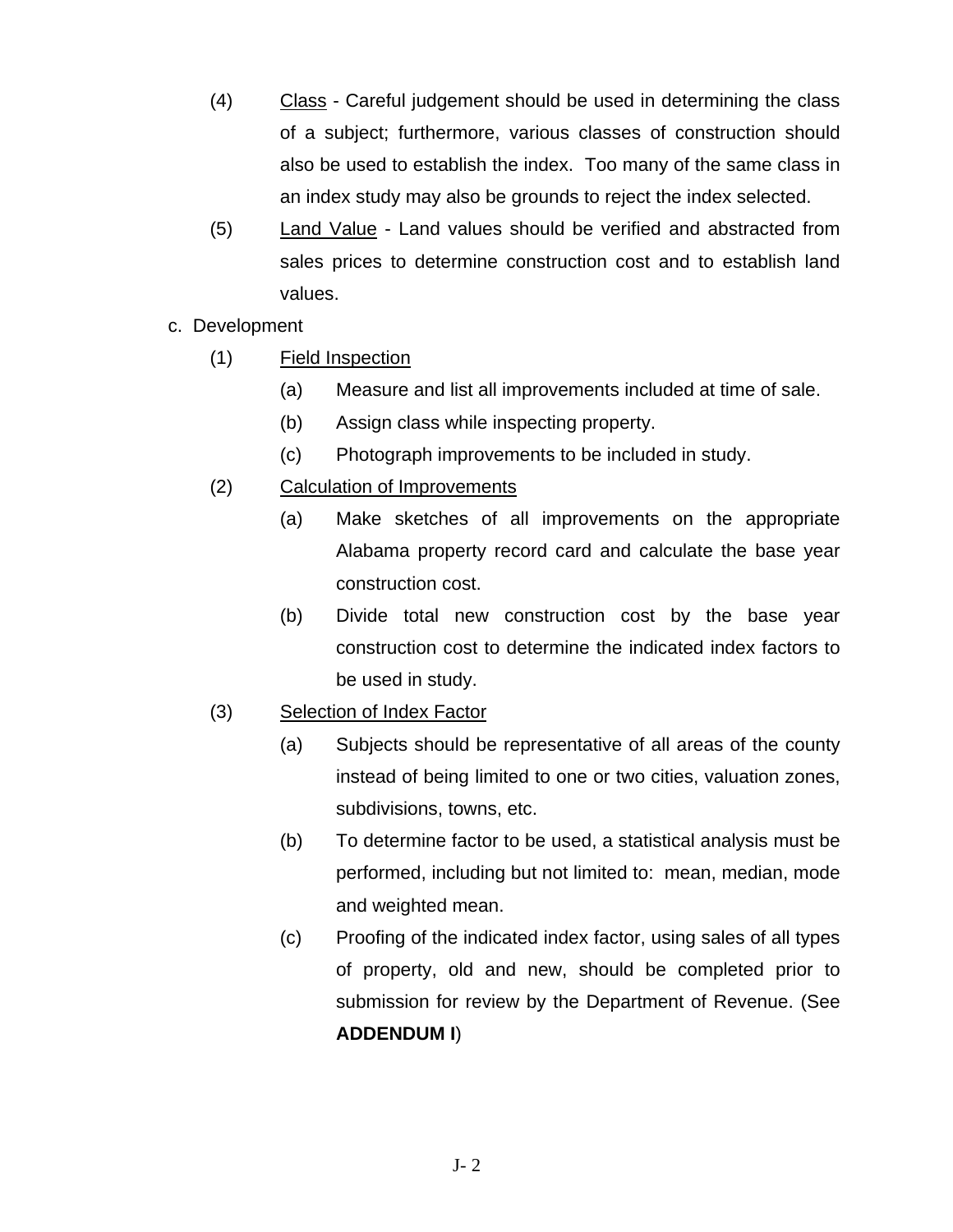(4) <u>Class</u> - Careful judgement should be used in determining the class of a subject; furthermore, various classes of construction should also be used to establish the index. Too many of the same class in an index study may also be grounds to reject the index selected.

(5) <u>Land Value</u> - Land values should be verified and abstracted from sales prices to determine construction cost and to establish land values.

c. Development

(1) <u>Field Inspection</u>

(a) Measure and list all improvements included at time of sale.

(b) Assign class while inspecting property.

(c) Photograph improvements to be included in study.

(2) <u>Calculation of Improvements</u>

(a) Make sketches of all improvements on the appropriate Alabama property record card and calculate the base year construction cost.

(b) Divide total new construction cost by the base year construction cost to determine the indicated index factors to be used in study.

(3) <u>Selection of Index Factor</u>

(a) Subjects should be representative of all areas of the county instead of being limited to one or two cities, valuation zones, subdivisions, towns, etc.

(b) To determine factor to be used, a statistical analysis must be performed, including but not limited to: mean, median, mode and weighted mean.

(c) Proofing of the indicated index factor, using sales of all types of property, old and new, should be completed prior to submission for review by the Department of Revenue. (See **ADDENDUM I**)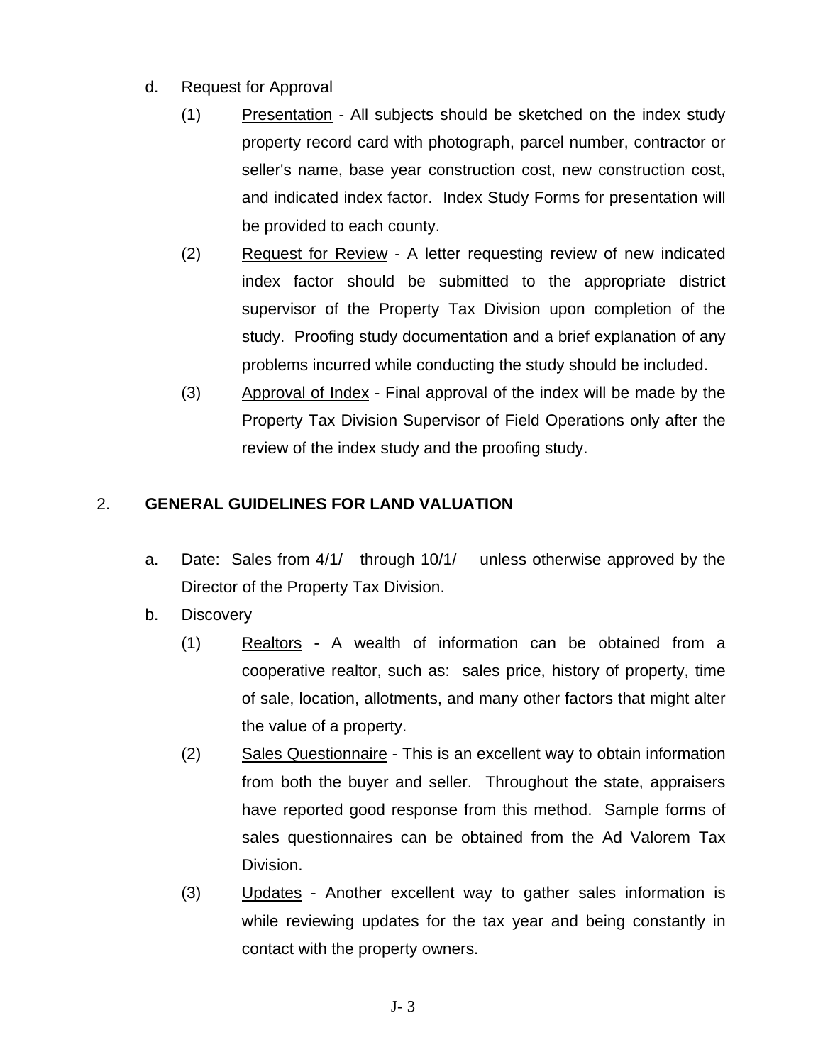d. Request for Approval

   (1) Presentation - All subjects should be sketched on the index study property record card with photograph, parcel number, contractor or seller's name, base year construction cost, new construction cost, and indicated index factor. Index Study Forms for presentation will be provided to each county.

   (2) Request for Review - A letter requesting review of new indicated index factor should be submitted to the appropriate district supervisor of the Property Tax Division upon completion of the study. Proofing study documentation and a brief explanation of any problems incurred while conducting the study should be included.

   (3) Approval of Index - Final approval of the index will be made by the Property Tax Division Supervisor of Field Operations only after the review of the index study and the proofing study.

## 2. GENERAL GUIDELINES FOR LAND VALUATION

a. Date: Sales from 4/1/ through 10/1/ unless otherwise approved by the Director of the Property Tax Division.

b. Discovery

   (1) Realtors - A wealth of information can be obtained from a cooperative realtor, such as: sales price, history of property, time of sale, location, allotments, and many other factors that might alter the value of a property.

   (2) Sales Questionnaire - This is an excellent way to obtain information from both the buyer and seller. Throughout the state, appraisers have reported good response from this method. Sample forms of sales questionnaires can be obtained from the Ad Valorem Tax Division.

   (3) Updates - Another excellent way to gather sales information is while reviewing updates for the tax year and being constantly in contact with the property owners.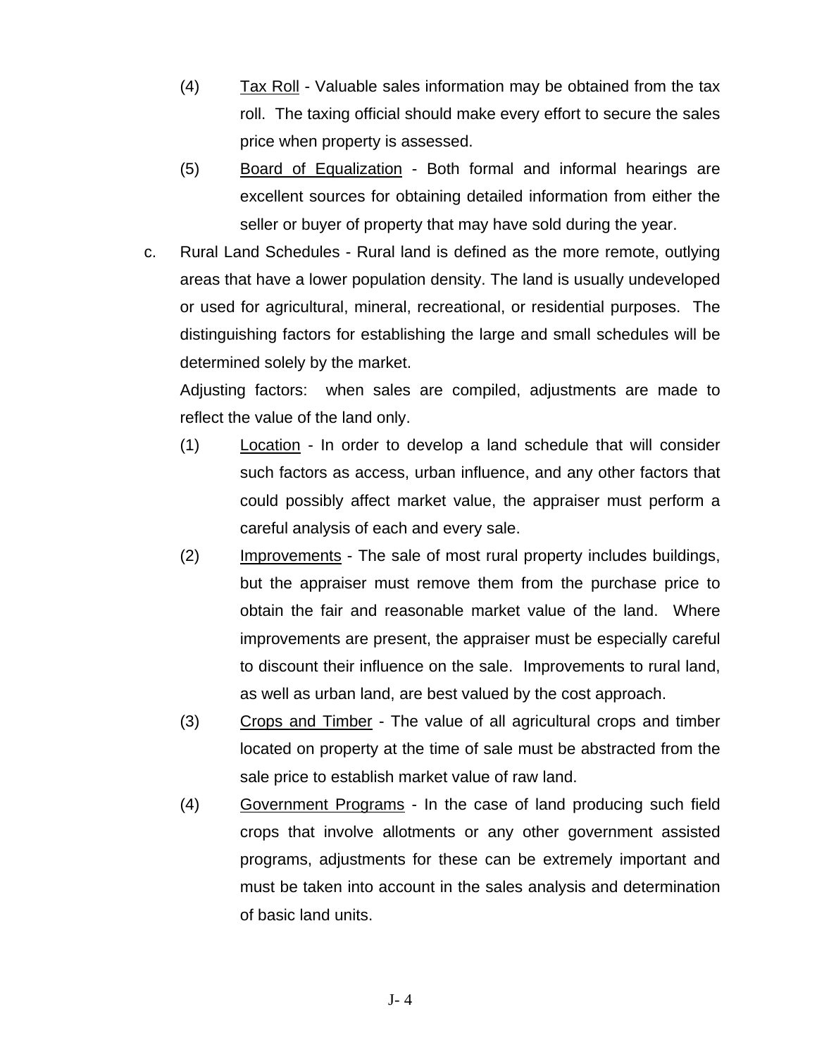(4) Tax Roll - Valuable sales information may be obtained from the tax roll. The taxing official should make every effort to secure the sales price when property is assessed.

(5) Board of Equalization - Both formal and informal hearings are excellent sources for obtaining detailed information from either the seller or buyer of property that may have sold during the year.

c. Rural Land Schedules - Rural land is defined as the more remote, outlying areas that have a lower population density. The land is usually undeveloped or used for agricultural, mineral, recreational, or residential purposes. The distinguishing factors for establishing the large and small schedules will be determined solely by the market.

Adjusting factors: when sales are compiled, adjustments are made to reflect the value of the land only.

(1) Location - In order to develop a land schedule that will consider such factors as access, urban influence, and any other factors that could possibly affect market value, the appraiser must perform a careful analysis of each and every sale.

(2) Improvements - The sale of most rural property includes buildings, but the appraiser must remove them from the purchase price to obtain the fair and reasonable market value of the land. Where improvements are present, the appraiser must be especially careful to discount their influence on the sale. Improvements to rural land, as well as urban land, are best valued by the cost approach.

(3) Crops and Timber - The value of all agricultural crops and timber located on property at the time of sale must be abstracted from the sale price to establish market value of raw land.

(4) Government Programs - In the case of land producing such field crops that involve allotments or any other government assisted programs, adjustments for these can be extremely important and must be taken into account in the sales analysis and determination of basic land units.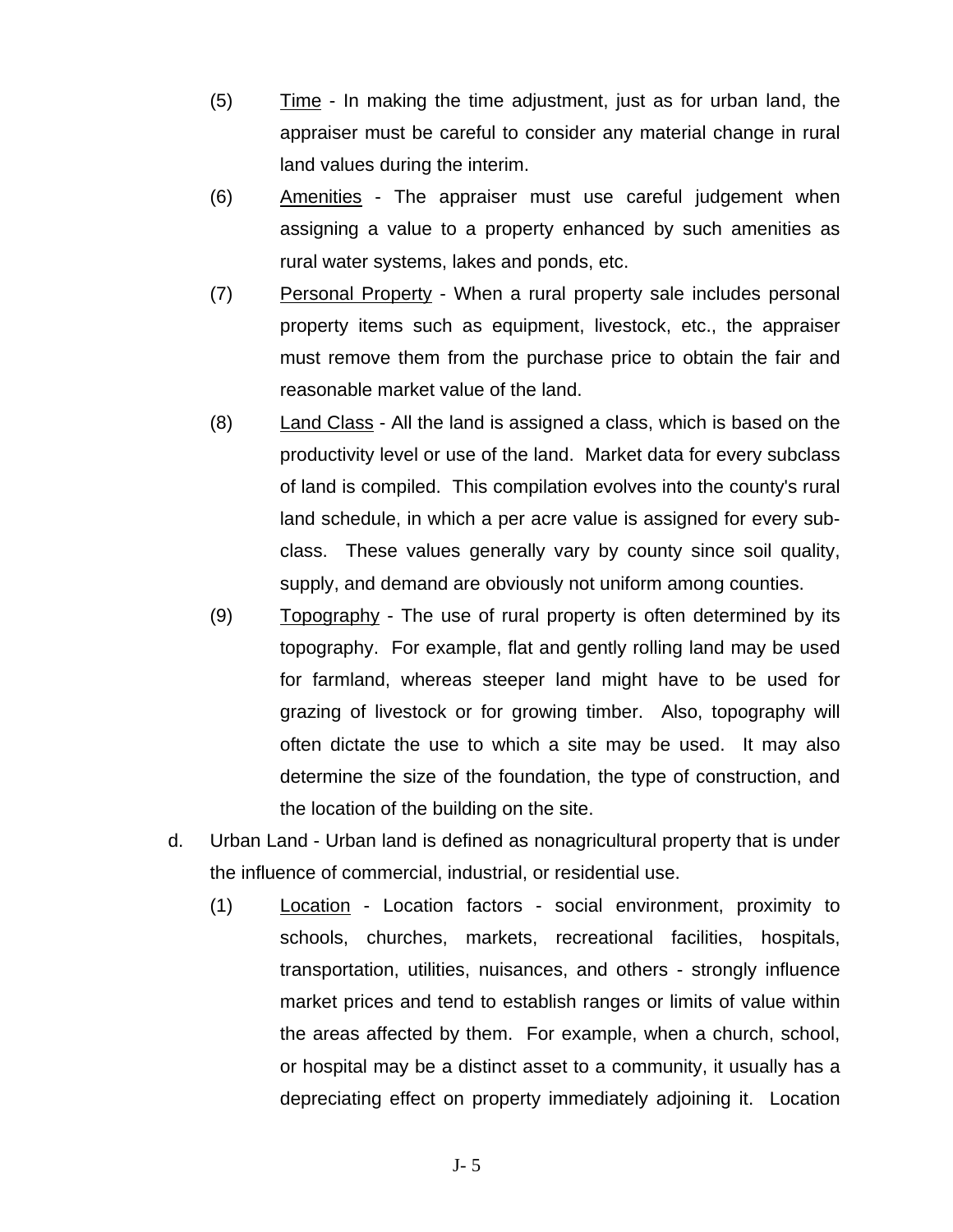(5) Time - In making the time adjustment, just as for urban land, the appraiser must be careful to consider any material change in rural land values during the interim.

(6) Amenities - The appraiser must use careful judgement when assigning a value to a property enhanced by such amenities as rural water systems, lakes and ponds, etc.

(7) Personal Property - When a rural property sale includes personal property items such as equipment, livestock, etc., the appraiser must remove them from the purchase price to obtain the fair and reasonable market value of the land.

(8) Land Class - All the land is assigned a class, which is based on the productivity level or use of the land. Market data for every subclass of land is compiled. This compilation evolves into the county's rural land schedule, in which a per acre value is assigned for every sub-class. These values generally vary by county since soil quality, supply, and demand are obviously not uniform among counties.

(9) Topography - The use of rural property is often determined by its topography. For example, flat and gently rolling land may be used for farmland, whereas steeper land might have to be used for grazing of livestock or for growing timber. Also, topography will often dictate the use to which a site may be used. It may also determine the size of the foundation, the type of construction, and the location of the building on the site.

d. Urban Land - Urban land is defined as nonagricultural property that is under the influence of commercial, industrial, or residential use.

(1) Location - Location factors - social environment, proximity to schools, churches, markets, recreational facilities, hospitals, transportation, utilities, nuisances, and others - strongly influence market prices and tend to establish ranges or limits of value within the areas affected by them. For example, when a church, school, or hospital may be a distinct asset to a community, it usually has a depreciating effect on property immediately adjoining it. Location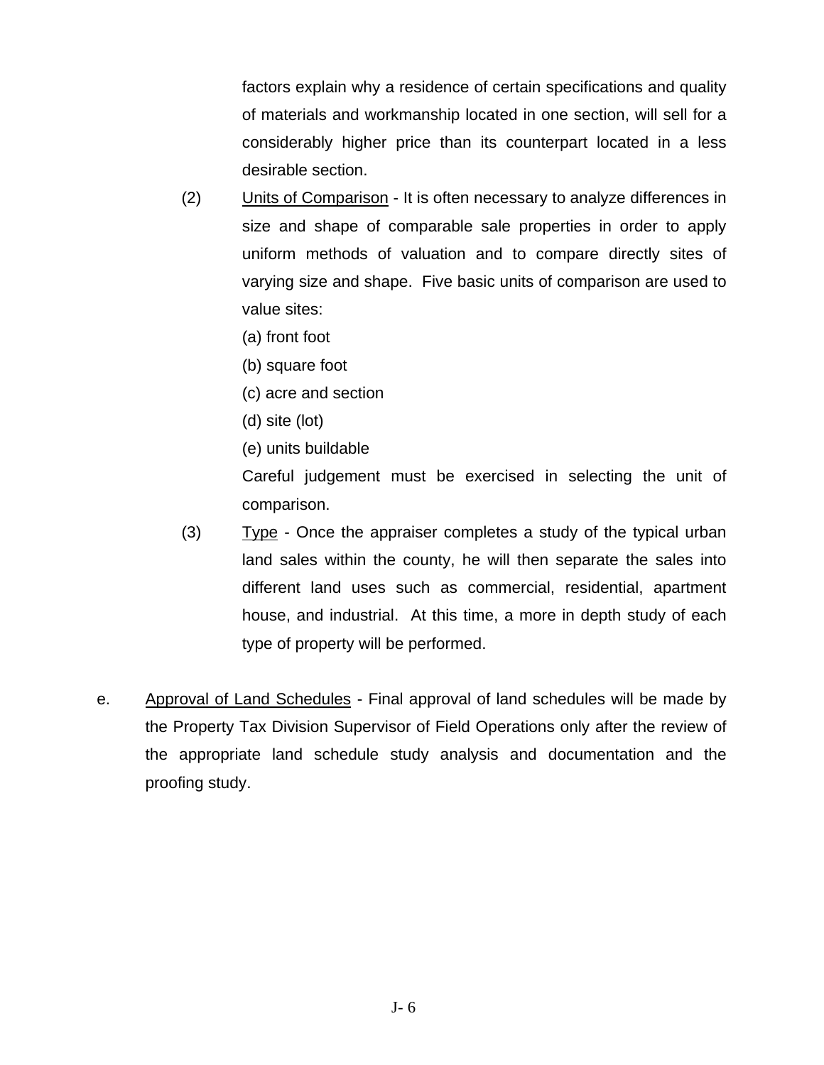factors explain why a residence of certain specifications and quality of materials and workmanship located in one section, will sell for a considerably higher price than its counterpart located in a less desirable section.

(2) Units of Comparison - It is often necessary to analyze differences in size and shape of comparable sale properties in order to apply uniform methods of valuation and to compare directly sites of varying size and shape. Five basic units of comparison are used to value sites:

(a) front foot

(b) square foot

(c) acre and section

(d) site (lot)

(e) units buildable

Careful judgement must be exercised in selecting the unit of comparison.

(3) Type - Once the appraiser completes a study of the typical urban land sales within the county, he will then separate the sales into different land uses such as commercial, residential, apartment house, and industrial. At this time, a more in depth study of each type of property will be performed.

e. Approval of Land Schedules - Final approval of land schedules will be made by the Property Tax Division Supervisor of Field Operations only after the review of the appropriate land schedule study analysis and documentation and the proofing study.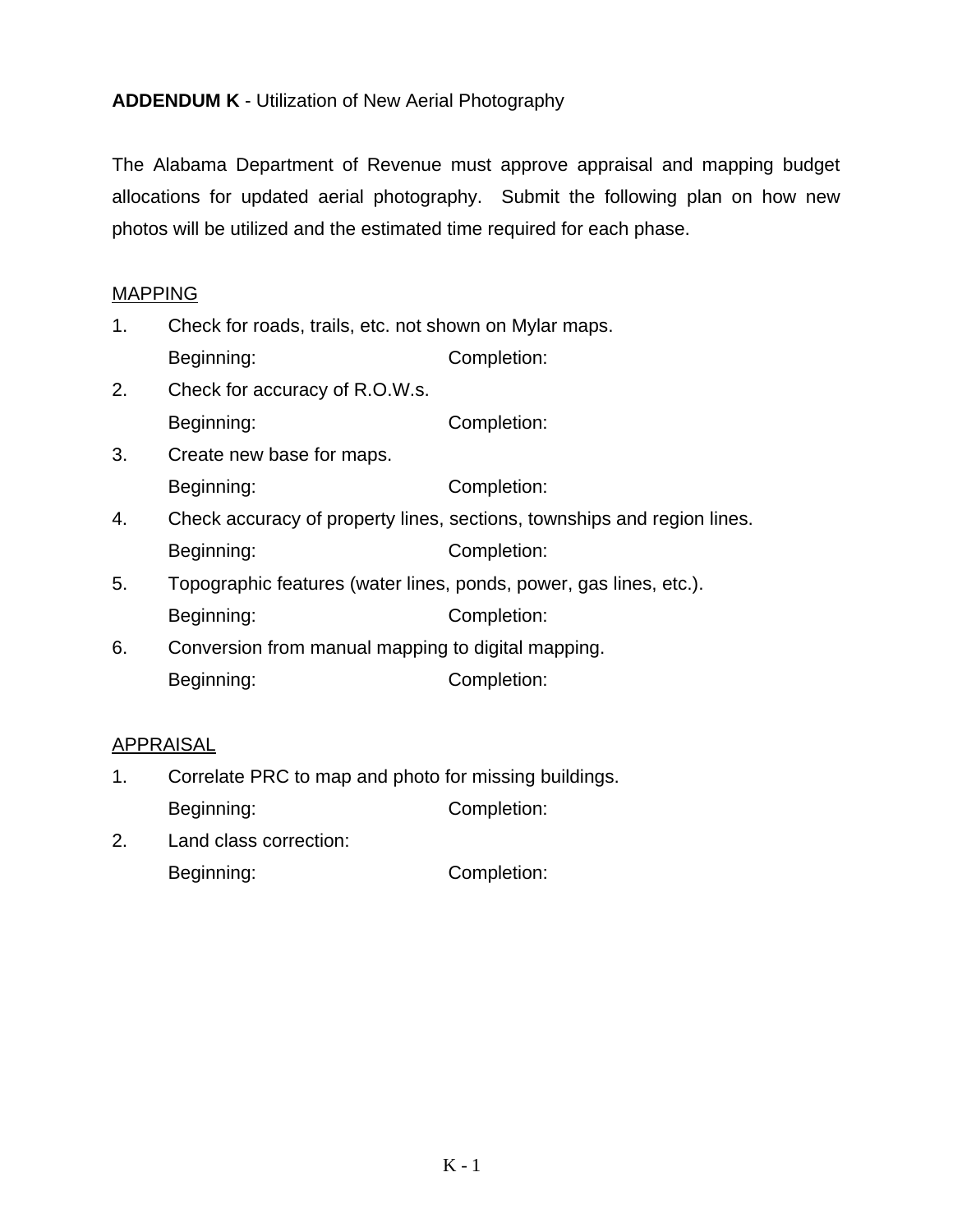**ADDENDUM K** - Utilization of New Aerial Photography

The Alabama Department of Revenue must approve appraisal and mapping budget allocations for updated aerial photography. Submit the following plan on how new photos will be utilized and the estimated time required for each phase.

<u>MAPPING</u>

1. Check for roads, trails, etc. not shown on Mylar maps.
   Beginning: Completion:
2. Check for accuracy of R.O.W.s.
   Beginning: Completion:
3. Create new base for maps.
   Beginning: Completion:
4. Check accuracy of property lines, sections, townships and region lines.
   Beginning: Completion:
5. Topographic features (water lines, ponds, power, gas lines, etc.).
   Beginning: Completion:
6. Conversion from manual mapping to digital mapping.
   Beginning: Completion:

<u>APPRAISAL</u>

1. Correlate PRC to map and photo for missing buildings.
   Beginning: Completion:
2. Land class correction:
   Beginning: Completion: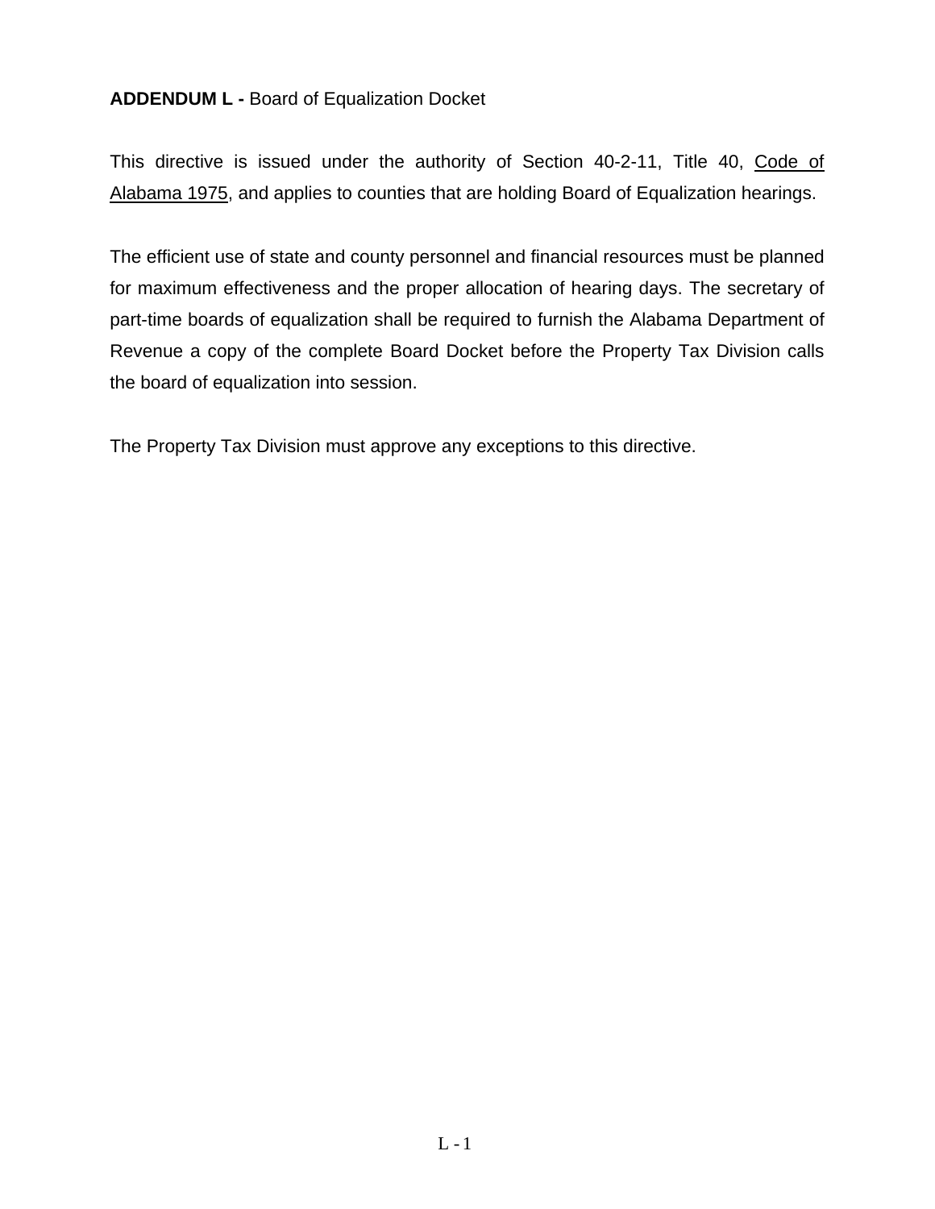**ADDENDUM L -** Board of Equalization Docket

This directive is issued under the authority of Section 40-2-11, Title 40, Code of Alabama 1975, and applies to counties that are holding Board of Equalization hearings.

The efficient use of state and county personnel and financial resources must be planned for maximum effectiveness and the proper allocation of hearing days. The secretary of part-time boards of equalization shall be required to furnish the Alabama Department of Revenue a copy of the complete Board Docket before the Property Tax Division calls the board of equalization into session.

The Property Tax Division must approve any exceptions to this directive.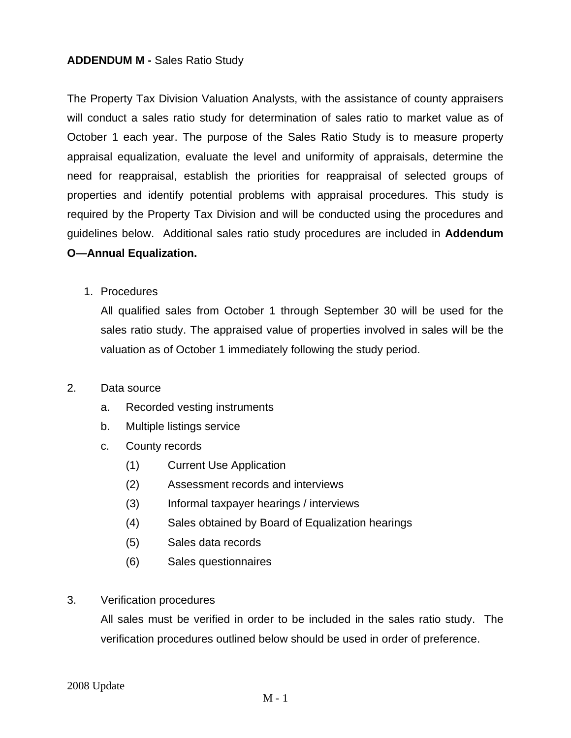**ADDENDUM M -** Sales Ratio Study

The Property Tax Division Valuation Analysts, with the assistance of county appraisers will conduct a sales ratio study for determination of sales ratio to market value as of October 1 each year. The purpose of the Sales Ratio Study is to measure property appraisal equalization, evaluate the level and uniformity of appraisals, determine the need for reappraisal, establish the priorities for reappraisal of selected groups of properties and identify potential problems with appraisal procedures. This study is required by the Property Tax Division and will be conducted using the procedures and guidelines below. Additional sales ratio study procedures are included in **Addendum O—Annual Equalization.**

1. Procedures

   All qualified sales from October 1 through September 30 will be used for the sales ratio study. The appraised value of properties involved in sales will be the valuation as of October 1 immediately following the study period.

2. Data source
   - a. Recorded vesting instruments
   - b. Multiple listings service
   - c. County records
     - (1) Current Use Application
     - (2) Assessment records and interviews
     - (3) Informal taxpayer hearings / interviews
     - (4) Sales obtained by Board of Equalization hearings
     - (5) Sales data records
     - (6) Sales questionnaires

3. Verification procedures

   All sales must be verified in order to be included in the sales ratio study. The verification procedures outlined below should be used in order of preference.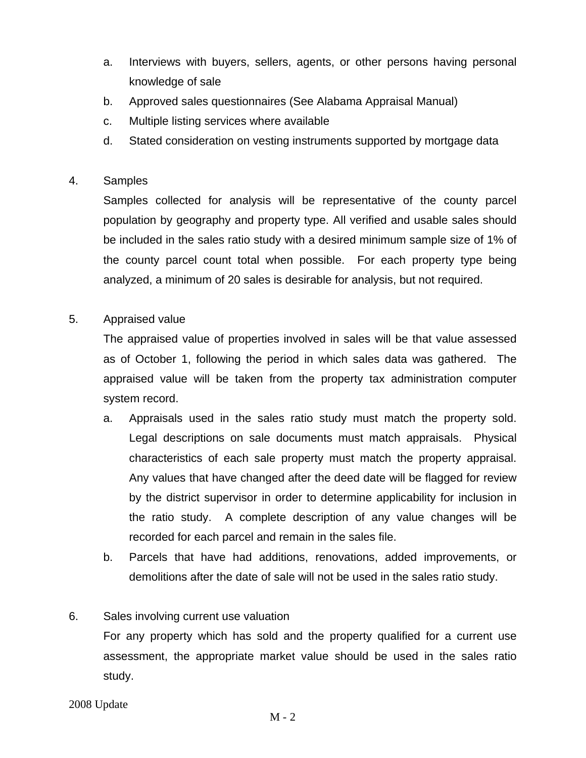a. Interviews with buyers, sellers, agents, or other persons having personal knowledge of sale
b. Approved sales questionnaires (See Alabama Appraisal Manual)
c. Multiple listing services where available
d. Stated consideration on vesting instruments supported by mortgage data

4. Samples

   Samples collected for analysis will be representative of the county parcel population by geography and property type. All verified and usable sales should be included in the sales ratio study with a desired minimum sample size of 1% of the county parcel count total when possible. For each property type being analyzed, a minimum of 20 sales is desirable for analysis, but not required.

5. Appraised value

   The appraised value of properties involved in sales will be that value assessed as of October 1, following the period in which sales data was gathered. The appraised value will be taken from the property tax administration computer system record.

   a. Appraisals used in the sales ratio study must match the property sold. Legal descriptions on sale documents must match appraisals. Physical characteristics of each sale property must match the property appraisal. Any values that have changed after the deed date will be flagged for review by the district supervisor in order to determine applicability for inclusion in the ratio study. A complete description of any value changes will be recorded for each parcel and remain in the sales file.
   b. Parcels that have had additions, renovations, added improvements, or demolitions after the date of sale will not be used in the sales ratio study.

6. Sales involving current use valuation

   For any property which has sold and the property qualified for a current use assessment, the appropriate market value should be used in the sales ratio study.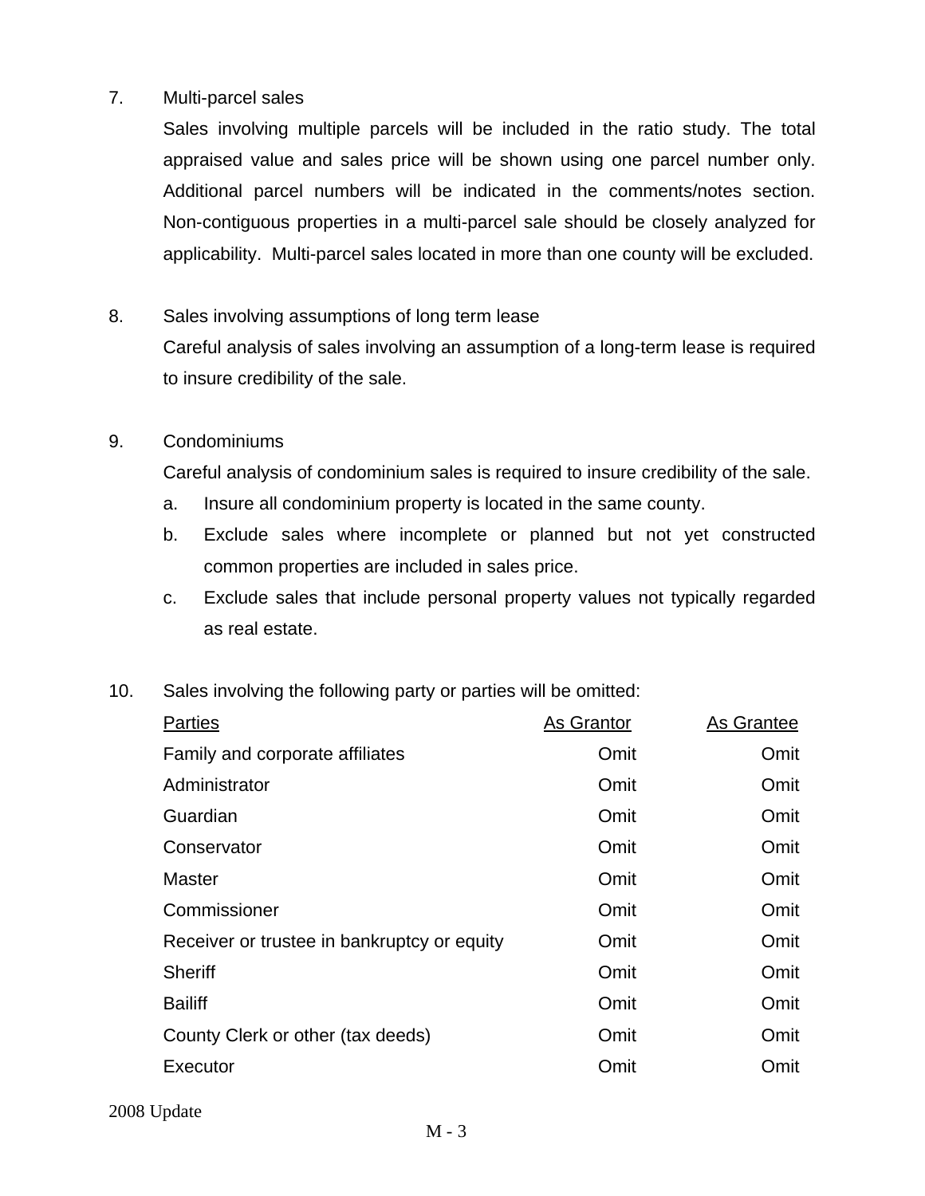7. Multi-parcel sales

   Sales involving multiple parcels will be included in the ratio study. The total appraised value and sales price will be shown using one parcel number only. Additional parcel numbers will be indicated in the comments/notes section. Non-contiguous properties in a multi-parcel sale should be closely analyzed for applicability. Multi-parcel sales located in more than one county will be excluded.

8. Sales involving assumptions of long term lease

   Careful analysis of sales involving an assumption of a long-term lease is required to insure credibility of the sale.

9. Condominiums

   Careful analysis of condominium sales is required to insure credibility of the sale.

   a. Insure all condominium property is located in the same county.
   b. Exclude sales where incomplete or planned but not yet constructed common properties are included in sales price.
   c. Exclude sales that include personal property values not typically regarded as real estate.

10. Sales involving the following party or parties will be omitted:

| Parties | As Grantor | As Grantee |
|---|---|---|
| Family and corporate affiliates | Omit | Omit |
| Administrator | Omit | Omit |
| Guardian | Omit | Omit |
| Conservator | Omit | Omit |
| Master | Omit | Omit |
| Commissioner | Omit | Omit |
| Receiver or trustee in bankruptcy or equity | Omit | Omit |
| Sheriff | Omit | Omit |
| Bailiff | Omit | Omit |
| County Clerk or other (tax deeds) | Omit | Omit |
| Executor | Omit | Omit |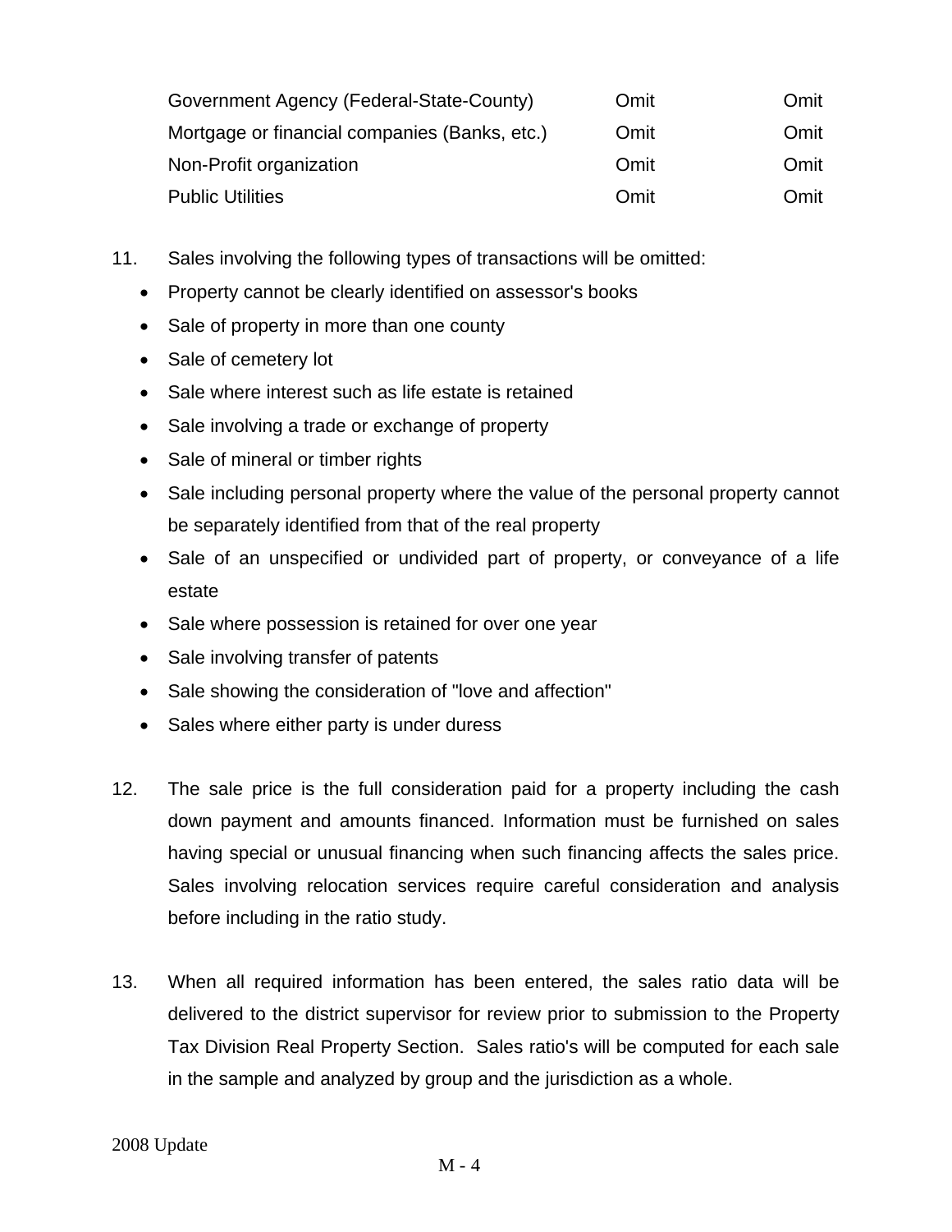| | | |
|---|---|---|
| Government Agency (Federal-State-County) | Omit | Omit |
| Mortgage or financial companies (Banks, etc.) | Omit | Omit |
| Non-Profit organization | Omit | Omit |
| Public Utilities | Omit | Omit |

11. Sales involving the following types of transactions will be omitted:
    - Property cannot be clearly identified on assessor's books
    - Sale of property in more than one county
    - Sale of cemetery lot
    - Sale where interest such as life estate is retained
    - Sale involving a trade or exchange of property
    - Sale of mineral or timber rights
    - Sale including personal property where the value of the personal property cannot be separately identified from that of the real property
    - Sale of an unspecified or undivided part of property, or conveyance of a life estate
    - Sale where possession is retained for over one year
    - Sale involving transfer of patents
    - Sale showing the consideration of "love and affection"
    - Sales where either party is under duress

12. The sale price is the full consideration paid for a property including the cash down payment and amounts financed. Information must be furnished on sales having special or unusual financing when such financing affects the sales price. Sales involving relocation services require careful consideration and analysis before including in the ratio study.

13. When all required information has been entered, the sales ratio data will be delivered to the district supervisor for review prior to submission to the Property Tax Division Real Property Section. Sales ratio's will be computed for each sale in the sample and analyzed by group and the jurisdiction as a whole.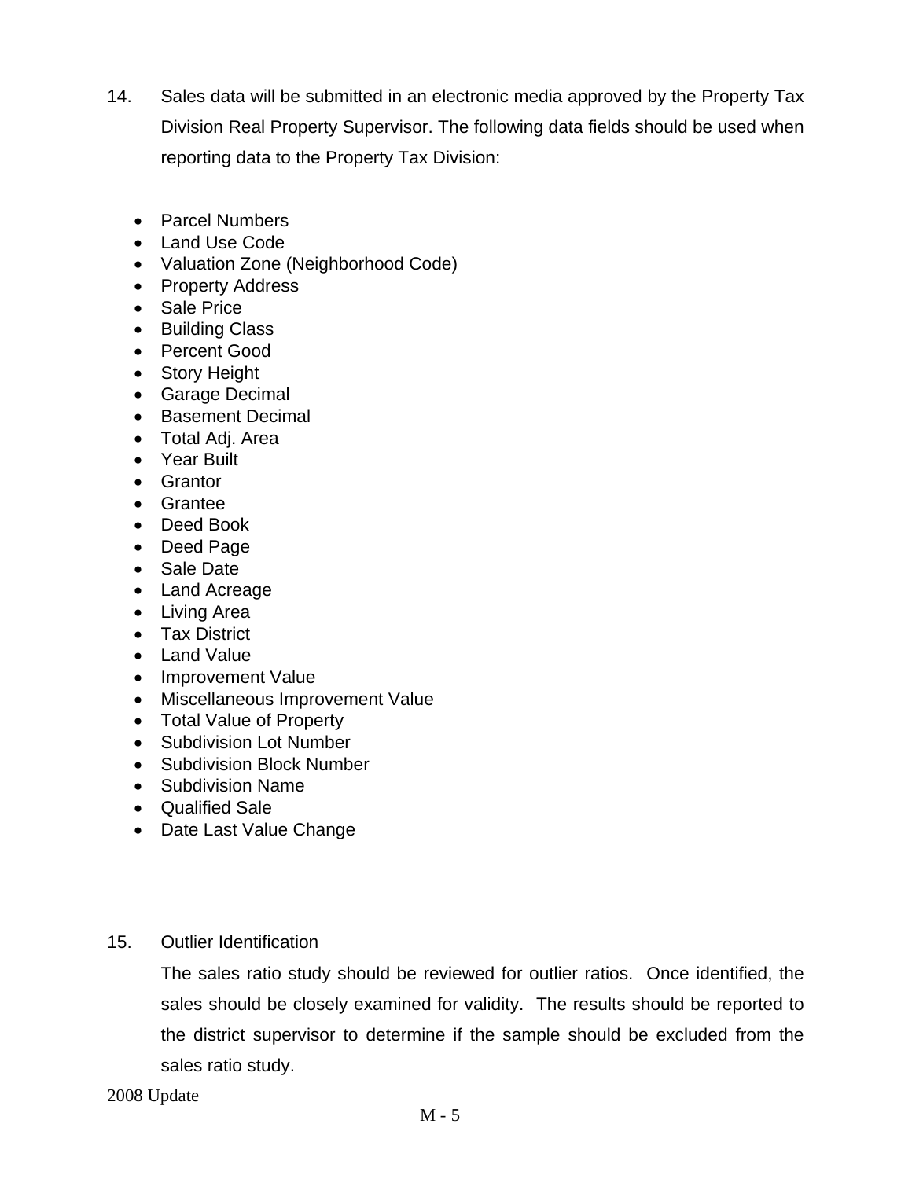14. Sales data will be submitted in an electronic media approved by the Property Tax Division Real Property Supervisor. The following data fields should be used when reporting data to the Property Tax Division:

    - Parcel Numbers
    - Land Use Code
    - Valuation Zone (Neighborhood Code)
    - Property Address
    - Sale Price
    - Building Class
    - Percent Good
    - Story Height
    - Garage Decimal
    - Basement Decimal
    - Total Adj. Area
    - Year Built
    - Grantor
    - Grantee
    - Deed Book
    - Deed Page
    - Sale Date
    - Land Acreage
    - Living Area
    - Tax District
    - Land Value
    - Improvement Value
    - Miscellaneous Improvement Value
    - Total Value of Property
    - Subdivision Lot Number
    - Subdivision Block Number
    - Subdivision Name
    - Qualified Sale
    - Date Last Value Change

15. Outlier Identification

    The sales ratio study should be reviewed for outlier ratios. Once identified, the sales should be closely examined for validity. The results should be reported to the district supervisor to determine if the sample should be excluded from the sales ratio study.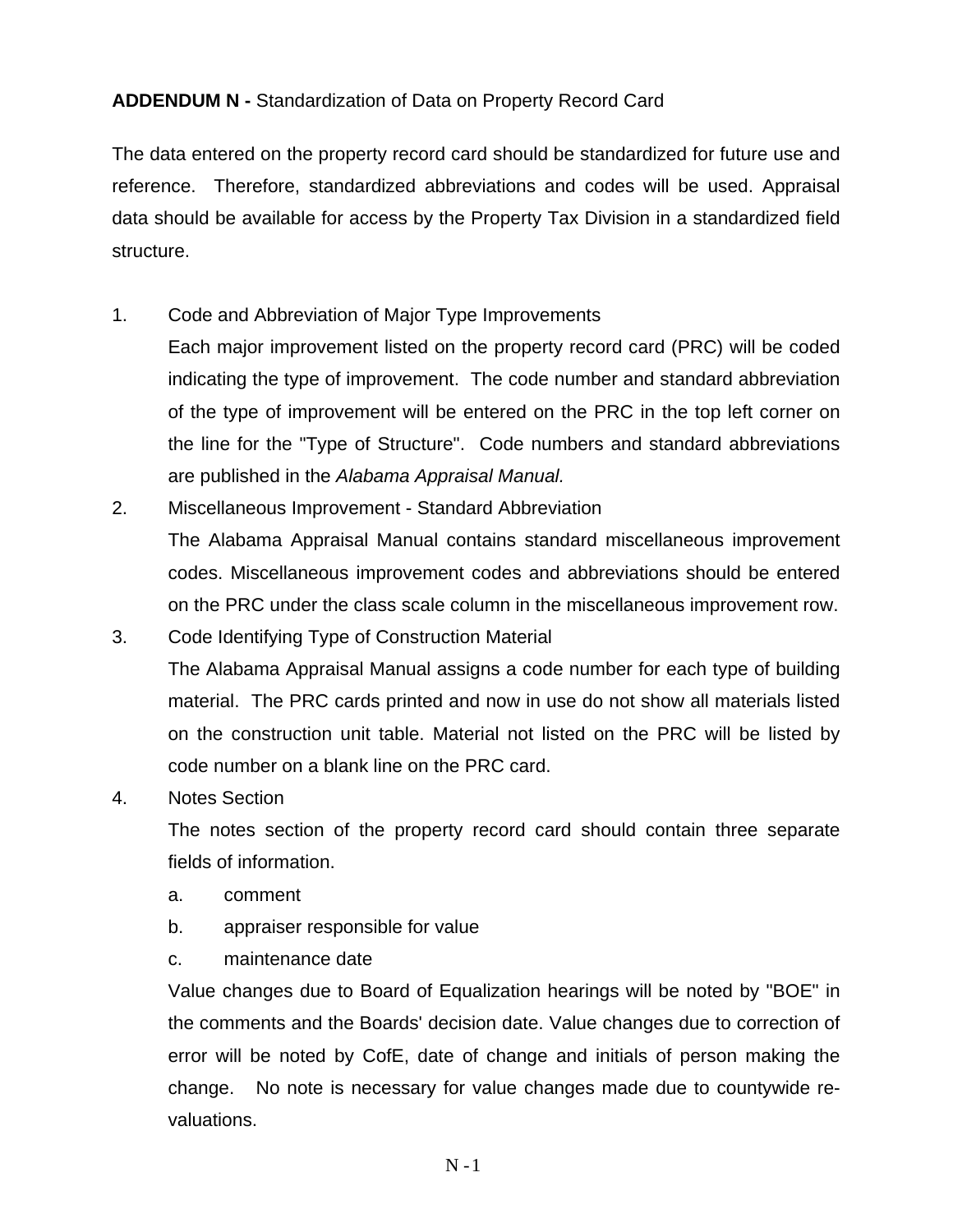**ADDENDUM N -** Standardization of Data on Property Record Card

The data entered on the property record card should be standardized for future use and reference. Therefore, standardized abbreviations and codes will be used. Appraisal data should be available for access by the Property Tax Division in a standardized field structure.

1. Code and Abbreviation of Major Type Improvements

   Each major improvement listed on the property record card (PRC) will be coded indicating the type of improvement. The code number and standard abbreviation of the type of improvement will be entered on the PRC in the top left corner on the line for the "Type of Structure". Code numbers and standard abbreviations are published in the *Alabama Appraisal Manual.*

2. Miscellaneous Improvement - Standard Abbreviation

   The Alabama Appraisal Manual contains standard miscellaneous improvement codes. Miscellaneous improvement codes and abbreviations should be entered on the PRC under the class scale column in the miscellaneous improvement row.

3. Code Identifying Type of Construction Material

   The Alabama Appraisal Manual assigns a code number for each type of building material. The PRC cards printed and now in use do not show all materials listed on the construction unit table. Material not listed on the PRC will be listed by code number on a blank line on the PRC card.

4. Notes Section

   The notes section of the property record card should contain three separate fields of information.

   a. comment
   b. appraiser responsible for value
   c. maintenance date

   Value changes due to Board of Equalization hearings will be noted by "BOE" in the comments and the Boards' decision date. Value changes due to correction of error will be noted by CofE, date of change and initials of person making the change. No note is necessary for value changes made due to countywide re-valuations.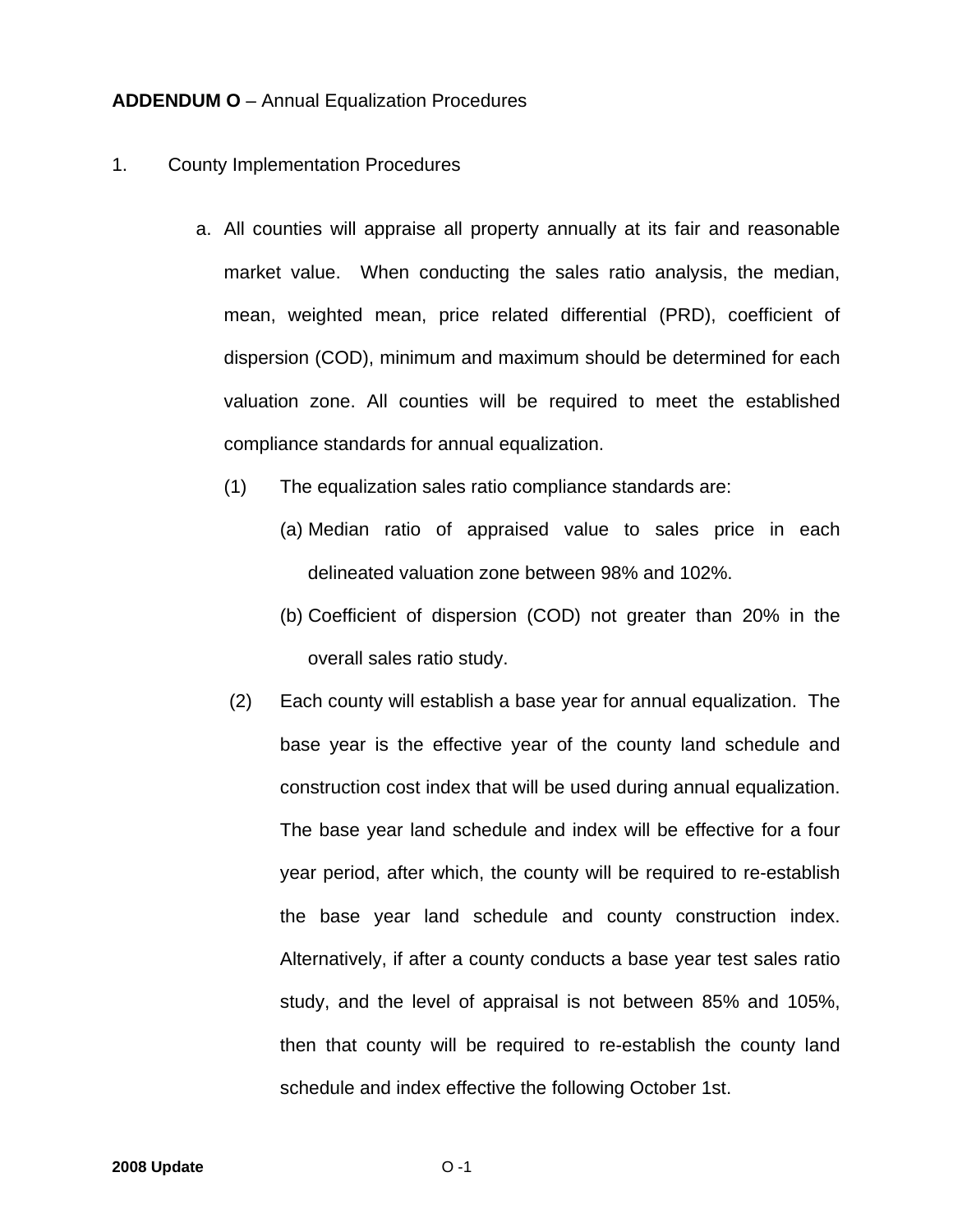**ADDENDUM O** – Annual Equalization Procedures

1. County Implementation Procedures

   a. All counties will appraise all property annually at its fair and reasonable market value. When conducting the sales ratio analysis, the median, mean, weighted mean, price related differential (PRD), coefficient of dispersion (COD), minimum and maximum should be determined for each valuation zone. All counties will be required to meet the established compliance standards for annual equalization.

      (1) The equalization sales ratio compliance standards are:

         (a) Median ratio of appraised value to sales price in each delineated valuation zone between 98% and 102%.

         (b) Coefficient of dispersion (COD) not greater than 20% in the overall sales ratio study.

      (2) Each county will establish a base year for annual equalization. The base year is the effective year of the county land schedule and construction cost index that will be used during annual equalization. The base year land schedule and index will be effective for a four year period, after which, the county will be required to re-establish the base year land schedule and county construction index. Alternatively, if after a county conducts a base year test sales ratio study, and the level of appraisal is not between 85% and 105%, then that county will be required to re-establish the county land schedule and index effective the following October 1st.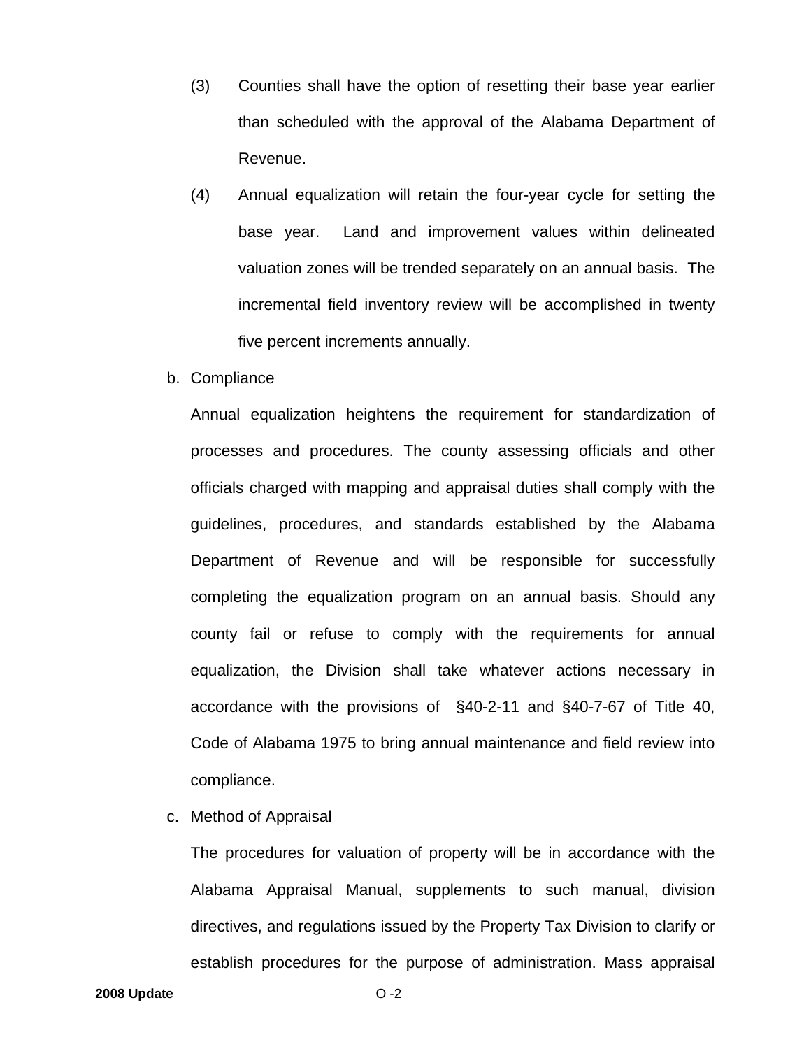(3) Counties shall have the option of resetting their base year earlier than scheduled with the approval of the Alabama Department of Revenue.

(4) Annual equalization will retain the four-year cycle for setting the base year. Land and improvement values within delineated valuation zones will be trended separately on an annual basis. The incremental field inventory review will be accomplished in twenty five percent increments annually.

b. Compliance

Annual equalization heightens the requirement for standardization of processes and procedures. The county assessing officials and other officials charged with mapping and appraisal duties shall comply with the guidelines, procedures, and standards established by the Alabama Department of Revenue and will be responsible for successfully completing the equalization program on an annual basis. Should any county fail or refuse to comply with the requirements for annual equalization, the Division shall take whatever actions necessary in accordance with the provisions of §40-2-11 and §40-7-67 of Title 40, Code of Alabama 1975 to bring annual maintenance and field review into compliance.

c. Method of Appraisal

The procedures for valuation of property will be in accordance with the Alabama Appraisal Manual, supplements to such manual, division directives, and regulations issued by the Property Tax Division to clarify or establish procedures for the purpose of administration. Mass appraisal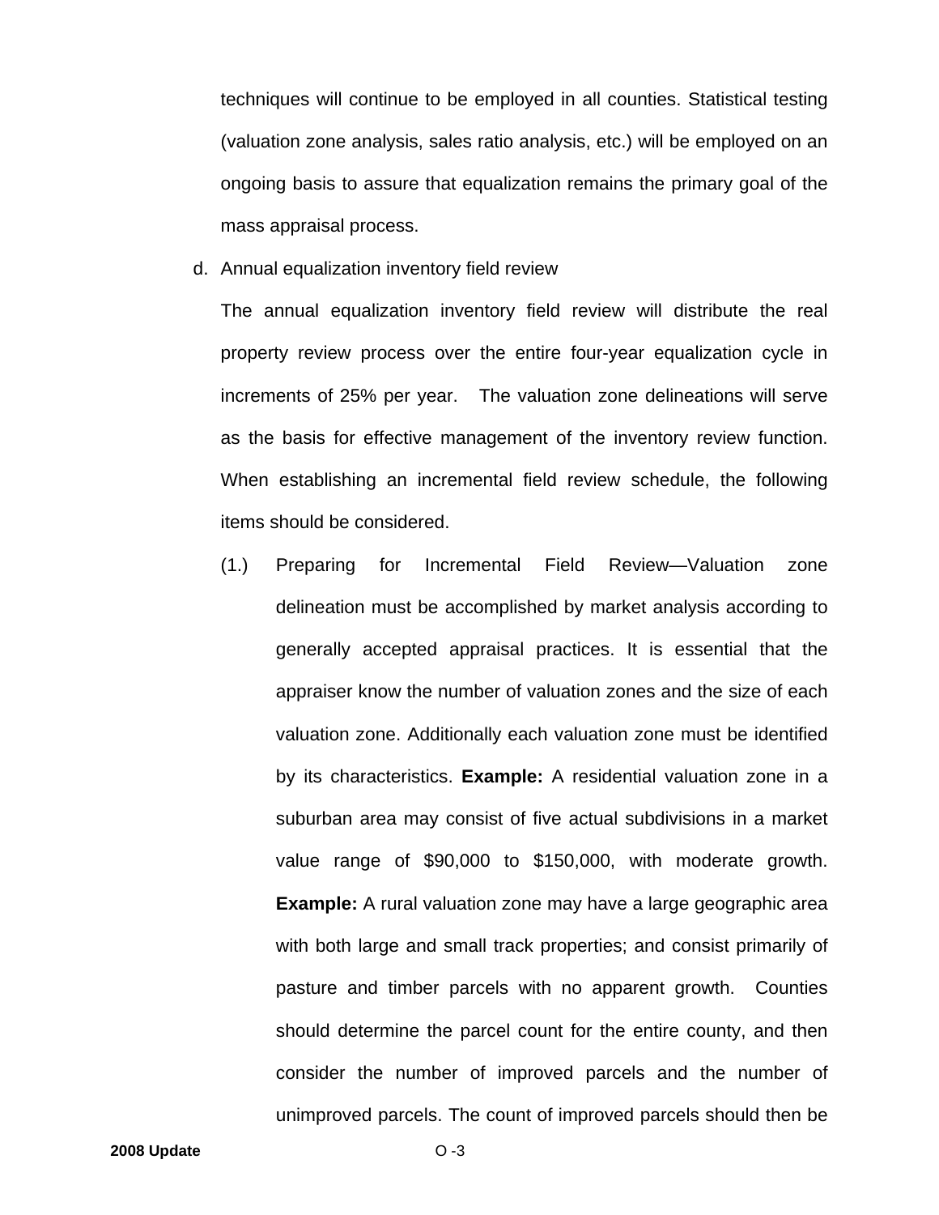techniques will continue to be employed in all counties. Statistical testing (valuation zone analysis, sales ratio analysis, etc.) will be employed on an ongoing basis to assure that equalization remains the primary goal of the mass appraisal process.

d. Annual equalization inventory field review

The annual equalization inventory field review will distribute the real property review process over the entire four-year equalization cycle in increments of 25% per year. The valuation zone delineations will serve as the basis for effective management of the inventory review function. When establishing an incremental field review schedule, the following items should be considered.

(1.) Preparing for Incremental Field Review—Valuation zone delineation must be accomplished by market analysis according to generally accepted appraisal practices. It is essential that the appraiser know the number of valuation zones and the size of each valuation zone. Additionally each valuation zone must be identified by its characteristics. **Example:** A residential valuation zone in a suburban area may consist of five actual subdivisions in a market value range of $90,000 to $150,000, with moderate growth. **Example:** A rural valuation zone may have a large geographic area with both large and small track properties; and consist primarily of pasture and timber parcels with no apparent growth. Counties should determine the parcel count for the entire county, and then consider the number of improved parcels and the number of unimproved parcels. The count of improved parcels should then be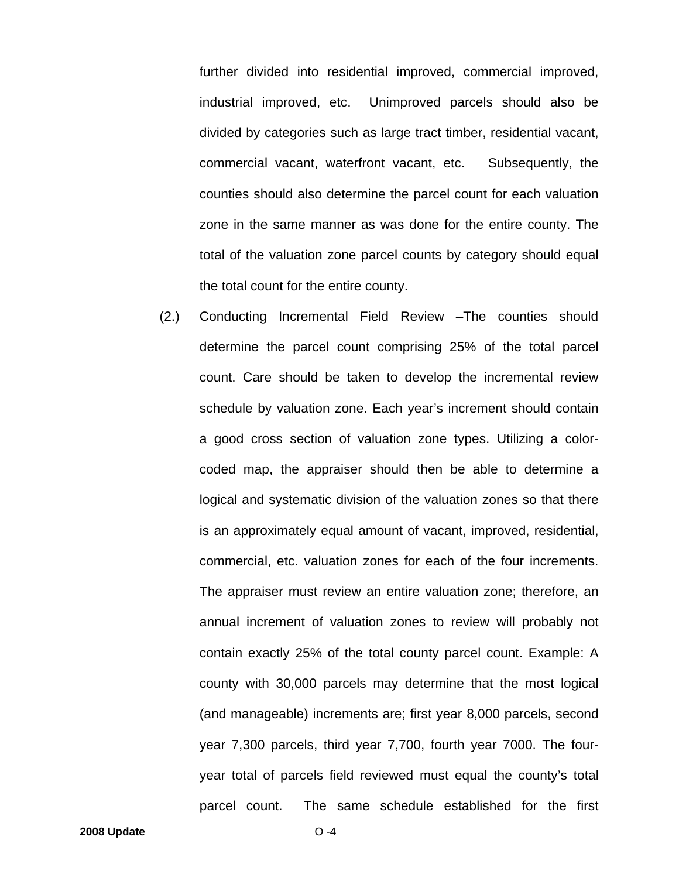further divided into residential improved, commercial improved, industrial improved, etc. Unimproved parcels should also be divided by categories such as large tract timber, residential vacant, commercial vacant, waterfront vacant, etc. Subsequently, the counties should also determine the parcel count for each valuation zone in the same manner as was done for the entire county. The total of the valuation zone parcel counts by category should equal the total count for the entire county.

(2.) Conducting Incremental Field Review –The counties should determine the parcel count comprising 25% of the total parcel count. Care should be taken to develop the incremental review schedule by valuation zone. Each year's increment should contain a good cross section of valuation zone types. Utilizing a color-coded map, the appraiser should then be able to determine a logical and systematic division of the valuation zones so that there is an approximately equal amount of vacant, improved, residential, commercial, etc. valuation zones for each of the four increments. The appraiser must review an entire valuation zone; therefore, an annual increment of valuation zones to review will probably not contain exactly 25% of the total county parcel count. Example: A county with 30,000 parcels may determine that the most logical (and manageable) increments are; first year 8,000 parcels, second year 7,300 parcels, third year 7,700, fourth year 7000. The four-year total of parcels field reviewed must equal the county's total parcel count. The same schedule established for the first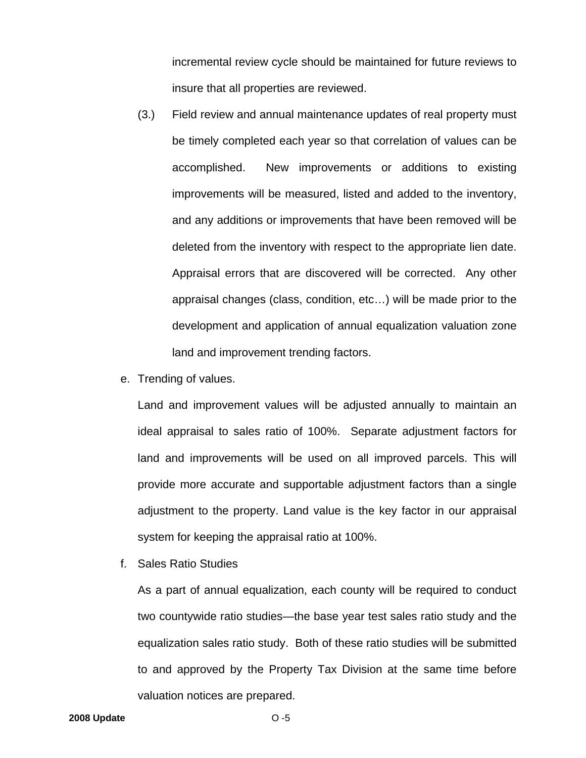incremental review cycle should be maintained for future reviews to insure that all properties are reviewed.

(3.) Field review and annual maintenance updates of real property must be timely completed each year so that correlation of values can be accomplished. New improvements or additions to existing improvements will be measured, listed and added to the inventory, and any additions or improvements that have been removed will be deleted from the inventory with respect to the appropriate lien date. Appraisal errors that are discovered will be corrected. Any other appraisal changes (class, condition, etc…) will be made prior to the development and application of annual equalization valuation zone land and improvement trending factors.

e. Trending of values.

Land and improvement values will be adjusted annually to maintain an ideal appraisal to sales ratio of 100%. Separate adjustment factors for land and improvements will be used on all improved parcels. This will provide more accurate and supportable adjustment factors than a single adjustment to the property. Land value is the key factor in our appraisal system for keeping the appraisal ratio at 100%.

f. Sales Ratio Studies

As a part of annual equalization, each county will be required to conduct two countywide ratio studies—the base year test sales ratio study and the equalization sales ratio study. Both of these ratio studies will be submitted to and approved by the Property Tax Division at the same time before valuation notices are prepared.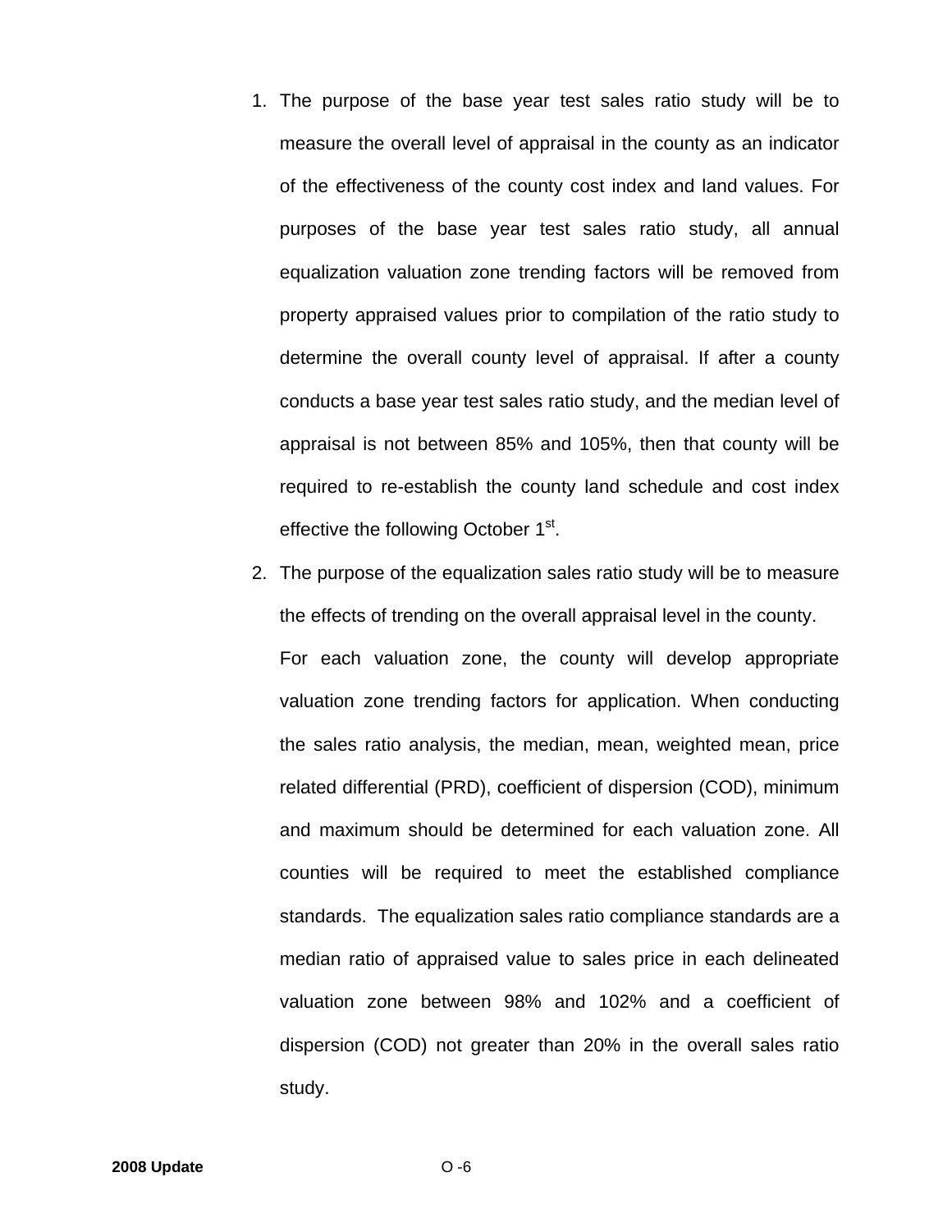1. The purpose of the base year test sales ratio study will be to measure the overall level of appraisal in the county as an indicator of the effectiveness of the county cost index and land values. For purposes of the base year test sales ratio study, all annual equalization valuation zone trending factors will be removed from property appraised values prior to compilation of the ratio study to determine the overall county level of appraisal. If after a county conducts a base year test sales ratio study, and the median level of appraisal is not between 85% and 105%, then that county will be required to re-establish the county land schedule and cost index effective the following October 1st.

2. The purpose of the equalization sales ratio study will be to measure the effects of trending on the overall appraisal level in the county.

   For each valuation zone, the county will develop appropriate valuation zone trending factors for application. When conducting the sales ratio analysis, the median, mean, weighted mean, price related differential (PRD), coefficient of dispersion (COD), minimum and maximum should be determined for each valuation zone. All counties will be required to meet the established compliance standards. The equalization sales ratio compliance standards are a median ratio of appraised value to sales price in each delineated valuation zone between 98% and 102% and a coefficient of dispersion (COD) not greater than 20% in the overall sales ratio study.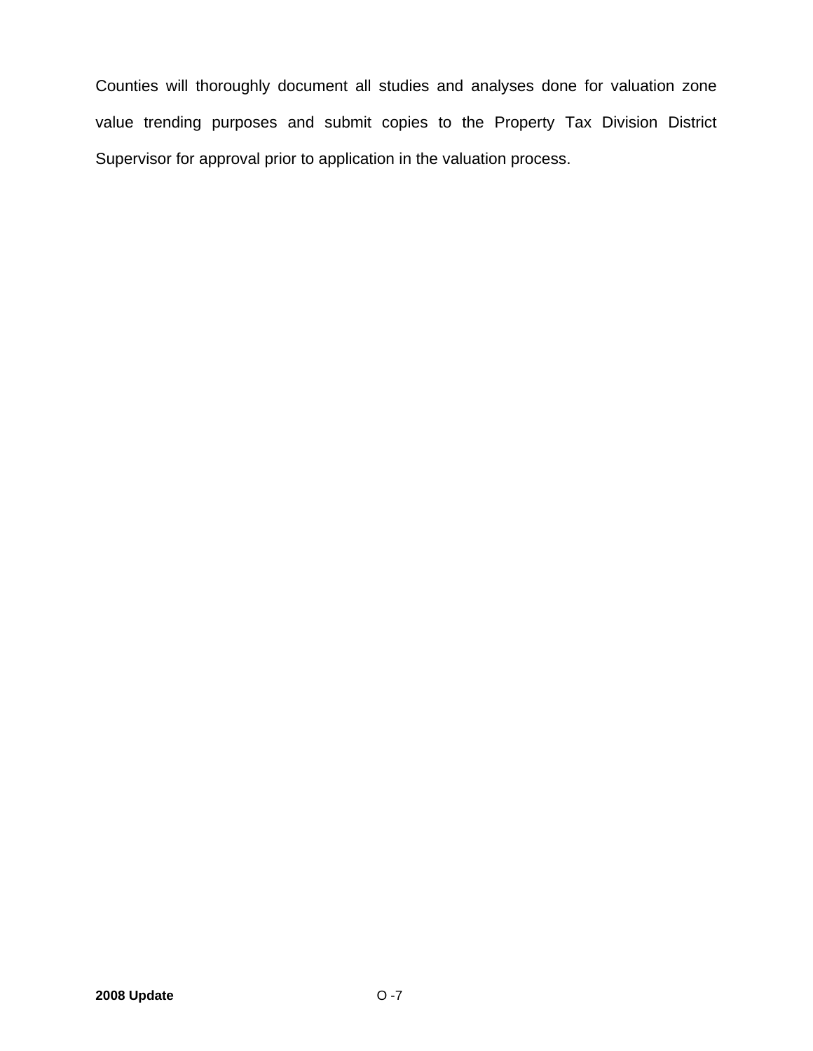Counties will thoroughly document all studies and analyses done for valuation zone value trending purposes and submit copies to the Property Tax Division District Supervisor for approval prior to application in the valuation process.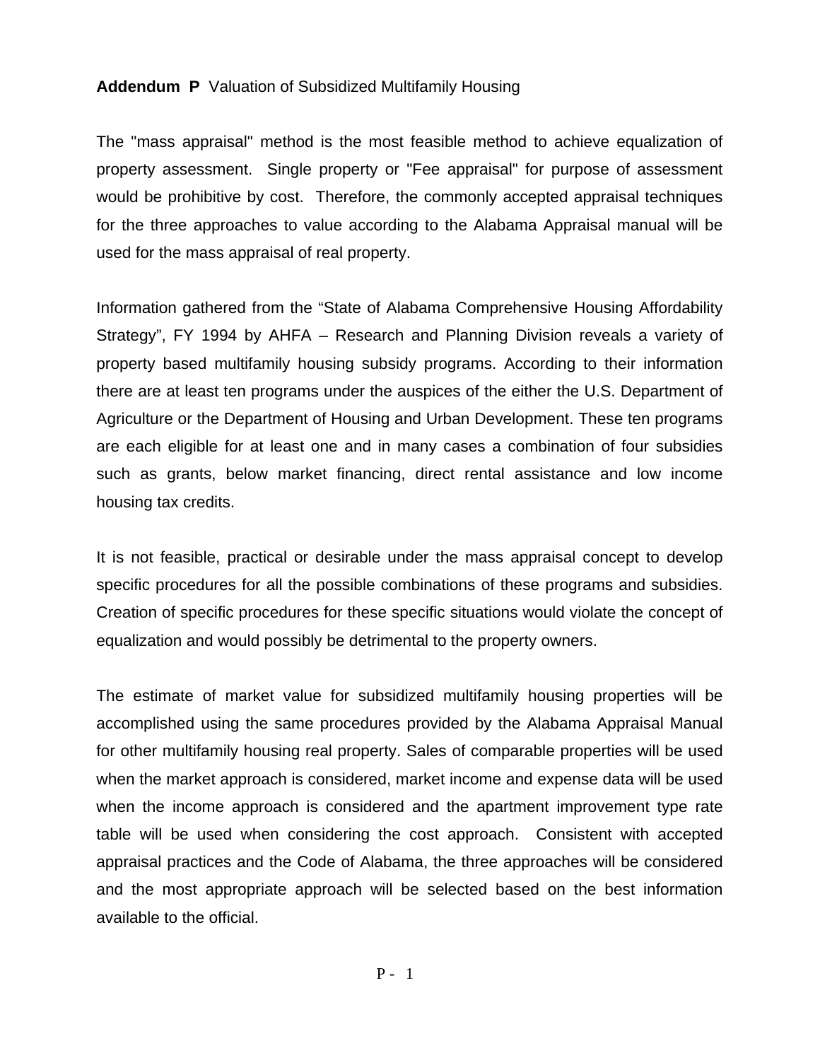**Addendum P** Valuation of Subsidized Multifamily Housing

The "mass appraisal" method is the most feasible method to achieve equalization of property assessment. Single property or "Fee appraisal" for purpose of assessment would be prohibitive by cost. Therefore, the commonly accepted appraisal techniques for the three approaches to value according to the Alabama Appraisal manual will be used for the mass appraisal of real property.

Information gathered from the "State of Alabama Comprehensive Housing Affordability Strategy", FY 1994 by AHFA – Research and Planning Division reveals a variety of property based multifamily housing subsidy programs. According to their information there are at least ten programs under the auspices of the either the U.S. Department of Agriculture or the Department of Housing and Urban Development. These ten programs are each eligible for at least one and in many cases a combination of four subsidies such as grants, below market financing, direct rental assistance and low income housing tax credits.

It is not feasible, practical or desirable under the mass appraisal concept to develop specific procedures for all the possible combinations of these programs and subsidies. Creation of specific procedures for these specific situations would violate the concept of equalization and would possibly be detrimental to the property owners.

The estimate of market value for subsidized multifamily housing properties will be accomplished using the same procedures provided by the Alabama Appraisal Manual for other multifamily housing real property. Sales of comparable properties will be used when the market approach is considered, market income and expense data will be used when the income approach is considered and the apartment improvement type rate table will be used when considering the cost approach. Consistent with accepted appraisal practices and the Code of Alabama, the three approaches will be considered and the most appropriate approach will be selected based on the best information available to the official.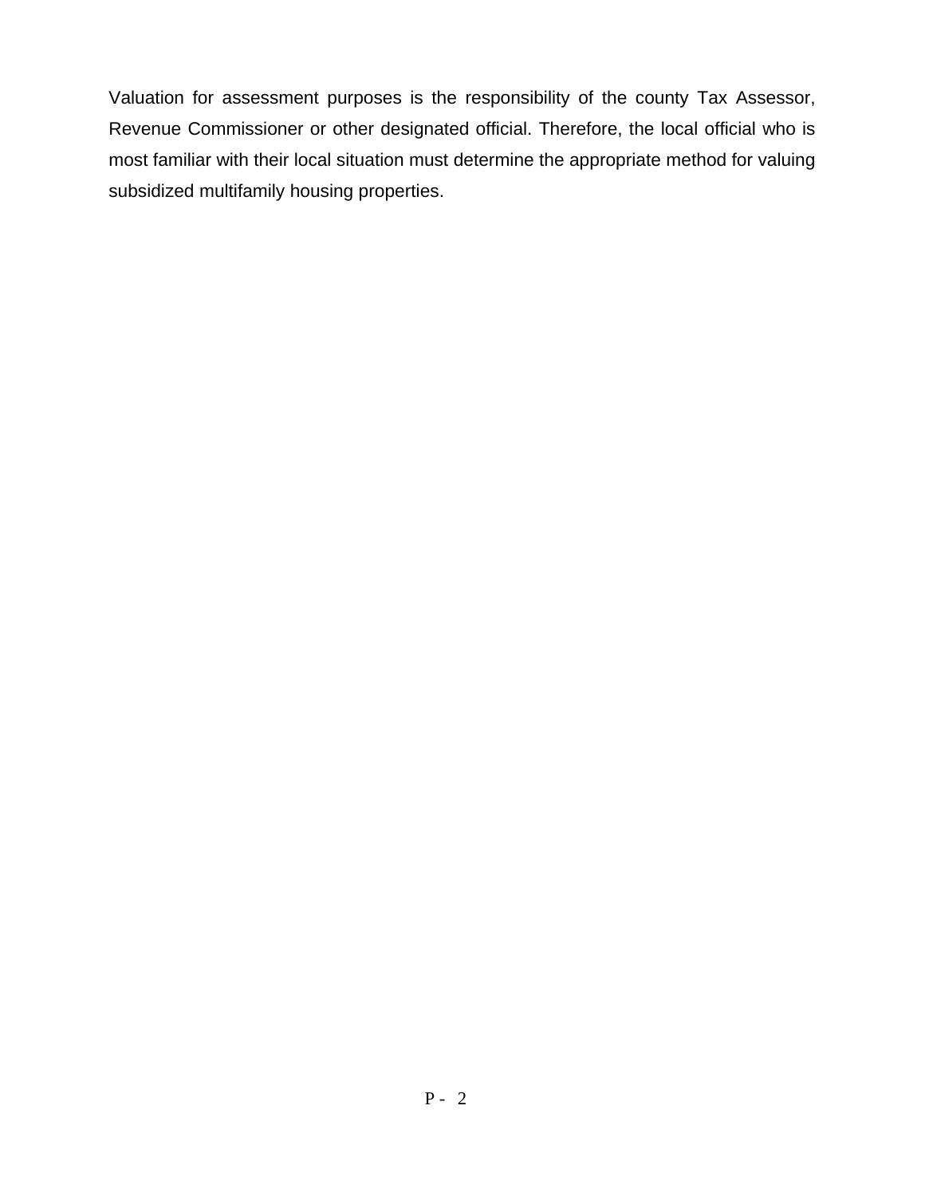Valuation for assessment purposes is the responsibility of the county Tax Assessor, Revenue Commissioner or other designated official. Therefore, the local official who is most familiar with their local situation must determine the appropriate method for valuing subsidized multifamily housing properties.